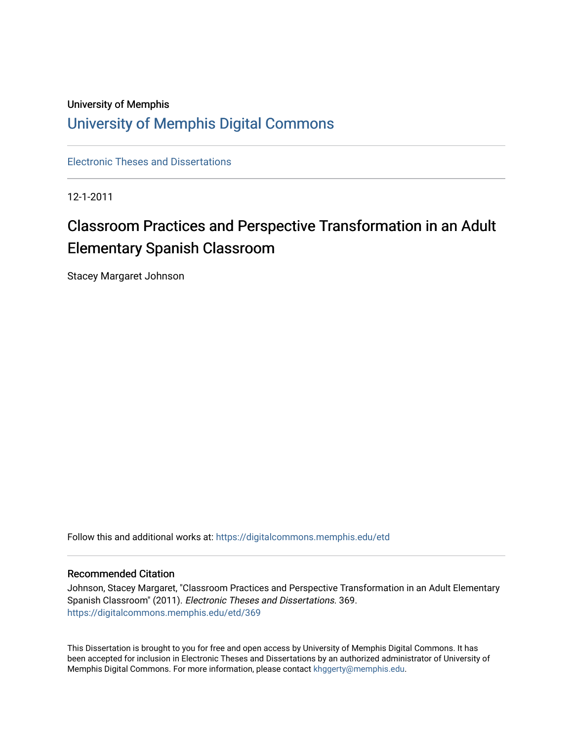University of Memphis

## University of Memphis Digital Commons

Electronic Theses and Dissertations

12-1-2011

# Classroom Practices and Perspective Transformation in an Adult Elementary Spanish Classroom

Stacey Margaret Johnson

Follow this and additional works at: https://digitalcommons.memphis.edu/etd

### Recommended Citation

Johnson, Stacey Margaret, "Classroom Practices and Perspective Transformation in an Adult Elementary Spanish Classroom" (2011). *Electronic Theses and Dissertations*. 369.
https://digitalcommons.memphis.edu/etd/369

This Dissertation is brought to you for free and open access by University of Memphis Digital Commons. It has been accepted for inclusion in Electronic Theses and Dissertations by an authorized administrator of University of Memphis Digital Commons. For more information, please contact khggerty@memphis.edu.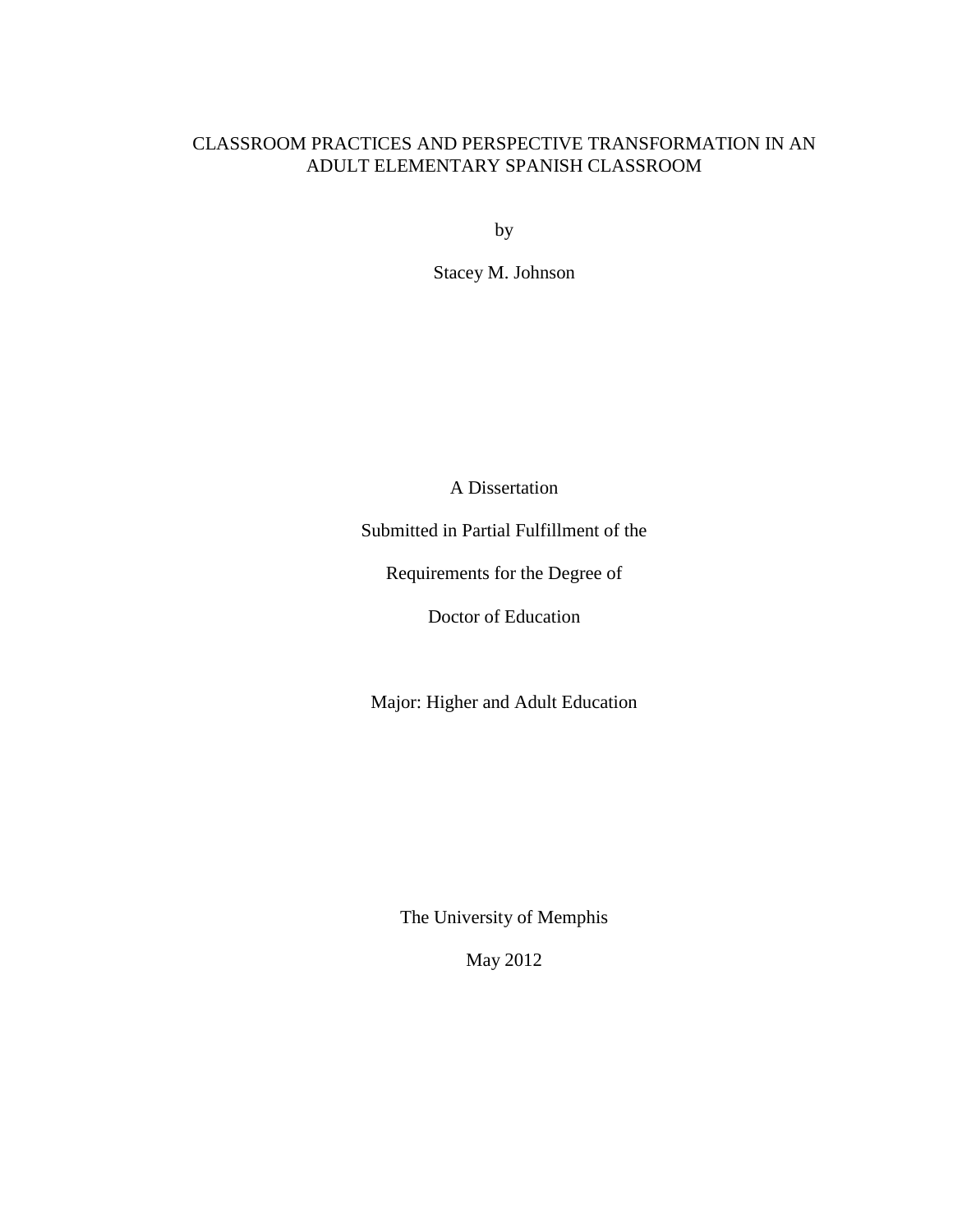# CLASSROOM PRACTICES AND PERSPECTIVE TRANSFORMATION IN AN ADULT ELEMENTARY SPANISH CLASSROOM

by

Stacey M. Johnson

A Dissertation

Submitted in Partial Fulfillment of the

Requirements for the Degree of

Doctor of Education

Major: Higher and Adult Education

The University of Memphis

May 2012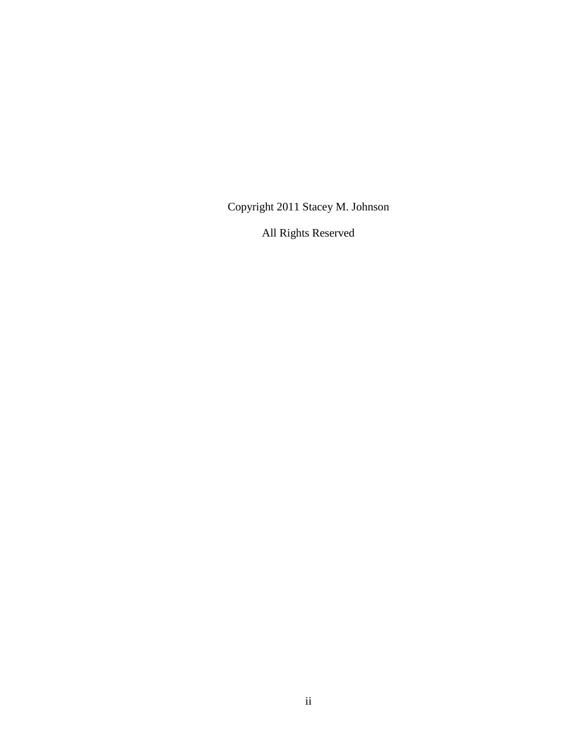Copyright 2011 Stacey M. Johnson

All Rights Reserved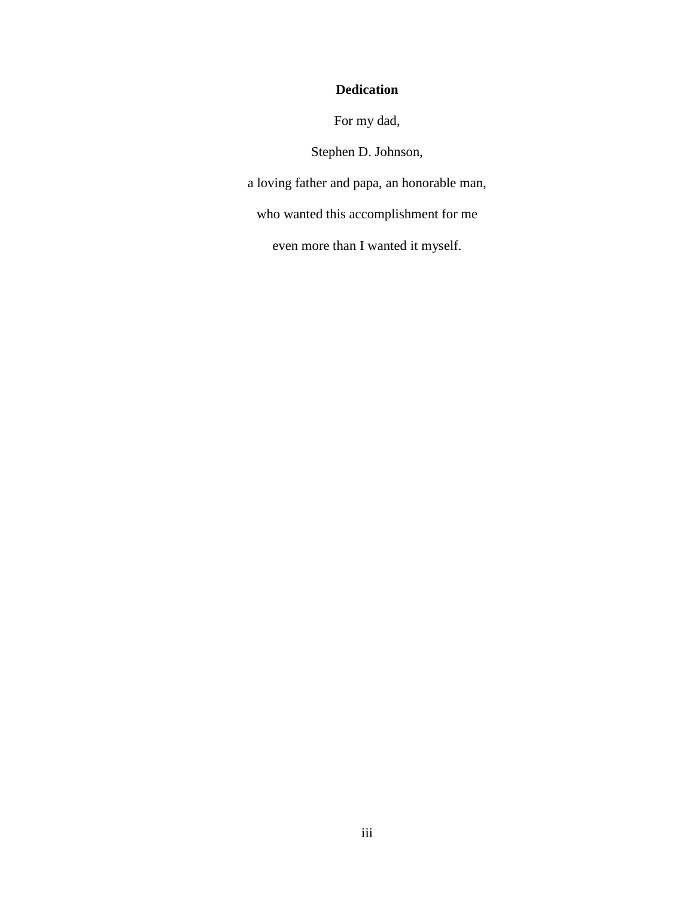## Dedication

For my dad,

Stephen D. Johnson,

a loving father and papa, an honorable man,

who wanted this accomplishment for me

even more than I wanted it myself.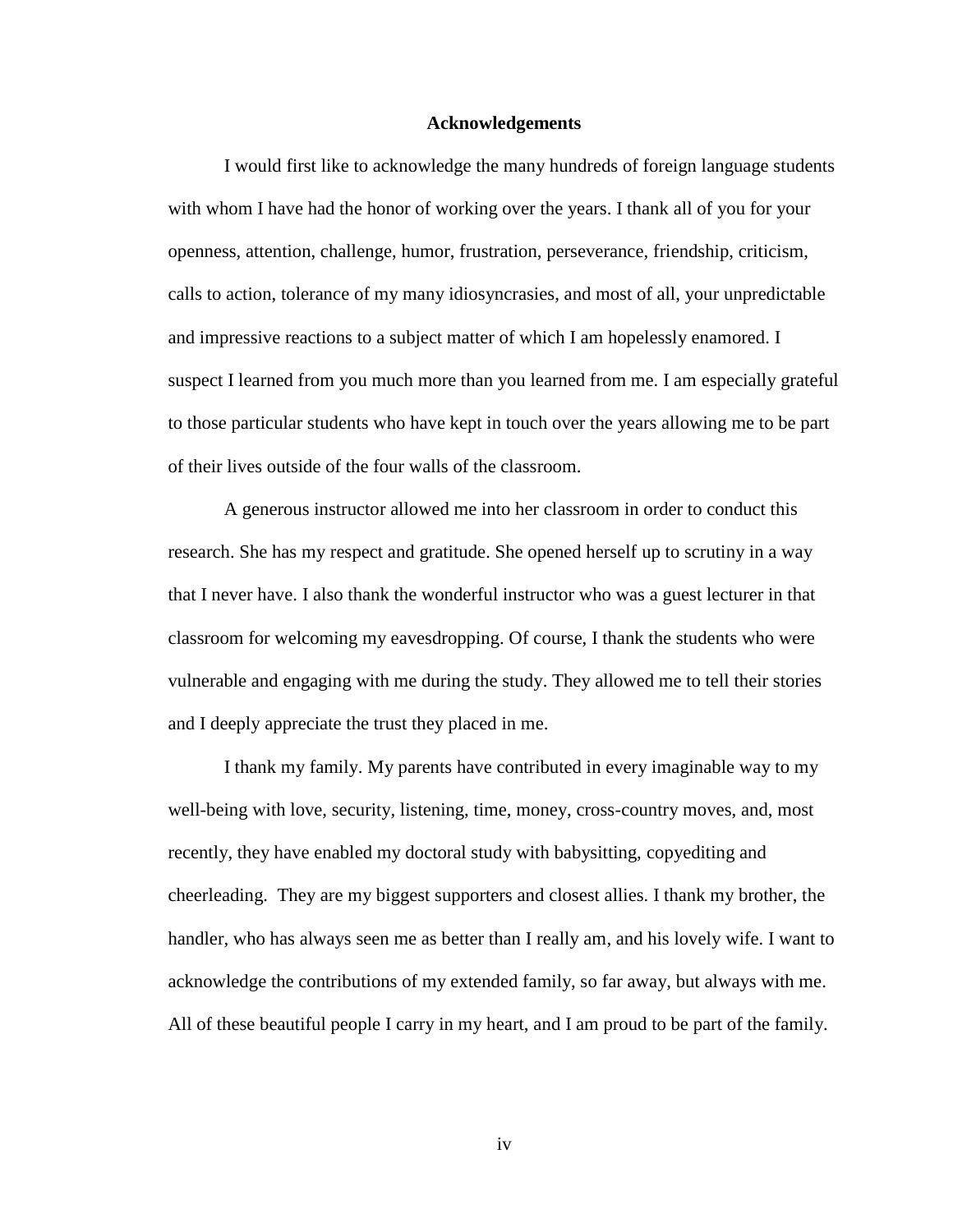## Acknowledgements

I would first like to acknowledge the many hundreds of foreign language students with whom I have had the honor of working over the years. I thank all of you for your openness, attention, challenge, humor, frustration, perseverance, friendship, criticism, calls to action, tolerance of my many idiosyncrasies, and most of all, your unpredictable and impressive reactions to a subject matter of which I am hopelessly enamored. I suspect I learned from you much more than you learned from me. I am especially grateful to those particular students who have kept in touch over the years allowing me to be part of their lives outside of the four walls of the classroom.

A generous instructor allowed me into her classroom in order to conduct this research. She has my respect and gratitude. She opened herself up to scrutiny in a way that I never have. I also thank the wonderful instructor who was a guest lecturer in that classroom for welcoming my eavesdropping. Of course, I thank the students who were vulnerable and engaging with me during the study. They allowed me to tell their stories and I deeply appreciate the trust they placed in me.

I thank my family. My parents have contributed in every imaginable way to my well-being with love, security, listening, time, money, cross-country moves, and, most recently, they have enabled my doctoral study with babysitting, copyediting and cheerleading. They are my biggest supporters and closest allies. I thank my brother, the handler, who has always seen me as better than I really am, and his lovely wife. I want to acknowledge the contributions of my extended family, so far away, but always with me. All of these beautiful people I carry in my heart, and I am proud to be part of the family.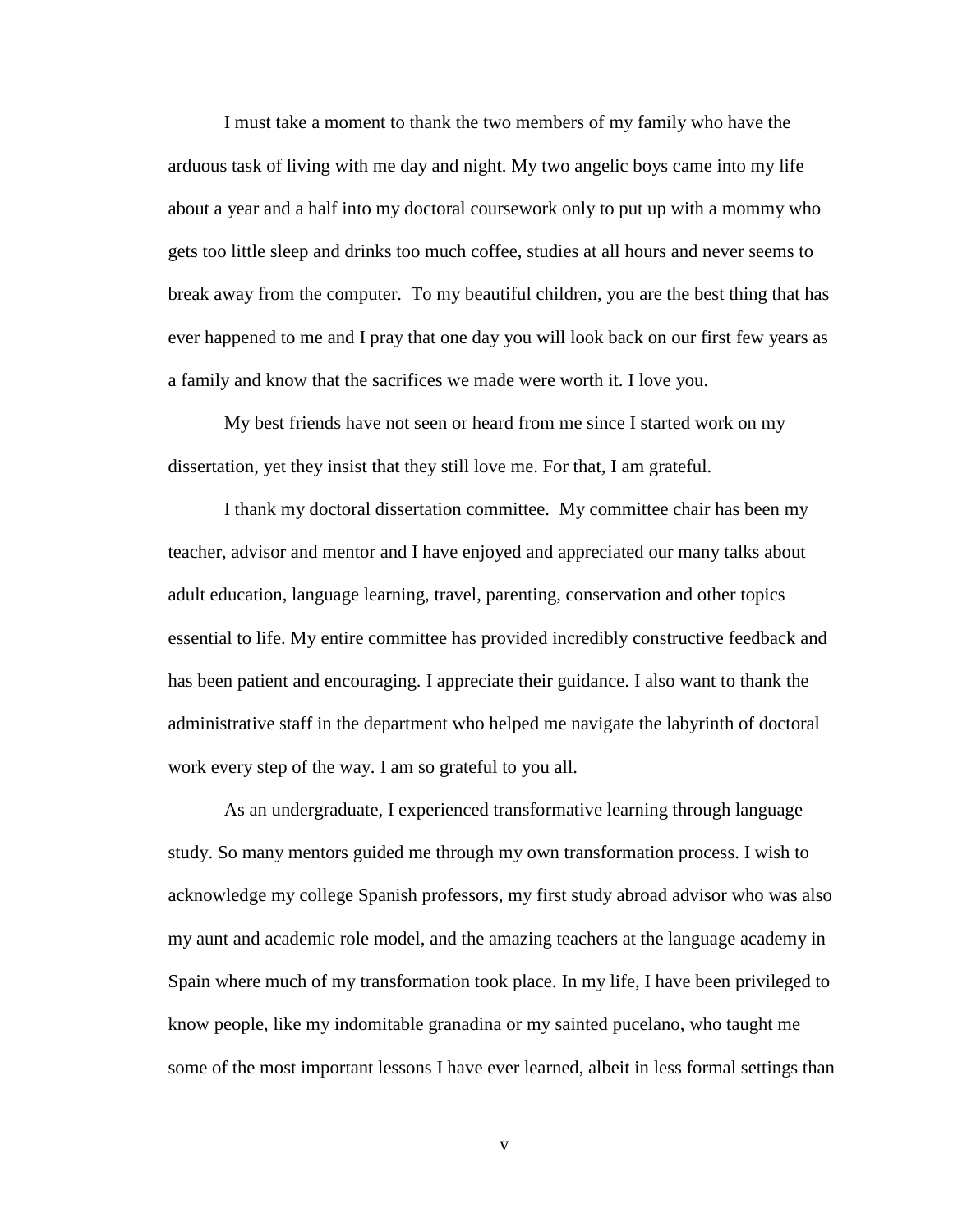I must take a moment to thank the two members of my family who have the arduous task of living with me day and night. My two angelic boys came into my life about a year and a half into my doctoral coursework only to put up with a mommy who gets too little sleep and drinks too much coffee, studies at all hours and never seems to break away from the computer. To my beautiful children, you are the best thing that has ever happened to me and I pray that one day you will look back on our first few years as a family and know that the sacrifices we made were worth it. I love you.

My best friends have not seen or heard from me since I started work on my dissertation, yet they insist that they still love me. For that, I am grateful.

I thank my doctoral dissertation committee. My committee chair has been my teacher, advisor and mentor and I have enjoyed and appreciated our many talks about adult education, language learning, travel, parenting, conservation and other topics essential to life. My entire committee has provided incredibly constructive feedback and has been patient and encouraging. I appreciate their guidance. I also want to thank the administrative staff in the department who helped me navigate the labyrinth of doctoral work every step of the way. I am so grateful to you all.

As an undergraduate, I experienced transformative learning through language study. So many mentors guided me through my own transformation process. I wish to acknowledge my college Spanish professors, my first study abroad advisor who was also my aunt and academic role model, and the amazing teachers at the language academy in Spain where much of my transformation took place. In my life, I have been privileged to know people, like my indomitable granadina or my sainted pucelano, who taught me some of the most important lessons I have ever learned, albeit in less formal settings than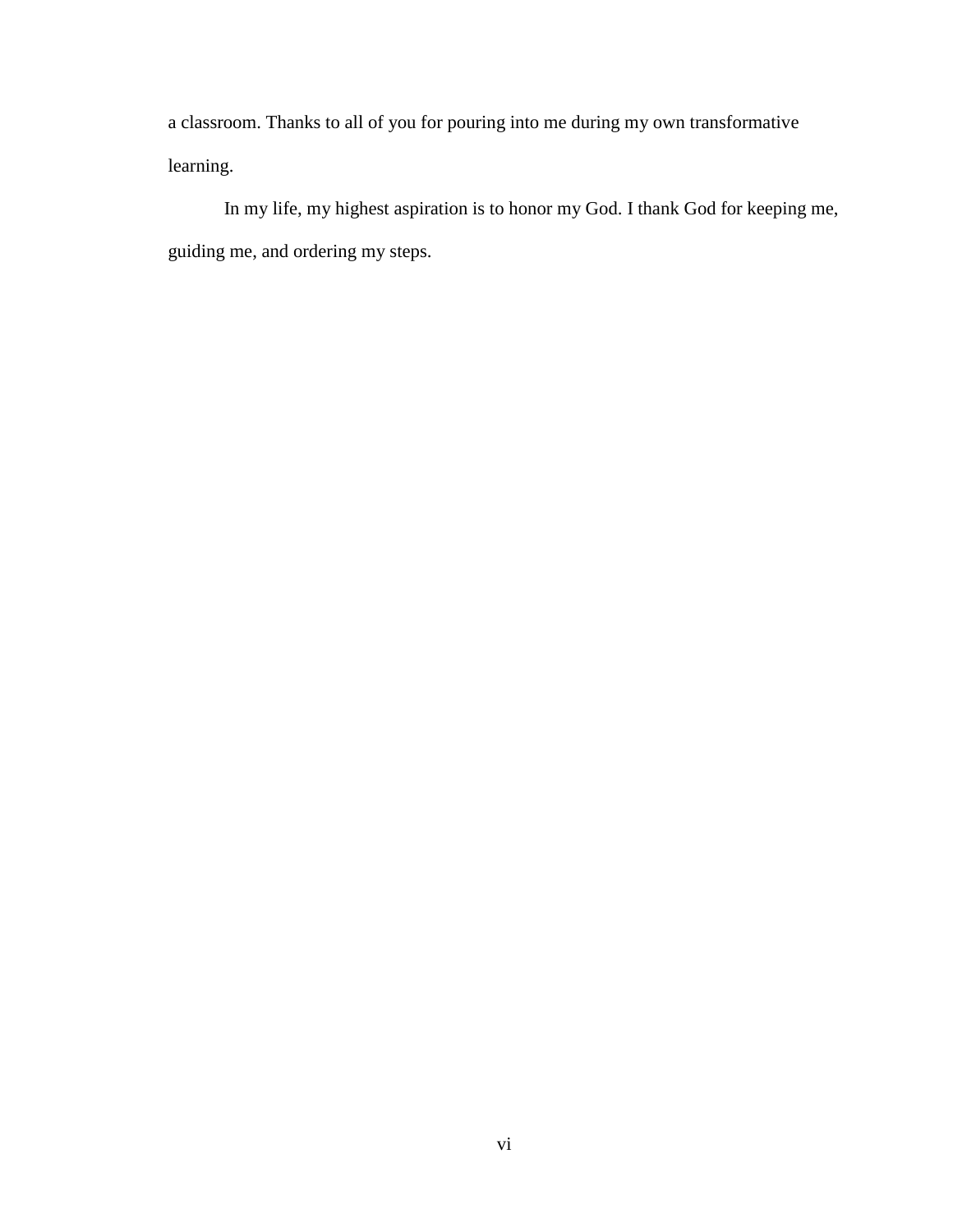a classroom. Thanks to all of you for pouring into me during my own transformative learning.

In my life, my highest aspiration is to honor my God. I thank God for keeping me, guiding me, and ordering my steps.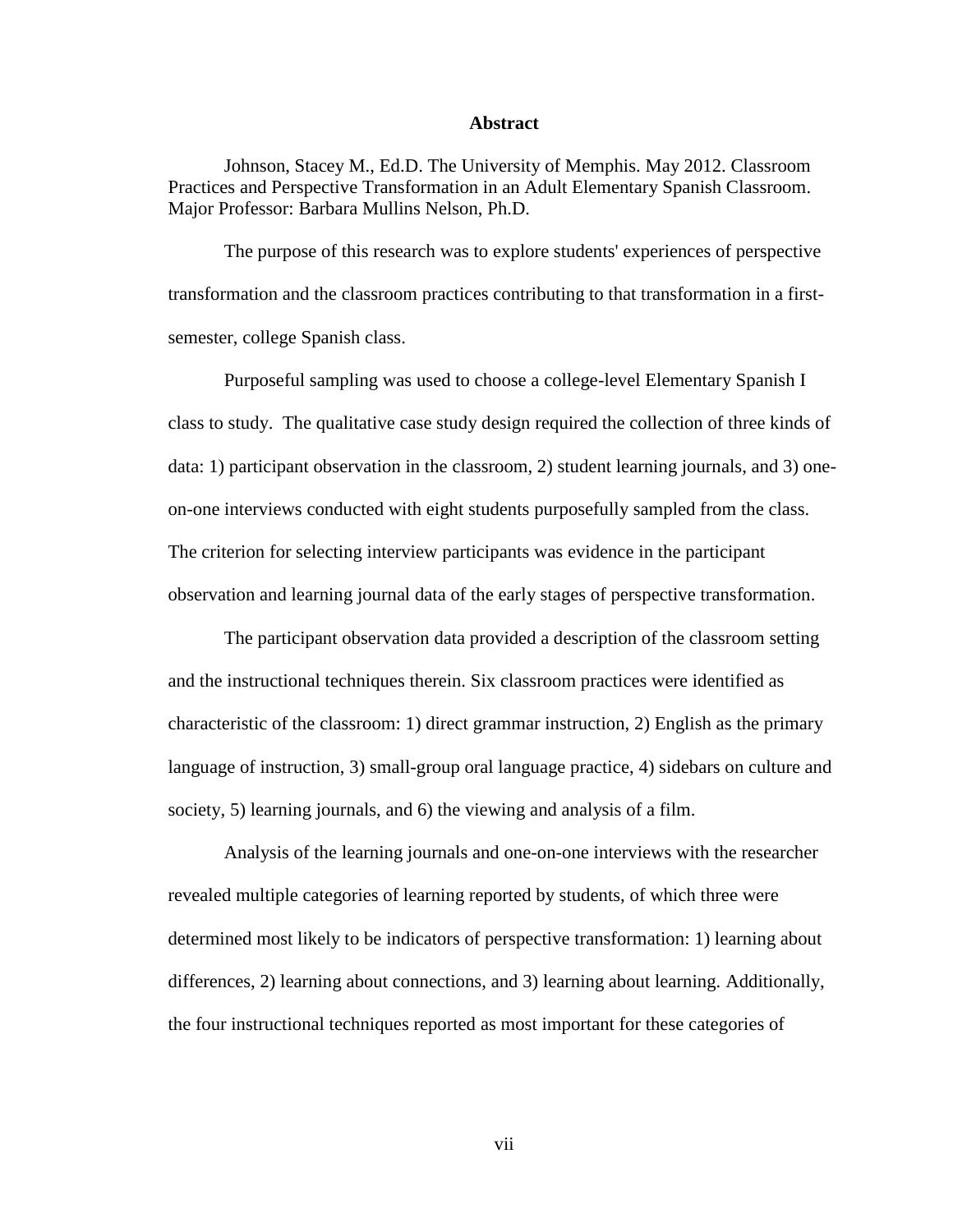## Abstract

Johnson, Stacey M., Ed.D. The University of Memphis. May 2012. Classroom Practices and Perspective Transformation in an Adult Elementary Spanish Classroom. Major Professor: Barbara Mullins Nelson, Ph.D.

The purpose of this research was to explore students' experiences of perspective transformation and the classroom practices contributing to that transformation in a first-semester, college Spanish class.

Purposeful sampling was used to choose a college-level Elementary Spanish I class to study. The qualitative case study design required the collection of three kinds of data: 1) participant observation in the classroom, 2) student learning journals, and 3) one-on-one interviews conducted with eight students purposefully sampled from the class. The criterion for selecting interview participants was evidence in the participant observation and learning journal data of the early stages of perspective transformation.

The participant observation data provided a description of the classroom setting and the instructional techniques therein. Six classroom practices were identified as characteristic of the classroom: 1) direct grammar instruction, 2) English as the primary language of instruction, 3) small-group oral language practice, 4) sidebars on culture and society, 5) learning journals, and 6) the viewing and analysis of a film.

Analysis of the learning journals and one-on-one interviews with the researcher revealed multiple categories of learning reported by students, of which three were determined most likely to be indicators of perspective transformation: 1) learning about differences, 2) learning about connections, and 3) learning about learning. Additionally, the four instructional techniques reported as most important for these categories of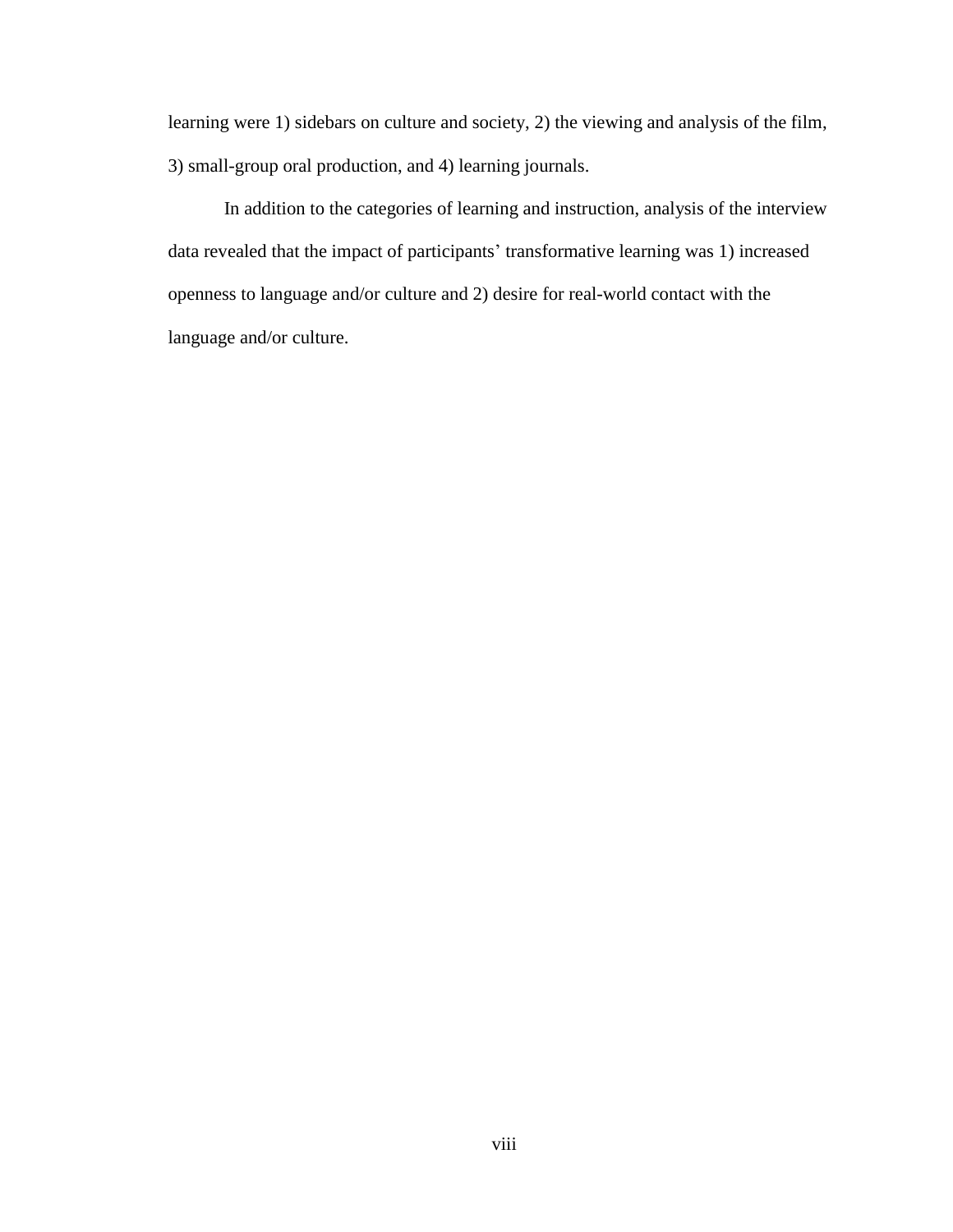learning were 1) sidebars on culture and society, 2) the viewing and analysis of the film, 3) small-group oral production, and 4) learning journals.

In addition to the categories of learning and instruction, analysis of the interview data revealed that the impact of participants' transformative learning was 1) increased openness to language and/or culture and 2) desire for real-world contact with the language and/or culture.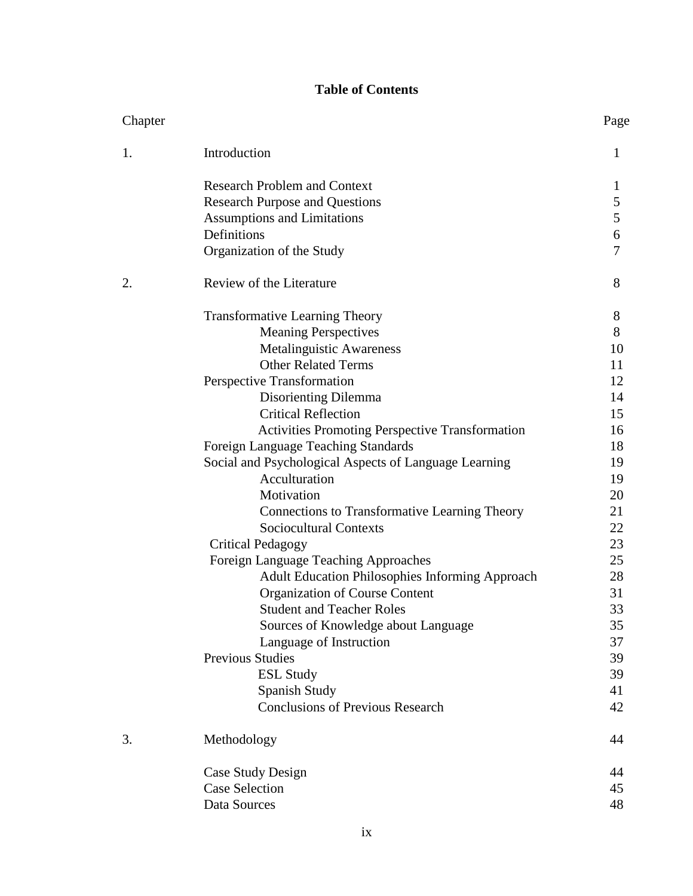## Table of Contents

| Chapter | | Page |
|---|---|---|
| 1. | Introduction | 1 |
| | Research Problem and Context | 1 |
| | Research Purpose and Questions | 5 |
| | Assumptions and Limitations | 5 |
| | Definitions | 6 |
| | Organization of the Study | 7 |
| 2. | Review of the Literature | 8 |
| | Transformative Learning Theory | 8 |
| | Meaning Perspectives | 8 |
| | Metalinguistic Awareness | 10 |
| | Other Related Terms | 11 |
| | Perspective Transformation | 12 |
| | Disorienting Dilemma | 14 |
| | Critical Reflection | 15 |
| | Activities Promoting Perspective Transformation | 16 |
| | Foreign Language Teaching Standards | 18 |
| | Social and Psychological Aspects of Language Learning | 19 |
| | Acculturation | 19 |
| | Motivation | 20 |
| | Connections to Transformative Learning Theory | 21 |
| | Sociocultural Contexts | 22 |
| | Critical Pedagogy | 23 |
| | Foreign Language Teaching Approaches | 25 |
| | Adult Education Philosophies Informing Approach | 28 |
| | Organization of Course Content | 31 |
| | Student and Teacher Roles | 33 |
| | Sources of Knowledge about Language | 35 |
| | Language of Instruction | 37 |
| | Previous Studies | 39 |
| | ESL Study | 39 |
| | Spanish Study | 41 |
| | Conclusions of Previous Research | 42 |
| 3. | Methodology | 44 |
| | Case Study Design | 44 |
| | Case Selection | 45 |
| | Data Sources | 48 |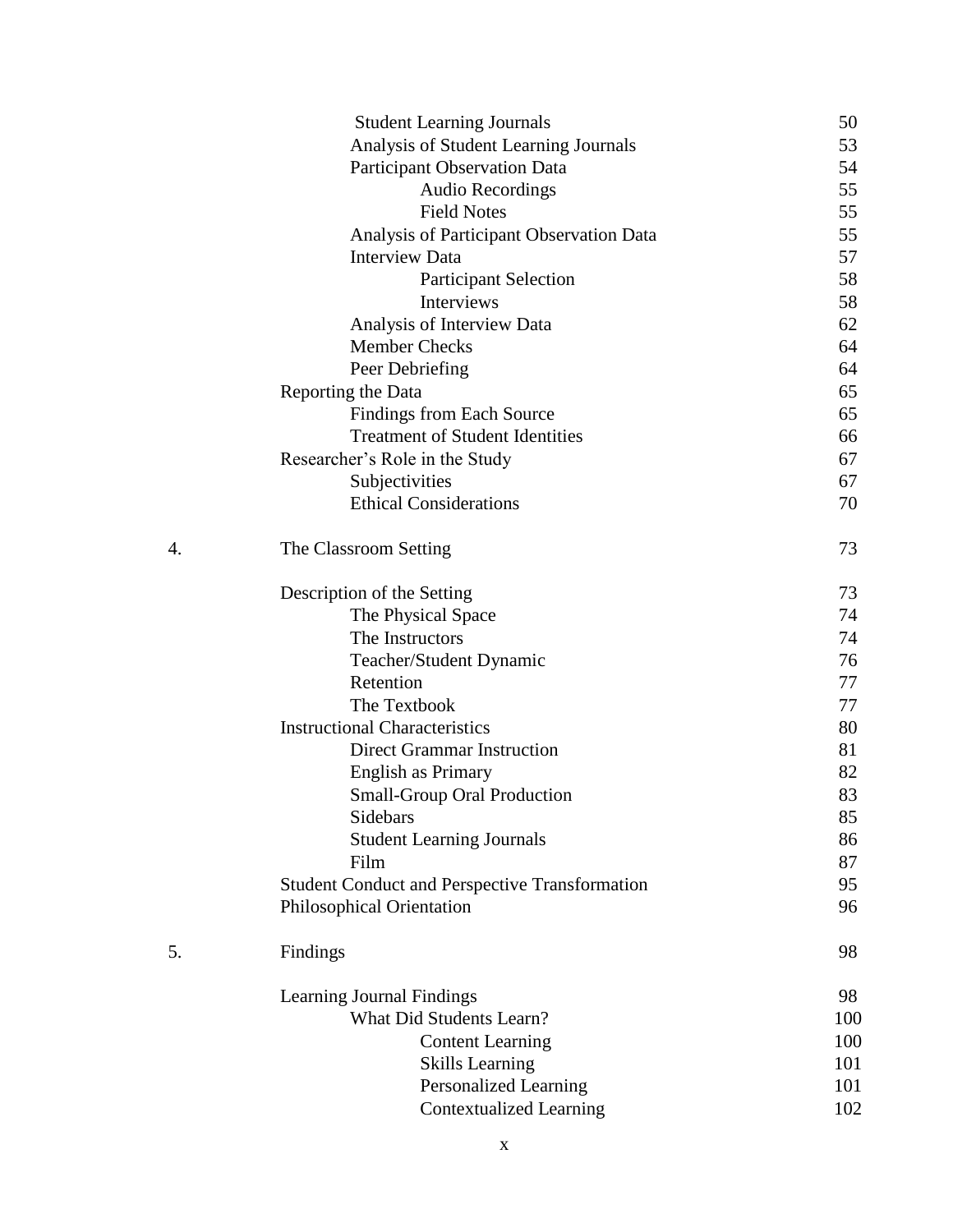| | | |
|---|---|---|
| | Student Learning Journals | 50 |
| | Analysis of Student Learning Journals | 53 |
| | Participant Observation Data | 54 |
| | Audio Recordings | 55 |
| | Field Notes | 55 |
| | Analysis of Participant Observation Data | 55 |
| | Interview Data | 57 |
| | Participant Selection | 58 |
| | Interviews | 58 |
| | Analysis of Interview Data | 62 |
| | Member Checks | 64 |
| | Peer Debriefing | 64 |
| | Reporting the Data | 65 |
| | Findings from Each Source | 65 |
| | Treatment of Student Identities | 66 |
| | Researcher's Role in the Study | 67 |
| | Subjectivities | 67 |
| | Ethical Considerations | 70 |
| 4. | The Classroom Setting | 73 |
| | Description of the Setting | 73 |
| | The Physical Space | 74 |
| | The Instructors | 74 |
| | Teacher/Student Dynamic | 76 |
| | Retention | 77 |
| | The Textbook | 77 |
| | Instructional Characteristics | 80 |
| | Direct Grammar Instruction | 81 |
| | English as Primary | 82 |
| | Small-Group Oral Production | 83 |
| | Sidebars | 85 |
| | Student Learning Journals | 86 |
| | Film | 87 |
| | Student Conduct and Perspective Transformation | 95 |
| | Philosophical Orientation | 96 |
| 5. | Findings | 98 |
| | Learning Journal Findings | 98 |
| | What Did Students Learn? | 100 |
| | Content Learning | 100 |
| | Skills Learning | 101 |
| | Personalized Learning | 101 |
| | Contextualized Learning | 102 |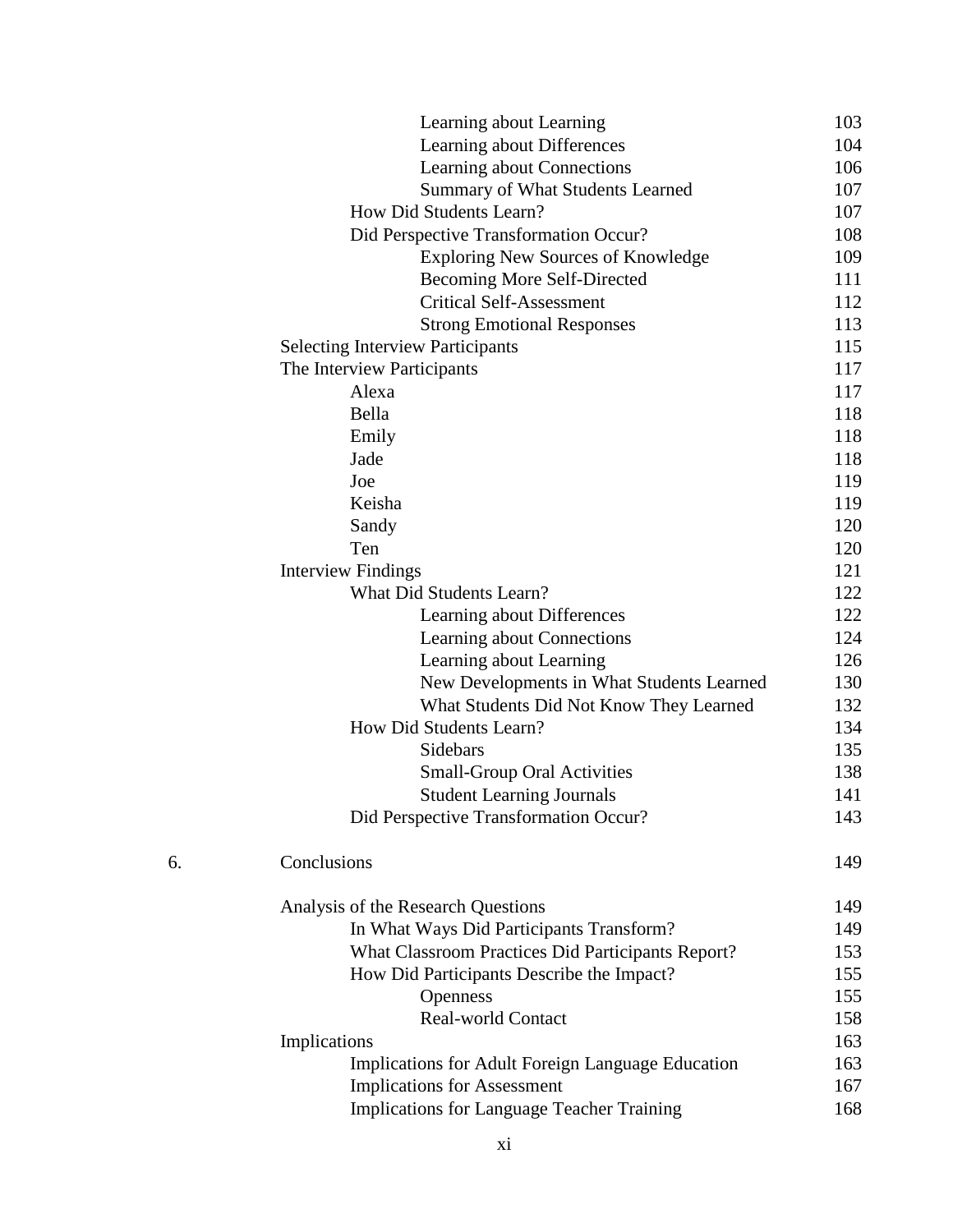| | | |
|---|---|---|
| | Learning about Learning | 103 |
| | Learning about Differences | 104 |
| | Learning about Connections | 106 |
| | Summary of What Students Learned | 107 |
| | How Did Students Learn? | 107 |
| | Did Perspective Transformation Occur? | 108 |
| | Exploring New Sources of Knowledge | 109 |
| | Becoming More Self-Directed | 111 |
| | Critical Self-Assessment | 112 |
| | Strong Emotional Responses | 113 |
| | Selecting Interview Participants | 115 |
| | The Interview Participants | 117 |
| | Alexa | 117 |
| | Bella | 118 |
| | Emily | 118 |
| | Jade | 118 |
| | Joe | 119 |
| | Keisha | 119 |
| | Sandy | 120 |
| | Ten | 120 |
| | Interview Findings | 121 |
| | What Did Students Learn? | 122 |
| | Learning about Differences | 122 |
| | Learning about Connections | 124 |
| | Learning about Learning | 126 |
| | New Developments in What Students Learned | 130 |
| | What Students Did Not Know They Learned | 132 |
| | How Did Students Learn? | 134 |
| | Sidebars | 135 |
| | Small-Group Oral Activities | 138 |
| | Student Learning Journals | 141 |
| | Did Perspective Transformation Occur? | 143 |
| 6. | Conclusions | 149 |
| | Analysis of the Research Questions | 149 |
| | In What Ways Did Participants Transform? | 149 |
| | What Classroom Practices Did Participants Report? | 153 |
| | How Did Participants Describe the Impact? | 155 |
| | Openness | 155 |
| | Real-world Contact | 158 |
| | Implications | 163 |
| | Implications for Adult Foreign Language Education | 163 |
| | Implications for Assessment | 167 |
| | Implications for Language Teacher Training | 168 |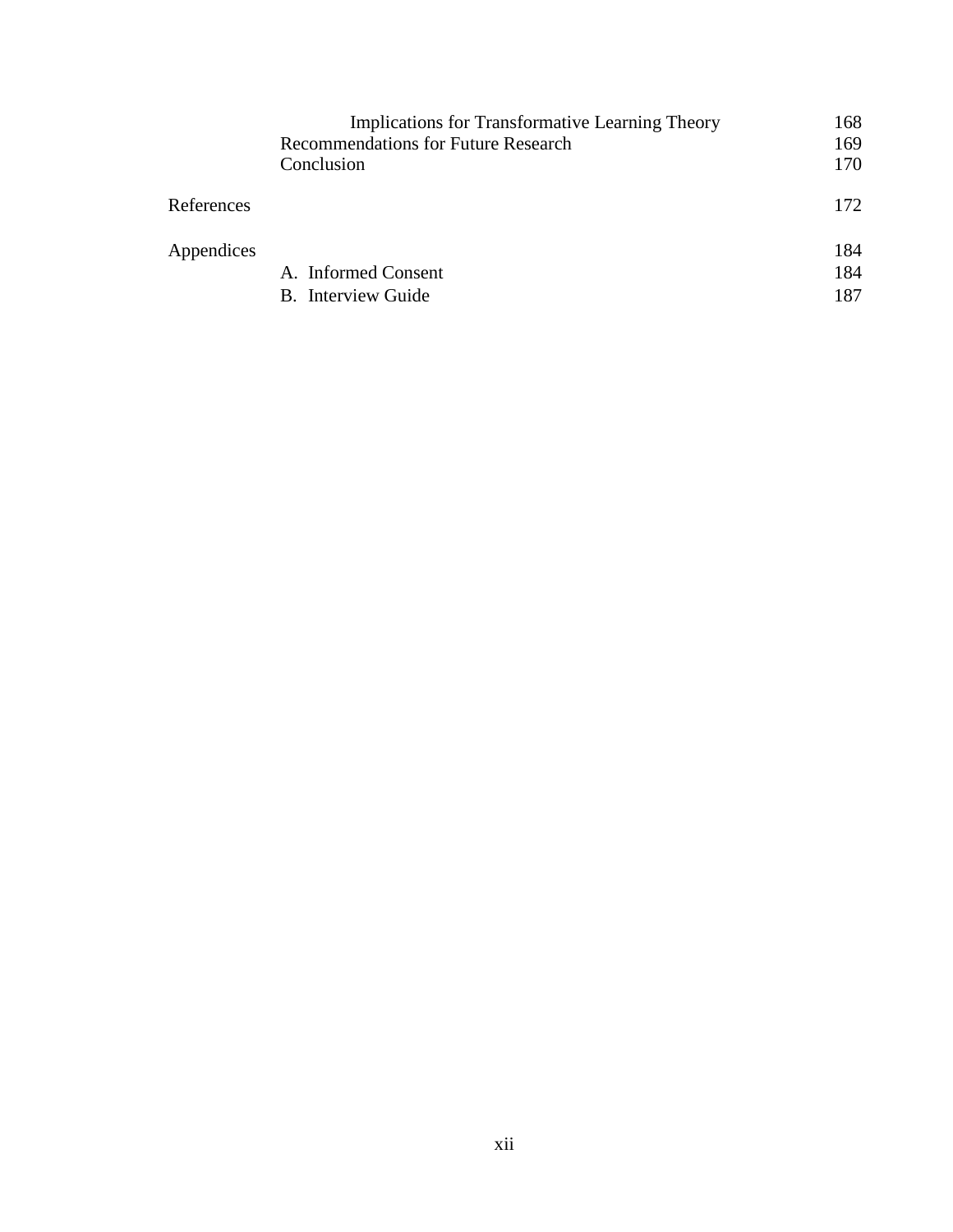Implications for Transformative Learning Theory 168

Recommendations for Future Research 169

Conclusion 170

References 172

Appendices 184

A. Informed Consent 184

B. Interview Guide 187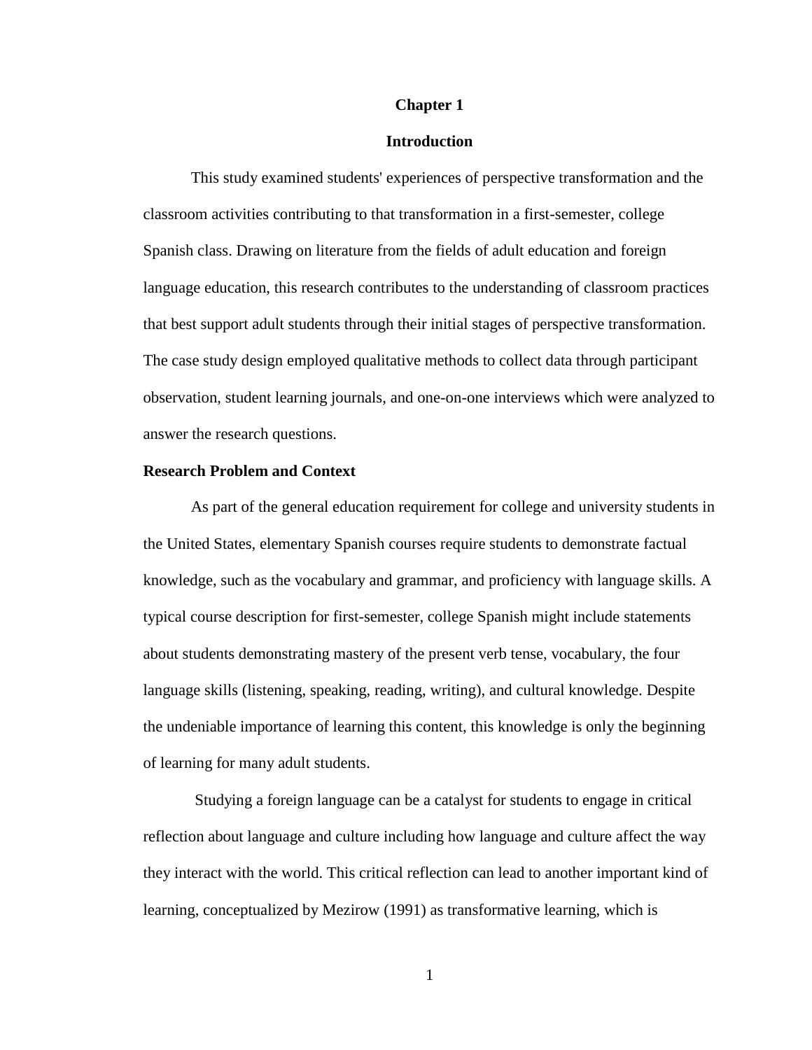# Chapter 1

## Introduction

This study examined students' experiences of perspective transformation and the classroom activities contributing to that transformation in a first-semester, college Spanish class. Drawing on literature from the fields of adult education and foreign language education, this research contributes to the understanding of classroom practices that best support adult students through their initial stages of perspective transformation. The case study design employed qualitative methods to collect data through participant observation, student learning journals, and one-on-one interviews which were analyzed to answer the research questions.

### Research Problem and Context

As part of the general education requirement for college and university students in the United States, elementary Spanish courses require students to demonstrate factual knowledge, such as the vocabulary and grammar, and proficiency with language skills. A typical course description for first-semester, college Spanish might include statements about students demonstrating mastery of the present verb tense, vocabulary, the four language skills (listening, speaking, reading, writing), and cultural knowledge. Despite the undeniable importance of learning this content, this knowledge is only the beginning of learning for many adult students.

Studying a foreign language can be a catalyst for students to engage in critical reflection about language and culture including how language and culture affect the way they interact with the world. This critical reflection can lead to another important kind of learning, conceptualized by Mezirow (1991) as transformative learning, which is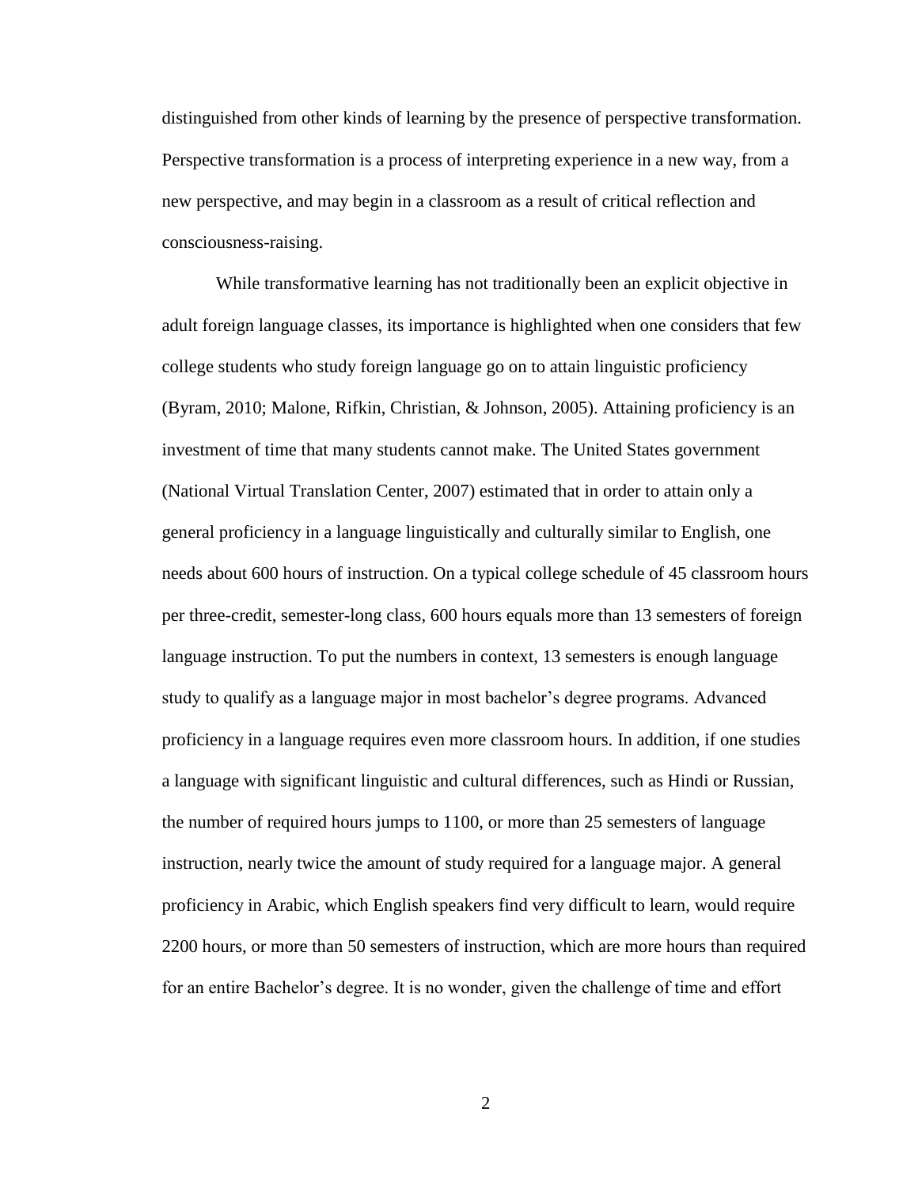distinguished from other kinds of learning by the presence of perspective transformation. Perspective transformation is a process of interpreting experience in a new way, from a new perspective, and may begin in a classroom as a result of critical reflection and consciousness-raising.

While transformative learning has not traditionally been an explicit objective in adult foreign language classes, its importance is highlighted when one considers that few college students who study foreign language go on to attain linguistic proficiency (Byram, 2010; Malone, Rifkin, Christian, & Johnson, 2005). Attaining proficiency is an investment of time that many students cannot make. The United States government (National Virtual Translation Center, 2007) estimated that in order to attain only a general proficiency in a language linguistically and culturally similar to English, one needs about 600 hours of instruction. On a typical college schedule of 45 classroom hours per three-credit, semester-long class, 600 hours equals more than 13 semesters of foreign language instruction. To put the numbers in context, 13 semesters is enough language study to qualify as a language major in most bachelor's degree programs. Advanced proficiency in a language requires even more classroom hours. In addition, if one studies a language with significant linguistic and cultural differences, such as Hindi or Russian, the number of required hours jumps to 1100, or more than 25 semesters of language instruction, nearly twice the amount of study required for a language major. A general proficiency in Arabic, which English speakers find very difficult to learn, would require 2200 hours, or more than 50 semesters of instruction, which are more hours than required for an entire Bachelor's degree. It is no wonder, given the challenge of time and effort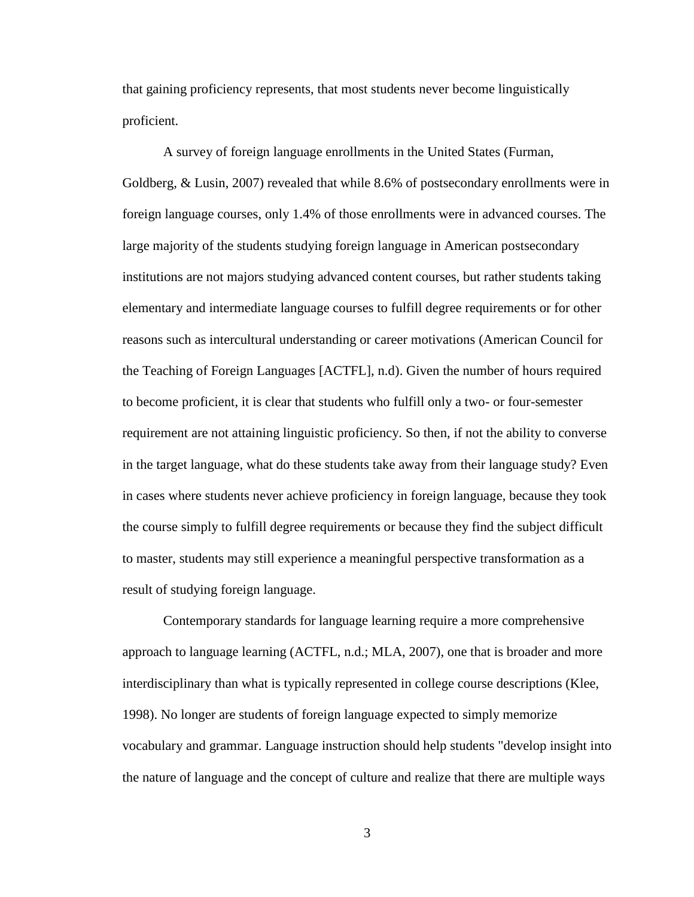that gaining proficiency represents, that most students never become linguistically proficient.

A survey of foreign language enrollments in the United States (Furman, Goldberg, & Lusin, 2007) revealed that while 8.6% of postsecondary enrollments were in foreign language courses, only 1.4% of those enrollments were in advanced courses. The large majority of the students studying foreign language in American postsecondary institutions are not majors studying advanced content courses, but rather students taking elementary and intermediate language courses to fulfill degree requirements or for other reasons such as intercultural understanding or career motivations (American Council for the Teaching of Foreign Languages [ACTFL], n.d). Given the number of hours required to become proficient, it is clear that students who fulfill only a two- or four-semester requirement are not attaining linguistic proficiency. So then, if not the ability to converse in the target language, what do these students take away from their language study? Even in cases where students never achieve proficiency in foreign language, because they took the course simply to fulfill degree requirements or because they find the subject difficult to master, students may still experience a meaningful perspective transformation as a result of studying foreign language.

Contemporary standards for language learning require a more comprehensive approach to language learning (ACTFL, n.d.; MLA, 2007), one that is broader and more interdisciplinary than what is typically represented in college course descriptions (Klee, 1998). No longer are students of foreign language expected to simply memorize vocabulary and grammar. Language instruction should help students "develop insight into the nature of language and the concept of culture and realize that there are multiple ways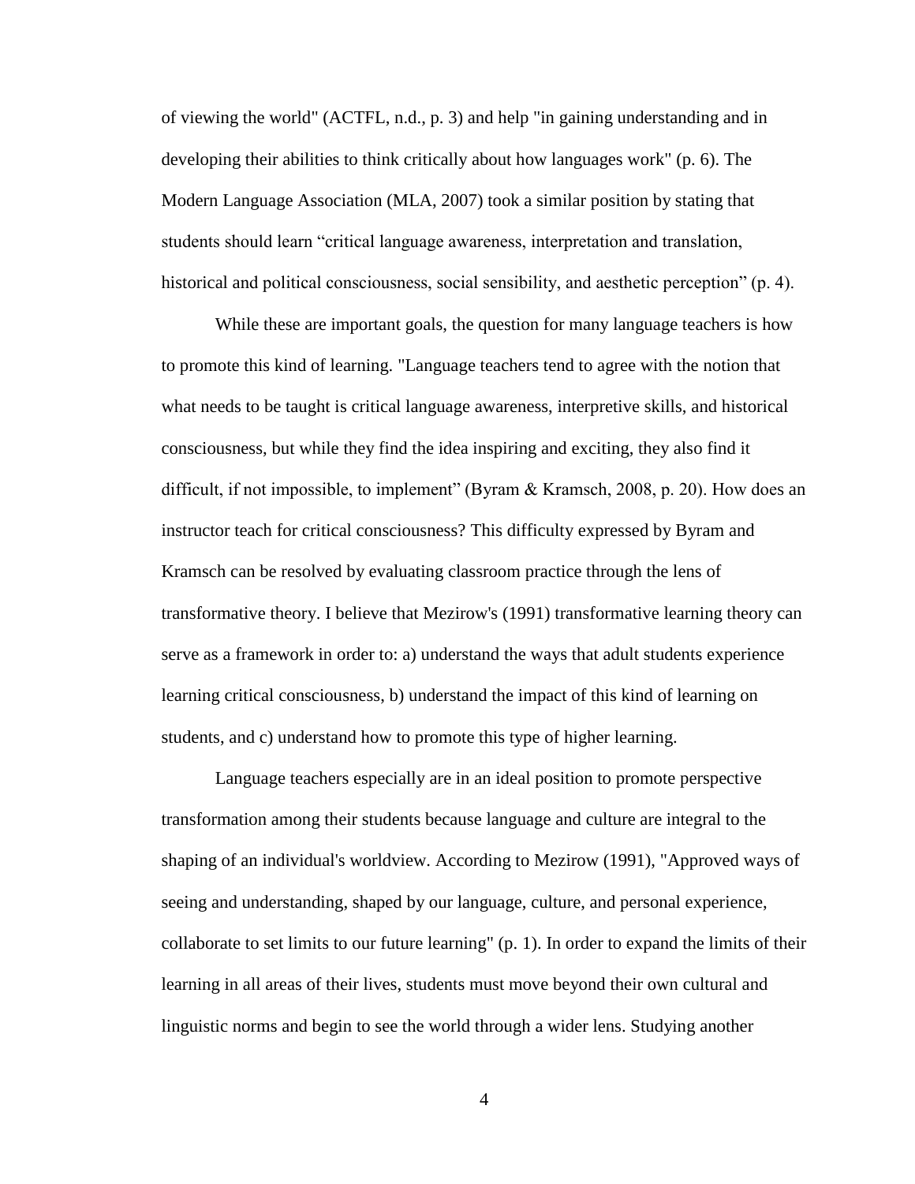of viewing the world" (ACTFL, n.d., p. 3) and help "in gaining understanding and in developing their abilities to think critically about how languages work" (p. 6). The Modern Language Association (MLA, 2007) took a similar position by stating that students should learn “critical language awareness, interpretation and translation, historical and political consciousness, social sensibility, and aesthetic perception” (p. 4).

While these are important goals, the question for many language teachers is how to promote this kind of learning. "Language teachers tend to agree with the notion that what needs to be taught is critical language awareness, interpretive skills, and historical consciousness, but while they find the idea inspiring and exciting, they also find it difficult, if not impossible, to implement” (Byram & Kramsch, 2008, p. 20). How does an instructor teach for critical consciousness? This difficulty expressed by Byram and Kramsch can be resolved by evaluating classroom practice through the lens of transformative theory. I believe that Mezirow's (1991) transformative learning theory can serve as a framework in order to: a) understand the ways that adult students experience learning critical consciousness, b) understand the impact of this kind of learning on students, and c) understand how to promote this type of higher learning.

Language teachers especially are in an ideal position to promote perspective transformation among their students because language and culture are integral to the shaping of an individual's worldview. According to Mezirow (1991), "Approved ways of seeing and understanding, shaped by our language, culture, and personal experience, collaborate to set limits to our future learning" (p. 1). In order to expand the limits of their learning in all areas of their lives, students must move beyond their own cultural and linguistic norms and begin to see the world through a wider lens. Studying another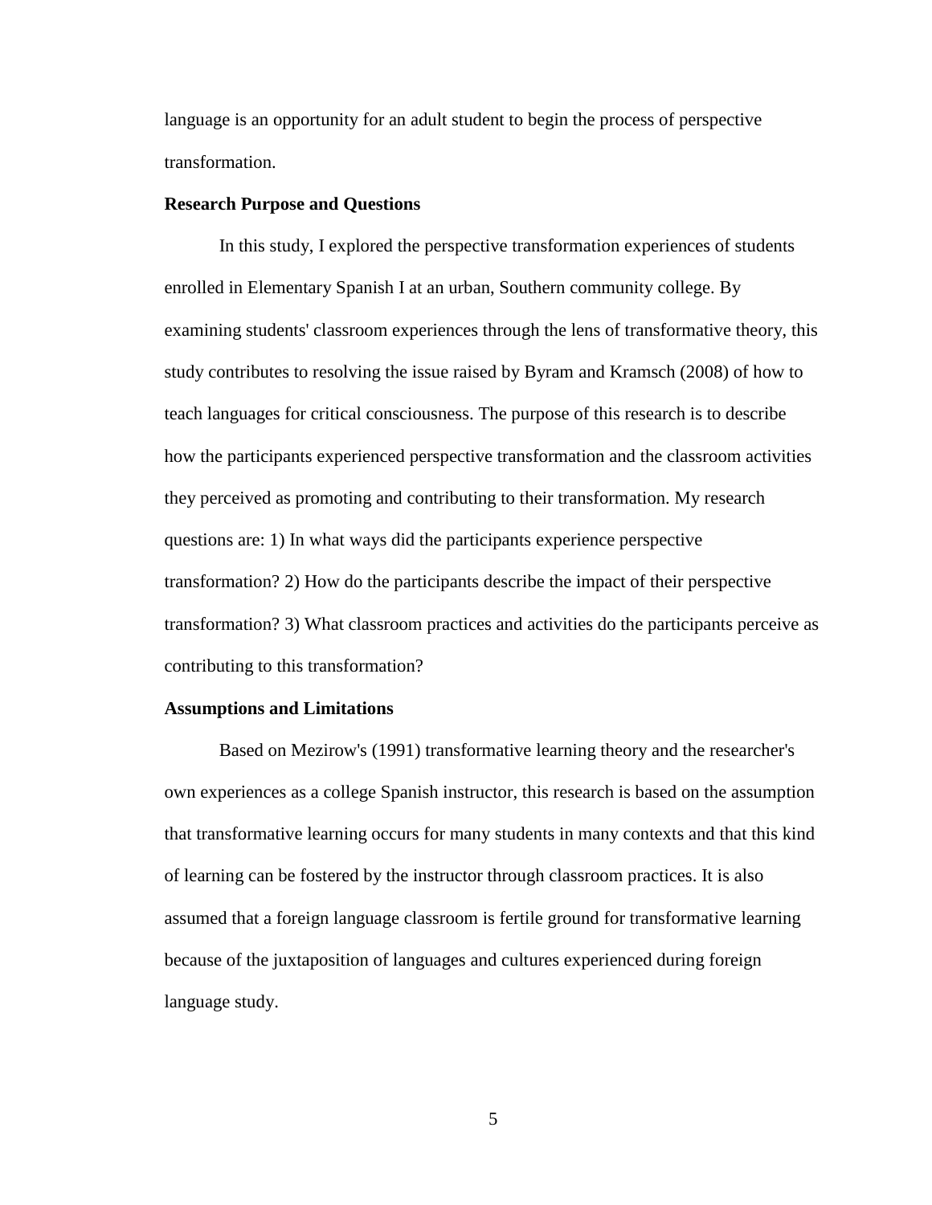language is an opportunity for an adult student to begin the process of perspective transformation.

**Research Purpose and Questions**

In this study, I explored the perspective transformation experiences of students enrolled in Elementary Spanish I at an urban, Southern community college. By examining students' classroom experiences through the lens of transformative theory, this study contributes to resolving the issue raised by Byram and Kramsch (2008) of how to teach languages for critical consciousness. The purpose of this research is to describe how the participants experienced perspective transformation and the classroom activities they perceived as promoting and contributing to their transformation. My research questions are: 1) In what ways did the participants experience perspective transformation? 2) How do the participants describe the impact of their perspective transformation? 3) What classroom practices and activities do the participants perceive as contributing to this transformation?

**Assumptions and Limitations**

Based on Mezirow's (1991) transformative learning theory and the researcher's own experiences as a college Spanish instructor, this research is based on the assumption that transformative learning occurs for many students in many contexts and that this kind of learning can be fostered by the instructor through classroom practices. It is also assumed that a foreign language classroom is fertile ground for transformative learning because of the juxtaposition of languages and cultures experienced during foreign language study.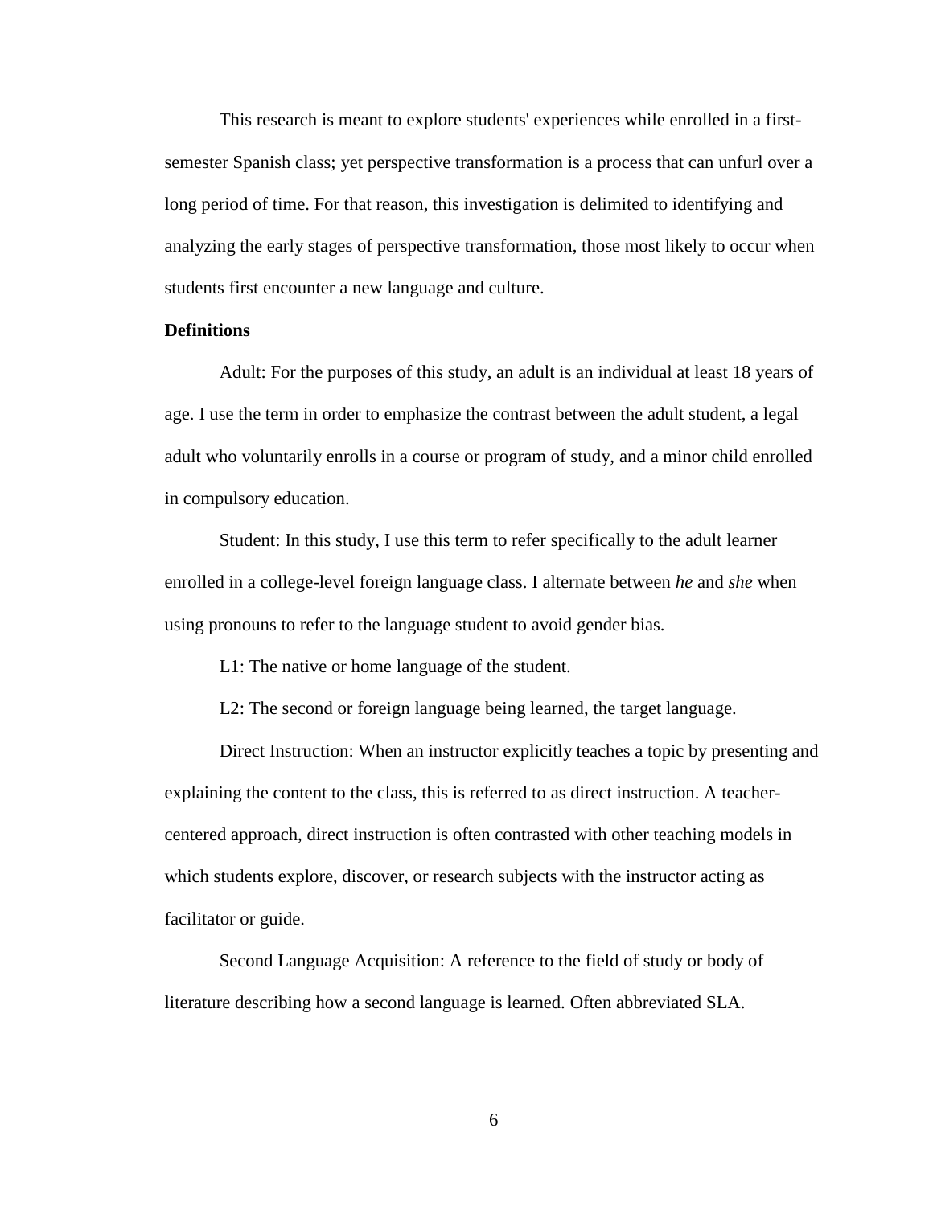This research is meant to explore students' experiences while enrolled in a first-semester Spanish class; yet perspective transformation is a process that can unfurl over a long period of time. For that reason, this investigation is delimited to identifying and analyzing the early stages of perspective transformation, those most likely to occur when students first encounter a new language and culture.

**Definitions**

Adult: For the purposes of this study, an adult is an individual at least 18 years of age. I use the term in order to emphasize the contrast between the adult student, a legal adult who voluntarily enrolls in a course or program of study, and a minor child enrolled in compulsory education.

Student: In this study, I use this term to refer specifically to the adult learner enrolled in a college-level foreign language class. I alternate between *he* and *she* when using pronouns to refer to the language student to avoid gender bias.

L1: The native or home language of the student.

L2: The second or foreign language being learned, the target language.

Direct Instruction: When an instructor explicitly teaches a topic by presenting and explaining the content to the class, this is referred to as direct instruction. A teacher-centered approach, direct instruction is often contrasted with other teaching models in which students explore, discover, or research subjects with the instructor acting as facilitator or guide.

Second Language Acquisition: A reference to the field of study or body of literature describing how a second language is learned. Often abbreviated SLA.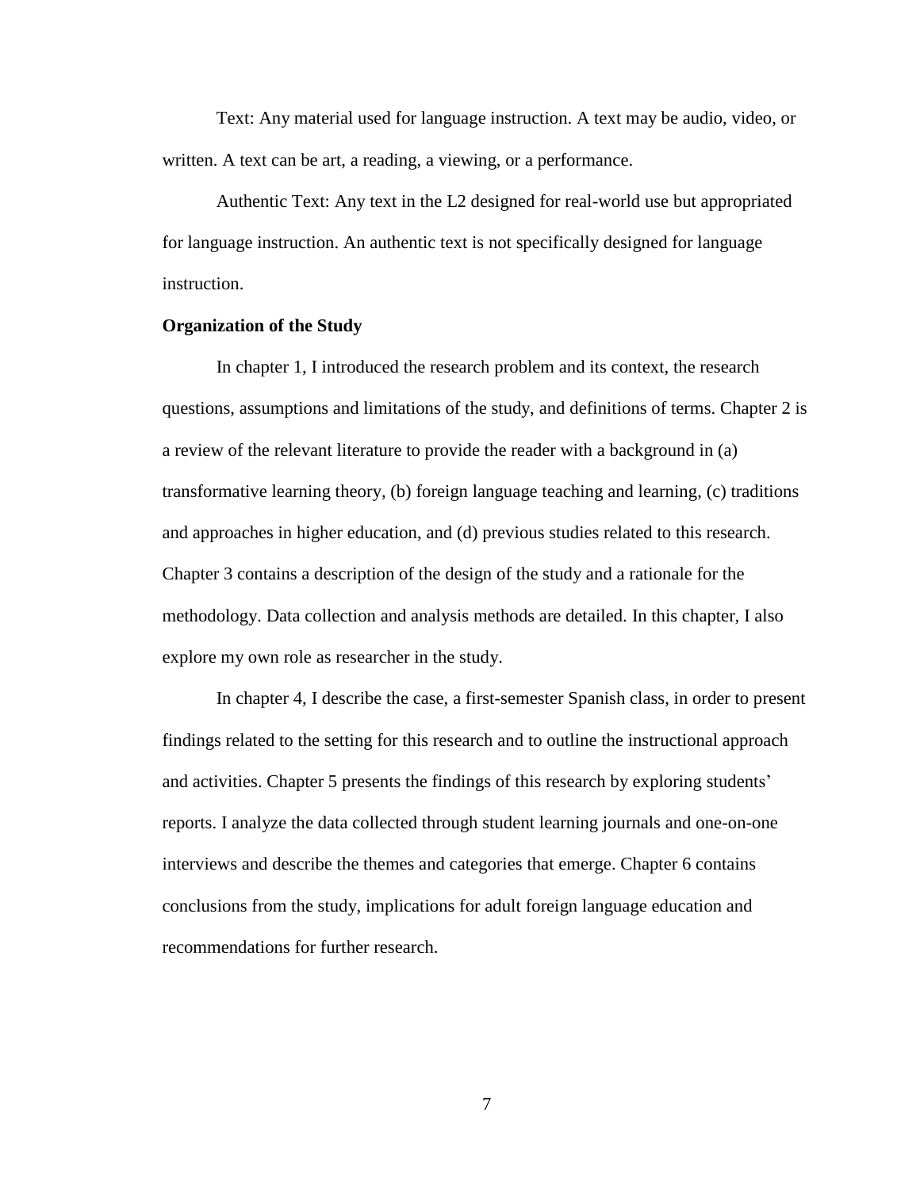Text: Any material used for language instruction. A text may be audio, video, or written. A text can be art, a reading, a viewing, or a performance.

Authentic Text: Any text in the L2 designed for real-world use but appropriated for language instruction. An authentic text is not specifically designed for language instruction.

**Organization of the Study**

In chapter 1, I introduced the research problem and its context, the research questions, assumptions and limitations of the study, and definitions of terms. Chapter 2 is a review of the relevant literature to provide the reader with a background in (a) transformative learning theory, (b) foreign language teaching and learning, (c) traditions and approaches in higher education, and (d) previous studies related to this research. Chapter 3 contains a description of the design of the study and a rationale for the methodology. Data collection and analysis methods are detailed. In this chapter, I also explore my own role as researcher in the study.

In chapter 4, I describe the case, a first-semester Spanish class, in order to present findings related to the setting for this research and to outline the instructional approach and activities. Chapter 5 presents the findings of this research by exploring students' reports. I analyze the data collected through student learning journals and one-on-one interviews and describe the themes and categories that emerge. Chapter 6 contains conclusions from the study, implications for adult foreign language education and recommendations for further research.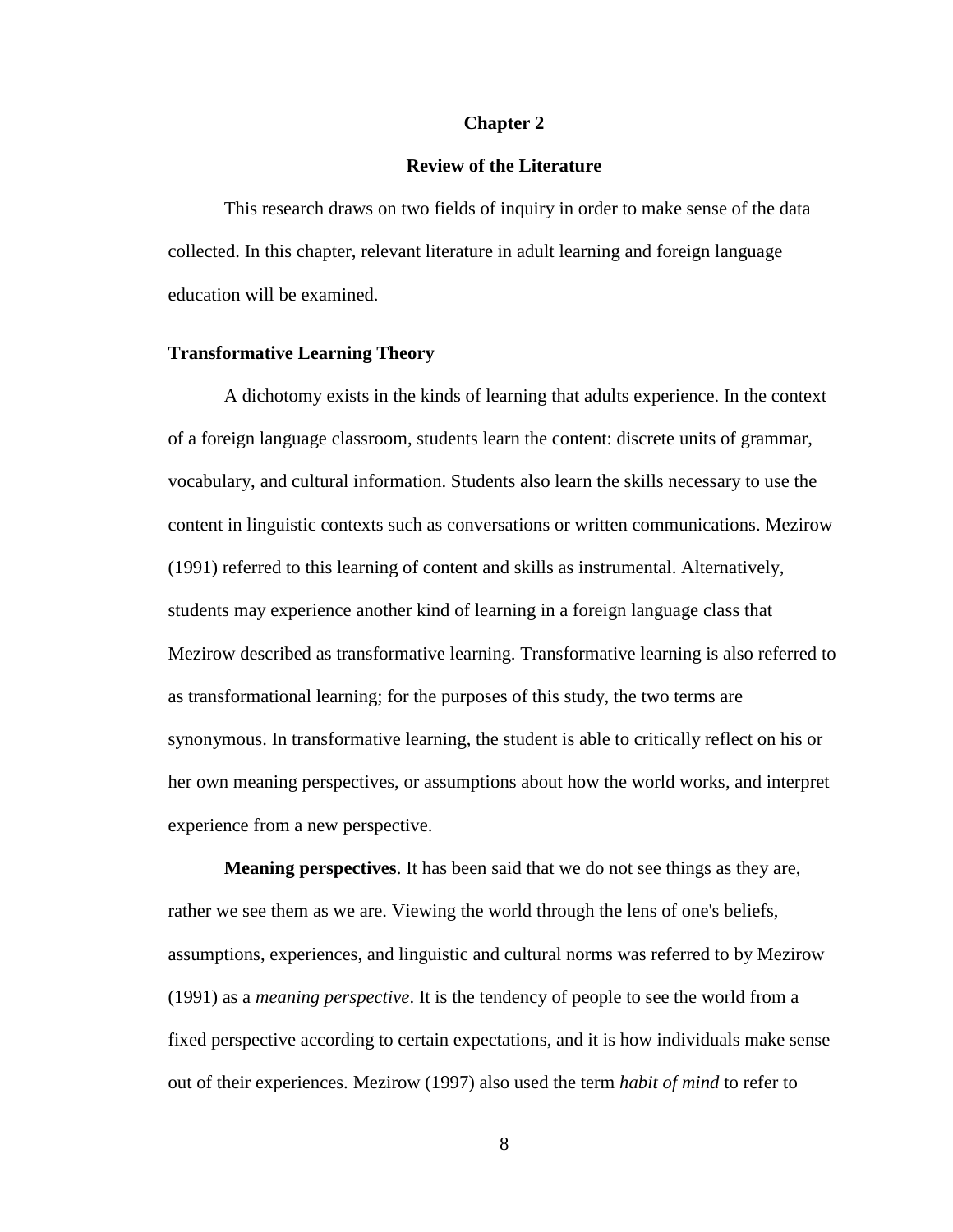# Chapter 2

## Review of the Literature

This research draws on two fields of inquiry in order to make sense of the data collected. In this chapter, relevant literature in adult learning and foreign language education will be examined.

### Transformative Learning Theory

A dichotomy exists in the kinds of learning that adults experience. In the context of a foreign language classroom, students learn the content: discrete units of grammar, vocabulary, and cultural information. Students also learn the skills necessary to use the content in linguistic contexts such as conversations or written communications. Mezirow (1991) referred to this learning of content and skills as instrumental. Alternatively, students may experience another kind of learning in a foreign language class that Mezirow described as transformative learning. Transformative learning is also referred to as transformational learning; for the purposes of this study, the two terms are synonymous. In transformative learning, the student is able to critically reflect on his or her own meaning perspectives, or assumptions about how the world works, and interpret experience from a new perspective.

**Meaning perspectives**. It has been said that we do not see things as they are, rather we see them as we are. Viewing the world through the lens of one's beliefs, assumptions, experiences, and linguistic and cultural norms was referred to by Mezirow (1991) as a *meaning perspective*. It is the tendency of people to see the world from a fixed perspective according to certain expectations, and it is how individuals make sense out of their experiences. Mezirow (1997) also used the term *habit of mind* to refer to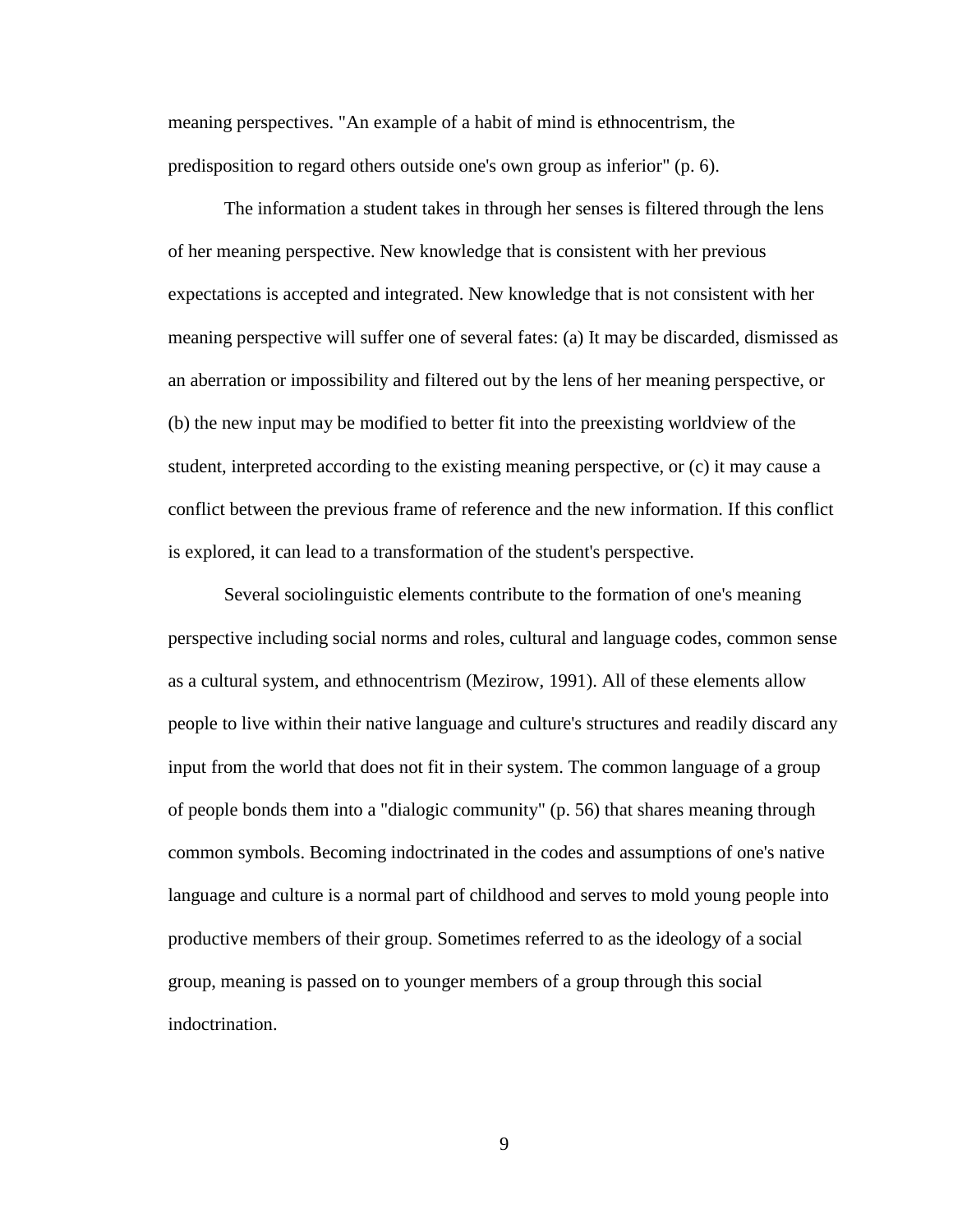meaning perspectives. "An example of a habit of mind is ethnocentrism, the predisposition to regard others outside one's own group as inferior" (p. 6).

The information a student takes in through her senses is filtered through the lens of her meaning perspective. New knowledge that is consistent with her previous expectations is accepted and integrated. New knowledge that is not consistent with her meaning perspective will suffer one of several fates: (a) It may be discarded, dismissed as an aberration or impossibility and filtered out by the lens of her meaning perspective, or (b) the new input may be modified to better fit into the preexisting worldview of the student, interpreted according to the existing meaning perspective, or (c) it may cause a conflict between the previous frame of reference and the new information. If this conflict is explored, it can lead to a transformation of the student's perspective.

Several sociolinguistic elements contribute to the formation of one's meaning perspective including social norms and roles, cultural and language codes, common sense as a cultural system, and ethnocentrism (Mezirow, 1991). All of these elements allow people to live within their native language and culture's structures and readily discard any input from the world that does not fit in their system. The common language of a group of people bonds them into a "dialogic community" (p. 56) that shares meaning through common symbols. Becoming indoctrinated in the codes and assumptions of one's native language and culture is a normal part of childhood and serves to mold young people into productive members of their group. Sometimes referred to as the ideology of a social group, meaning is passed on to younger members of a group through this social indoctrination.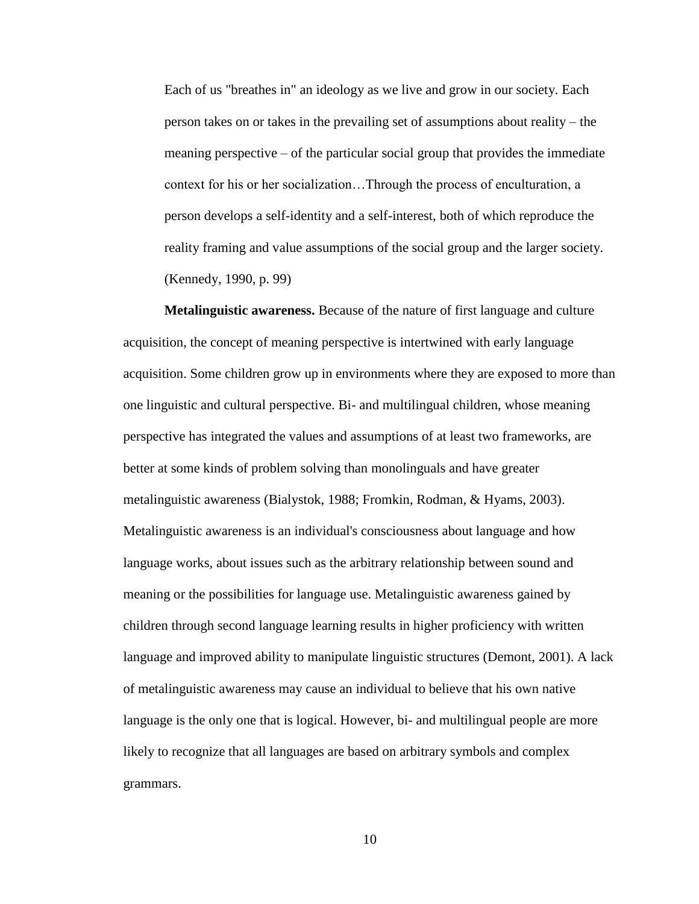> Each of us "breathes in" an ideology as we live and grow in our society. Each person takes on or takes in the prevailing set of assumptions about reality – the meaning perspective – of the particular social group that provides the immediate context for his or her socialization…Through the process of enculturation, a person develops a self-identity and a self-interest, both of which reproduce the reality framing and value assumptions of the social group and the larger society. (Kennedy, 1990, p. 99)

**Metalinguistic awareness.** Because of the nature of first language and culture acquisition, the concept of meaning perspective is intertwined with early language acquisition. Some children grow up in environments where they are exposed to more than one linguistic and cultural perspective. Bi- and multilingual children, whose meaning perspective has integrated the values and assumptions of at least two frameworks, are better at some kinds of problem solving than monolinguals and have greater metalinguistic awareness (Bialystok, 1988; Fromkin, Rodman, & Hyams, 2003). Metalinguistic awareness is an individual's consciousness about language and how language works, about issues such as the arbitrary relationship between sound and meaning or the possibilities for language use. Metalinguistic awareness gained by children through second language learning results in higher proficiency with written language and improved ability to manipulate linguistic structures (Demont, 2001). A lack of metalinguistic awareness may cause an individual to believe that his own native language is the only one that is logical. However, bi- and multilingual people are more likely to recognize that all languages are based on arbitrary symbols and complex grammars.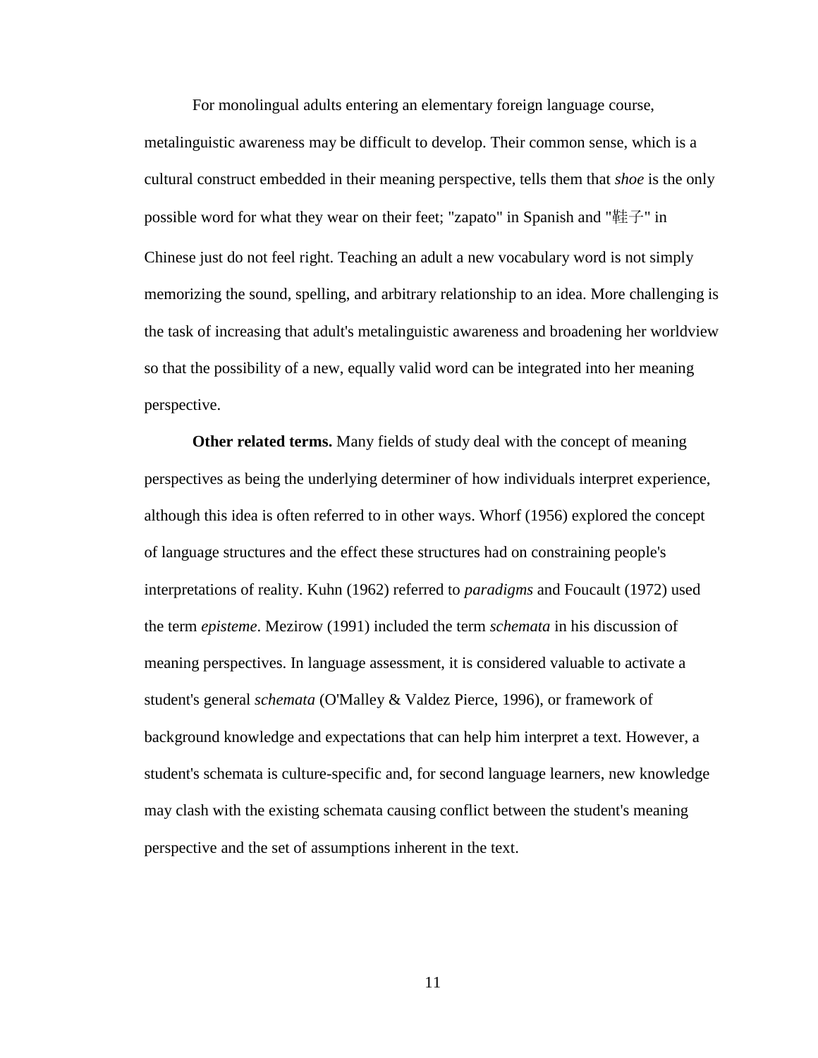For monolingual adults entering an elementary foreign language course, metalinguistic awareness may be difficult to develop. Their common sense, which is a cultural construct embedded in their meaning perspective, tells them that *shoe* is the only possible word for what they wear on their feet; "zapato" in Spanish and "鞋子" in Chinese just do not feel right. Teaching an adult a new vocabulary word is not simply memorizing the sound, spelling, and arbitrary relationship to an idea. More challenging is the task of increasing that adult's metalinguistic awareness and broadening her worldview so that the possibility of a new, equally valid word can be integrated into her meaning perspective.

**Other related terms.** Many fields of study deal with the concept of meaning perspectives as being the underlying determiner of how individuals interpret experience, although this idea is often referred to in other ways. Whorf (1956) explored the concept of language structures and the effect these structures had on constraining people's interpretations of reality. Kuhn (1962) referred to *paradigms* and Foucault (1972) used the term *episteme*. Mezirow (1991) included the term *schemata* in his discussion of meaning perspectives. In language assessment, it is considered valuable to activate a student's general *schemata* (O'Malley & Valdez Pierce, 1996), or framework of background knowledge and expectations that can help him interpret a text. However, a student's schemata is culture-specific and, for second language learners, new knowledge may clash with the existing schemata causing conflict between the student's meaning perspective and the set of assumptions inherent in the text.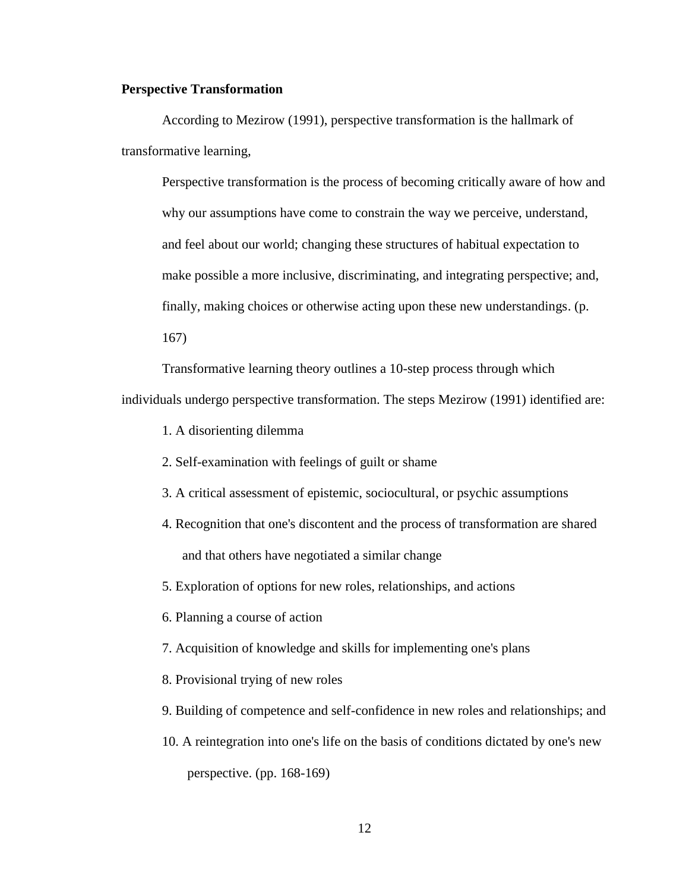**Perspective Transformation**

According to Mezirow (1991), perspective transformation is the hallmark of transformative learning,

> Perspective transformation is the process of becoming critically aware of how and why our assumptions have come to constrain the way we perceive, understand, and feel about our world; changing these structures of habitual expectation to make possible a more inclusive, discriminating, and integrating perspective; and, finally, making choices or otherwise acting upon these new understandings. (p. 167)

Transformative learning theory outlines a 10-step process through which individuals undergo perspective transformation. The steps Mezirow (1991) identified are:

1. A disorienting dilemma
2. Self-examination with feelings of guilt or shame
3. A critical assessment of epistemic, sociocultural, or psychic assumptions
4. Recognition that one's discontent and the process of transformation are shared and that others have negotiated a similar change
5. Exploration of options for new roles, relationships, and actions
6. Planning a course of action
7. Acquisition of knowledge and skills for implementing one's plans
8. Provisional trying of new roles
9. Building of competence and self-confidence in new roles and relationships; and
10. A reintegration into one's life on the basis of conditions dictated by one's new perspective. (pp. 168-169)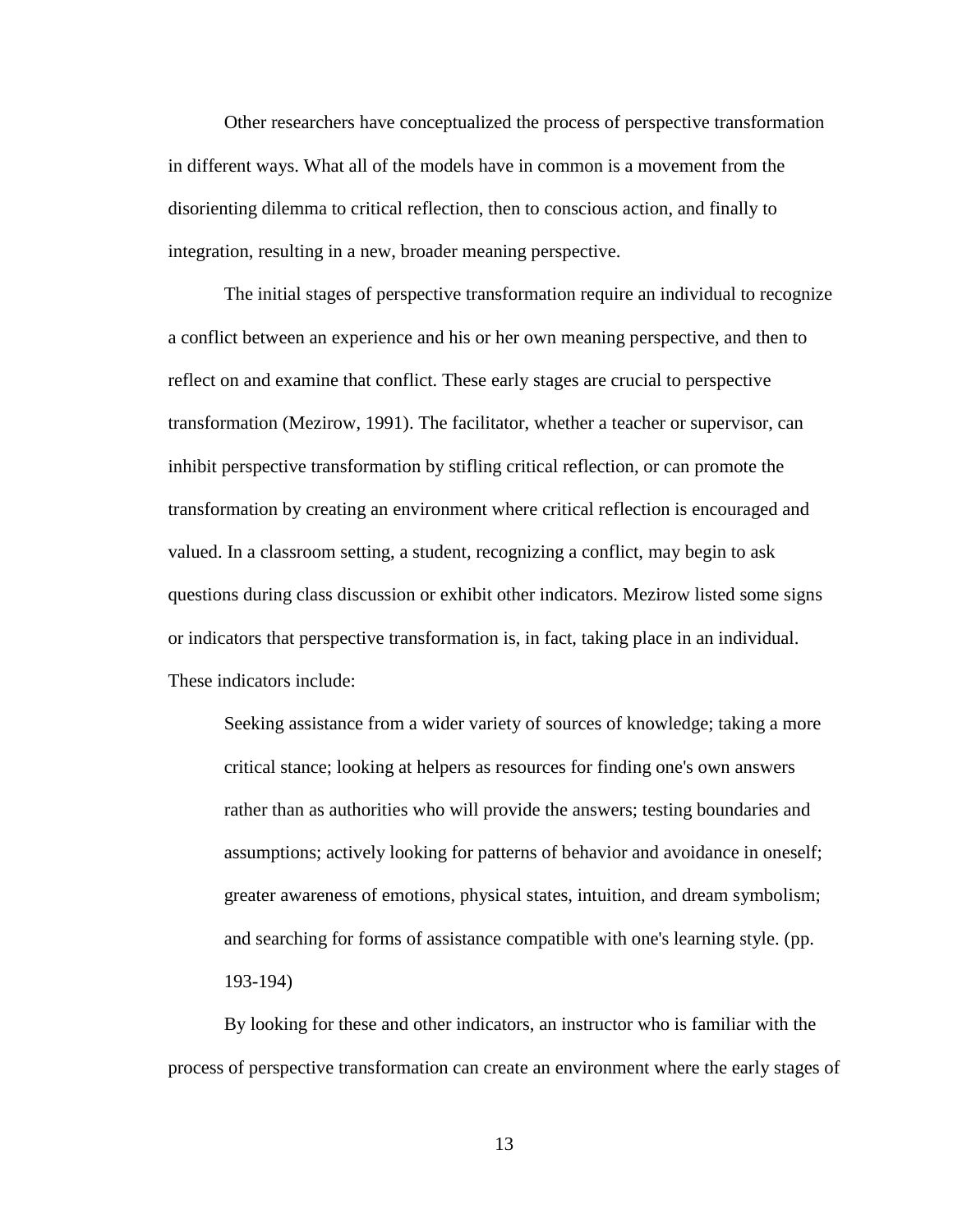Other researchers have conceptualized the process of perspective transformation in different ways. What all of the models have in common is a movement from the disorienting dilemma to critical reflection, then to conscious action, and finally to integration, resulting in a new, broader meaning perspective.

The initial stages of perspective transformation require an individual to recognize a conflict between an experience and his or her own meaning perspective, and then to reflect on and examine that conflict. These early stages are crucial to perspective transformation (Mezirow, 1991). The facilitator, whether a teacher or supervisor, can inhibit perspective transformation by stifling critical reflection, or can promote the transformation by creating an environment where critical reflection is encouraged and valued. In a classroom setting, a student, recognizing a conflict, may begin to ask questions during class discussion or exhibit other indicators. Mezirow listed some signs or indicators that perspective transformation is, in fact, taking place in an individual. These indicators include:

> Seeking assistance from a wider variety of sources of knowledge; taking a more critical stance; looking at helpers as resources for finding one's own answers rather than as authorities who will provide the answers; testing boundaries and assumptions; actively looking for patterns of behavior and avoidance in oneself; greater awareness of emotions, physical states, intuition, and dream symbolism; and searching for forms of assistance compatible with one's learning style. (pp. 193-194)

By looking for these and other indicators, an instructor who is familiar with the process of perspective transformation can create an environment where the early stages of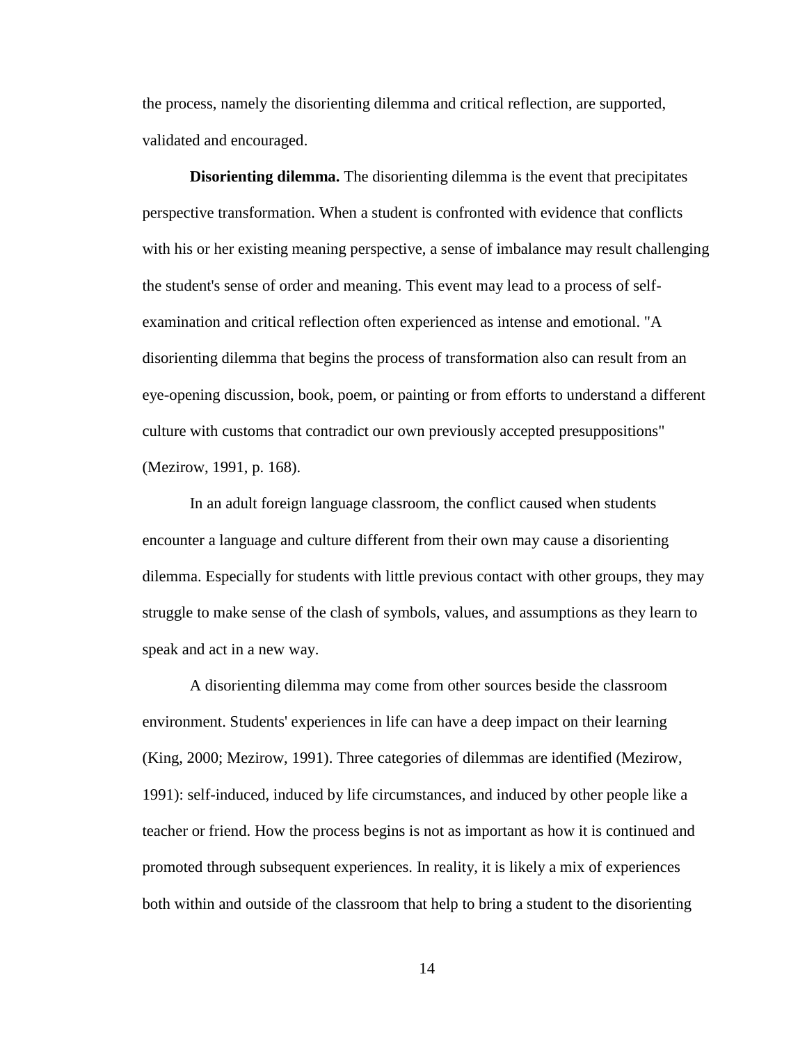the process, namely the disorienting dilemma and critical reflection, are supported, validated and encouraged.

**Disorienting dilemma.** The disorienting dilemma is the event that precipitates perspective transformation. When a student is confronted with evidence that conflicts with his or her existing meaning perspective, a sense of imbalance may result challenging the student's sense of order and meaning. This event may lead to a process of self-examination and critical reflection often experienced as intense and emotional. "A disorienting dilemma that begins the process of transformation also can result from an eye-opening discussion, book, poem, or painting or from efforts to understand a different culture with customs that contradict our own previously accepted presuppositions" (Mezirow, 1991, p. 168).

In an adult foreign language classroom, the conflict caused when students encounter a language and culture different from their own may cause a disorienting dilemma. Especially for students with little previous contact with other groups, they may struggle to make sense of the clash of symbols, values, and assumptions as they learn to speak and act in a new way.

A disorienting dilemma may come from other sources beside the classroom environment. Students' experiences in life can have a deep impact on their learning (King, 2000; Mezirow, 1991). Three categories of dilemmas are identified (Mezirow, 1991): self-induced, induced by life circumstances, and induced by other people like a teacher or friend. How the process begins is not as important as how it is continued and promoted through subsequent experiences. In reality, it is likely a mix of experiences both within and outside of the classroom that help to bring a student to the disorienting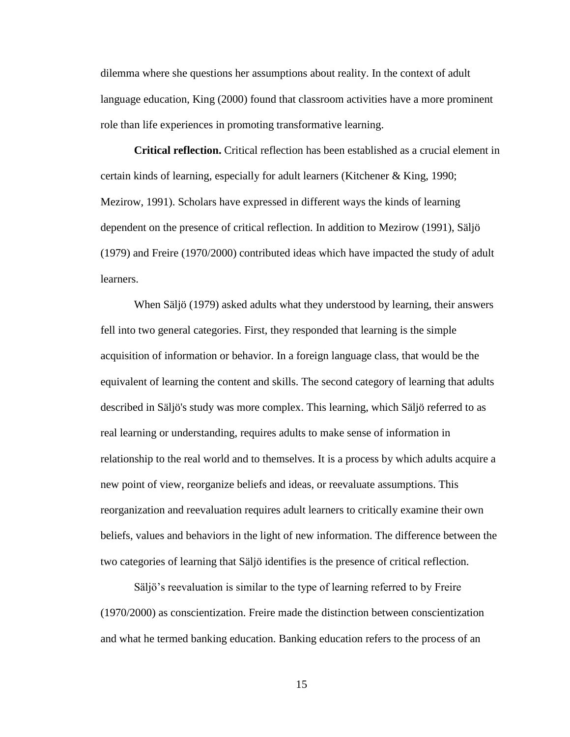dilemma where she questions her assumptions about reality. In the context of adult language education, King (2000) found that classroom activities have a more prominent role than life experiences in promoting transformative learning.

**Critical reflection.** Critical reflection has been established as a crucial element in certain kinds of learning, especially for adult learners (Kitchener & King, 1990; Mezirow, 1991). Scholars have expressed in different ways the kinds of learning dependent on the presence of critical reflection. In addition to Mezirow (1991), Säljö (1979) and Freire (1970/2000) contributed ideas which have impacted the study of adult learners.

When Säljö (1979) asked adults what they understood by learning, their answers fell into two general categories. First, they responded that learning is the simple acquisition of information or behavior. In a foreign language class, that would be the equivalent of learning the content and skills. The second category of learning that adults described in Säljö's study was more complex. This learning, which Säljö referred to as real learning or understanding, requires adults to make sense of information in relationship to the real world and to themselves. It is a process by which adults acquire a new point of view, reorganize beliefs and ideas, or reevaluate assumptions. This reorganization and reevaluation requires adult learners to critically examine their own beliefs, values and behaviors in the light of new information. The difference between the two categories of learning that Säljö identifies is the presence of critical reflection.

Säljö's reevaluation is similar to the type of learning referred to by Freire (1970/2000) as conscientization. Freire made the distinction between conscientization and what he termed banking education. Banking education refers to the process of an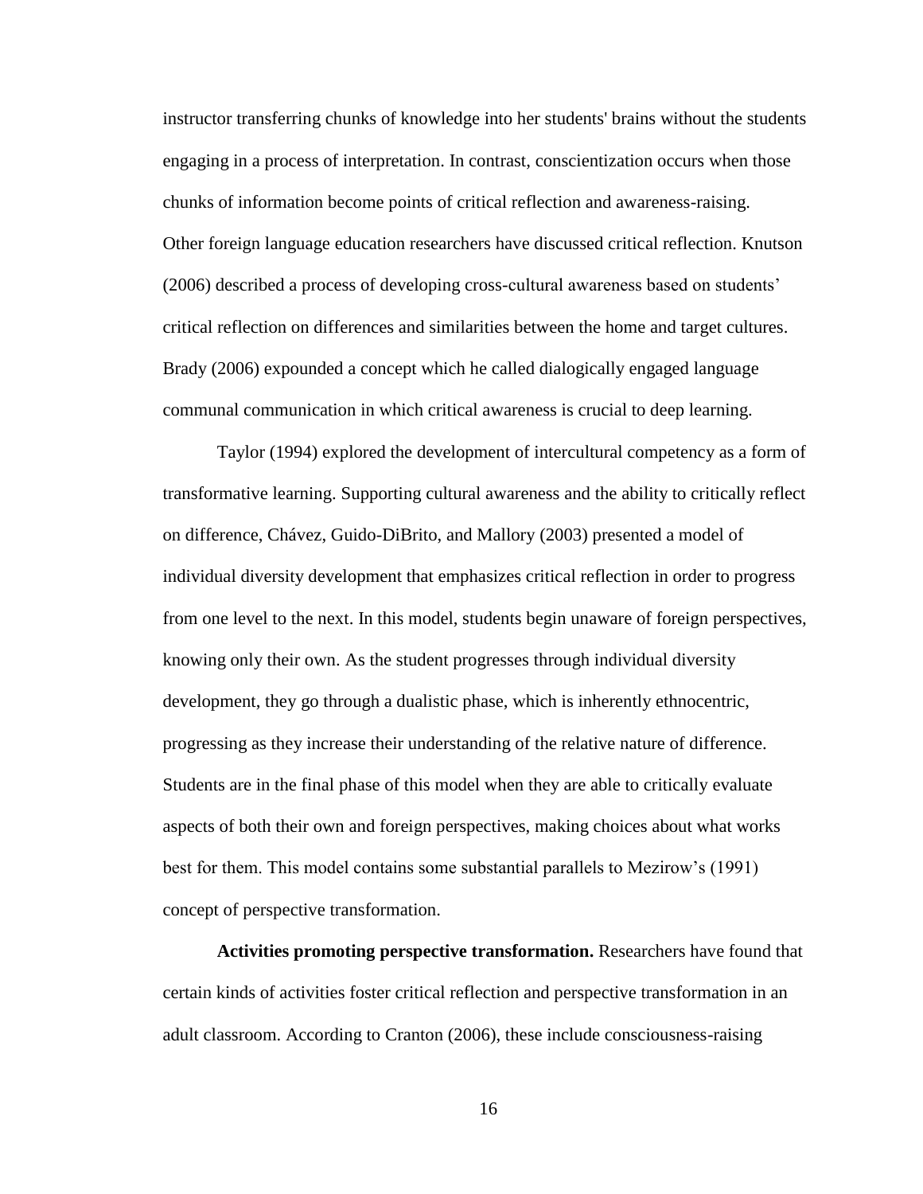instructor transferring chunks of knowledge into her students' brains without the students engaging in a process of interpretation. In contrast, conscientization occurs when those chunks of information become points of critical reflection and awareness-raising. Other foreign language education researchers have discussed critical reflection. Knutson (2006) described a process of developing cross-cultural awareness based on students' critical reflection on differences and similarities between the home and target cultures. Brady (2006) expounded a concept which he called dialogically engaged language communal communication in which critical awareness is crucial to deep learning.

Taylor (1994) explored the development of intercultural competency as a form of transformative learning. Supporting cultural awareness and the ability to critically reflect on difference, Chávez, Guido-DiBrito, and Mallory (2003) presented a model of individual diversity development that emphasizes critical reflection in order to progress from one level to the next. In this model, students begin unaware of foreign perspectives, knowing only their own. As the student progresses through individual diversity development, they go through a dualistic phase, which is inherently ethnocentric, progressing as they increase their understanding of the relative nature of difference. Students are in the final phase of this model when they are able to critically evaluate aspects of both their own and foreign perspectives, making choices about what works best for them. This model contains some substantial parallels to Mezirow's (1991) concept of perspective transformation.

**Activities promoting perspective transformation.** Researchers have found that certain kinds of activities foster critical reflection and perspective transformation in an adult classroom. According to Cranton (2006), these include consciousness-raising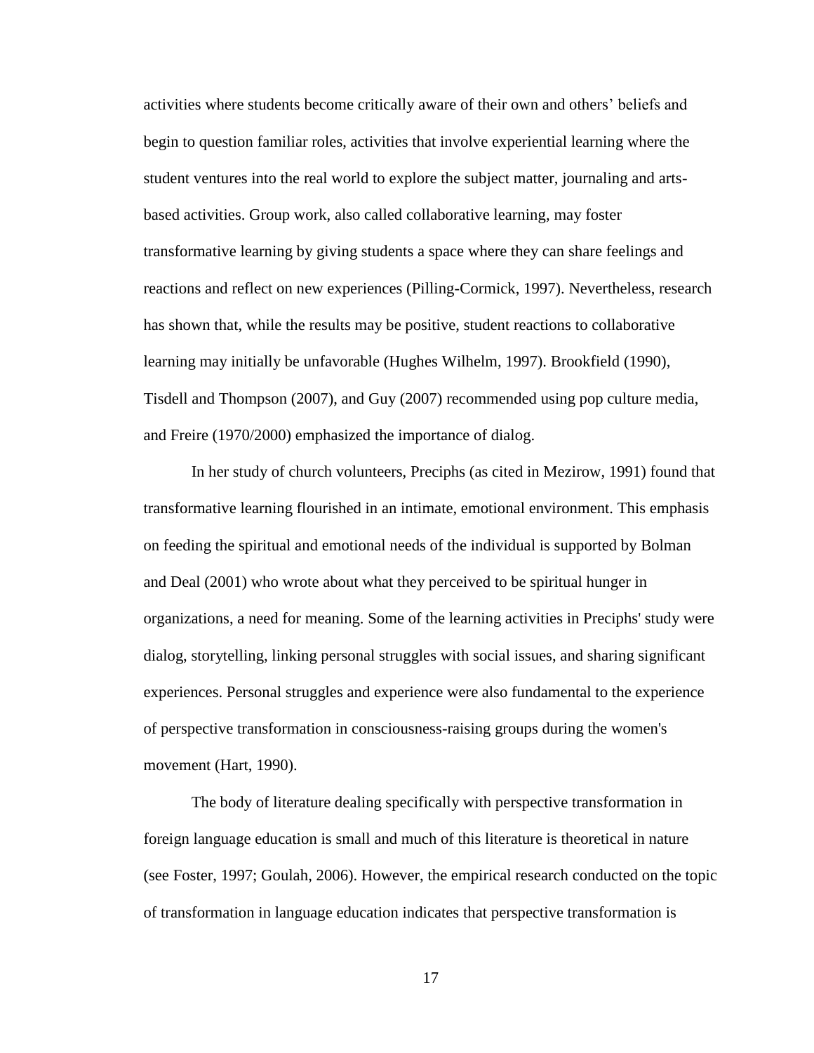activities where students become critically aware of their own and others' beliefs and begin to question familiar roles, activities that involve experiential learning where the student ventures into the real world to explore the subject matter, journaling and arts-based activities. Group work, also called collaborative learning, may foster transformative learning by giving students a space where they can share feelings and reactions and reflect on new experiences (Pilling-Cormick, 1997). Nevertheless, research has shown that, while the results may be positive, student reactions to collaborative learning may initially be unfavorable (Hughes Wilhelm, 1997). Brookfield (1990), Tisdell and Thompson (2007), and Guy (2007) recommended using pop culture media, and Freire (1970/2000) emphasized the importance of dialog.

In her study of church volunteers, Preciphs (as cited in Mezirow, 1991) found that transformative learning flourished in an intimate, emotional environment. This emphasis on feeding the spiritual and emotional needs of the individual is supported by Bolman and Deal (2001) who wrote about what they perceived to be spiritual hunger in organizations, a need for meaning. Some of the learning activities in Preciphs' study were dialog, storytelling, linking personal struggles with social issues, and sharing significant experiences. Personal struggles and experience were also fundamental to the experience of perspective transformation in consciousness-raising groups during the women's movement (Hart, 1990).

The body of literature dealing specifically with perspective transformation in foreign language education is small and much of this literature is theoretical in nature (see Foster, 1997; Goulah, 2006). However, the empirical research conducted on the topic of transformation in language education indicates that perspective transformation is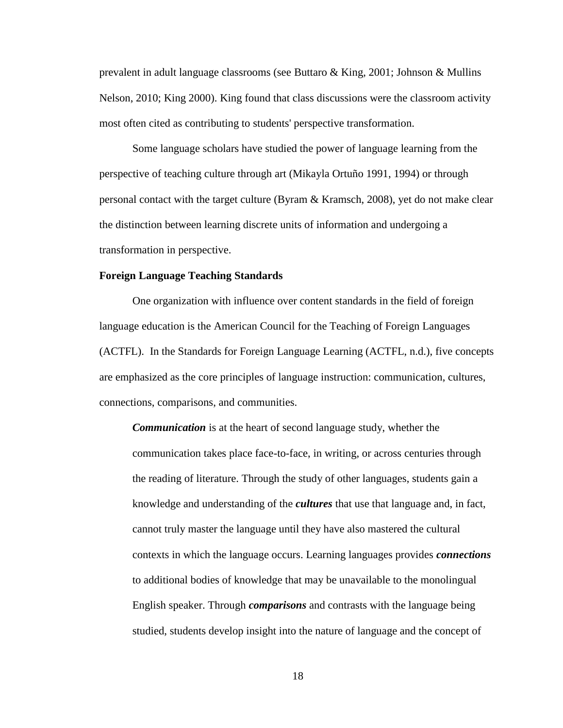prevalent in adult language classrooms (see Buttaro & King, 2001; Johnson & Mullins Nelson, 2010; King 2000). King found that class discussions were the classroom activity most often cited as contributing to students' perspective transformation.

Some language scholars have studied the power of language learning from the perspective of teaching culture through art (Mikayla Ortuño 1991, 1994) or through personal contact with the target culture (Byram & Kramsch, 2008), yet do not make clear the distinction between learning discrete units of information and undergoing a transformation in perspective.

**Foreign Language Teaching Standards**

One organization with influence over content standards in the field of foreign language education is the American Council for the Teaching of Foreign Languages (ACTFL). In the Standards for Foreign Language Learning (ACTFL, n.d.), five concepts are emphasized as the core principles of language instruction: communication, cultures, connections, comparisons, and communities.

> ***Communication*** is at the heart of second language study, whether the communication takes place face-to-face, in writing, or across centuries through the reading of literature. Through the study of other languages, students gain a knowledge and understanding of the ***cultures*** that use that language and, in fact, cannot truly master the language until they have also mastered the cultural contexts in which the language occurs. Learning languages provides ***connections*** to additional bodies of knowledge that may be unavailable to the monolingual English speaker. Through ***comparisons*** and contrasts with the language being studied, students develop insight into the nature of language and the concept of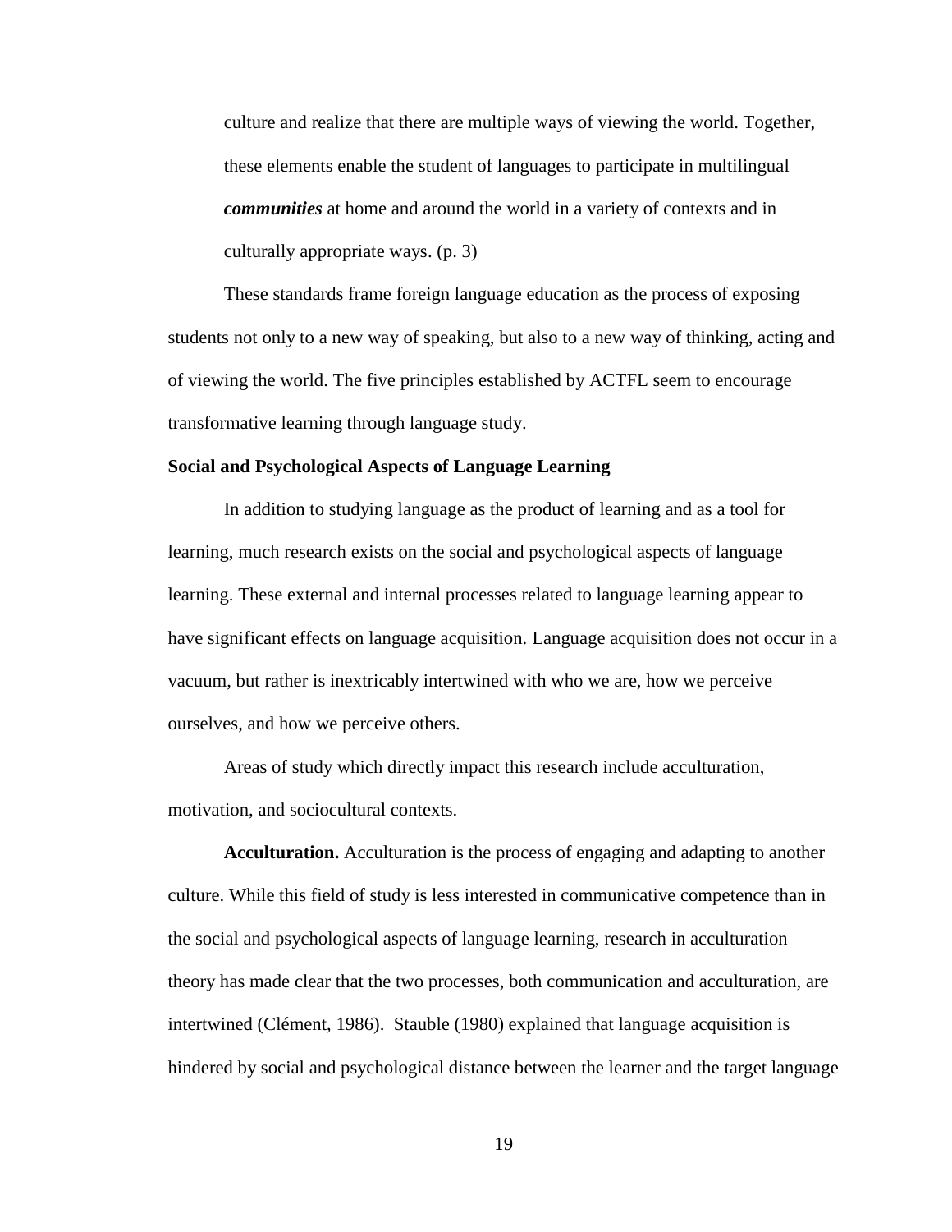> culture and realize that there are multiple ways of viewing the world. Together, these elements enable the student of languages to participate in multilingual ***communities*** at home and around the world in a variety of contexts and in culturally appropriate ways. (p. 3)

These standards frame foreign language education as the process of exposing students not only to a new way of speaking, but also to a new way of thinking, acting and of viewing the world. The five principles established by ACTFL seem to encourage transformative learning through language study.

**Social and Psychological Aspects of Language Learning**

In addition to studying language as the product of learning and as a tool for learning, much research exists on the social and psychological aspects of language learning. These external and internal processes related to language learning appear to have significant effects on language acquisition. Language acquisition does not occur in a vacuum, but rather is inextricably intertwined with who we are, how we perceive ourselves, and how we perceive others.

Areas of study which directly impact this research include acculturation, motivation, and sociocultural contexts.

**Acculturation.** Acculturation is the process of engaging and adapting to another culture. While this field of study is less interested in communicative competence than in the social and psychological aspects of language learning, research in acculturation theory has made clear that the two processes, both communication and acculturation, are intertwined (Clément, 1986). Stauble (1980) explained that language acquisition is hindered by social and psychological distance between the learner and the target language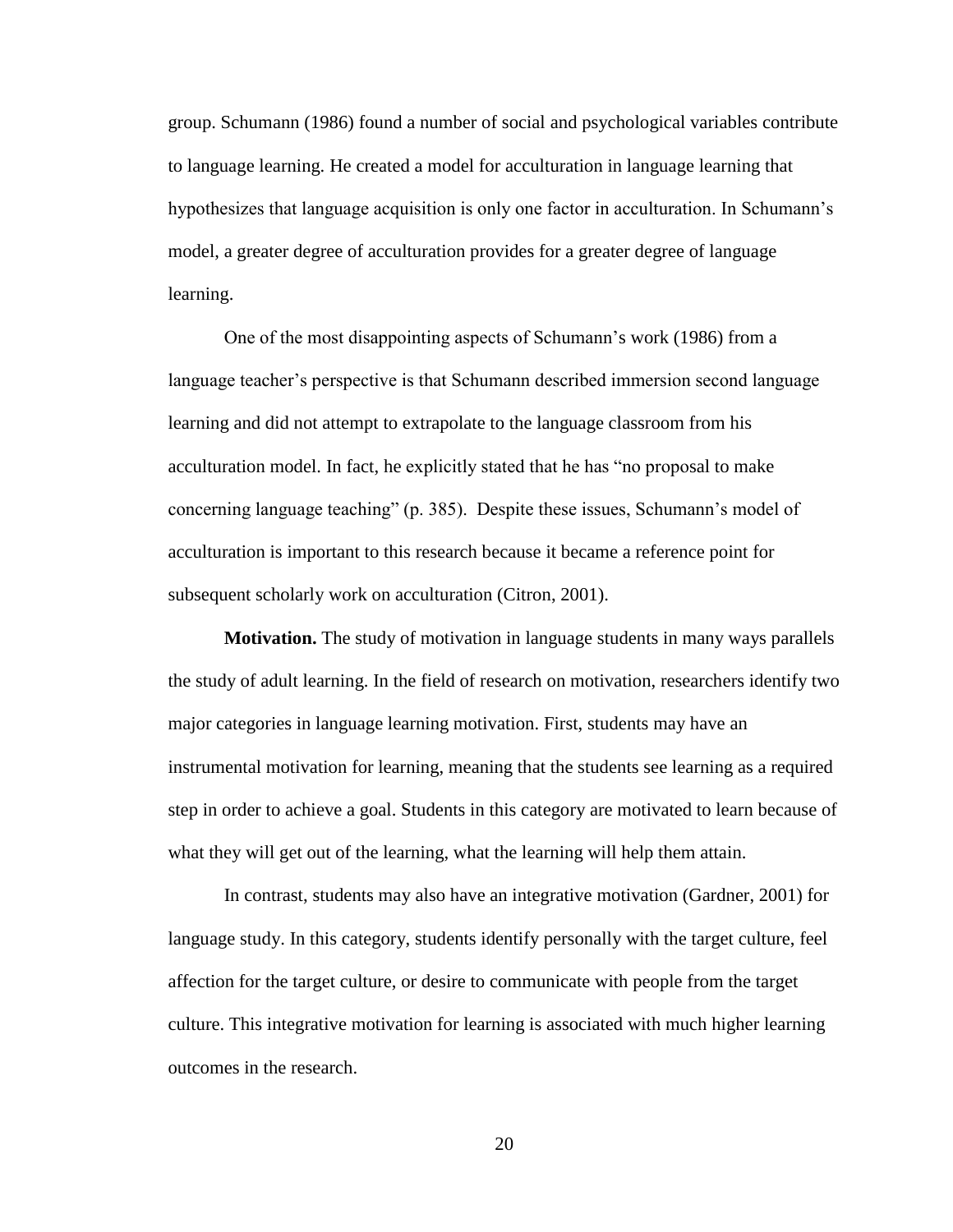group. Schumann (1986) found a number of social and psychological variables contribute to language learning. He created a model for acculturation in language learning that hypothesizes that language acquisition is only one factor in acculturation. In Schumann's model, a greater degree of acculturation provides for a greater degree of language learning.

One of the most disappointing aspects of Schumann's work (1986) from a language teacher's perspective is that Schumann described immersion second language learning and did not attempt to extrapolate to the language classroom from his acculturation model. In fact, he explicitly stated that he has "no proposal to make concerning language teaching" (p. 385). Despite these issues, Schumann's model of acculturation is important to this research because it became a reference point for subsequent scholarly work on acculturation (Citron, 2001).

**Motivation.** The study of motivation in language students in many ways parallels the study of adult learning. In the field of research on motivation, researchers identify two major categories in language learning motivation. First, students may have an instrumental motivation for learning, meaning that the students see learning as a required step in order to achieve a goal. Students in this category are motivated to learn because of what they will get out of the learning, what the learning will help them attain.

In contrast, students may also have an integrative motivation (Gardner, 2001) for language study. In this category, students identify personally with the target culture, feel affection for the target culture, or desire to communicate with people from the target culture. This integrative motivation for learning is associated with much higher learning outcomes in the research.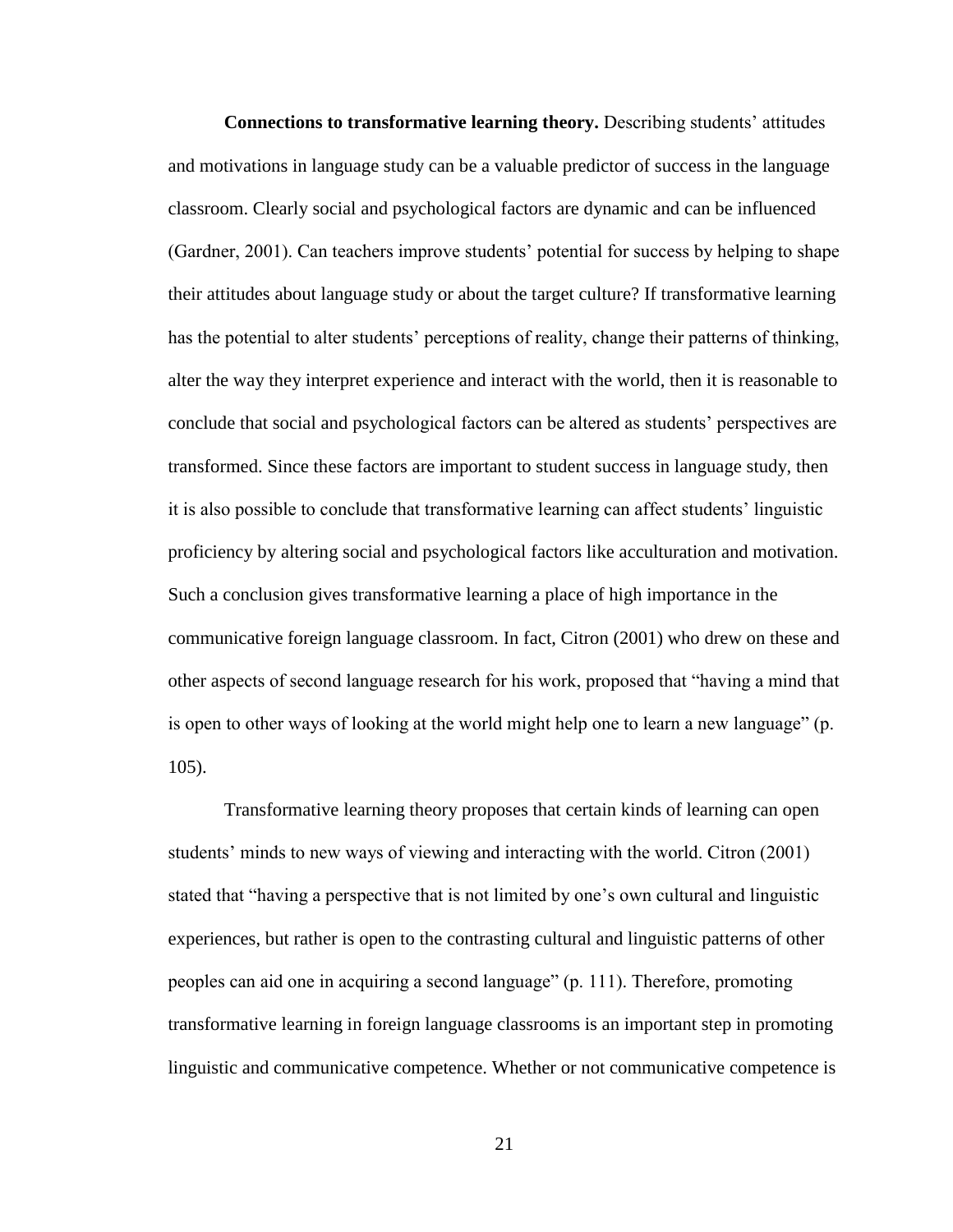**Connections to transformative learning theory.** Describing students' attitudes and motivations in language study can be a valuable predictor of success in the language classroom. Clearly social and psychological factors are dynamic and can be influenced (Gardner, 2001). Can teachers improve students' potential for success by helping to shape their attitudes about language study or about the target culture? If transformative learning has the potential to alter students' perceptions of reality, change their patterns of thinking, alter the way they interpret experience and interact with the world, then it is reasonable to conclude that social and psychological factors can be altered as students' perspectives are transformed. Since these factors are important to student success in language study, then it is also possible to conclude that transformative learning can affect students' linguistic proficiency by altering social and psychological factors like acculturation and motivation. Such a conclusion gives transformative learning a place of high importance in the communicative foreign language classroom. In fact, Citron (2001) who drew on these and other aspects of second language research for his work, proposed that "having a mind that is open to other ways of looking at the world might help one to learn a new language" (p. 105).

Transformative learning theory proposes that certain kinds of learning can open students' minds to new ways of viewing and interacting with the world. Citron (2001) stated that "having a perspective that is not limited by one's own cultural and linguistic experiences, but rather is open to the contrasting cultural and linguistic patterns of other peoples can aid one in acquiring a second language" (p. 111). Therefore, promoting transformative learning in foreign language classrooms is an important step in promoting linguistic and communicative competence. Whether or not communicative competence is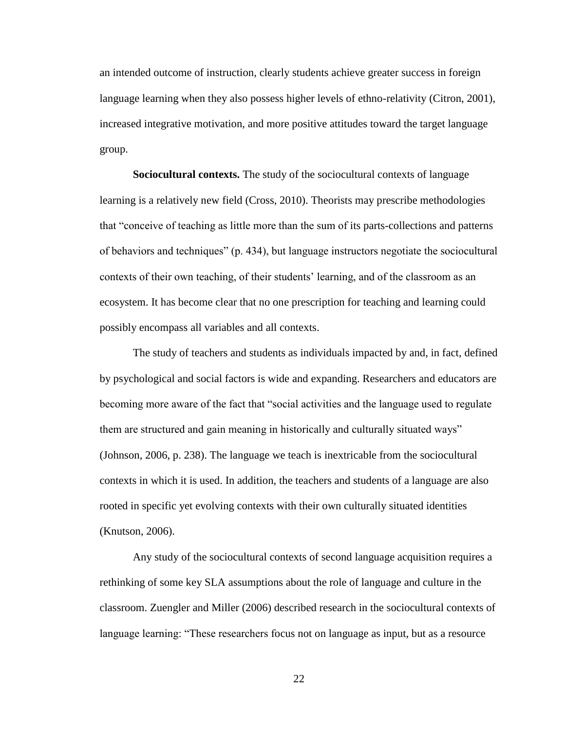an intended outcome of instruction, clearly students achieve greater success in foreign language learning when they also possess higher levels of ethno-relativity (Citron, 2001), increased integrative motivation, and more positive attitudes toward the target language group.

**Sociocultural contexts.** The study of the sociocultural contexts of language learning is a relatively new field (Cross, 2010). Theorists may prescribe methodologies that "conceive of teaching as little more than the sum of its parts-collections and patterns of behaviors and techniques" (p. 434), but language instructors negotiate the sociocultural contexts of their own teaching, of their students' learning, and of the classroom as an ecosystem. It has become clear that no one prescription for teaching and learning could possibly encompass all variables and all contexts.

The study of teachers and students as individuals impacted by and, in fact, defined by psychological and social factors is wide and expanding. Researchers and educators are becoming more aware of the fact that "social activities and the language used to regulate them are structured and gain meaning in historically and culturally situated ways" (Johnson, 2006, p. 238). The language we teach is inextricable from the sociocultural contexts in which it is used. In addition, the teachers and students of a language are also rooted in specific yet evolving contexts with their own culturally situated identities (Knutson, 2006).

Any study of the sociocultural contexts of second language acquisition requires a rethinking of some key SLA assumptions about the role of language and culture in the classroom. Zuengler and Miller (2006) described research in the sociocultural contexts of language learning: "These researchers focus not on language as input, but as a resource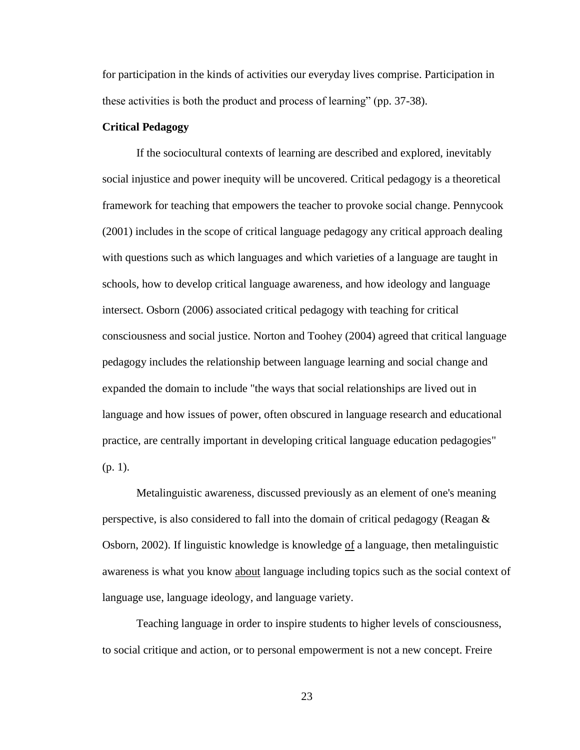for participation in the kinds of activities our everyday lives comprise. Participation in these activities is both the product and process of learning" (pp. 37-38).

**Critical Pedagogy**

If the sociocultural contexts of learning are described and explored, inevitably social injustice and power inequity will be uncovered. Critical pedagogy is a theoretical framework for teaching that empowers the teacher to provoke social change. Pennycook (2001) includes in the scope of critical language pedagogy any critical approach dealing with questions such as which languages and which varieties of a language are taught in schools, how to develop critical language awareness, and how ideology and language intersect. Osborn (2006) associated critical pedagogy with teaching for critical consciousness and social justice. Norton and Toohey (2004) agreed that critical language pedagogy includes the relationship between language learning and social change and expanded the domain to include "the ways that social relationships are lived out in language and how issues of power, often obscured in language research and educational practice, are centrally important in developing critical language education pedagogies" (p. 1).

Metalinguistic awareness, discussed previously as an element of one's meaning perspective, is also considered to fall into the domain of critical pedagogy (Reagan & Osborn, 2002). If linguistic knowledge is knowledge <u>of</u> a language, then metalinguistic awareness is what you know <u>about</u> language including topics such as the social context of language use, language ideology, and language variety.

Teaching language in order to inspire students to higher levels of consciousness, to social critique and action, or to personal empowerment is not a new concept. Freire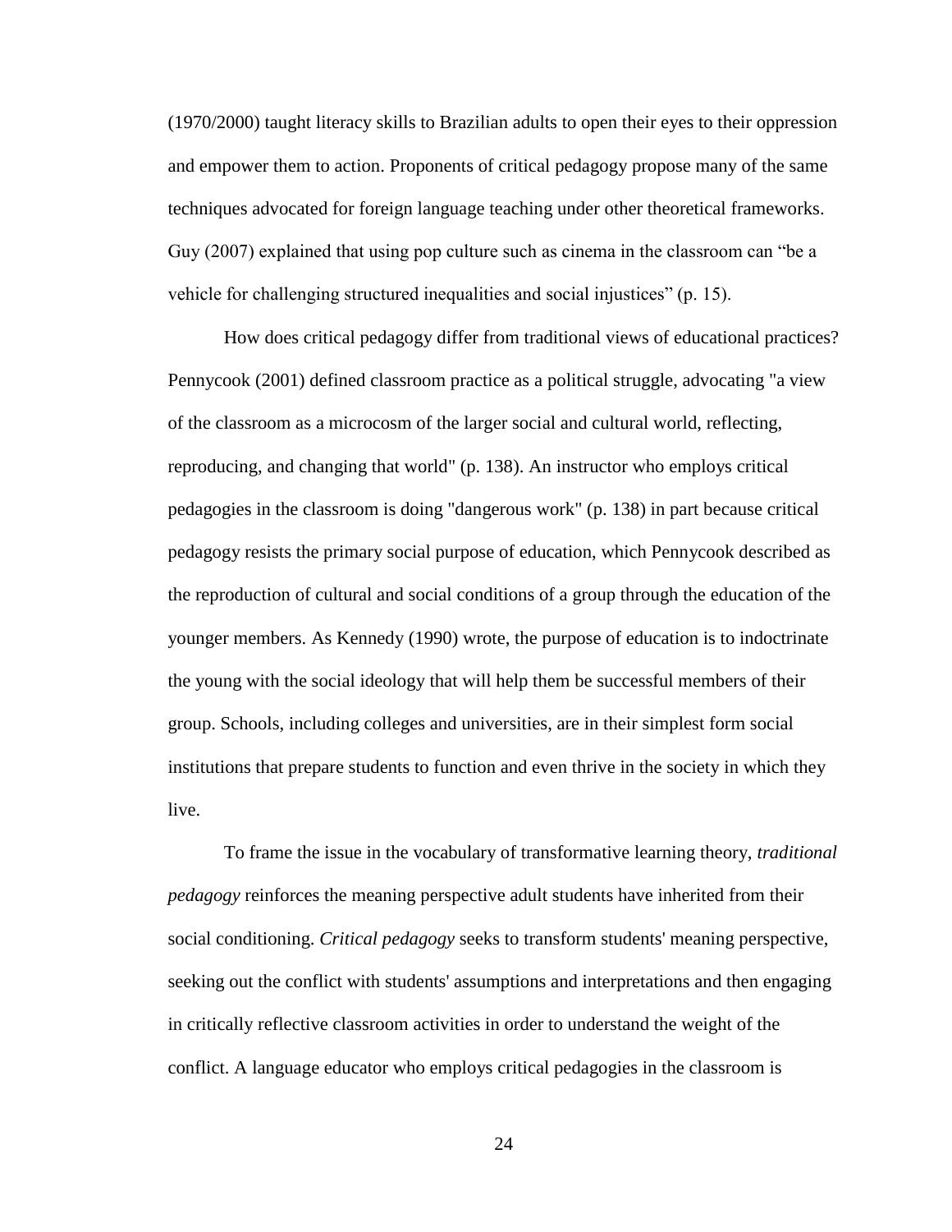(1970/2000) taught literacy skills to Brazilian adults to open their eyes to their oppression and empower them to action. Proponents of critical pedagogy propose many of the same techniques advocated for foreign language teaching under other theoretical frameworks. Guy (2007) explained that using pop culture such as cinema in the classroom can "be a vehicle for challenging structured inequalities and social injustices" (p. 15).

How does critical pedagogy differ from traditional views of educational practices? Pennycook (2001) defined classroom practice as a political struggle, advocating "a view of the classroom as a microcosm of the larger social and cultural world, reflecting, reproducing, and changing that world" (p. 138). An instructor who employs critical pedagogies in the classroom is doing "dangerous work" (p. 138) in part because critical pedagogy resists the primary social purpose of education, which Pennycook described as the reproduction of cultural and social conditions of a group through the education of the younger members. As Kennedy (1990) wrote, the purpose of education is to indoctrinate the young with the social ideology that will help them be successful members of their group. Schools, including colleges and universities, are in their simplest form social institutions that prepare students to function and even thrive in the society in which they live.

To frame the issue in the vocabulary of transformative learning theory, *traditional pedagogy* reinforces the meaning perspective adult students have inherited from their social conditioning. *Critical pedagogy* seeks to transform students' meaning perspective, seeking out the conflict with students' assumptions and interpretations and then engaging in critically reflective classroom activities in order to understand the weight of the conflict. A language educator who employs critical pedagogies in the classroom is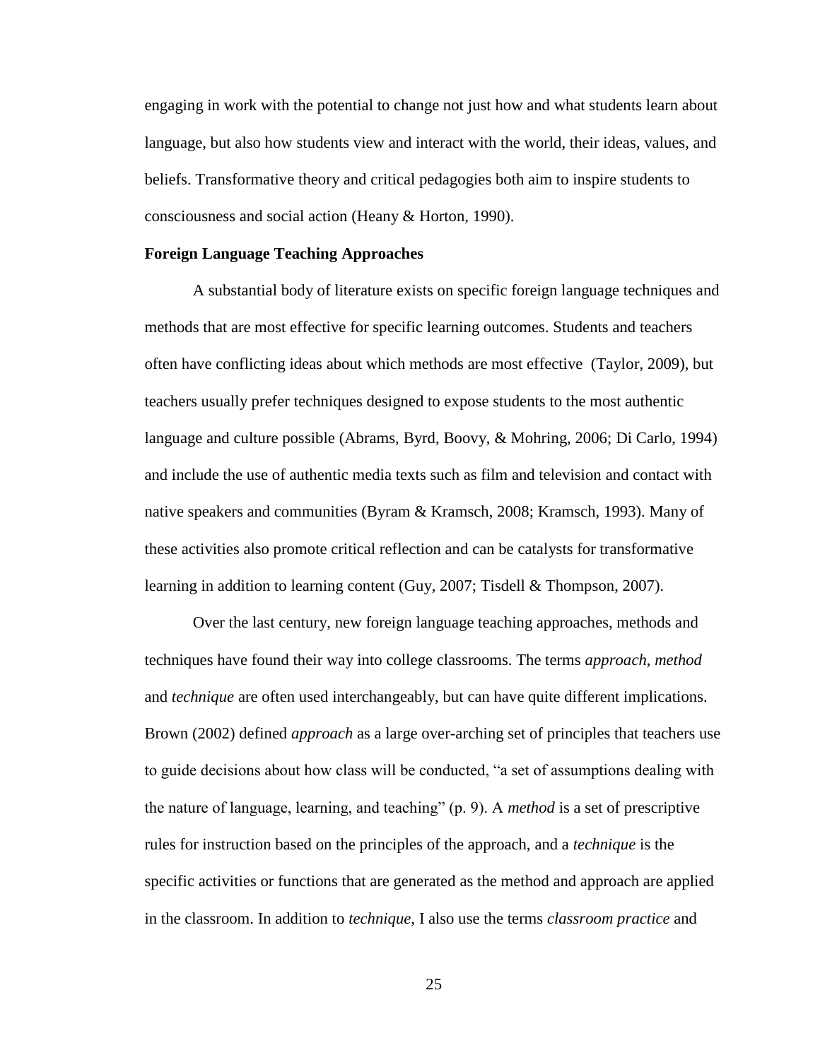engaging in work with the potential to change not just how and what students learn about language, but also how students view and interact with the world, their ideas, values, and beliefs. Transformative theory and critical pedagogies both aim to inspire students to consciousness and social action (Heany & Horton, 1990).

**Foreign Language Teaching Approaches**

A substantial body of literature exists on specific foreign language techniques and methods that are most effective for specific learning outcomes. Students and teachers often have conflicting ideas about which methods are most effective (Taylor, 2009), but teachers usually prefer techniques designed to expose students to the most authentic language and culture possible (Abrams, Byrd, Boovy, & Mohring, 2006; Di Carlo, 1994) and include the use of authentic media texts such as film and television and contact with native speakers and communities (Byram & Kramsch, 2008; Kramsch, 1993). Many of these activities also promote critical reflection and can be catalysts for transformative learning in addition to learning content (Guy, 2007; Tisdell & Thompson, 2007).

Over the last century, new foreign language teaching approaches, methods and techniques have found their way into college classrooms. The terms *approach*, *method* and *technique* are often used interchangeably, but can have quite different implications. Brown (2002) defined *approach* as a large over-arching set of principles that teachers use to guide decisions about how class will be conducted, "a set of assumptions dealing with the nature of language, learning, and teaching" (p. 9). A *method* is a set of prescriptive rules for instruction based on the principles of the approach, and a *technique* is the specific activities or functions that are generated as the method and approach are applied in the classroom. In addition to *technique*, I also use the terms *classroom practice* and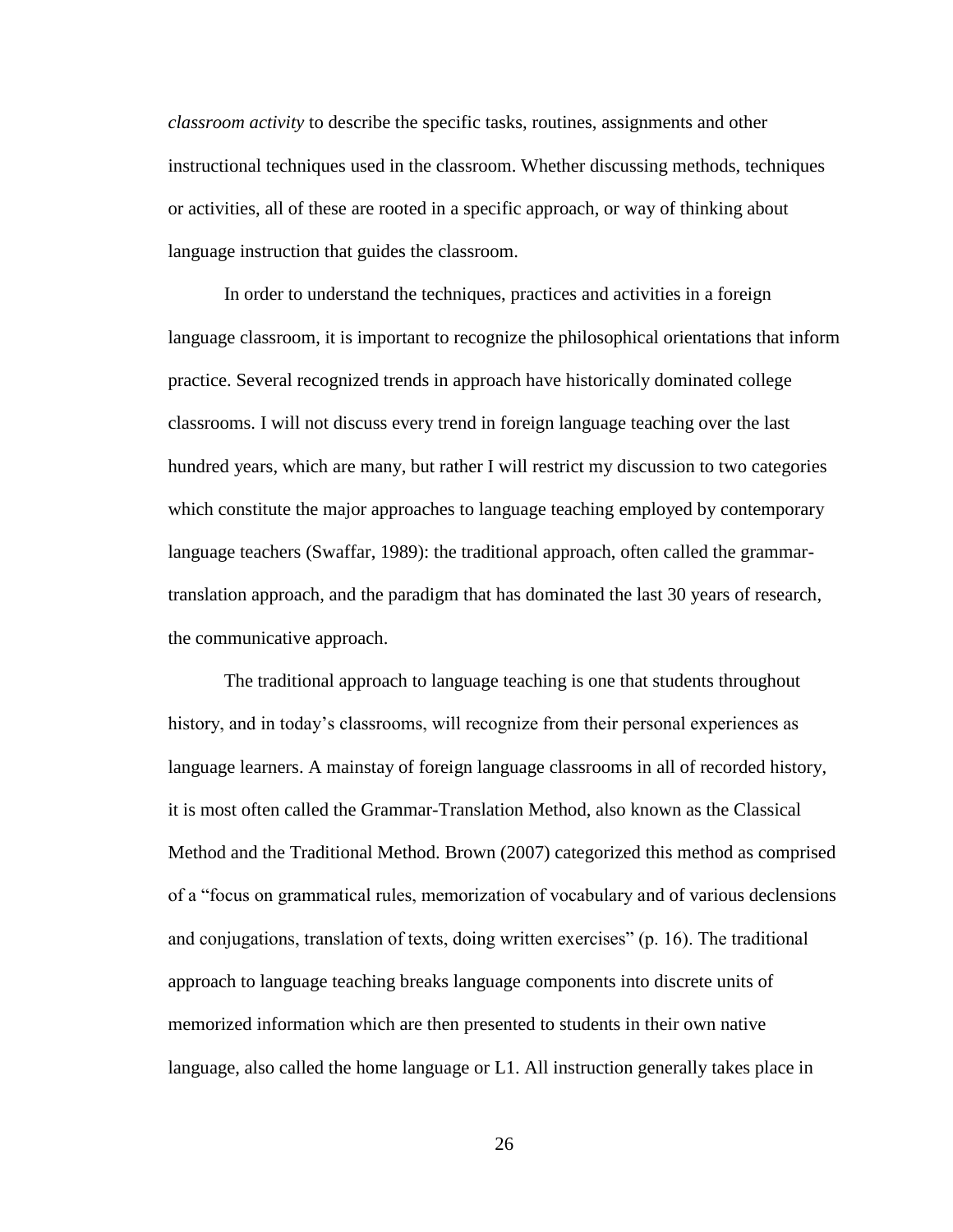*classroom activity* to describe the specific tasks, routines, assignments and other instructional techniques used in the classroom. Whether discussing methods, techniques or activities, all of these are rooted in a specific approach, or way of thinking about language instruction that guides the classroom.

In order to understand the techniques, practices and activities in a foreign language classroom, it is important to recognize the philosophical orientations that inform practice. Several recognized trends in approach have historically dominated college classrooms. I will not discuss every trend in foreign language teaching over the last hundred years, which are many, but rather I will restrict my discussion to two categories which constitute the major approaches to language teaching employed by contemporary language teachers (Swaffar, 1989): the traditional approach, often called the grammar-translation approach, and the paradigm that has dominated the last 30 years of research, the communicative approach.

The traditional approach to language teaching is one that students throughout history, and in today's classrooms, will recognize from their personal experiences as language learners. A mainstay of foreign language classrooms in all of recorded history, it is most often called the Grammar-Translation Method, also known as the Classical Method and the Traditional Method. Brown (2007) categorized this method as comprised of a "focus on grammatical rules, memorization of vocabulary and of various declensions and conjugations, translation of texts, doing written exercises" (p. 16). The traditional approach to language teaching breaks language components into discrete units of memorized information which are then presented to students in their own native language, also called the home language or L1. All instruction generally takes place in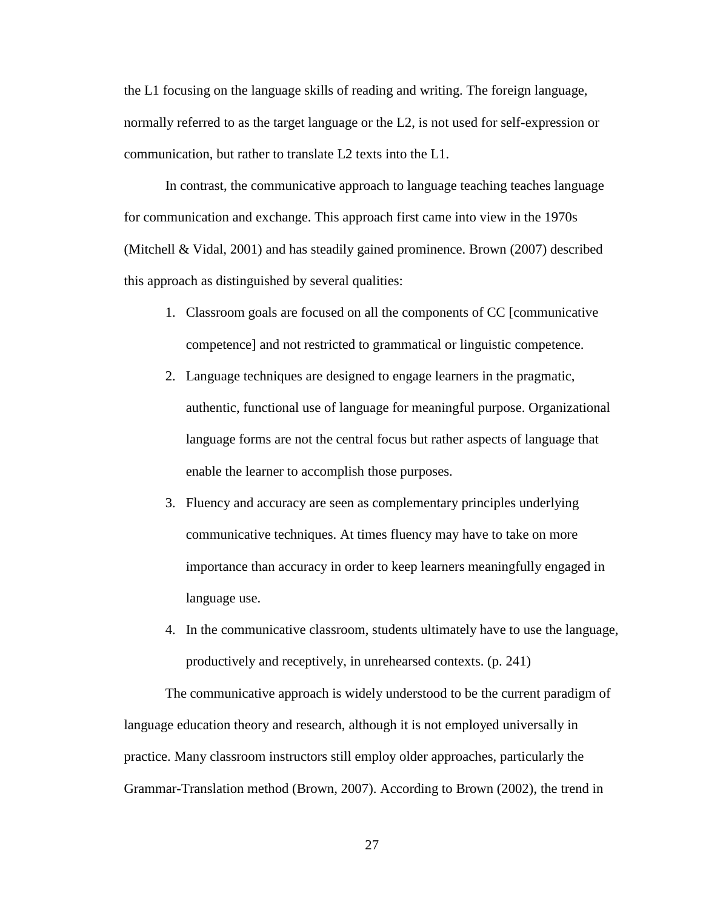the L1 focusing on the language skills of reading and writing. The foreign language, normally referred to as the target language or the L2, is not used for self-expression or communication, but rather to translate L2 texts into the L1.

In contrast, the communicative approach to language teaching teaches language for communication and exchange. This approach first came into view in the 1970s (Mitchell & Vidal, 2001) and has steadily gained prominence. Brown (2007) described this approach as distinguished by several qualities:

1. Classroom goals are focused on all the components of CC [communicative competence] and not restricted to grammatical or linguistic competence.
2. Language techniques are designed to engage learners in the pragmatic, authentic, functional use of language for meaningful purpose. Organizational language forms are not the central focus but rather aspects of language that enable the learner to accomplish those purposes.
3. Fluency and accuracy are seen as complementary principles underlying communicative techniques. At times fluency may have to take on more importance than accuracy in order to keep learners meaningfully engaged in language use.
4. In the communicative classroom, students ultimately have to use the language, productively and receptively, in unrehearsed contexts. (p. 241)

The communicative approach is widely understood to be the current paradigm of language education theory and research, although it is not employed universally in practice. Many classroom instructors still employ older approaches, particularly the Grammar-Translation method (Brown, 2007). According to Brown (2002), the trend in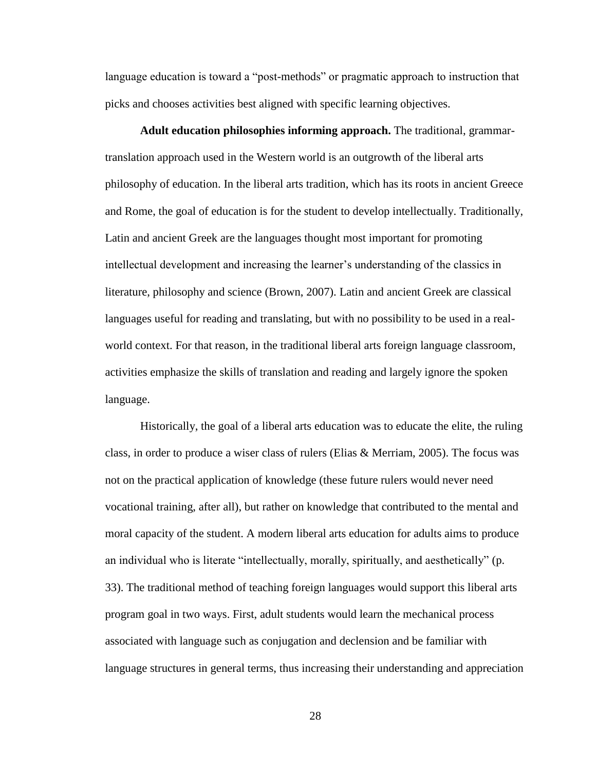language education is toward a "post-methods" or pragmatic approach to instruction that picks and chooses activities best aligned with specific learning objectives.

**Adult education philosophies informing approach.** The traditional, grammar-translation approach used in the Western world is an outgrowth of the liberal arts philosophy of education. In the liberal arts tradition, which has its roots in ancient Greece and Rome, the goal of education is for the student to develop intellectually. Traditionally, Latin and ancient Greek are the languages thought most important for promoting intellectual development and increasing the learner's understanding of the classics in literature, philosophy and science (Brown, 2007). Latin and ancient Greek are classical languages useful for reading and translating, but with no possibility to be used in a real-world context. For that reason, in the traditional liberal arts foreign language classroom, activities emphasize the skills of translation and reading and largely ignore the spoken language.

Historically, the goal of a liberal arts education was to educate the elite, the ruling class, in order to produce a wiser class of rulers (Elias & Merriam, 2005). The focus was not on the practical application of knowledge (these future rulers would never need vocational training, after all), but rather on knowledge that contributed to the mental and moral capacity of the student. A modern liberal arts education for adults aims to produce an individual who is literate "intellectually, morally, spiritually, and aesthetically" (p. 33). The traditional method of teaching foreign languages would support this liberal arts program goal in two ways. First, adult students would learn the mechanical process associated with language such as conjugation and declension and be familiar with language structures in general terms, thus increasing their understanding and appreciation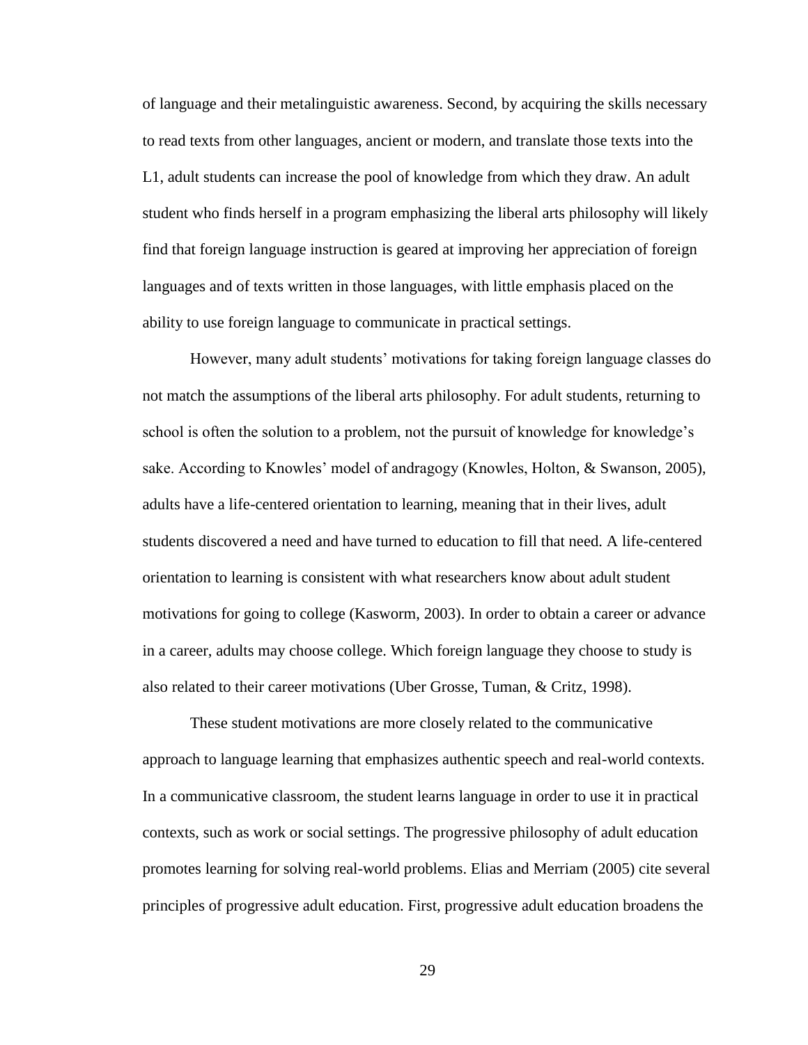of language and their metalinguistic awareness. Second, by acquiring the skills necessary to read texts from other languages, ancient or modern, and translate those texts into the L1, adult students can increase the pool of knowledge from which they draw. An adult student who finds herself in a program emphasizing the liberal arts philosophy will likely find that foreign language instruction is geared at improving her appreciation of foreign languages and of texts written in those languages, with little emphasis placed on the ability to use foreign language to communicate in practical settings.

However, many adult students' motivations for taking foreign language classes do not match the assumptions of the liberal arts philosophy. For adult students, returning to school is often the solution to a problem, not the pursuit of knowledge for knowledge's sake. According to Knowles' model of andragogy (Knowles, Holton, & Swanson, 2005), adults have a life-centered orientation to learning, meaning that in their lives, adult students discovered a need and have turned to education to fill that need. A life-centered orientation to learning is consistent with what researchers know about adult student motivations for going to college (Kasworm, 2003). In order to obtain a career or advance in a career, adults may choose college. Which foreign language they choose to study is also related to their career motivations (Uber Grosse, Tuman, & Critz, 1998).

These student motivations are more closely related to the communicative approach to language learning that emphasizes authentic speech and real-world contexts. In a communicative classroom, the student learns language in order to use it in practical contexts, such as work or social settings. The progressive philosophy of adult education promotes learning for solving real-world problems. Elias and Merriam (2005) cite several principles of progressive adult education. First, progressive adult education broadens the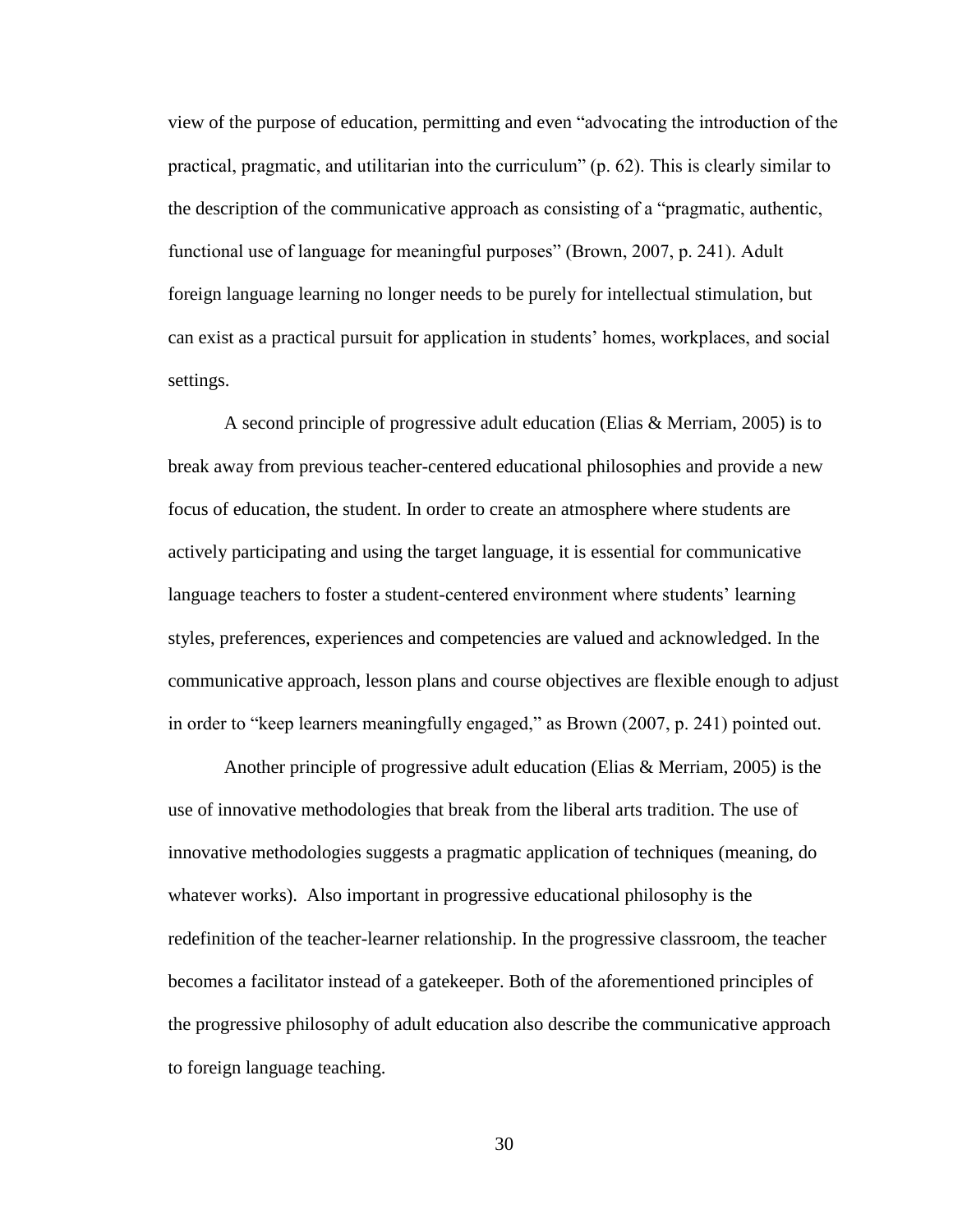view of the purpose of education, permitting and even "advocating the introduction of the practical, pragmatic, and utilitarian into the curriculum" (p. 62). This is clearly similar to the description of the communicative approach as consisting of a "pragmatic, authentic, functional use of language for meaningful purposes" (Brown, 2007, p. 241). Adult foreign language learning no longer needs to be purely for intellectual stimulation, but can exist as a practical pursuit for application in students' homes, workplaces, and social settings.

A second principle of progressive adult education (Elias & Merriam, 2005) is to break away from previous teacher-centered educational philosophies and provide a new focus of education, the student. In order to create an atmosphere where students are actively participating and using the target language, it is essential for communicative language teachers to foster a student-centered environment where students' learning styles, preferences, experiences and competencies are valued and acknowledged. In the communicative approach, lesson plans and course objectives are flexible enough to adjust in order to "keep learners meaningfully engaged," as Brown (2007, p. 241) pointed out.

Another principle of progressive adult education (Elias & Merriam, 2005) is the use of innovative methodologies that break from the liberal arts tradition. The use of innovative methodologies suggests a pragmatic application of techniques (meaning, do whatever works). Also important in progressive educational philosophy is the redefinition of the teacher-learner relationship. In the progressive classroom, the teacher becomes a facilitator instead of a gatekeeper. Both of the aforementioned principles of the progressive philosophy of adult education also describe the communicative approach to foreign language teaching.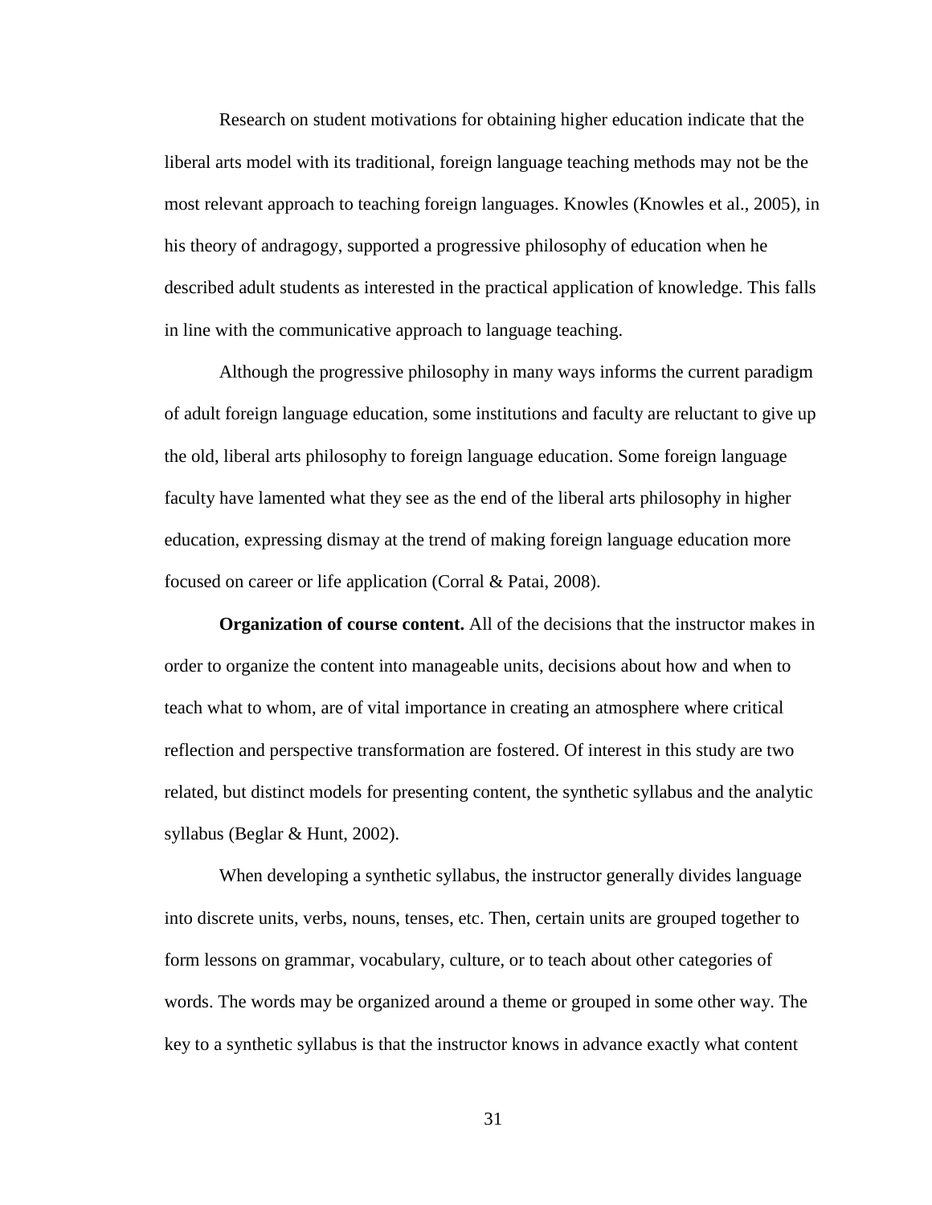Research on student motivations for obtaining higher education indicate that the liberal arts model with its traditional, foreign language teaching methods may not be the most relevant approach to teaching foreign languages. Knowles (Knowles et al., 2005), in his theory of andragogy, supported a progressive philosophy of education when he described adult students as interested in the practical application of knowledge. This falls in line with the communicative approach to language teaching.

Although the progressive philosophy in many ways informs the current paradigm of adult foreign language education, some institutions and faculty are reluctant to give up the old, liberal arts philosophy to foreign language education. Some foreign language faculty have lamented what they see as the end of the liberal arts philosophy in higher education, expressing dismay at the trend of making foreign language education more focused on career or life application (Corral & Patai, 2008).

**Organization of course content.** All of the decisions that the instructor makes in order to organize the content into manageable units, decisions about how and when to teach what to whom, are of vital importance in creating an atmosphere where critical reflection and perspective transformation are fostered. Of interest in this study are two related, but distinct models for presenting content, the synthetic syllabus and the analytic syllabus (Beglar & Hunt, 2002).

When developing a synthetic syllabus, the instructor generally divides language into discrete units, verbs, nouns, tenses, etc. Then, certain units are grouped together to form lessons on grammar, vocabulary, culture, or to teach about other categories of words. The words may be organized around a theme or grouped in some other way. The key to a synthetic syllabus is that the instructor knows in advance exactly what content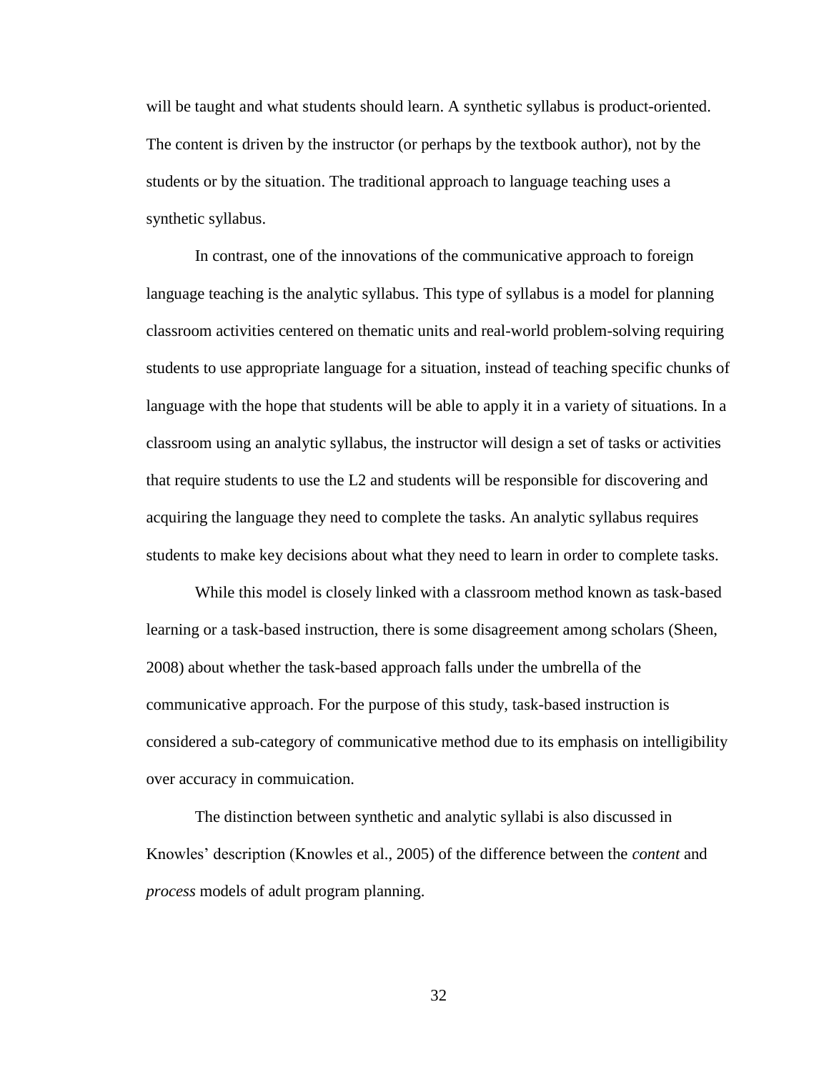will be taught and what students should learn. A synthetic syllabus is product-oriented. The content is driven by the instructor (or perhaps by the textbook author), not by the students or by the situation. The traditional approach to language teaching uses a synthetic syllabus.

In contrast, one of the innovations of the communicative approach to foreign language teaching is the analytic syllabus. This type of syllabus is a model for planning classroom activities centered on thematic units and real-world problem-solving requiring students to use appropriate language for a situation, instead of teaching specific chunks of language with the hope that students will be able to apply it in a variety of situations. In a classroom using an analytic syllabus, the instructor will design a set of tasks or activities that require students to use the L2 and students will be responsible for discovering and acquiring the language they need to complete the tasks. An analytic syllabus requires students to make key decisions about what they need to learn in order to complete tasks.

While this model is closely linked with a classroom method known as task-based learning or a task-based instruction, there is some disagreement among scholars (Sheen, 2008) about whether the task-based approach falls under the umbrella of the communicative approach. For the purpose of this study, task-based instruction is considered a sub-category of communicative method due to its emphasis on intelligibility over accuracy in commuication.

The distinction between synthetic and analytic syllabi is also discussed in Knowles' description (Knowles et al., 2005) of the difference between the *content* and *process* models of adult program planning.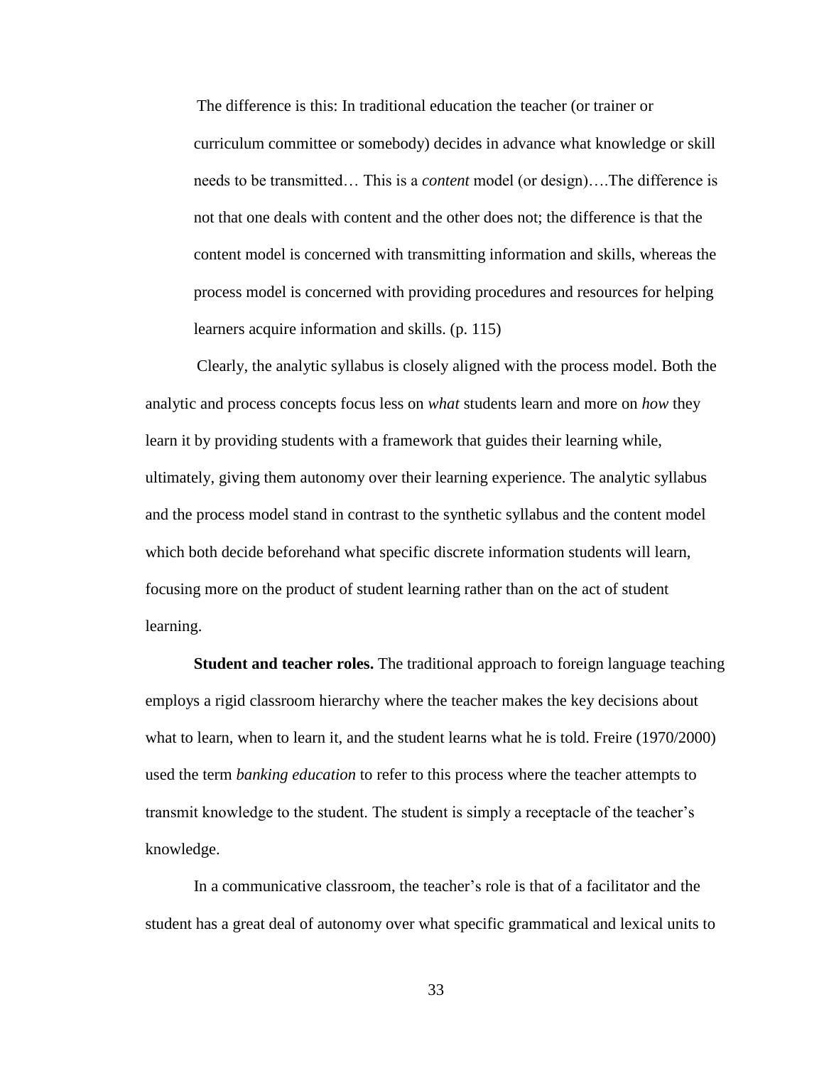> The difference is this: In traditional education the teacher (or trainer or curriculum committee or somebody) decides in advance what knowledge or skill needs to be transmitted… This is a *content* model (or design)….The difference is not that one deals with content and the other does not; the difference is that the content model is concerned with transmitting information and skills, whereas the process model is concerned with providing procedures and resources for helping learners acquire information and skills. (p. 115)

Clearly, the analytic syllabus is closely aligned with the process model. Both the analytic and process concepts focus less on *what* students learn and more on *how* they learn it by providing students with a framework that guides their learning while, ultimately, giving them autonomy over their learning experience. The analytic syllabus and the process model stand in contrast to the synthetic syllabus and the content model which both decide beforehand what specific discrete information students will learn, focusing more on the product of student learning rather than on the act of student learning.

**Student and teacher roles.** The traditional approach to foreign language teaching employs a rigid classroom hierarchy where the teacher makes the key decisions about what to learn, when to learn it, and the student learns what he is told. Freire (1970/2000) used the term *banking education* to refer to this process where the teacher attempts to transmit knowledge to the student. The student is simply a receptacle of the teacher's knowledge.

In a communicative classroom, the teacher's role is that of a facilitator and the student has a great deal of autonomy over what specific grammatical and lexical units to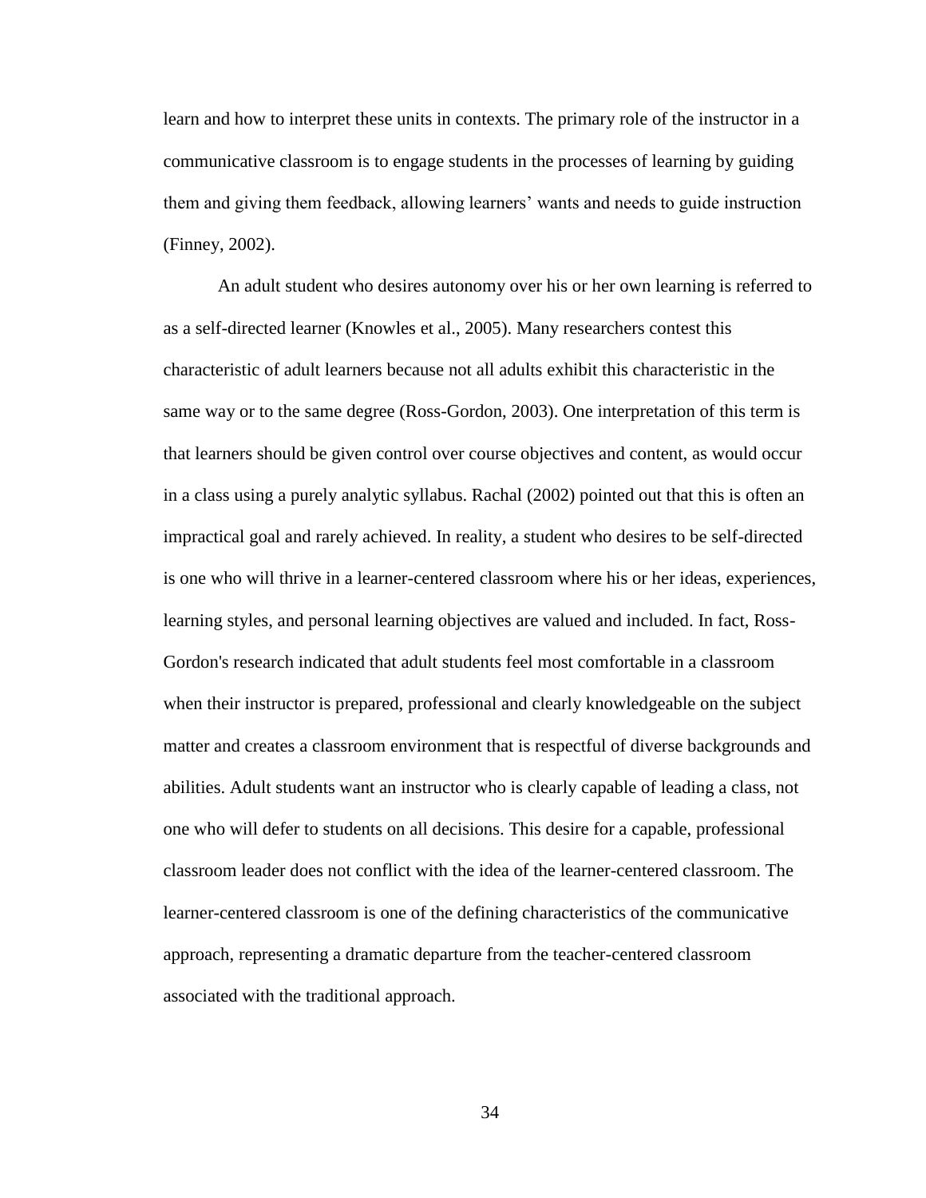learn and how to interpret these units in contexts. The primary role of the instructor in a communicative classroom is to engage students in the processes of learning by guiding them and giving them feedback, allowing learners' wants and needs to guide instruction (Finney, 2002).

An adult student who desires autonomy over his or her own learning is referred to as a self-directed learner (Knowles et al., 2005). Many researchers contest this characteristic of adult learners because not all adults exhibit this characteristic in the same way or to the same degree (Ross-Gordon, 2003). One interpretation of this term is that learners should be given control over course objectives and content, as would occur in a class using a purely analytic syllabus. Rachal (2002) pointed out that this is often an impractical goal and rarely achieved. In reality, a student who desires to be self-directed is one who will thrive in a learner-centered classroom where his or her ideas, experiences, learning styles, and personal learning objectives are valued and included. In fact, Ross-Gordon's research indicated that adult students feel most comfortable in a classroom when their instructor is prepared, professional and clearly knowledgeable on the subject matter and creates a classroom environment that is respectful of diverse backgrounds and abilities. Adult students want an instructor who is clearly capable of leading a class, not one who will defer to students on all decisions. This desire for a capable, professional classroom leader does not conflict with the idea of the learner-centered classroom. The learner-centered classroom is one of the defining characteristics of the communicative approach, representing a dramatic departure from the teacher-centered classroom associated with the traditional approach.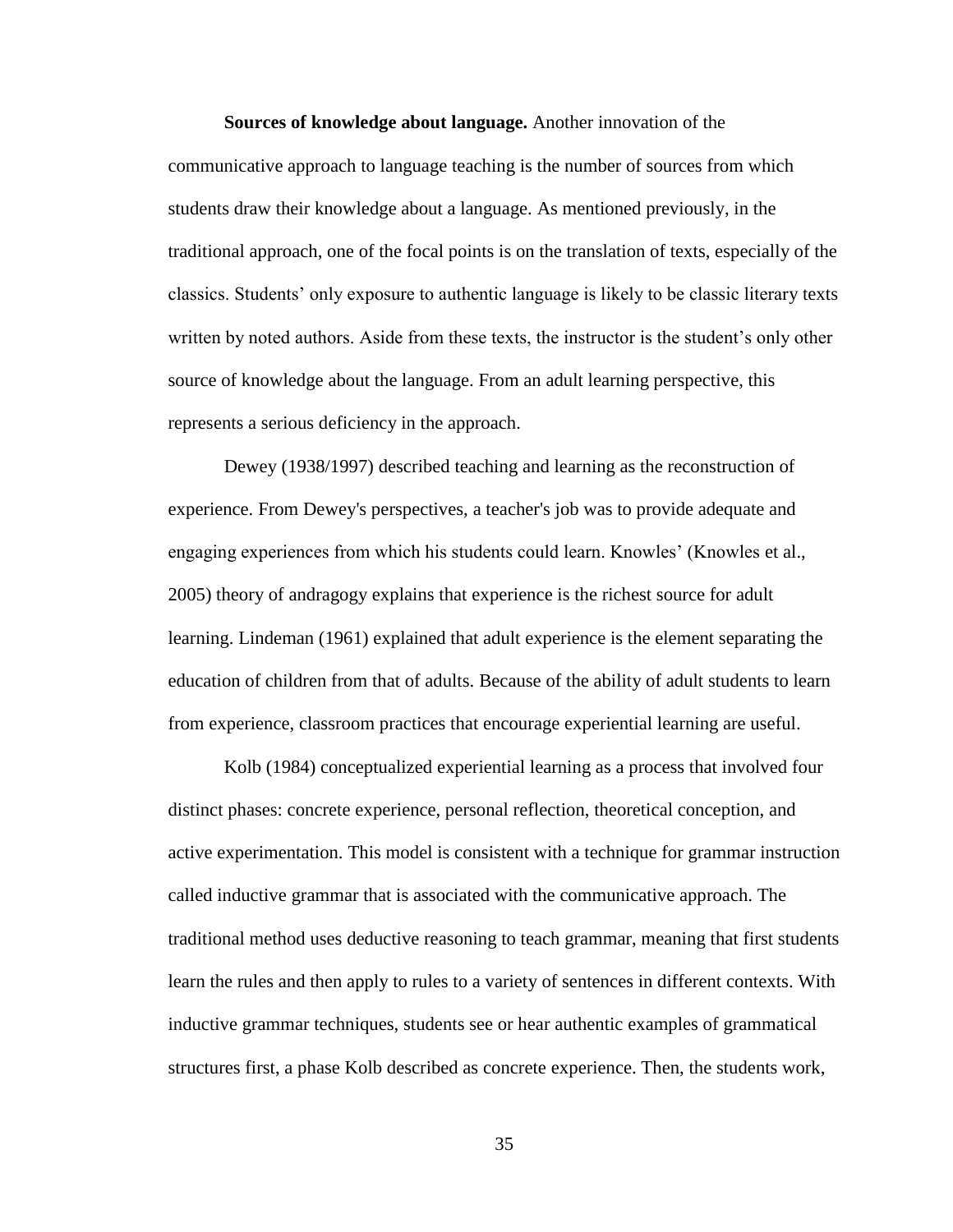**Sources of knowledge about language.** Another innovation of the communicative approach to language teaching is the number of sources from which students draw their knowledge about a language. As mentioned previously, in the traditional approach, one of the focal points is on the translation of texts, especially of the classics. Students' only exposure to authentic language is likely to be classic literary texts written by noted authors. Aside from these texts, the instructor is the student's only other source of knowledge about the language. From an adult learning perspective, this represents a serious deficiency in the approach.

Dewey (1938/1997) described teaching and learning as the reconstruction of experience. From Dewey's perspectives, a teacher's job was to provide adequate and engaging experiences from which his students could learn. Knowles' (Knowles et al., 2005) theory of andragogy explains that experience is the richest source for adult learning. Lindeman (1961) explained that adult experience is the element separating the education of children from that of adults. Because of the ability of adult students to learn from experience, classroom practices that encourage experiential learning are useful.

Kolb (1984) conceptualized experiential learning as a process that involved four distinct phases: concrete experience, personal reflection, theoretical conception, and active experimentation. This model is consistent with a technique for grammar instruction called inductive grammar that is associated with the communicative approach. The traditional method uses deductive reasoning to teach grammar, meaning that first students learn the rules and then apply to rules to a variety of sentences in different contexts. With inductive grammar techniques, students see or hear authentic examples of grammatical structures first, a phase Kolb described as concrete experience. Then, the students work,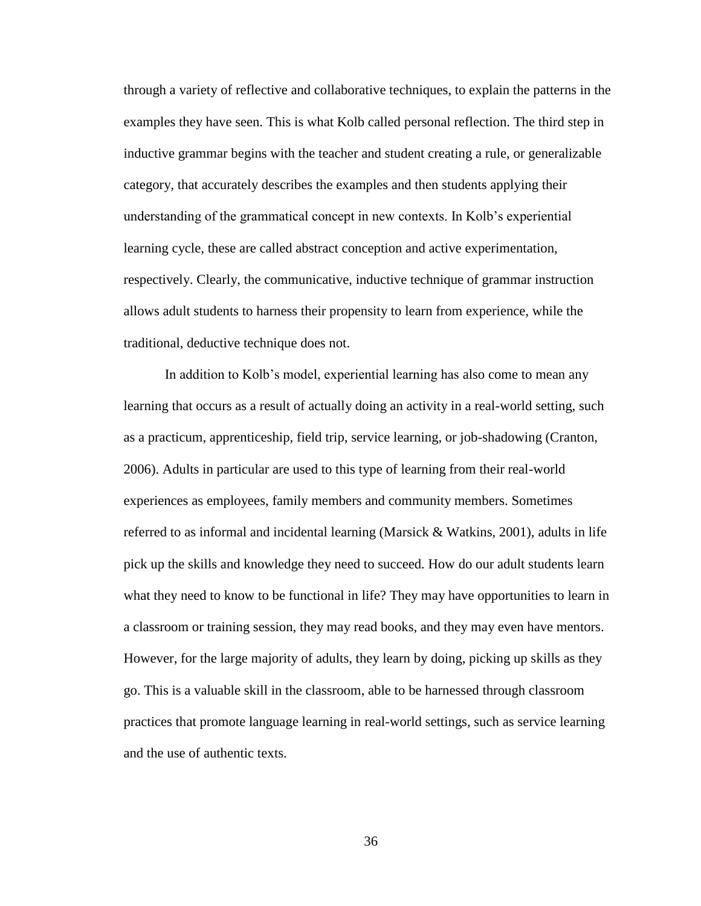through a variety of reflective and collaborative techniques, to explain the patterns in the examples they have seen. This is what Kolb called personal reflection. The third step in inductive grammar begins with the teacher and student creating a rule, or generalizable category, that accurately describes the examples and then students applying their understanding of the grammatical concept in new contexts. In Kolb's experiential learning cycle, these are called abstract conception and active experimentation, respectively. Clearly, the communicative, inductive technique of grammar instruction allows adult students to harness their propensity to learn from experience, while the traditional, deductive technique does not.

In addition to Kolb's model, experiential learning has also come to mean any learning that occurs as a result of actually doing an activity in a real-world setting, such as a practicum, apprenticeship, field trip, service learning, or job-shadowing (Cranton, 2006). Adults in particular are used to this type of learning from their real-world experiences as employees, family members and community members. Sometimes referred to as informal and incidental learning (Marsick & Watkins, 2001), adults in life pick up the skills and knowledge they need to succeed. How do our adult students learn what they need to know to be functional in life? They may have opportunities to learn in a classroom or training session, they may read books, and they may even have mentors. However, for the large majority of adults, they learn by doing, picking up skills as they go. This is a valuable skill in the classroom, able to be harnessed through classroom practices that promote language learning in real-world settings, such as service learning and the use of authentic texts.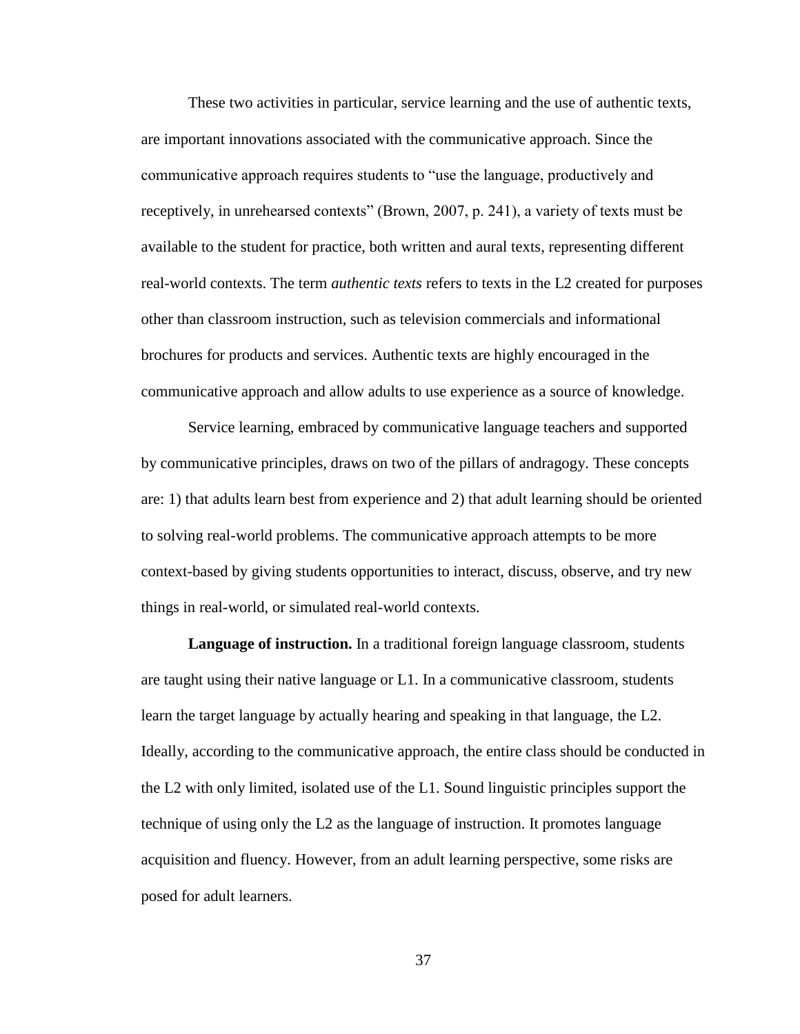These two activities in particular, service learning and the use of authentic texts, are important innovations associated with the communicative approach. Since the communicative approach requires students to "use the language, productively and receptively, in unrehearsed contexts" (Brown, 2007, p. 241), a variety of texts must be available to the student for practice, both written and aural texts, representing different real-world contexts. The term *authentic texts* refers to texts in the L2 created for purposes other than classroom instruction, such as television commercials and informational brochures for products and services. Authentic texts are highly encouraged in the communicative approach and allow adults to use experience as a source of knowledge.

Service learning, embraced by communicative language teachers and supported by communicative principles, draws on two of the pillars of andragogy. These concepts are: 1) that adults learn best from experience and 2) that adult learning should be oriented to solving real-world problems. The communicative approach attempts to be more context-based by giving students opportunities to interact, discuss, observe, and try new things in real-world, or simulated real-world contexts.

**Language of instruction.** In a traditional foreign language classroom, students are taught using their native language or L1. In a communicative classroom, students learn the target language by actually hearing and speaking in that language, the L2. Ideally, according to the communicative approach, the entire class should be conducted in the L2 with only limited, isolated use of the L1. Sound linguistic principles support the technique of using only the L2 as the language of instruction. It promotes language acquisition and fluency. However, from an adult learning perspective, some risks are posed for adult learners.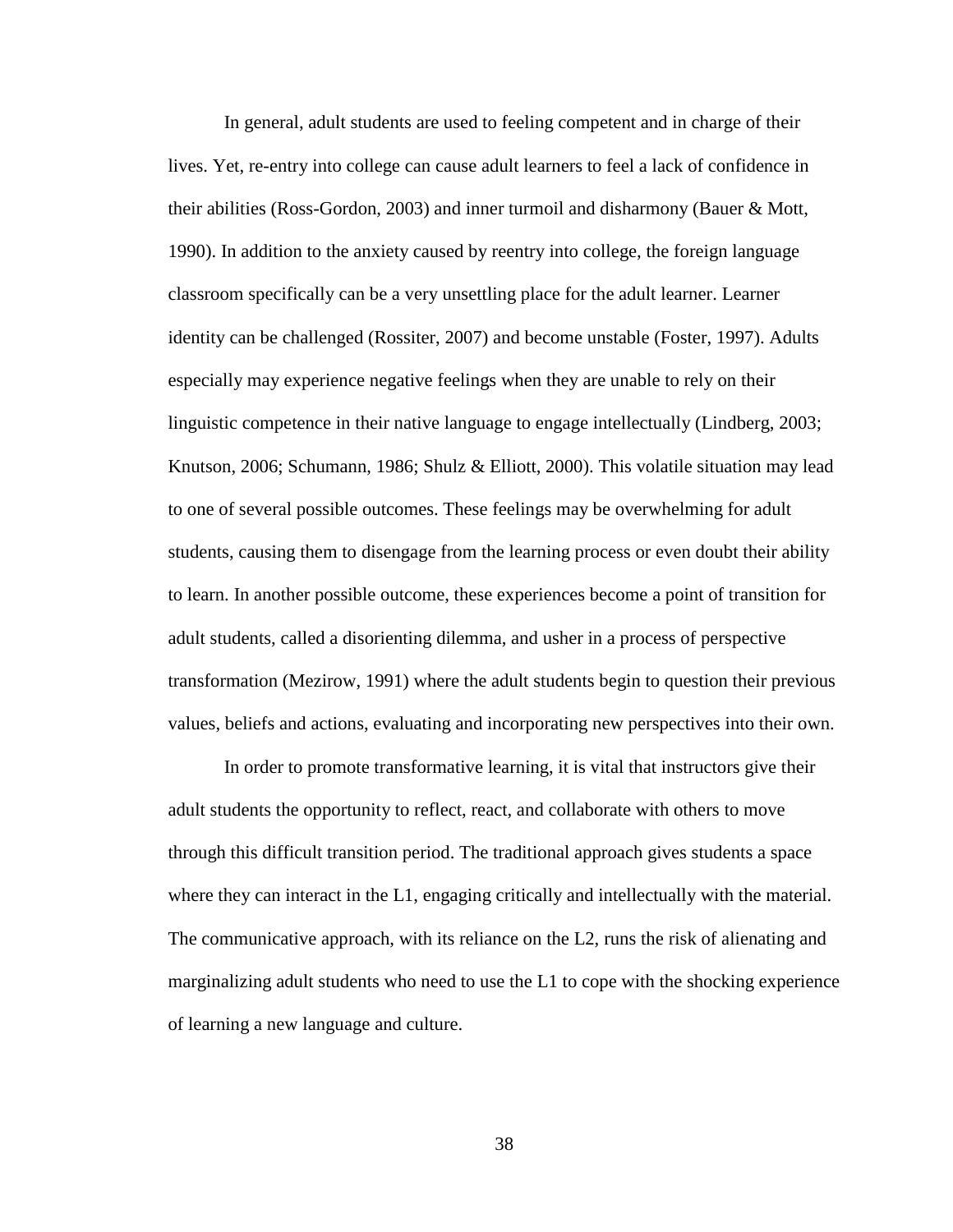In general, adult students are used to feeling competent and in charge of their lives. Yet, re-entry into college can cause adult learners to feel a lack of confidence in their abilities (Ross-Gordon, 2003) and inner turmoil and disharmony (Bauer & Mott, 1990). In addition to the anxiety caused by reentry into college, the foreign language classroom specifically can be a very unsettling place for the adult learner. Learner identity can be challenged (Rossiter, 2007) and become unstable (Foster, 1997). Adults especially may experience negative feelings when they are unable to rely on their linguistic competence in their native language to engage intellectually (Lindberg, 2003; Knutson, 2006; Schumann, 1986; Shulz & Elliott, 2000). This volatile situation may lead to one of several possible outcomes. These feelings may be overwhelming for adult students, causing them to disengage from the learning process or even doubt their ability to learn. In another possible outcome, these experiences become a point of transition for adult students, called a disorienting dilemma, and usher in a process of perspective transformation (Mezirow, 1991) where the adult students begin to question their previous values, beliefs and actions, evaluating and incorporating new perspectives into their own.

In order to promote transformative learning, it is vital that instructors give their adult students the opportunity to reflect, react, and collaborate with others to move through this difficult transition period. The traditional approach gives students a space where they can interact in the L1, engaging critically and intellectually with the material. The communicative approach, with its reliance on the L2, runs the risk of alienating and marginalizing adult students who need to use the L1 to cope with the shocking experience of learning a new language and culture.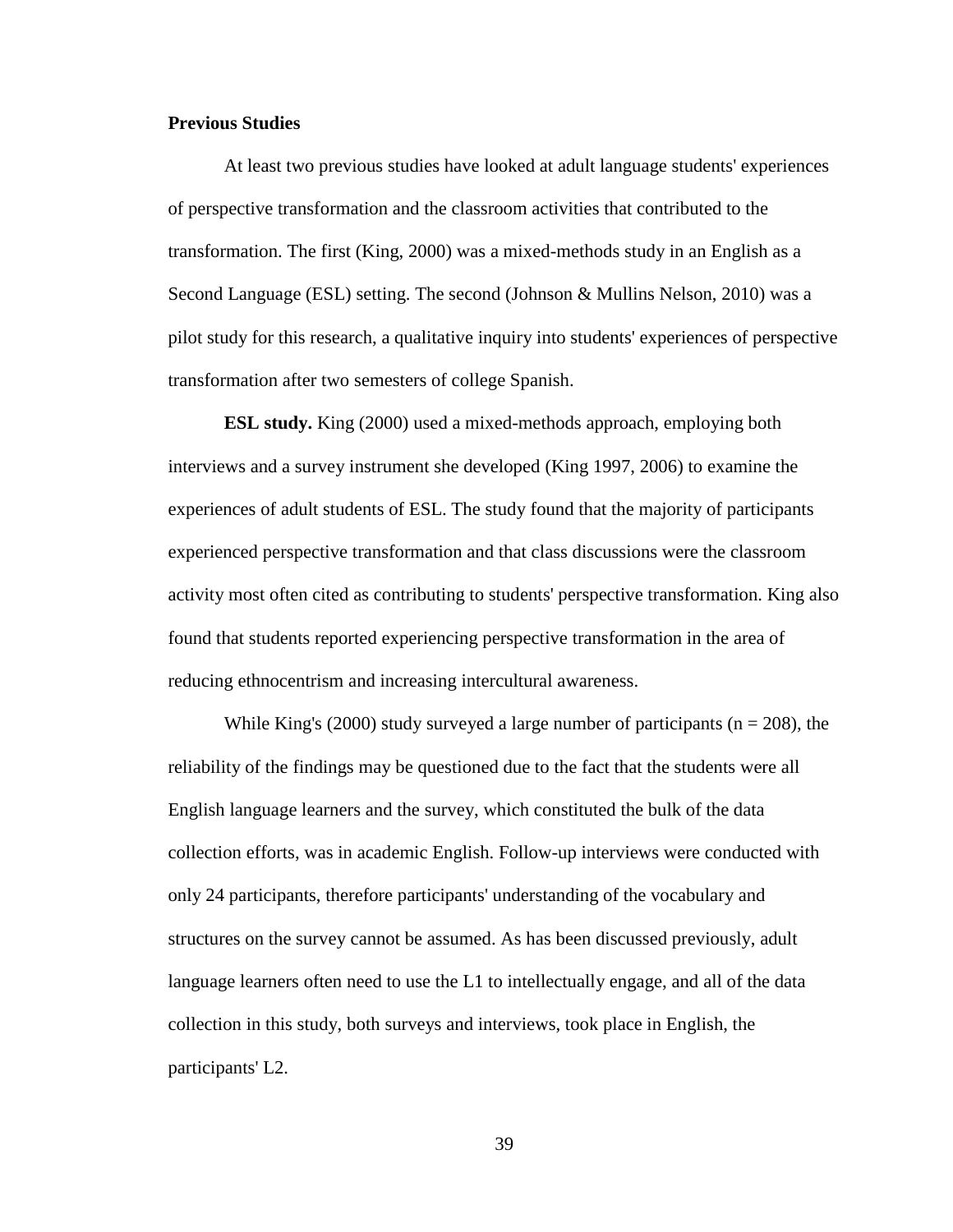**Previous Studies**

At least two previous studies have looked at adult language students' experiences of perspective transformation and the classroom activities that contributed to the transformation. The first (King, 2000) was a mixed-methods study in an English as a Second Language (ESL) setting. The second (Johnson & Mullins Nelson, 2010) was a pilot study for this research, a qualitative inquiry into students' experiences of perspective transformation after two semesters of college Spanish.

**ESL study.** King (2000) used a mixed-methods approach, employing both interviews and a survey instrument she developed (King 1997, 2006) to examine the experiences of adult students of ESL. The study found that the majority of participants experienced perspective transformation and that class discussions were the classroom activity most often cited as contributing to students' perspective transformation. King also found that students reported experiencing perspective transformation in the area of reducing ethnocentrism and increasing intercultural awareness.

While King's (2000) study surveyed a large number of participants ($n = 208$), the reliability of the findings may be questioned due to the fact that the students were all English language learners and the survey, which constituted the bulk of the data collection efforts, was in academic English. Follow-up interviews were conducted with only 24 participants, therefore participants' understanding of the vocabulary and structures on the survey cannot be assumed. As has been discussed previously, adult language learners often need to use the L1 to intellectually engage, and all of the data collection in this study, both surveys and interviews, took place in English, the participants' L2.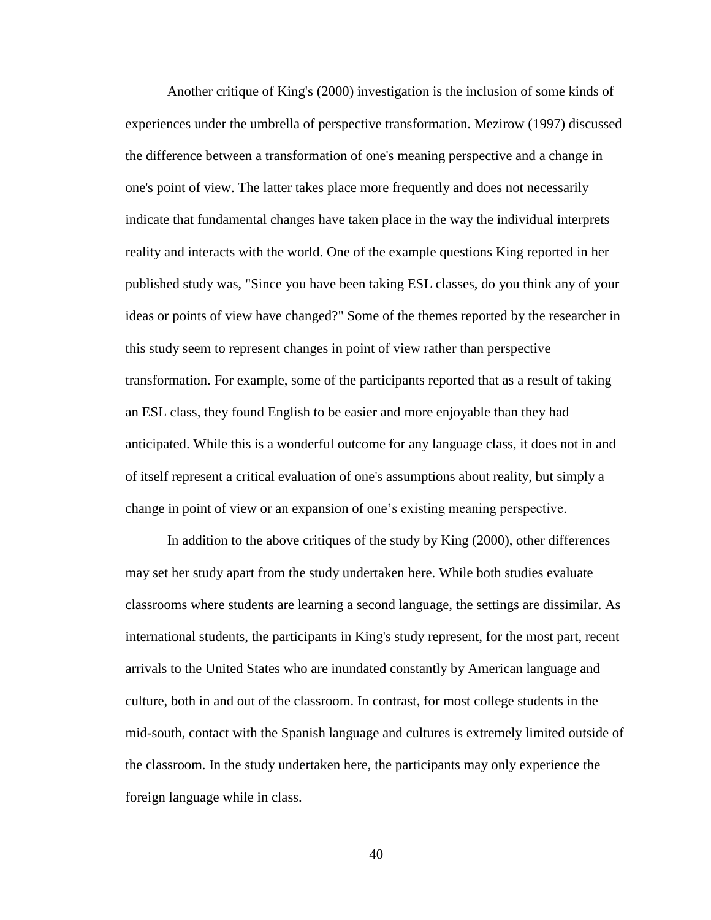Another critique of King's (2000) investigation is the inclusion of some kinds of experiences under the umbrella of perspective transformation. Mezirow (1997) discussed the difference between a transformation of one's meaning perspective and a change in one's point of view. The latter takes place more frequently and does not necessarily indicate that fundamental changes have taken place in the way the individual interprets reality and interacts with the world. One of the example questions King reported in her published study was, "Since you have been taking ESL classes, do you think any of your ideas or points of view have changed?" Some of the themes reported by the researcher in this study seem to represent changes in point of view rather than perspective transformation. For example, some of the participants reported that as a result of taking an ESL class, they found English to be easier and more enjoyable than they had anticipated. While this is a wonderful outcome for any language class, it does not in and of itself represent a critical evaluation of one's assumptions about reality, but simply a change in point of view or an expansion of one's existing meaning perspective.

In addition to the above critiques of the study by King (2000), other differences may set her study apart from the study undertaken here. While both studies evaluate classrooms where students are learning a second language, the settings are dissimilar. As international students, the participants in King's study represent, for the most part, recent arrivals to the United States who are inundated constantly by American language and culture, both in and out of the classroom. In contrast, for most college students in the mid-south, contact with the Spanish language and cultures is extremely limited outside of the classroom. In the study undertaken here, the participants may only experience the foreign language while in class.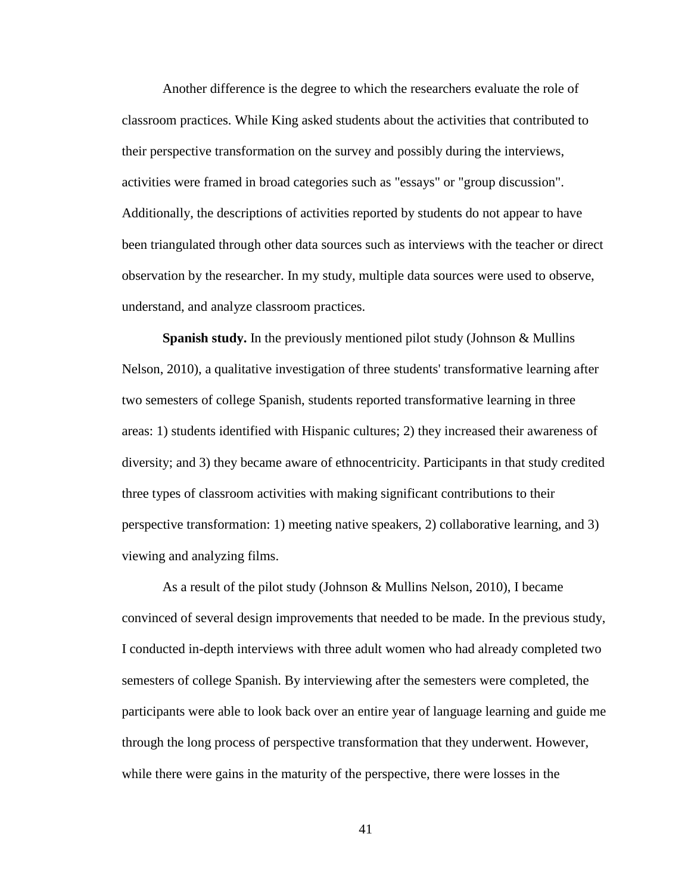Another difference is the degree to which the researchers evaluate the role of classroom practices. While King asked students about the activities that contributed to their perspective transformation on the survey and possibly during the interviews, activities were framed in broad categories such as "essays" or "group discussion". Additionally, the descriptions of activities reported by students do not appear to have been triangulated through other data sources such as interviews with the teacher or direct observation by the researcher. In my study, multiple data sources were used to observe, understand, and analyze classroom practices.

**Spanish study.** In the previously mentioned pilot study (Johnson & Mullins Nelson, 2010), a qualitative investigation of three students' transformative learning after two semesters of college Spanish, students reported transformative learning in three areas: 1) students identified with Hispanic cultures; 2) they increased their awareness of diversity; and 3) they became aware of ethnocentricity. Participants in that study credited three types of classroom activities with making significant contributions to their perspective transformation: 1) meeting native speakers, 2) collaborative learning, and 3) viewing and analyzing films.

As a result of the pilot study (Johnson & Mullins Nelson, 2010), I became convinced of several design improvements that needed to be made. In the previous study, I conducted in-depth interviews with three adult women who had already completed two semesters of college Spanish. By interviewing after the semesters were completed, the participants were able to look back over an entire year of language learning and guide me through the long process of perspective transformation that they underwent. However, while there were gains in the maturity of the perspective, there were losses in the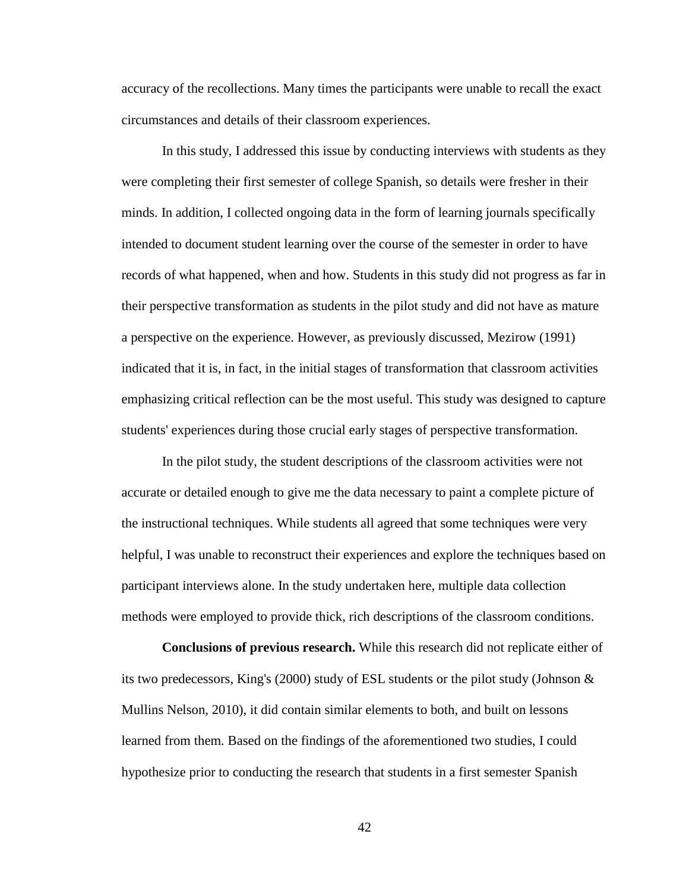accuracy of the recollections. Many times the participants were unable to recall the exact circumstances and details of their classroom experiences.

In this study, I addressed this issue by conducting interviews with students as they were completing their first semester of college Spanish, so details were fresher in their minds. In addition, I collected ongoing data in the form of learning journals specifically intended to document student learning over the course of the semester in order to have records of what happened, when and how. Students in this study did not progress as far in their perspective transformation as students in the pilot study and did not have as mature a perspective on the experience. However, as previously discussed, Mezirow (1991) indicated that it is, in fact, in the initial stages of transformation that classroom activities emphasizing critical reflection can be the most useful. This study was designed to capture students' experiences during those crucial early stages of perspective transformation.

In the pilot study, the student descriptions of the classroom activities were not accurate or detailed enough to give me the data necessary to paint a complete picture of the instructional techniques. While students all agreed that some techniques were very helpful, I was unable to reconstruct their experiences and explore the techniques based on participant interviews alone. In the study undertaken here, multiple data collection methods were employed to provide thick, rich descriptions of the classroom conditions.

**Conclusions of previous research.** While this research did not replicate either of its two predecessors, King's (2000) study of ESL students or the pilot study (Johnson & Mullins Nelson, 2010), it did contain similar elements to both, and built on lessons learned from them. Based on the findings of the aforementioned two studies, I could hypothesize prior to conducting the research that students in a first semester Spanish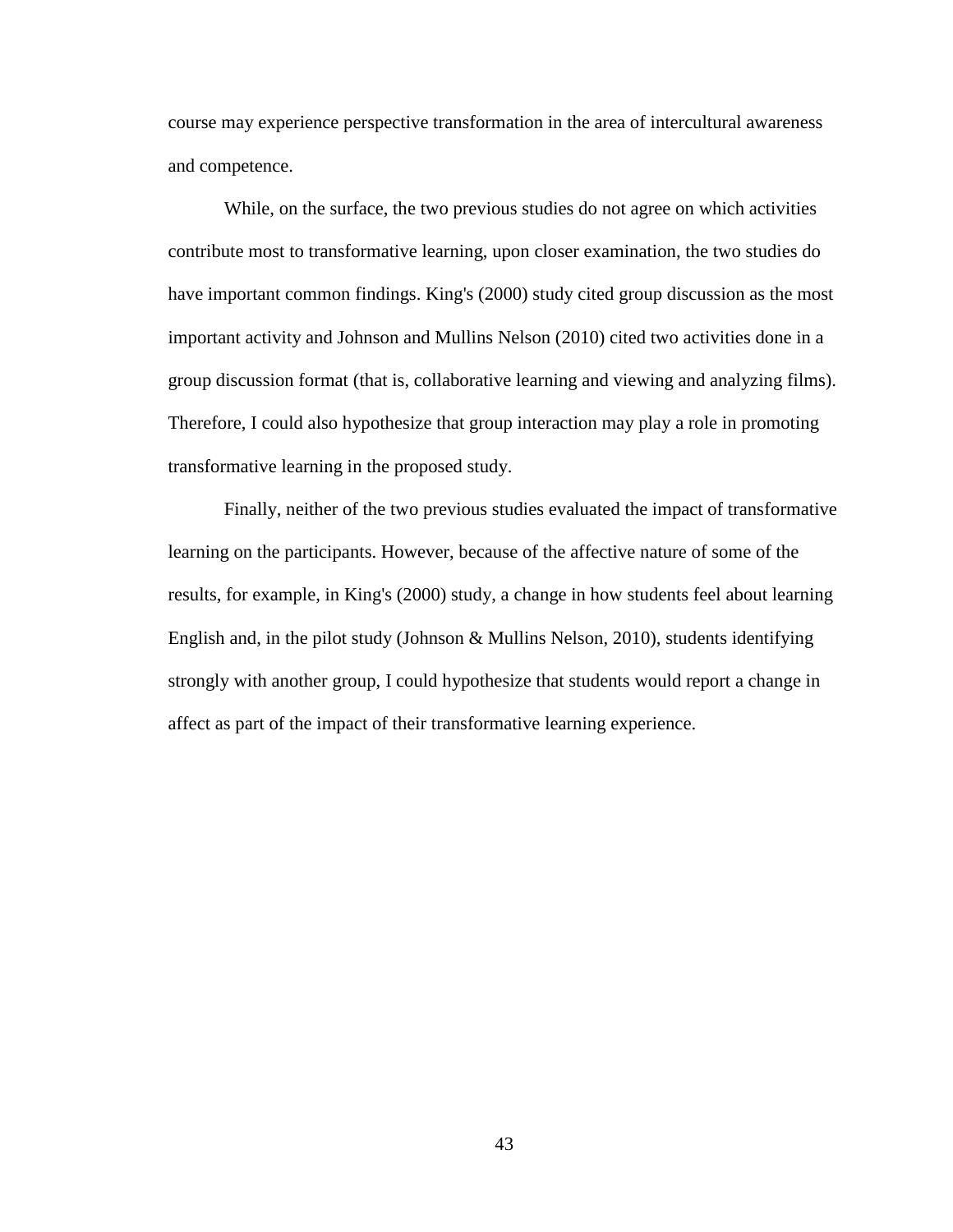course may experience perspective transformation in the area of intercultural awareness and competence.

While, on the surface, the two previous studies do not agree on which activities contribute most to transformative learning, upon closer examination, the two studies do have important common findings. King's (2000) study cited group discussion as the most important activity and Johnson and Mullins Nelson (2010) cited two activities done in a group discussion format (that is, collaborative learning and viewing and analyzing films). Therefore, I could also hypothesize that group interaction may play a role in promoting transformative learning in the proposed study.

Finally, neither of the two previous studies evaluated the impact of transformative learning on the participants. However, because of the affective nature of some of the results, for example, in King's (2000) study, a change in how students feel about learning English and, in the pilot study (Johnson & Mullins Nelson, 2010), students identifying strongly with another group, I could hypothesize that students would report a change in affect as part of the impact of their transformative learning experience.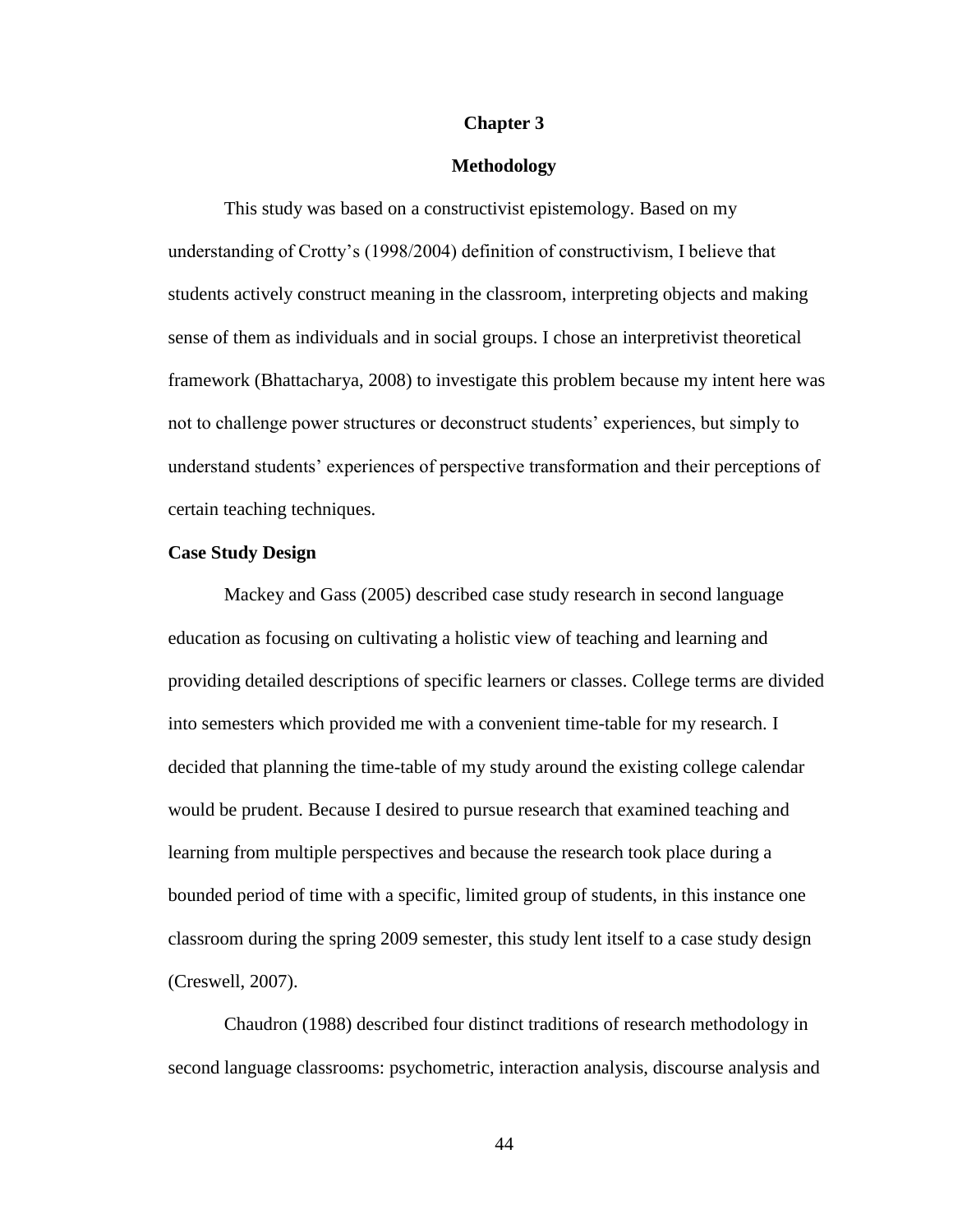# Chapter 3

# Methodology

This study was based on a constructivist epistemology. Based on my understanding of Crotty's (1998/2004) definition of constructivism, I believe that students actively construct meaning in the classroom, interpreting objects and making sense of them as individuals and in social groups. I chose an interpretivist theoretical framework (Bhattacharya, 2008) to investigate this problem because my intent here was not to challenge power structures or deconstruct students' experiences, but simply to understand students' experiences of perspective transformation and their perceptions of certain teaching techniques.

## Case Study Design

Mackey and Gass (2005) described case study research in second language education as focusing on cultivating a holistic view of teaching and learning and providing detailed descriptions of specific learners or classes. College terms are divided into semesters which provided me with a convenient time-table for my research. I decided that planning the time-table of my study around the existing college calendar would be prudent. Because I desired to pursue research that examined teaching and learning from multiple perspectives and because the research took place during a bounded period of time with a specific, limited group of students, in this instance one classroom during the spring 2009 semester, this study lent itself to a case study design (Creswell, 2007).

Chaudron (1988) described four distinct traditions of research methodology in second language classrooms: psychometric, interaction analysis, discourse analysis and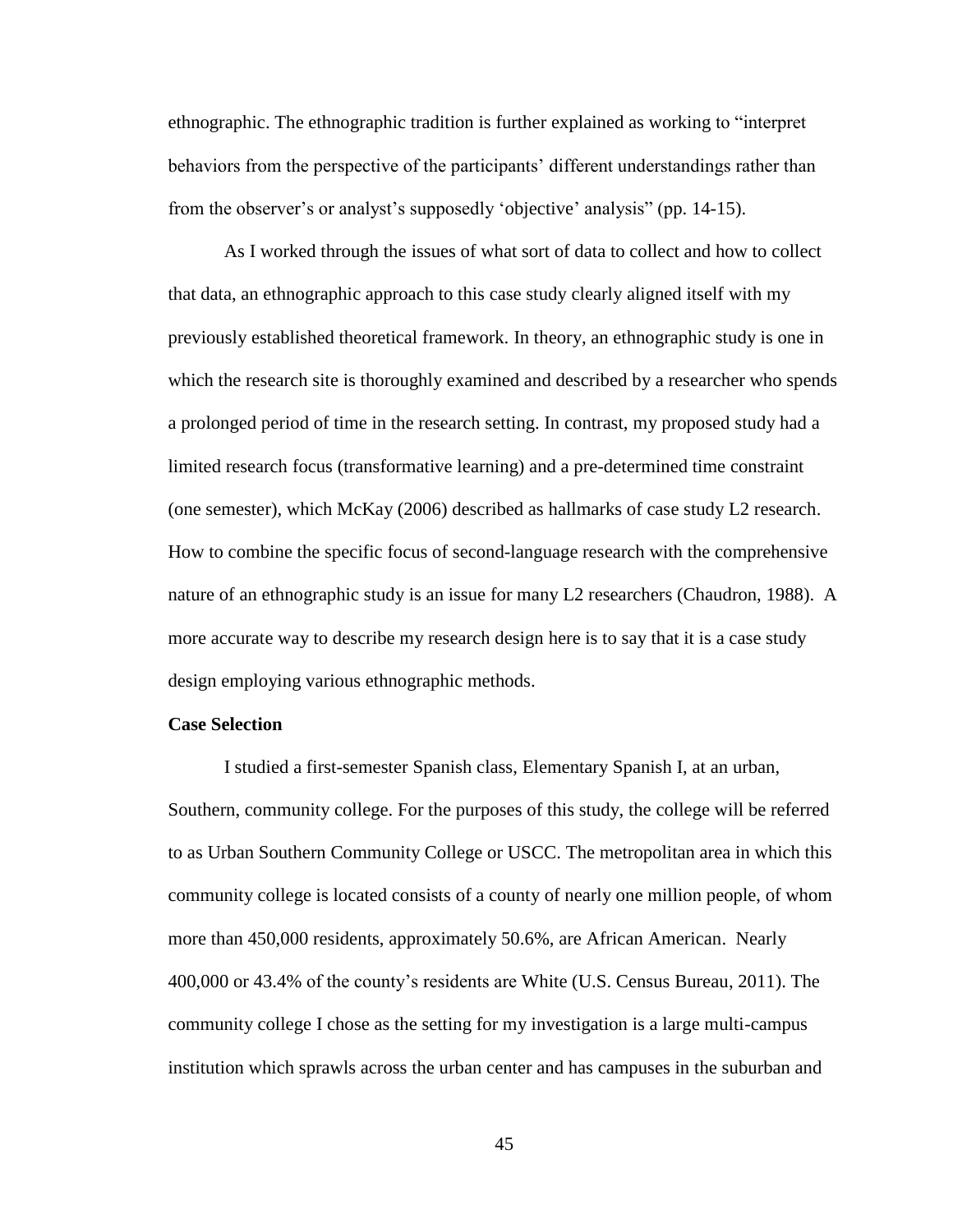ethnographic. The ethnographic tradition is further explained as working to "interpret behaviors from the perspective of the participants' different understandings rather than from the observer's or analyst's supposedly 'objective' analysis" (pp. 14-15).

As I worked through the issues of what sort of data to collect and how to collect that data, an ethnographic approach to this case study clearly aligned itself with my previously established theoretical framework. In theory, an ethnographic study is one in which the research site is thoroughly examined and described by a researcher who spends a prolonged period of time in the research setting. In contrast, my proposed study had a limited research focus (transformative learning) and a pre-determined time constraint (one semester), which McKay (2006) described as hallmarks of case study L2 research. How to combine the specific focus of second-language research with the comprehensive nature of an ethnographic study is an issue for many L2 researchers (Chaudron, 1988). A more accurate way to describe my research design here is to say that it is a case study design employing various ethnographic methods.

**Case Selection**

I studied a first-semester Spanish class, Elementary Spanish I, at an urban, Southern, community college. For the purposes of this study, the college will be referred to as Urban Southern Community College or USCC. The metropolitan area in which this community college is located consists of a county of nearly one million people, of whom more than 450,000 residents, approximately 50.6%, are African American. Nearly 400,000 or 43.4% of the county's residents are White (U.S. Census Bureau, 2011). The community college I chose as the setting for my investigation is a large multi-campus institution which sprawls across the urban center and has campuses in the suburban and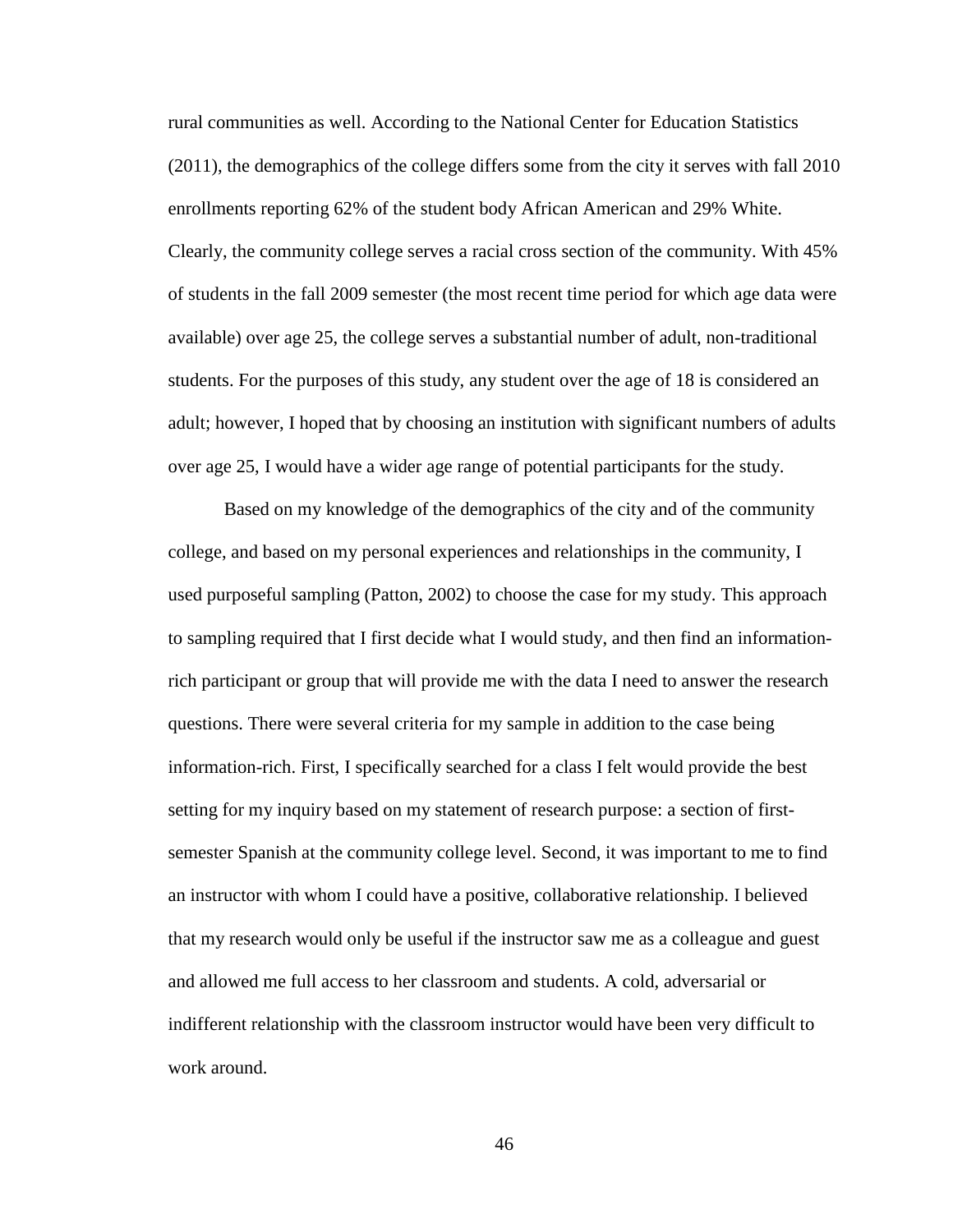rural communities as well. According to the National Center for Education Statistics (2011), the demographics of the college differs some from the city it serves with fall 2010 enrollments reporting 62% of the student body African American and 29% White. Clearly, the community college serves a racial cross section of the community. With 45% of students in the fall 2009 semester (the most recent time period for which age data were available) over age 25, the college serves a substantial number of adult, non-traditional students. For the purposes of this study, any student over the age of 18 is considered an adult; however, I hoped that by choosing an institution with significant numbers of adults over age 25, I would have a wider age range of potential participants for the study.

Based on my knowledge of the demographics of the city and of the community college, and based on my personal experiences and relationships in the community, I used purposeful sampling (Patton, 2002) to choose the case for my study. This approach to sampling required that I first decide what I would study, and then find an information-rich participant or group that will provide me with the data I need to answer the research questions. There were several criteria for my sample in addition to the case being information-rich. First, I specifically searched for a class I felt would provide the best setting for my inquiry based on my statement of research purpose: a section of first-semester Spanish at the community college level. Second, it was important to me to find an instructor with whom I could have a positive, collaborative relationship. I believed that my research would only be useful if the instructor saw me as a colleague and guest and allowed me full access to her classroom and students. A cold, adversarial or indifferent relationship with the classroom instructor would have been very difficult to work around.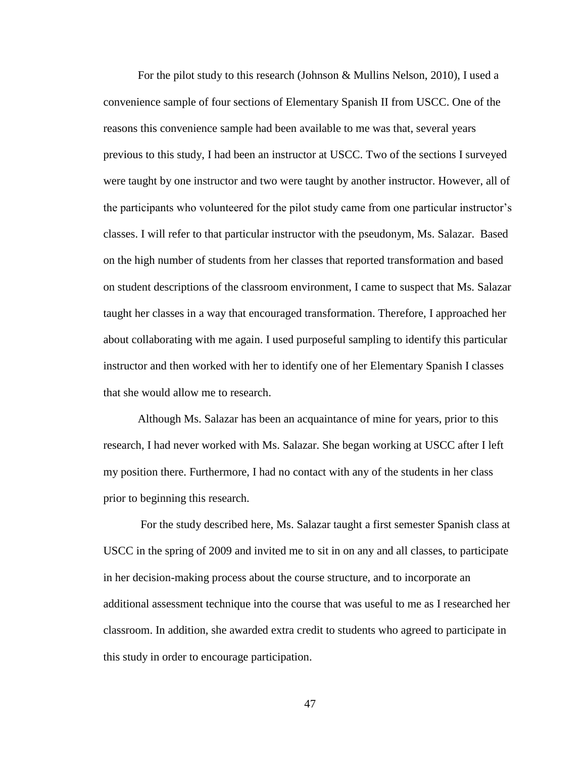For the pilot study to this research (Johnson & Mullins Nelson, 2010), I used a convenience sample of four sections of Elementary Spanish II from USCC. One of the reasons this convenience sample had been available to me was that, several years previous to this study, I had been an instructor at USCC. Two of the sections I surveyed were taught by one instructor and two were taught by another instructor. However, all of the participants who volunteered for the pilot study came from one particular instructor's classes. I will refer to that particular instructor with the pseudonym, Ms. Salazar. Based on the high number of students from her classes that reported transformation and based on student descriptions of the classroom environment, I came to suspect that Ms. Salazar taught her classes in a way that encouraged transformation. Therefore, I approached her about collaborating with me again. I used purposeful sampling to identify this particular instructor and then worked with her to identify one of her Elementary Spanish I classes that she would allow me to research.

Although Ms. Salazar has been an acquaintance of mine for years, prior to this research, I had never worked with Ms. Salazar. She began working at USCC after I left my position there. Furthermore, I had no contact with any of the students in her class prior to beginning this research.

For the study described here, Ms. Salazar taught a first semester Spanish class at USCC in the spring of 2009 and invited me to sit in on any and all classes, to participate in her decision-making process about the course structure, and to incorporate an additional assessment technique into the course that was useful to me as I researched her classroom. In addition, she awarded extra credit to students who agreed to participate in this study in order to encourage participation.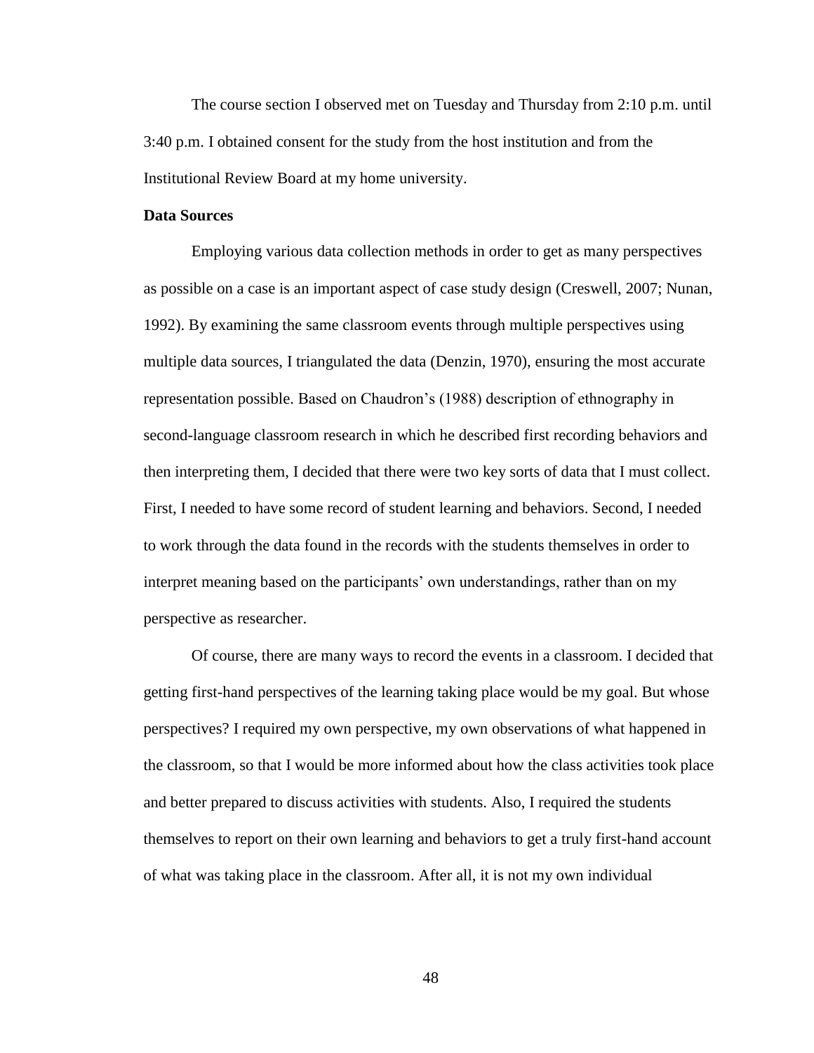The course section I observed met on Tuesday and Thursday from 2:10 p.m. until 3:40 p.m. I obtained consent for the study from the host institution and from the Institutional Review Board at my home university.

**Data Sources**

Employing various data collection methods in order to get as many perspectives as possible on a case is an important aspect of case study design (Creswell, 2007; Nunan, 1992). By examining the same classroom events through multiple perspectives using multiple data sources, I triangulated the data (Denzin, 1970), ensuring the most accurate representation possible. Based on Chaudron's (1988) description of ethnography in second-language classroom research in which he described first recording behaviors and then interpreting them, I decided that there were two key sorts of data that I must collect. First, I needed to have some record of student learning and behaviors. Second, I needed to work through the data found in the records with the students themselves in order to interpret meaning based on the participants' own understandings, rather than on my perspective as researcher.

Of course, there are many ways to record the events in a classroom. I decided that getting first-hand perspectives of the learning taking place would be my goal. But whose perspectives? I required my own perspective, my own observations of what happened in the classroom, so that I would be more informed about how the class activities took place and better prepared to discuss activities with students. Also, I required the students themselves to report on their own learning and behaviors to get a truly first-hand account of what was taking place in the classroom. After all, it is not my own individual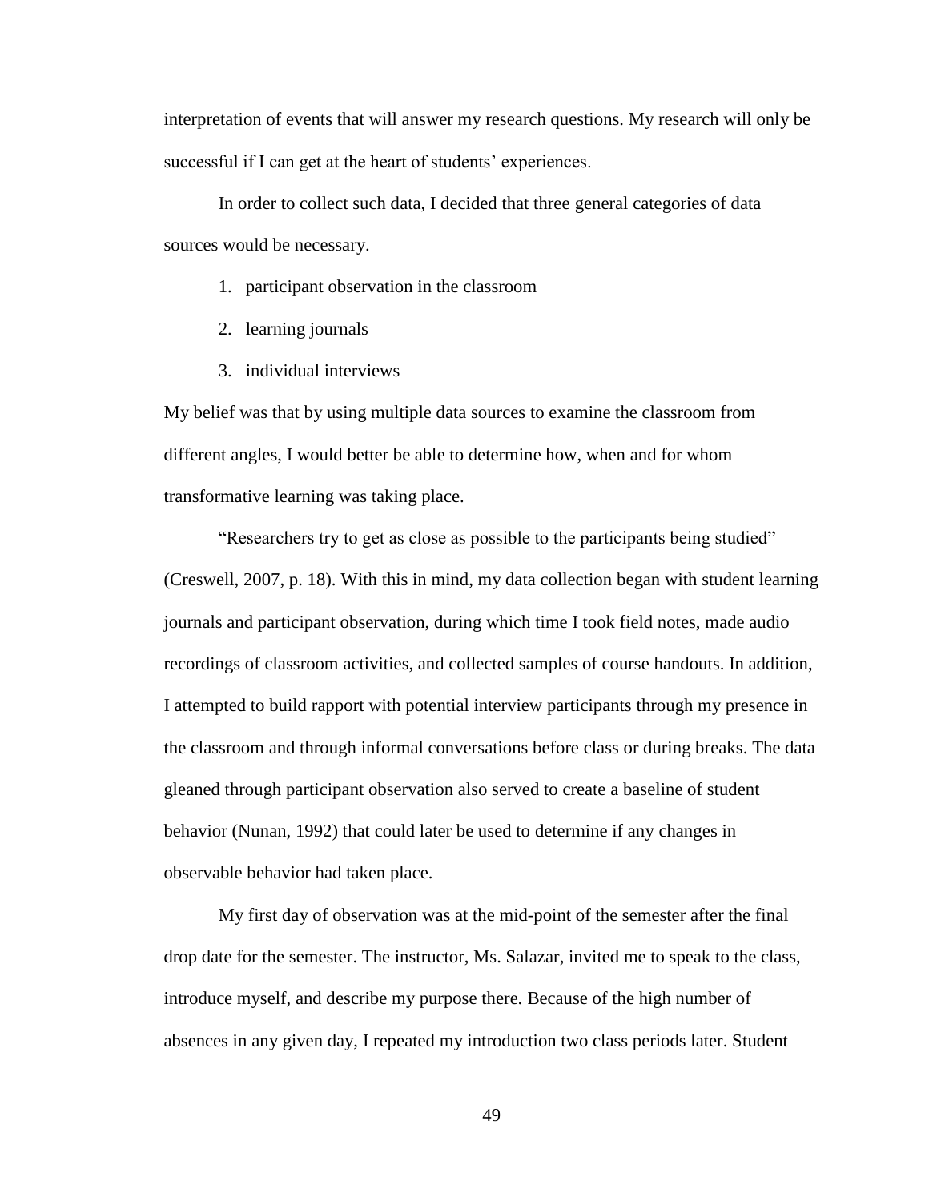interpretation of events that will answer my research questions. My research will only be successful if I can get at the heart of students' experiences.

In order to collect such data, I decided that three general categories of data sources would be necessary.

1. participant observation in the classroom
2. learning journals
3. individual interviews

My belief was that by using multiple data sources to examine the classroom from different angles, I would better be able to determine how, when and for whom transformative learning was taking place.

"Researchers try to get as close as possible to the participants being studied" (Creswell, 2007, p. 18). With this in mind, my data collection began with student learning journals and participant observation, during which time I took field notes, made audio recordings of classroom activities, and collected samples of course handouts. In addition, I attempted to build rapport with potential interview participants through my presence in the classroom and through informal conversations before class or during breaks. The data gleaned through participant observation also served to create a baseline of student behavior (Nunan, 1992) that could later be used to determine if any changes in observable behavior had taken place.

My first day of observation was at the mid-point of the semester after the final drop date for the semester. The instructor, Ms. Salazar, invited me to speak to the class, introduce myself, and describe my purpose there. Because of the high number of absences in any given day, I repeated my introduction two class periods later. Student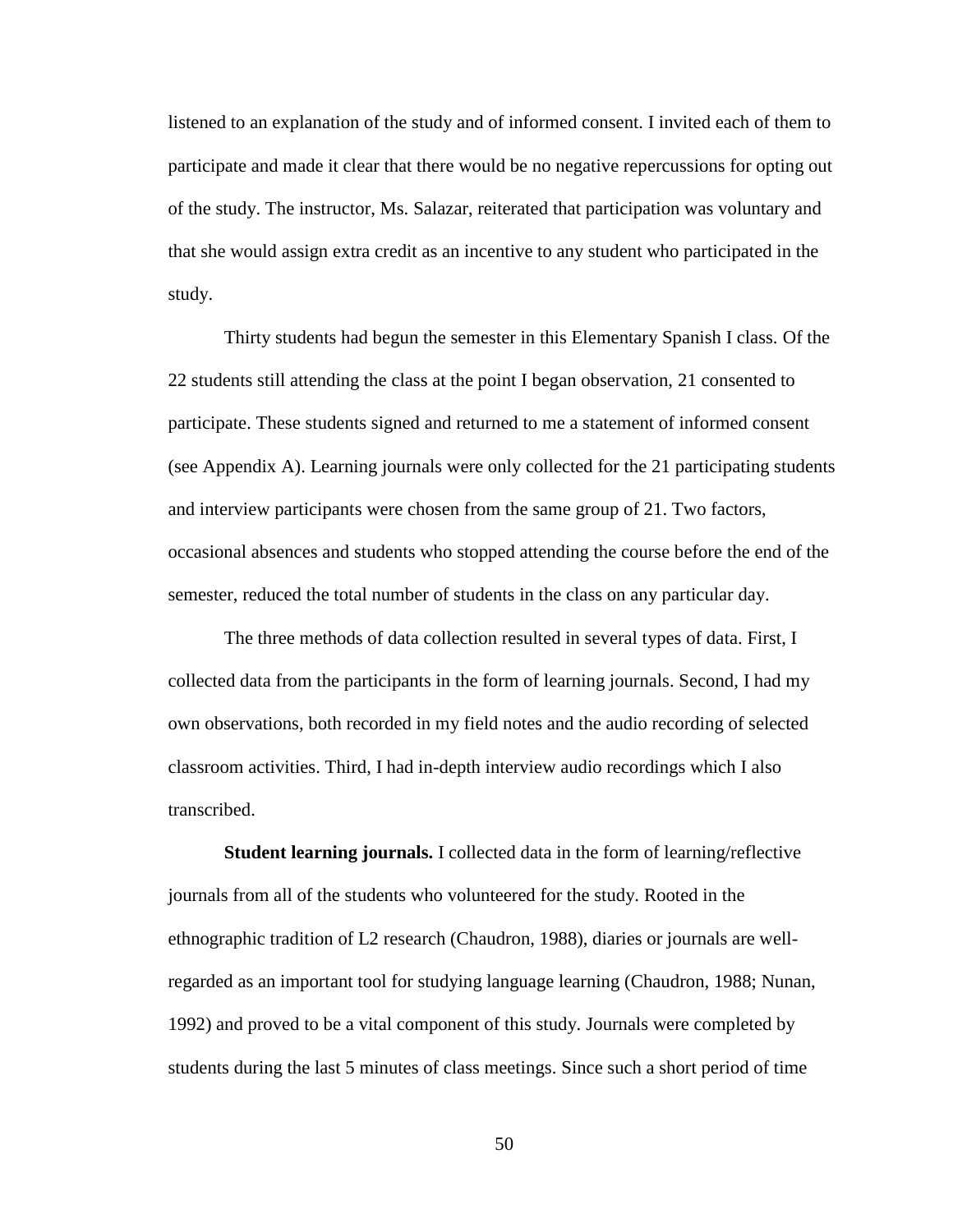listened to an explanation of the study and of informed consent. I invited each of them to participate and made it clear that there would be no negative repercussions for opting out of the study. The instructor, Ms. Salazar, reiterated that participation was voluntary and that she would assign extra credit as an incentive to any student who participated in the study.

Thirty students had begun the semester in this Elementary Spanish I class. Of the 22 students still attending the class at the point I began observation, 21 consented to participate. These students signed and returned to me a statement of informed consent (see Appendix A). Learning journals were only collected for the 21 participating students and interview participants were chosen from the same group of 21. Two factors, occasional absences and students who stopped attending the course before the end of the semester, reduced the total number of students in the class on any particular day.

The three methods of data collection resulted in several types of data. First, I collected data from the participants in the form of learning journals. Second, I had my own observations, both recorded in my field notes and the audio recording of selected classroom activities. Third, I had in-depth interview audio recordings which I also transcribed.

**Student learning journals.** I collected data in the form of learning/reflective journals from all of the students who volunteered for the study. Rooted in the ethnographic tradition of L2 research (Chaudron, 1988), diaries or journals are well-regarded as an important tool for studying language learning (Chaudron, 1988; Nunan, 1992) and proved to be a vital component of this study. Journals were completed by students during the last 5 minutes of class meetings. Since such a short period of time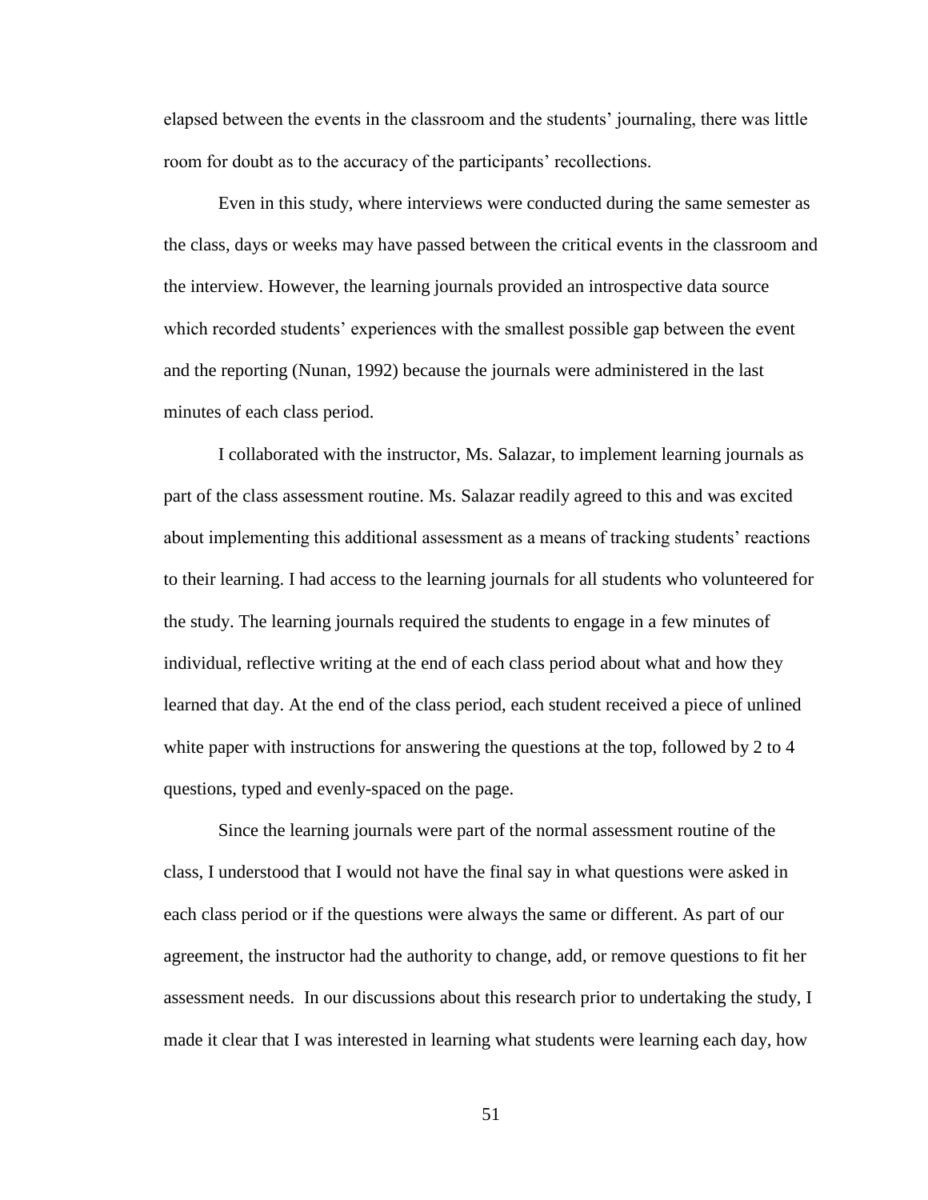elapsed between the events in the classroom and the students' journaling, there was little room for doubt as to the accuracy of the participants' recollections.

Even in this study, where interviews were conducted during the same semester as the class, days or weeks may have passed between the critical events in the classroom and the interview. However, the learning journals provided an introspective data source which recorded students' experiences with the smallest possible gap between the event and the reporting (Nunan, 1992) because the journals were administered in the last minutes of each class period.

I collaborated with the instructor, Ms. Salazar, to implement learning journals as part of the class assessment routine. Ms. Salazar readily agreed to this and was excited about implementing this additional assessment as a means of tracking students' reactions to their learning. I had access to the learning journals for all students who volunteered for the study. The learning journals required the students to engage in a few minutes of individual, reflective writing at the end of each class period about what and how they learned that day. At the end of the class period, each student received a piece of unlined white paper with instructions for answering the questions at the top, followed by 2 to 4 questions, typed and evenly-spaced on the page.

Since the learning journals were part of the normal assessment routine of the class, I understood that I would not have the final say in what questions were asked in each class period or if the questions were always the same or different. As part of our agreement, the instructor had the authority to change, add, or remove questions to fit her assessment needs. In our discussions about this research prior to undertaking the study, I made it clear that I was interested in learning what students were learning each day, how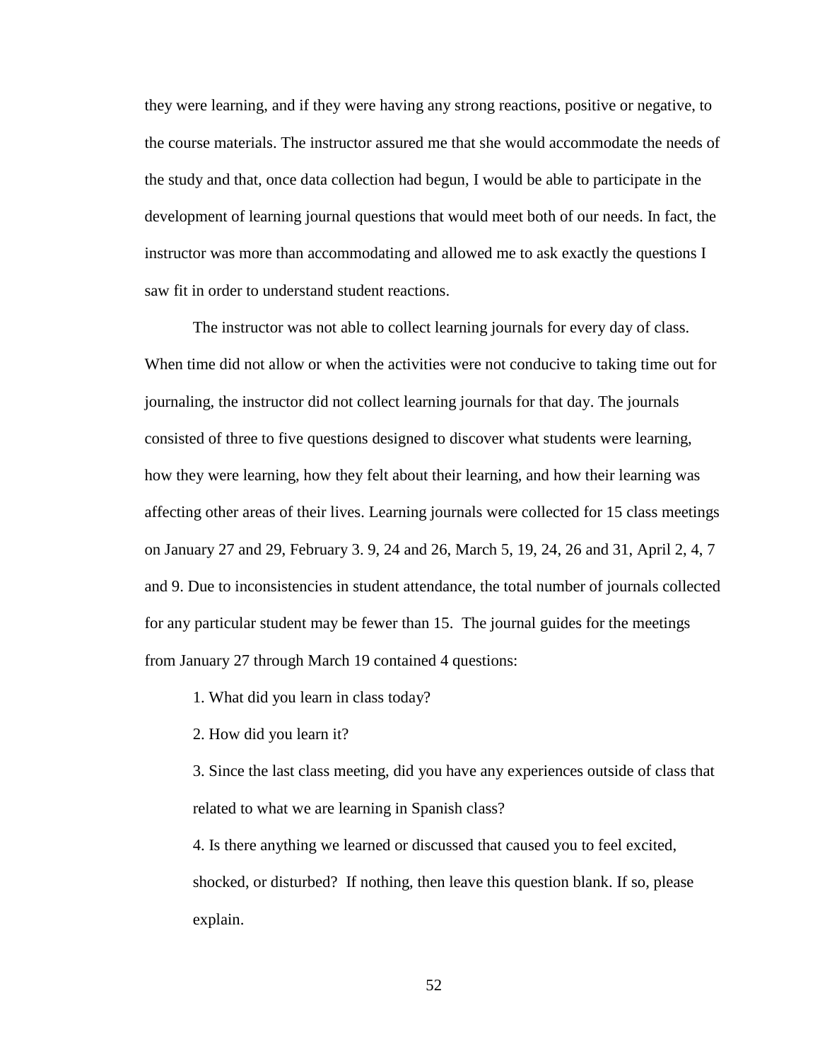they were learning, and if they were having any strong reactions, positive or negative, to the course materials. The instructor assured me that she would accommodate the needs of the study and that, once data collection had begun, I would be able to participate in the development of learning journal questions that would meet both of our needs. In fact, the instructor was more than accommodating and allowed me to ask exactly the questions I saw fit in order to understand student reactions.

The instructor was not able to collect learning journals for every day of class. When time did not allow or when the activities were not conducive to taking time out for journaling, the instructor did not collect learning journals for that day. The journals consisted of three to five questions designed to discover what students were learning, how they were learning, how they felt about their learning, and how their learning was affecting other areas of their lives. Learning journals were collected for 15 class meetings on January 27 and 29, February 3. 9, 24 and 26, March 5, 19, 24, 26 and 31, April 2, 4, 7 and 9. Due to inconsistencies in student attendance, the total number of journals collected for any particular student may be fewer than 15. The journal guides for the meetings from January 27 through March 19 contained 4 questions:

1. What did you learn in class today?
2. How did you learn it?
3. Since the last class meeting, did you have any experiences outside of class that related to what we are learning in Spanish class?
4. Is there anything we learned or discussed that caused you to feel excited, shocked, or disturbed? If nothing, then leave this question blank. If so, please explain.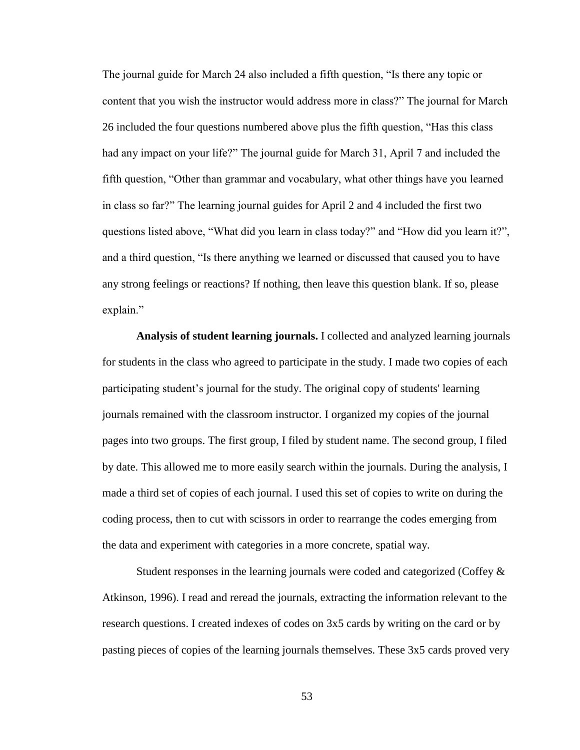The journal guide for March 24 also included a fifth question, "Is there any topic or content that you wish the instructor would address more in class?" The journal for March 26 included the four questions numbered above plus the fifth question, "Has this class had any impact on your life?" The journal guide for March 31, April 7 and included the fifth question, "Other than grammar and vocabulary, what other things have you learned in class so far?" The learning journal guides for April 2 and 4 included the first two questions listed above, "What did you learn in class today?" and "How did you learn it?", and a third question, "Is there anything we learned or discussed that caused you to have any strong feelings or reactions? If nothing, then leave this question blank. If so, please explain."

**Analysis of student learning journals.** I collected and analyzed learning journals for students in the class who agreed to participate in the study. I made two copies of each participating student's journal for the study. The original copy of students' learning journals remained with the classroom instructor. I organized my copies of the journal pages into two groups. The first group, I filed by student name. The second group, I filed by date. This allowed me to more easily search within the journals. During the analysis, I made a third set of copies of each journal. I used this set of copies to write on during the coding process, then to cut with scissors in order to rearrange the codes emerging from the data and experiment with categories in a more concrete, spatial way.

Student responses in the learning journals were coded and categorized (Coffey & Atkinson, 1996). I read and reread the journals, extracting the information relevant to the research questions. I created indexes of codes on 3x5 cards by writing on the card or by pasting pieces of copies of the learning journals themselves. These 3x5 cards proved very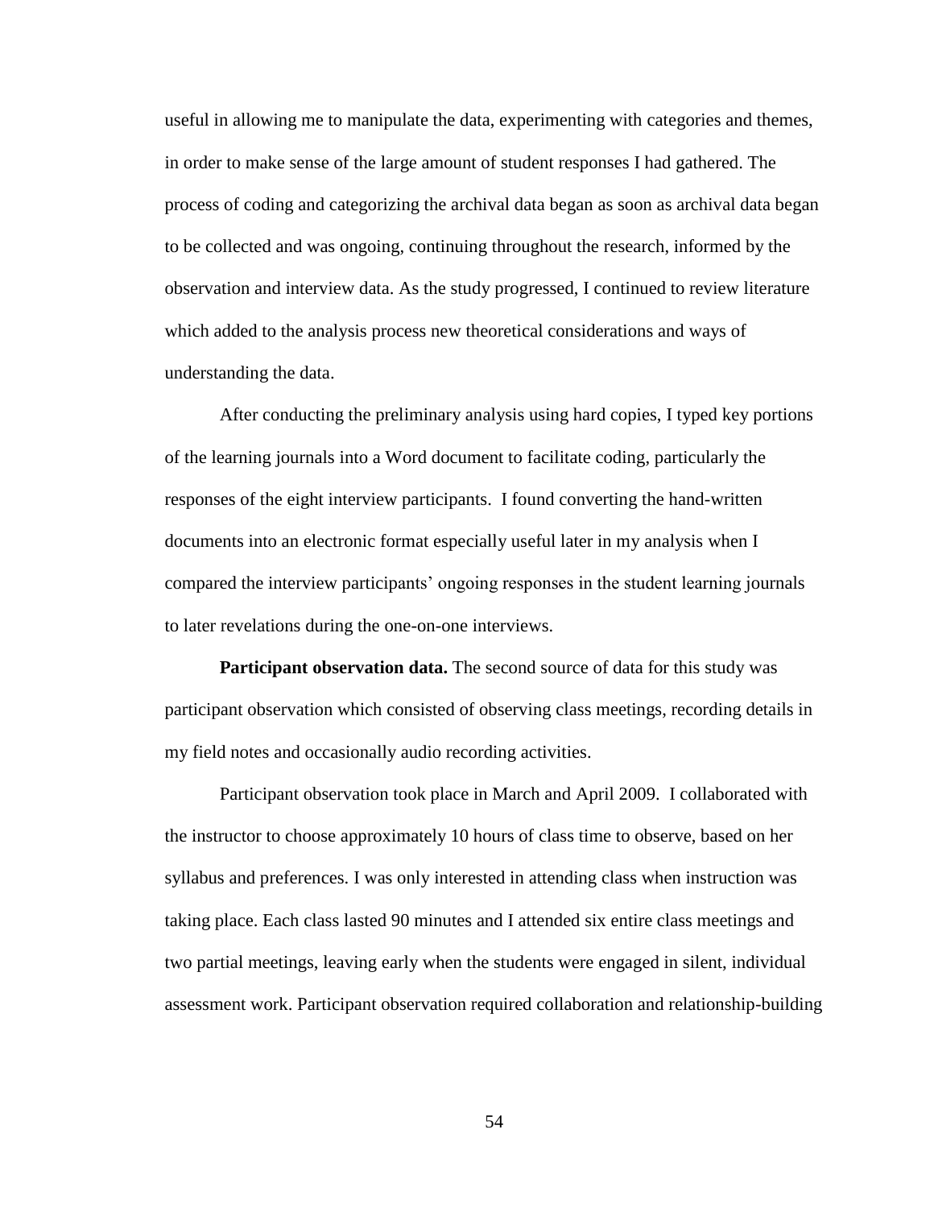useful in allowing me to manipulate the data, experimenting with categories and themes, in order to make sense of the large amount of student responses I had gathered. The process of coding and categorizing the archival data began as soon as archival data began to be collected and was ongoing, continuing throughout the research, informed by the observation and interview data. As the study progressed, I continued to review literature which added to the analysis process new theoretical considerations and ways of understanding the data.

After conducting the preliminary analysis using hard copies, I typed key portions of the learning journals into a Word document to facilitate coding, particularly the responses of the eight interview participants. I found converting the hand-written documents into an electronic format especially useful later in my analysis when I compared the interview participants' ongoing responses in the student learning journals to later revelations during the one-on-one interviews.

**Participant observation data.** The second source of data for this study was participant observation which consisted of observing class meetings, recording details in my field notes and occasionally audio recording activities.

Participant observation took place in March and April 2009. I collaborated with the instructor to choose approximately 10 hours of class time to observe, based on her syllabus and preferences. I was only interested in attending class when instruction was taking place. Each class lasted 90 minutes and I attended six entire class meetings and two partial meetings, leaving early when the students were engaged in silent, individual assessment work. Participant observation required collaboration and relationship-building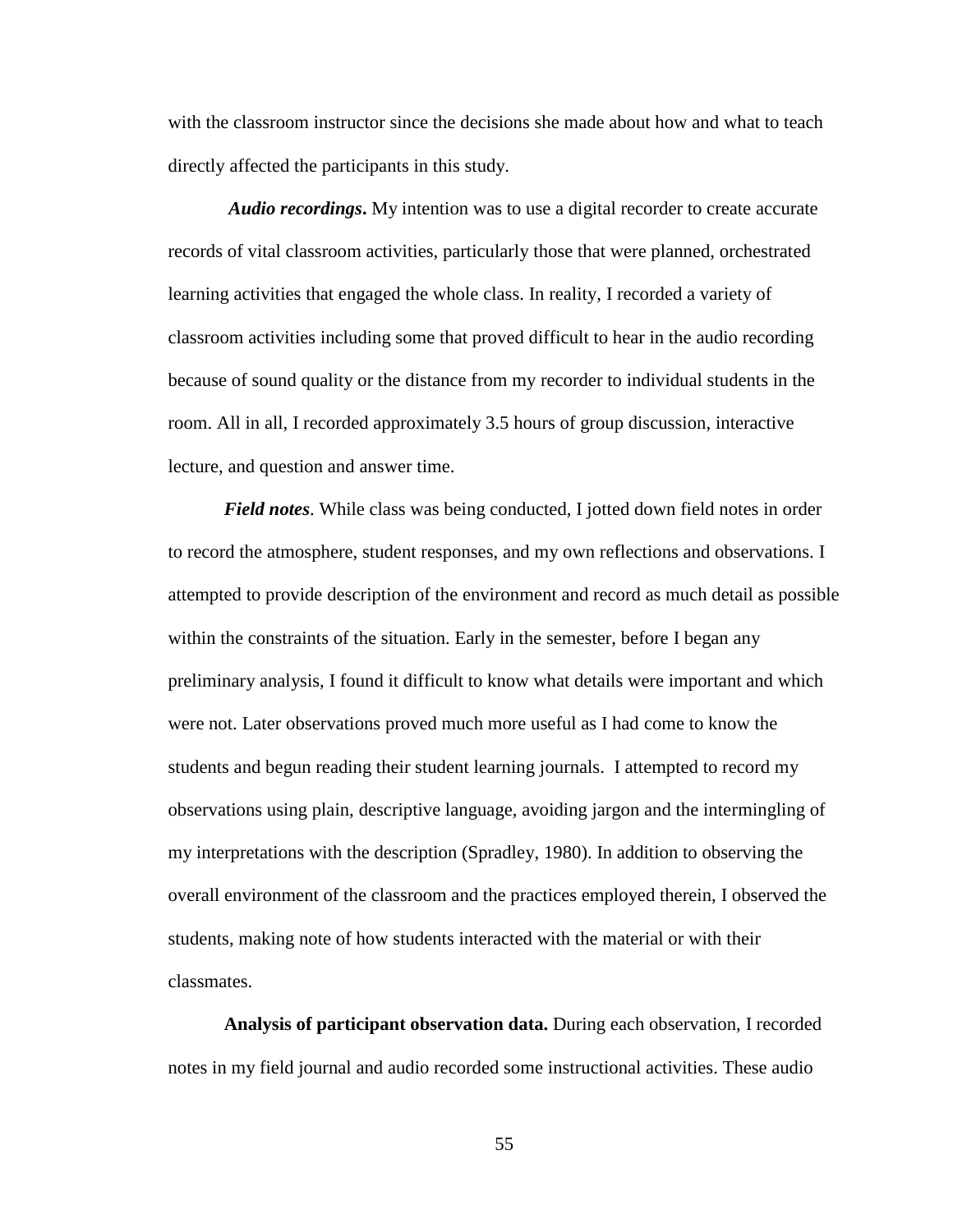with the classroom instructor since the decisions she made about how and what to teach directly affected the participants in this study.

***Audio recordings*.** My intention was to use a digital recorder to create accurate records of vital classroom activities, particularly those that were planned, orchestrated learning activities that engaged the whole class. In reality, I recorded a variety of classroom activities including some that proved difficult to hear in the audio recording because of sound quality or the distance from my recorder to individual students in the room. All in all, I recorded approximately 3.5 hours of group discussion, interactive lecture, and question and answer time.

***Field notes***. While class was being conducted, I jotted down field notes in order to record the atmosphere, student responses, and my own reflections and observations. I attempted to provide description of the environment and record as much detail as possible within the constraints of the situation. Early in the semester, before I began any preliminary analysis, I found it difficult to know what details were important and which were not. Later observations proved much more useful as I had come to know the students and begun reading their student learning journals. I attempted to record my observations using plain, descriptive language, avoiding jargon and the intermingling of my interpretations with the description (Spradley, 1980). In addition to observing the overall environment of the classroom and the practices employed therein, I observed the students, making note of how students interacted with the material or with their classmates.

**Analysis of participant observation data.** During each observation, I recorded notes in my field journal and audio recorded some instructional activities. These audio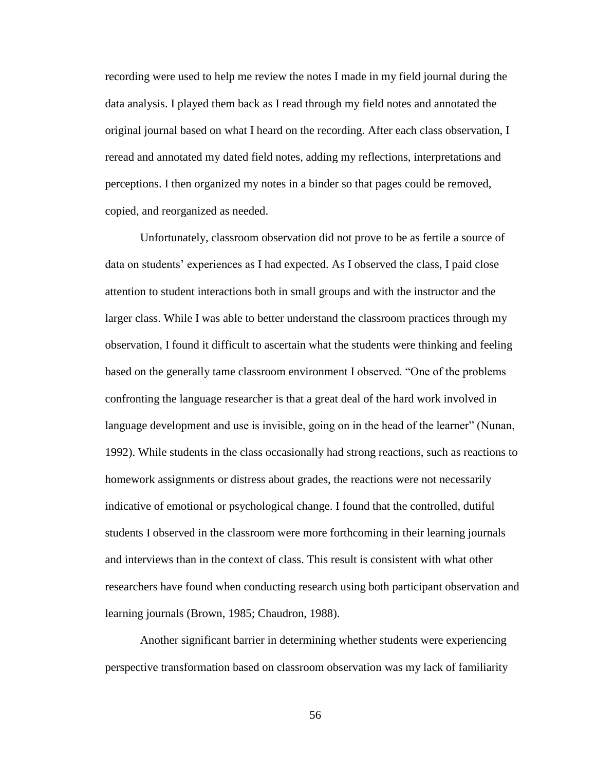recording were used to help me review the notes I made in my field journal during the data analysis. I played them back as I read through my field notes and annotated the original journal based on what I heard on the recording. After each class observation, I reread and annotated my dated field notes, adding my reflections, interpretations and perceptions. I then organized my notes in a binder so that pages could be removed, copied, and reorganized as needed.

Unfortunately, classroom observation did not prove to be as fertile a source of data on students' experiences as I had expected. As I observed the class, I paid close attention to student interactions both in small groups and with the instructor and the larger class. While I was able to better understand the classroom practices through my observation, I found it difficult to ascertain what the students were thinking and feeling based on the generally tame classroom environment I observed. "One of the problems confronting the language researcher is that a great deal of the hard work involved in language development and use is invisible, going on in the head of the learner" (Nunan, 1992). While students in the class occasionally had strong reactions, such as reactions to homework assignments or distress about grades, the reactions were not necessarily indicative of emotional or psychological change. I found that the controlled, dutiful students I observed in the classroom were more forthcoming in their learning journals and interviews than in the context of class. This result is consistent with what other researchers have found when conducting research using both participant observation and learning journals (Brown, 1985; Chaudron, 1988).

Another significant barrier in determining whether students were experiencing perspective transformation based on classroom observation was my lack of familiarity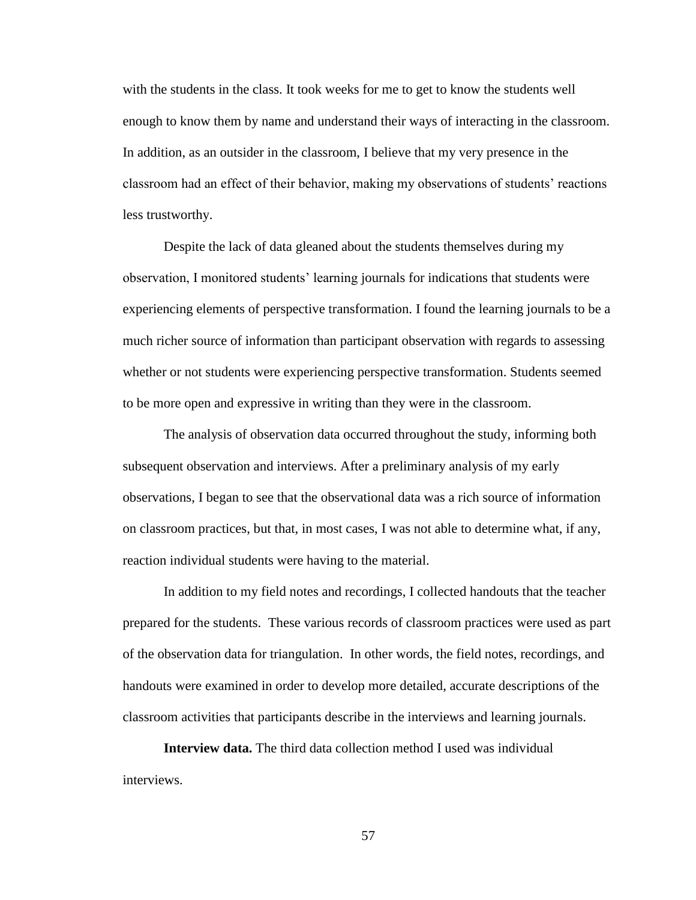with the students in the class. It took weeks for me to get to know the students well enough to know them by name and understand their ways of interacting in the classroom. In addition, as an outsider in the classroom, I believe that my very presence in the classroom had an effect of their behavior, making my observations of students' reactions less trustworthy.

Despite the lack of data gleaned about the students themselves during my observation, I monitored students' learning journals for indications that students were experiencing elements of perspective transformation. I found the learning journals to be a much richer source of information than participant observation with regards to assessing whether or not students were experiencing perspective transformation. Students seemed to be more open and expressive in writing than they were in the classroom.

The analysis of observation data occurred throughout the study, informing both subsequent observation and interviews. After a preliminary analysis of my early observations, I began to see that the observational data was a rich source of information on classroom practices, but that, in most cases, I was not able to determine what, if any, reaction individual students were having to the material.

In addition to my field notes and recordings, I collected handouts that the teacher prepared for the students. These various records of classroom practices were used as part of the observation data for triangulation. In other words, the field notes, recordings, and handouts were examined in order to develop more detailed, accurate descriptions of the classroom activities that participants describe in the interviews and learning journals.

**Interview data.** The third data collection method I used was individual interviews.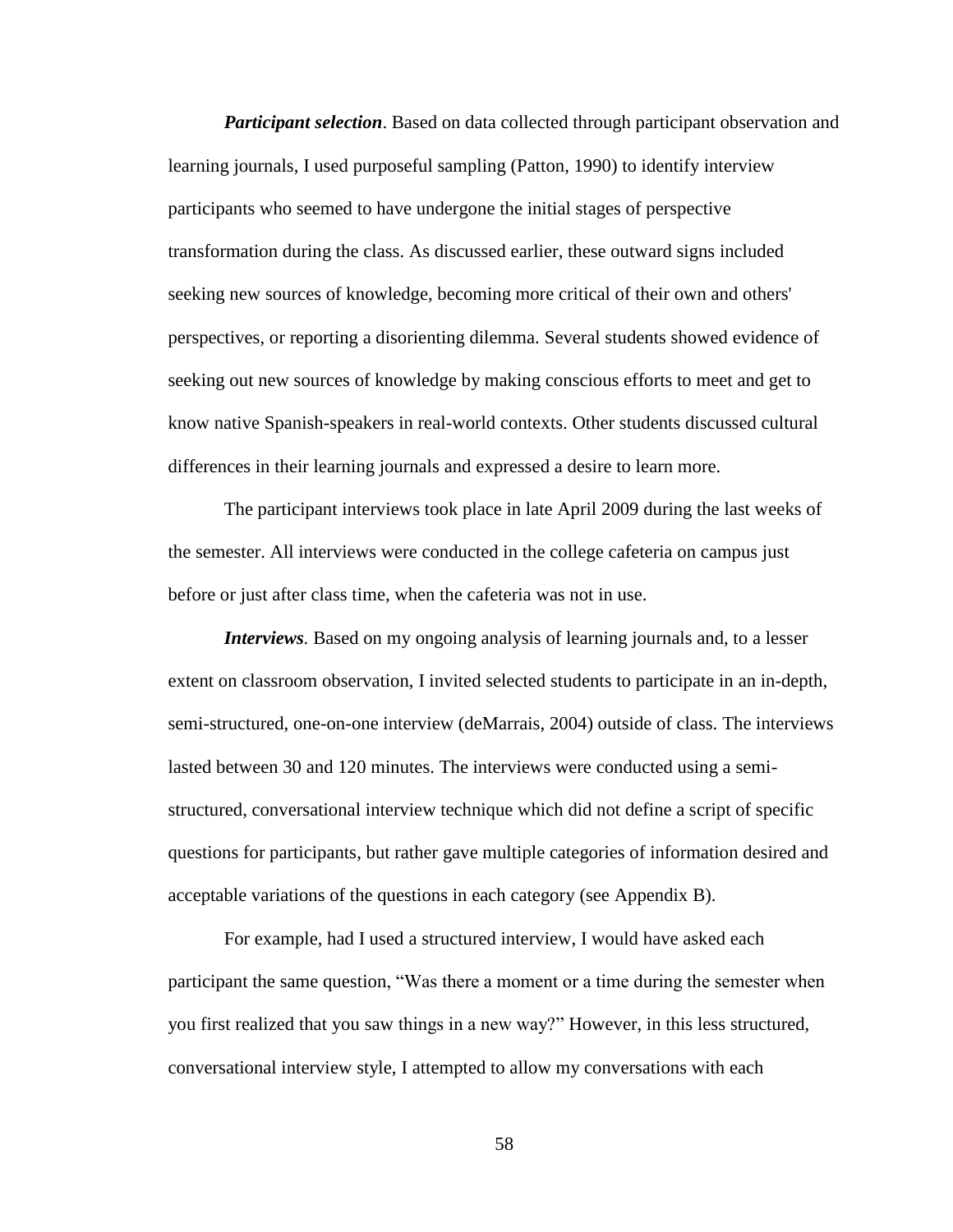***Participant selection***. Based on data collected through participant observation and learning journals, I used purposeful sampling (Patton, 1990) to identify interview participants who seemed to have undergone the initial stages of perspective transformation during the class. As discussed earlier, these outward signs included seeking new sources of knowledge, becoming more critical of their own and others' perspectives, or reporting a disorienting dilemma. Several students showed evidence of seeking out new sources of knowledge by making conscious efforts to meet and get to know native Spanish-speakers in real-world contexts. Other students discussed cultural differences in their learning journals and expressed a desire to learn more.

The participant interviews took place in late April 2009 during the last weeks of the semester. All interviews were conducted in the college cafeteria on campus just before or just after class time, when the cafeteria was not in use.

***Interviews***. Based on my ongoing analysis of learning journals and, to a lesser extent on classroom observation, I invited selected students to participate in an in-depth, semi-structured, one-on-one interview (deMarrais, 2004) outside of class. The interviews lasted between 30 and 120 minutes. The interviews were conducted using a semi-structured, conversational interview technique which did not define a script of specific questions for participants, but rather gave multiple categories of information desired and acceptable variations of the questions in each category (see Appendix B).

For example, had I used a structured interview, I would have asked each participant the same question, "Was there a moment or a time during the semester when you first realized that you saw things in a new way?" However, in this less structured, conversational interview style, I attempted to allow my conversations with each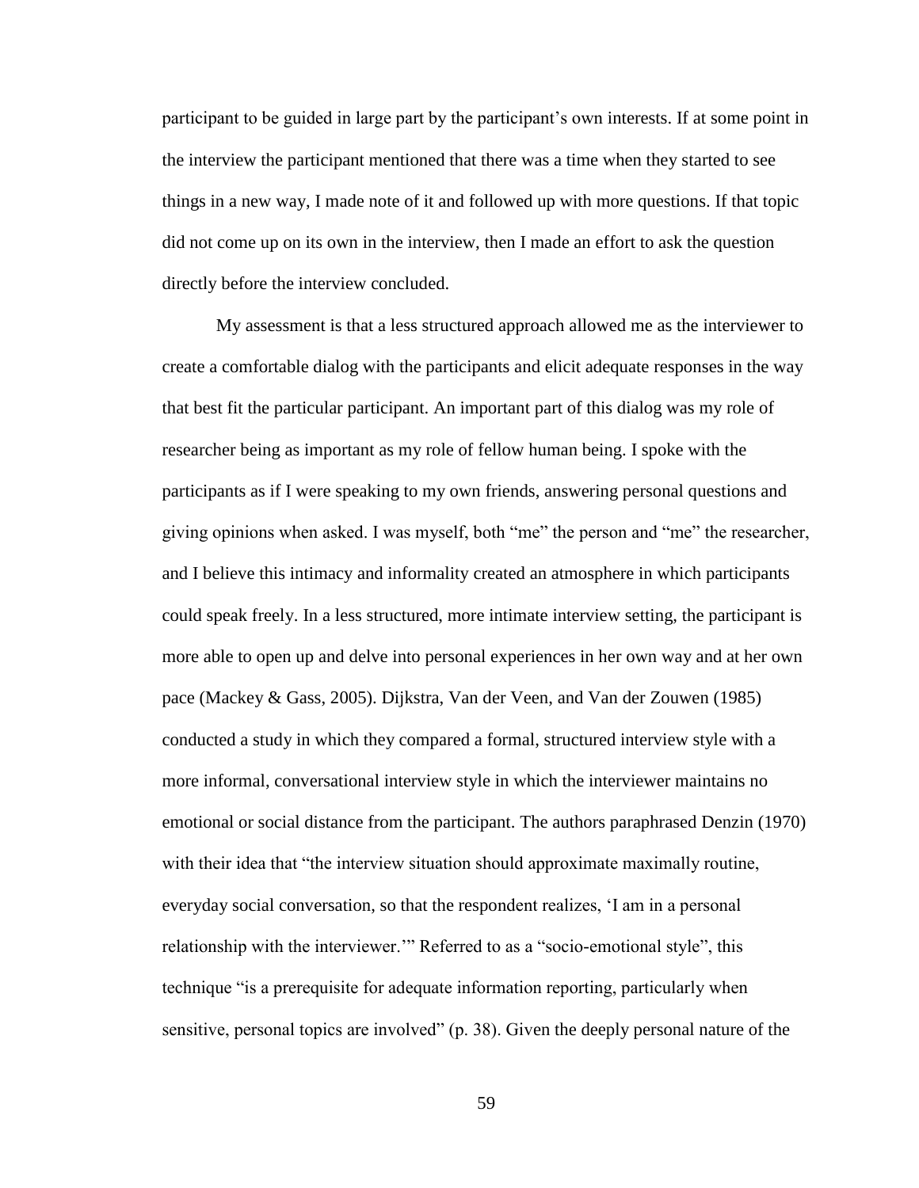participant to be guided in large part by the participant's own interests. If at some point in the interview the participant mentioned that there was a time when they started to see things in a new way, I made note of it and followed up with more questions. If that topic did not come up on its own in the interview, then I made an effort to ask the question directly before the interview concluded.

My assessment is that a less structured approach allowed me as the interviewer to create a comfortable dialog with the participants and elicit adequate responses in the way that best fit the particular participant. An important part of this dialog was my role of researcher being as important as my role of fellow human being. I spoke with the participants as if I were speaking to my own friends, answering personal questions and giving opinions when asked. I was myself, both "me" the person and "me" the researcher, and I believe this intimacy and informality created an atmosphere in which participants could speak freely. In a less structured, more intimate interview setting, the participant is more able to open up and delve into personal experiences in her own way and at her own pace (Mackey & Gass, 2005). Dijkstra, Van der Veen, and Van der Zouwen (1985) conducted a study in which they compared a formal, structured interview style with a more informal, conversational interview style in which the interviewer maintains no emotional or social distance from the participant. The authors paraphrased Denzin (1970) with their idea that "the interview situation should approximate maximally routine, everyday social conversation, so that the respondent realizes, 'I am in a personal relationship with the interviewer.'" Referred to as a "socio-emotional style", this technique "is a prerequisite for adequate information reporting, particularly when sensitive, personal topics are involved" (p. 38). Given the deeply personal nature of the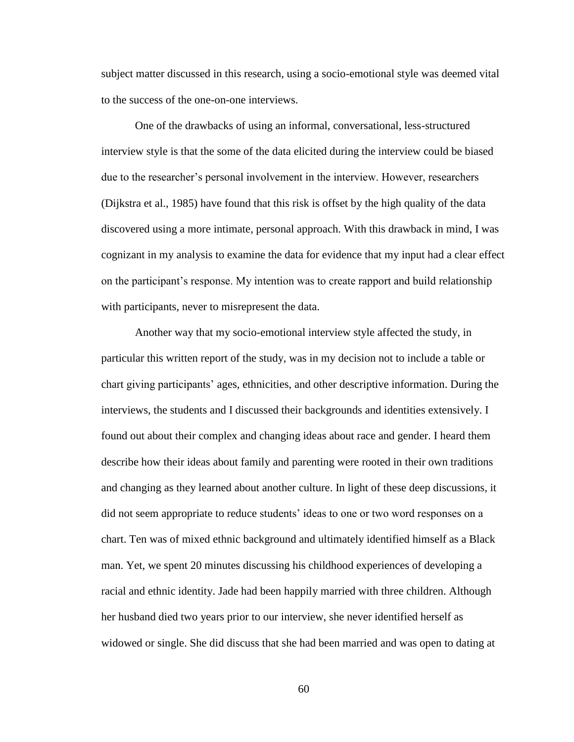subject matter discussed in this research, using a socio-emotional style was deemed vital to the success of the one-on-one interviews.

One of the drawbacks of using an informal, conversational, less-structured interview style is that the some of the data elicited during the interview could be biased due to the researcher's personal involvement in the interview. However, researchers (Dijkstra et al., 1985) have found that this risk is offset by the high quality of the data discovered using a more intimate, personal approach. With this drawback in mind, I was cognizant in my analysis to examine the data for evidence that my input had a clear effect on the participant's response. My intention was to create rapport and build relationship with participants, never to misrepresent the data.

Another way that my socio-emotional interview style affected the study, in particular this written report of the study, was in my decision not to include a table or chart giving participants' ages, ethnicities, and other descriptive information. During the interviews, the students and I discussed their backgrounds and identities extensively. I found out about their complex and changing ideas about race and gender. I heard them describe how their ideas about family and parenting were rooted in their own traditions and changing as they learned about another culture. In light of these deep discussions, it did not seem appropriate to reduce students' ideas to one or two word responses on a chart. Ten was of mixed ethnic background and ultimately identified himself as a Black man. Yet, we spent 20 minutes discussing his childhood experiences of developing a racial and ethnic identity. Jade had been happily married with three children. Although her husband died two years prior to our interview, she never identified herself as widowed or single. She did discuss that she had been married and was open to dating at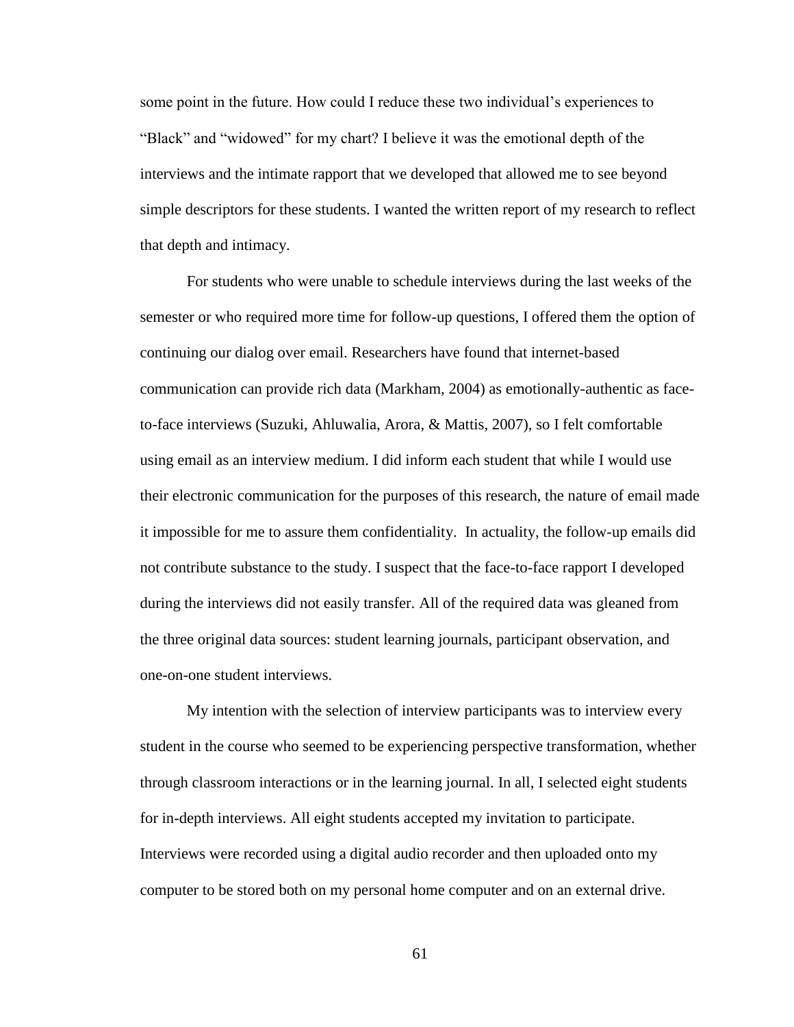some point in the future. How could I reduce these two individual's experiences to "Black" and "widowed" for my chart? I believe it was the emotional depth of the interviews and the intimate rapport that we developed that allowed me to see beyond simple descriptors for these students. I wanted the written report of my research to reflect that depth and intimacy.

For students who were unable to schedule interviews during the last weeks of the semester or who required more time for follow-up questions, I offered them the option of continuing our dialog over email. Researchers have found that internet-based communication can provide rich data (Markham, 2004) as emotionally-authentic as face-to-face interviews (Suzuki, Ahluwalia, Arora, & Mattis, 2007), so I felt comfortable using email as an interview medium. I did inform each student that while I would use their electronic communication for the purposes of this research, the nature of email made it impossible for me to assure them confidentiality. In actuality, the follow-up emails did not contribute substance to the study. I suspect that the face-to-face rapport I developed during the interviews did not easily transfer. All of the required data was gleaned from the three original data sources: student learning journals, participant observation, and one-on-one student interviews.

My intention with the selection of interview participants was to interview every student in the course who seemed to be experiencing perspective transformation, whether through classroom interactions or in the learning journal. In all, I selected eight students for in-depth interviews. All eight students accepted my invitation to participate. Interviews were recorded using a digital audio recorder and then uploaded onto my computer to be stored both on my personal home computer and on an external drive.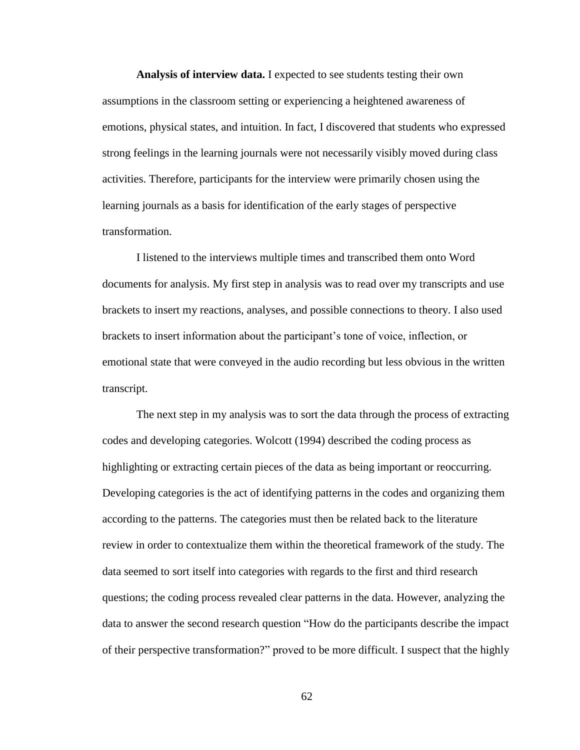**Analysis of interview data.** I expected to see students testing their own assumptions in the classroom setting or experiencing a heightened awareness of emotions, physical states, and intuition. In fact, I discovered that students who expressed strong feelings in the learning journals were not necessarily visibly moved during class activities. Therefore, participants for the interview were primarily chosen using the learning journals as a basis for identification of the early stages of perspective transformation.

I listened to the interviews multiple times and transcribed them onto Word documents for analysis. My first step in analysis was to read over my transcripts and use brackets to insert my reactions, analyses, and possible connections to theory. I also used brackets to insert information about the participant's tone of voice, inflection, or emotional state that were conveyed in the audio recording but less obvious in the written transcript.

The next step in my analysis was to sort the data through the process of extracting codes and developing categories. Wolcott (1994) described the coding process as highlighting or extracting certain pieces of the data as being important or reoccurring. Developing categories is the act of identifying patterns in the codes and organizing them according to the patterns. The categories must then be related back to the literature review in order to contextualize them within the theoretical framework of the study. The data seemed to sort itself into categories with regards to the first and third research questions; the coding process revealed clear patterns in the data. However, analyzing the data to answer the second research question "How do the participants describe the impact of their perspective transformation?" proved to be more difficult. I suspect that the highly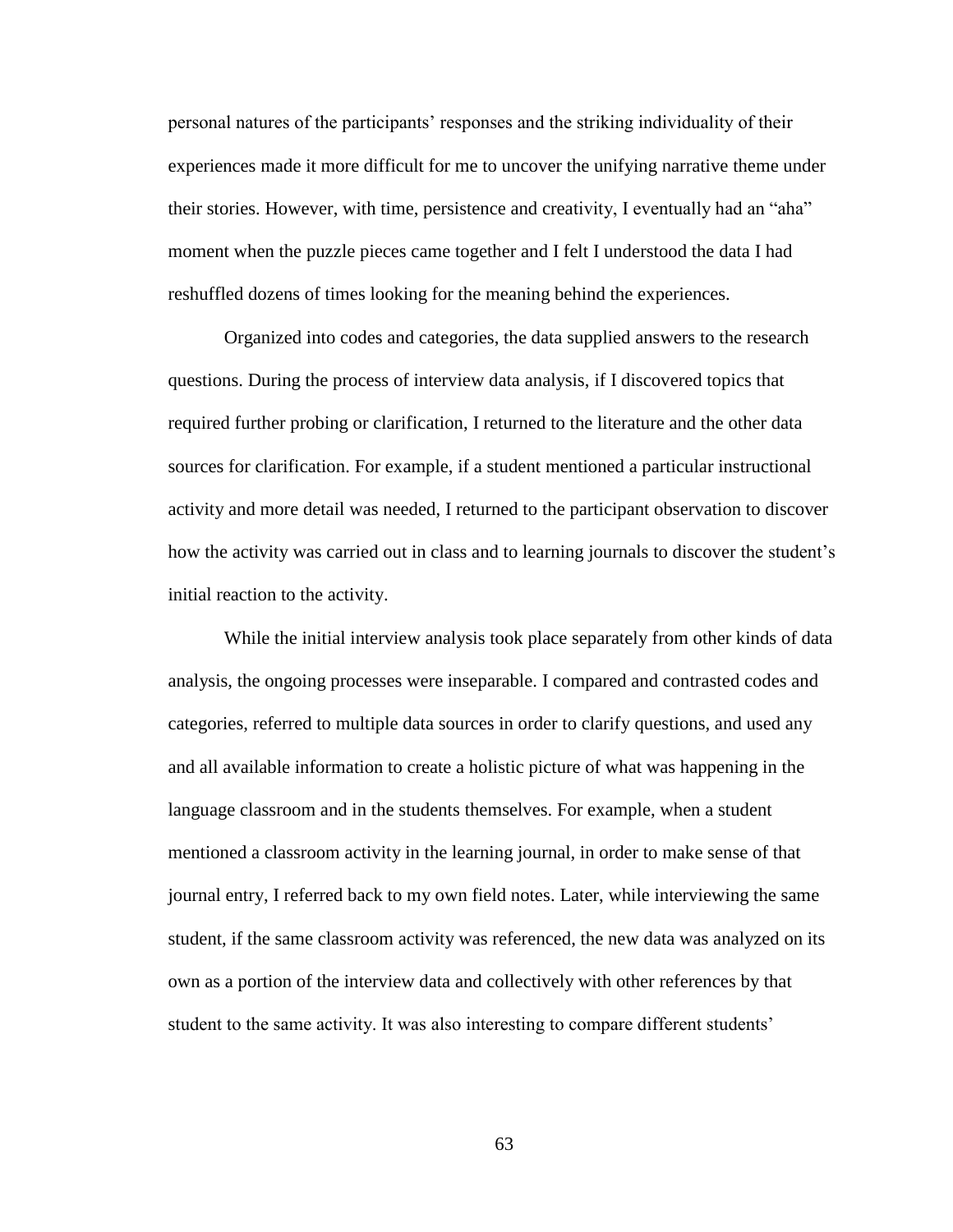personal natures of the participants' responses and the striking individuality of their experiences made it more difficult for me to uncover the unifying narrative theme under their stories. However, with time, persistence and creativity, I eventually had an "aha" moment when the puzzle pieces came together and I felt I understood the data I had reshuffled dozens of times looking for the meaning behind the experiences.

Organized into codes and categories, the data supplied answers to the research questions. During the process of interview data analysis, if I discovered topics that required further probing or clarification, I returned to the literature and the other data sources for clarification. For example, if a student mentioned a particular instructional activity and more detail was needed, I returned to the participant observation to discover how the activity was carried out in class and to learning journals to discover the student's initial reaction to the activity.

While the initial interview analysis took place separately from other kinds of data analysis, the ongoing processes were inseparable. I compared and contrasted codes and categories, referred to multiple data sources in order to clarify questions, and used any and all available information to create a holistic picture of what was happening in the language classroom and in the students themselves. For example, when a student mentioned a classroom activity in the learning journal, in order to make sense of that journal entry, I referred back to my own field notes. Later, while interviewing the same student, if the same classroom activity was referenced, the new data was analyzed on its own as a portion of the interview data and collectively with other references by that student to the same activity. It was also interesting to compare different students'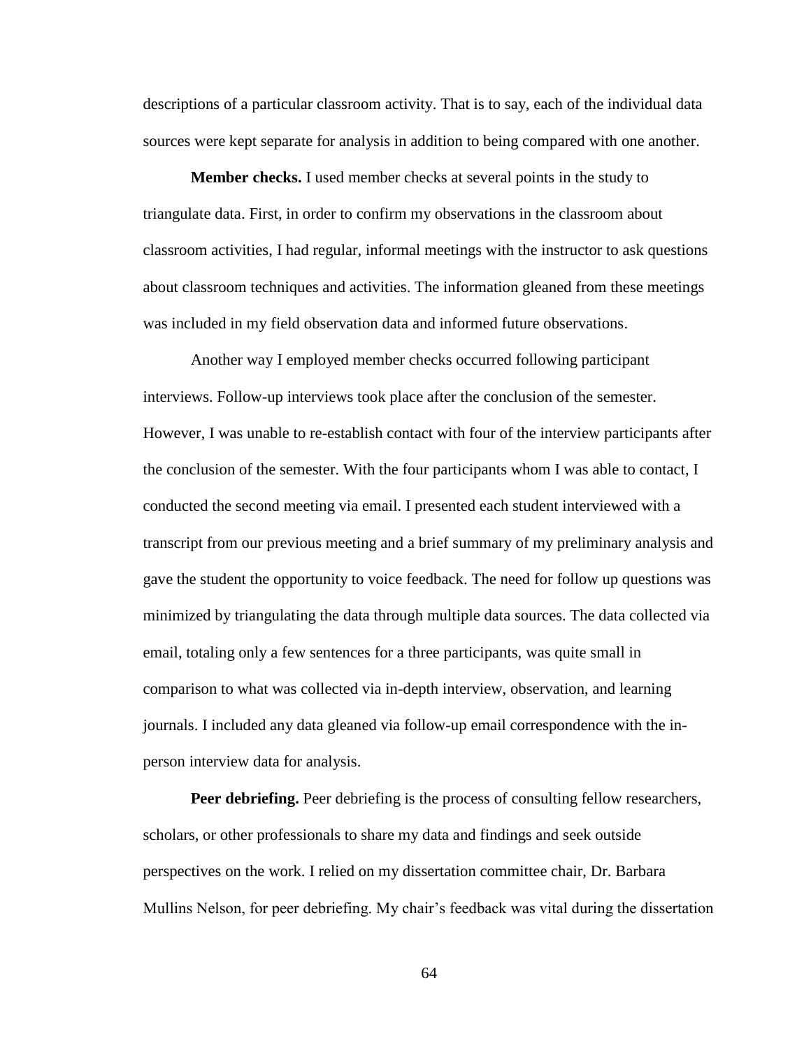descriptions of a particular classroom activity. That is to say, each of the individual data sources were kept separate for analysis in addition to being compared with one another.

**Member checks.** I used member checks at several points in the study to triangulate data. First, in order to confirm my observations in the classroom about classroom activities, I had regular, informal meetings with the instructor to ask questions about classroom techniques and activities. The information gleaned from these meetings was included in my field observation data and informed future observations.

Another way I employed member checks occurred following participant interviews. Follow-up interviews took place after the conclusion of the semester. However, I was unable to re-establish contact with four of the interview participants after the conclusion of the semester. With the four participants whom I was able to contact, I conducted the second meeting via email. I presented each student interviewed with a transcript from our previous meeting and a brief summary of my preliminary analysis and gave the student the opportunity to voice feedback. The need for follow up questions was minimized by triangulating the data through multiple data sources. The data collected via email, totaling only a few sentences for a three participants, was quite small in comparison to what was collected via in-depth interview, observation, and learning journals. I included any data gleaned via follow-up email correspondence with the in-person interview data for analysis.

**Peer debriefing.** Peer debriefing is the process of consulting fellow researchers, scholars, or other professionals to share my data and findings and seek outside perspectives on the work. I relied on my dissertation committee chair, Dr. Barbara Mullins Nelson, for peer debriefing. My chair's feedback was vital during the dissertation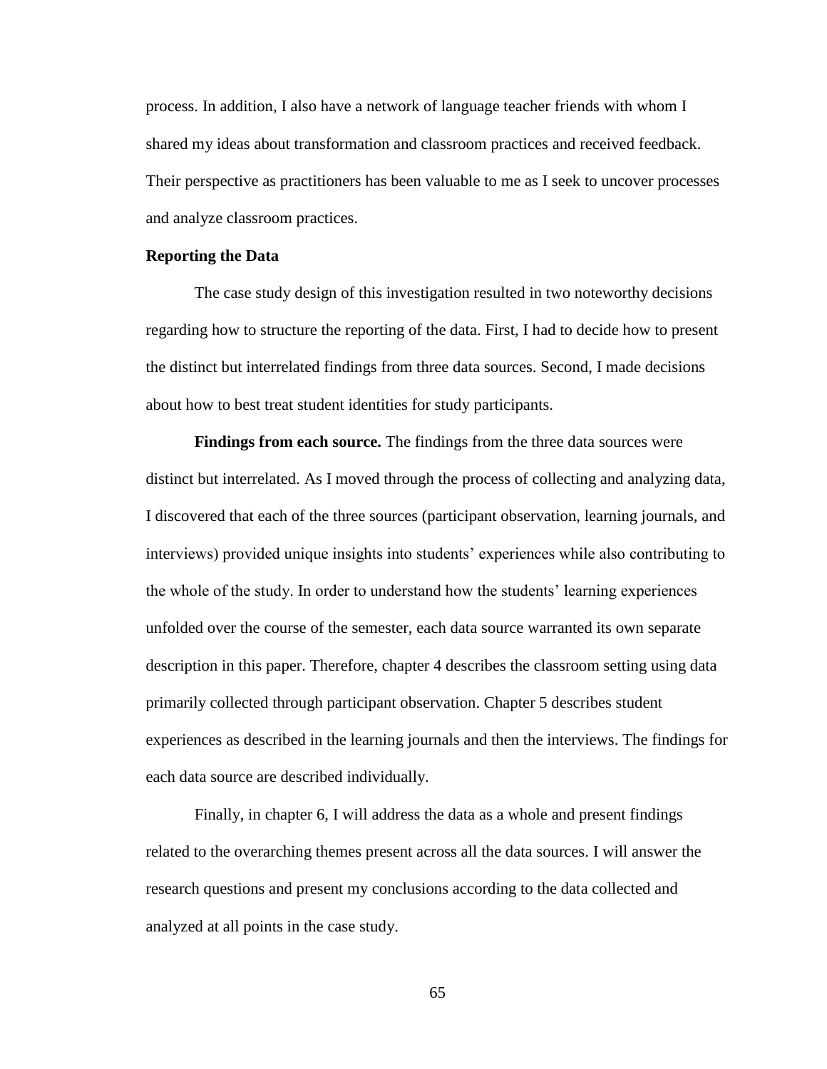process. In addition, I also have a network of language teacher friends with whom I shared my ideas about transformation and classroom practices and received feedback. Their perspective as practitioners has been valuable to me as I seek to uncover processes and analyze classroom practices.

### Reporting the Data

The case study design of this investigation resulted in two noteworthy decisions regarding how to structure the reporting of the data. First, I had to decide how to present the distinct but interrelated findings from three data sources. Second, I made decisions about how to best treat student identities for study participants.

**Findings from each source.** The findings from the three data sources were distinct but interrelated. As I moved through the process of collecting and analyzing data, I discovered that each of the three sources (participant observation, learning journals, and interviews) provided unique insights into students' experiences while also contributing to the whole of the study. In order to understand how the students' learning experiences unfolded over the course of the semester, each data source warranted its own separate description in this paper. Therefore, chapter 4 describes the classroom setting using data primarily collected through participant observation. Chapter 5 describes student experiences as described in the learning journals and then the interviews. The findings for each data source are described individually.

Finally, in chapter 6, I will address the data as a whole and present findings related to the overarching themes present across all the data sources. I will answer the research questions and present my conclusions according to the data collected and analyzed at all points in the case study.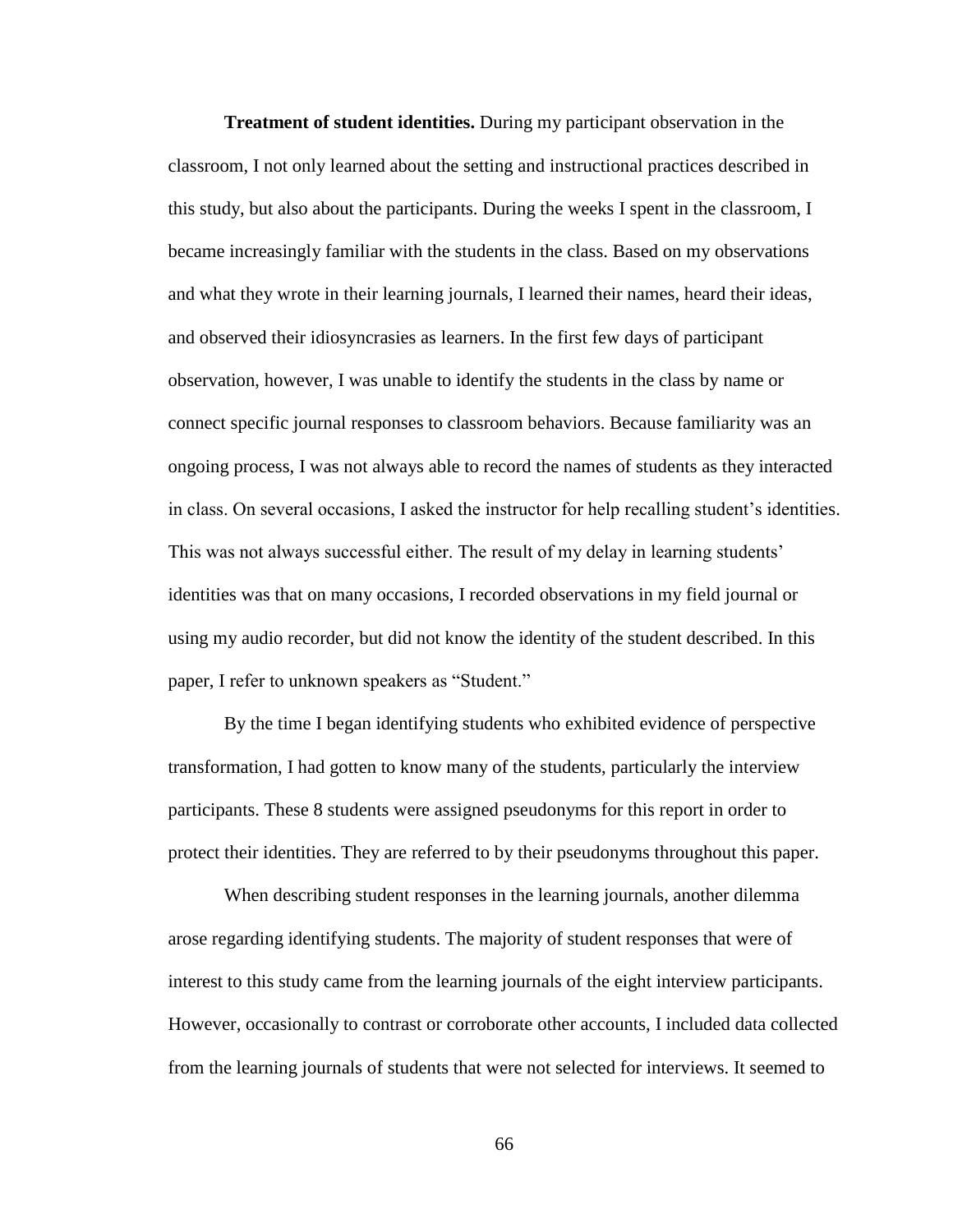**Treatment of student identities.** During my participant observation in the classroom, I not only learned about the setting and instructional practices described in this study, but also about the participants. During the weeks I spent in the classroom, I became increasingly familiar with the students in the class. Based on my observations and what they wrote in their learning journals, I learned their names, heard their ideas, and observed their idiosyncrasies as learners. In the first few days of participant observation, however, I was unable to identify the students in the class by name or connect specific journal responses to classroom behaviors. Because familiarity was an ongoing process, I was not always able to record the names of students as they interacted in class. On several occasions, I asked the instructor for help recalling student's identities. This was not always successful either. The result of my delay in learning students' identities was that on many occasions, I recorded observations in my field journal or using my audio recorder, but did not know the identity of the student described. In this paper, I refer to unknown speakers as "Student."

By the time I began identifying students who exhibited evidence of perspective transformation, I had gotten to know many of the students, particularly the interview participants. These 8 students were assigned pseudonyms for this report in order to protect their identities. They are referred to by their pseudonyms throughout this paper.

When describing student responses in the learning journals, another dilemma arose regarding identifying students. The majority of student responses that were of interest to this study came from the learning journals of the eight interview participants. However, occasionally to contrast or corroborate other accounts, I included data collected from the learning journals of students that were not selected for interviews. It seemed to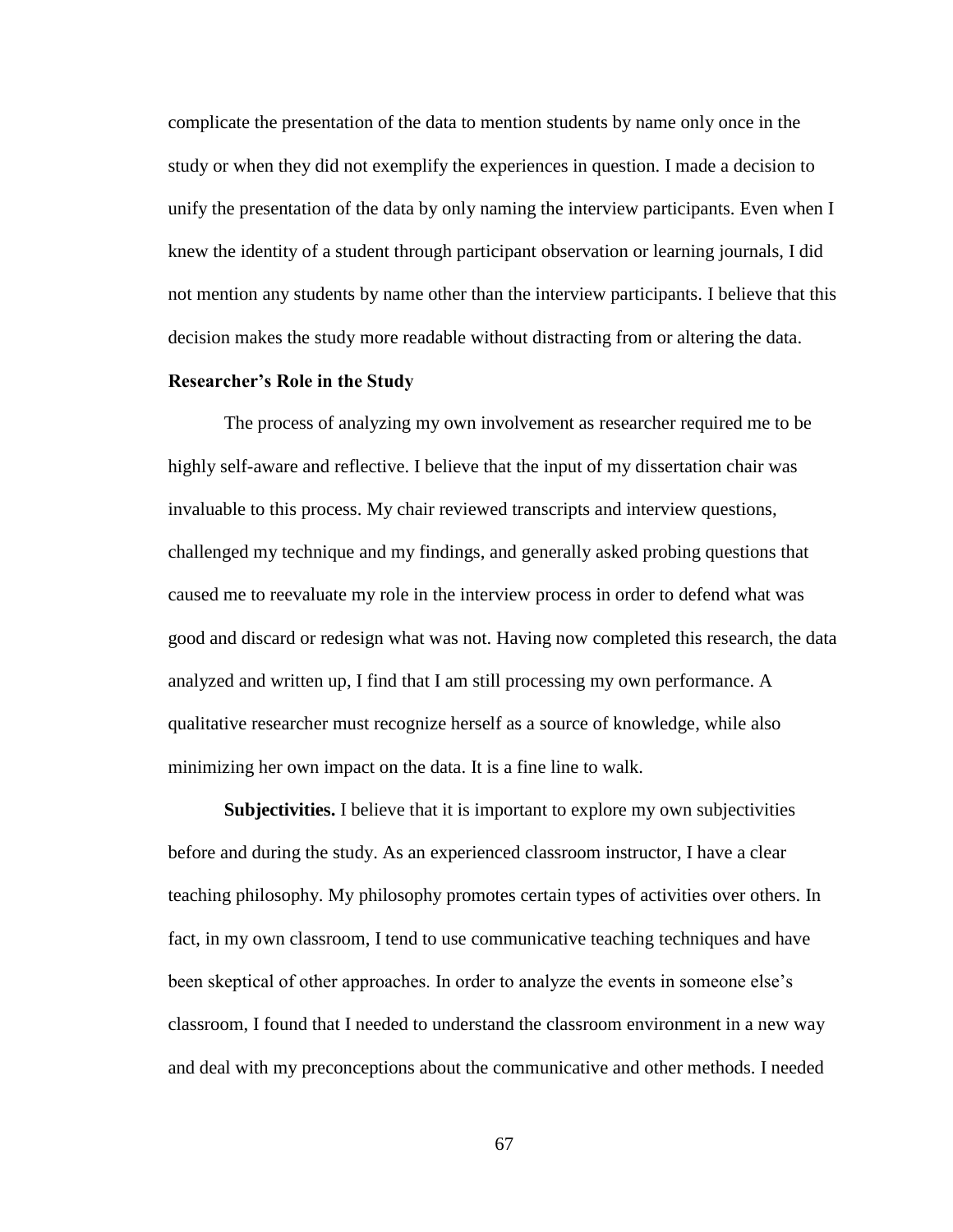complicate the presentation of the data to mention students by name only once in the study or when they did not exemplify the experiences in question. I made a decision to unify the presentation of the data by only naming the interview participants. Even when I knew the identity of a student through participant observation or learning journals, I did not mention any students by name other than the interview participants. I believe that this decision makes the study more readable without distracting from or altering the data.

### Researcher's Role in the Study

The process of analyzing my own involvement as researcher required me to be highly self-aware and reflective. I believe that the input of my dissertation chair was invaluable to this process. My chair reviewed transcripts and interview questions, challenged my technique and my findings, and generally asked probing questions that caused me to reevaluate my role in the interview process in order to defend what was good and discard or redesign what was not. Having now completed this research, the data analyzed and written up, I find that I am still processing my own performance. A qualitative researcher must recognize herself as a source of knowledge, while also minimizing her own impact on the data. It is a fine line to walk.

**Subjectivities.** I believe that it is important to explore my own subjectivities before and during the study. As an experienced classroom instructor, I have a clear teaching philosophy. My philosophy promotes certain types of activities over others. In fact, in my own classroom, I tend to use communicative teaching techniques and have been skeptical of other approaches. In order to analyze the events in someone else's classroom, I found that I needed to understand the classroom environment in a new way and deal with my preconceptions about the communicative and other methods. I needed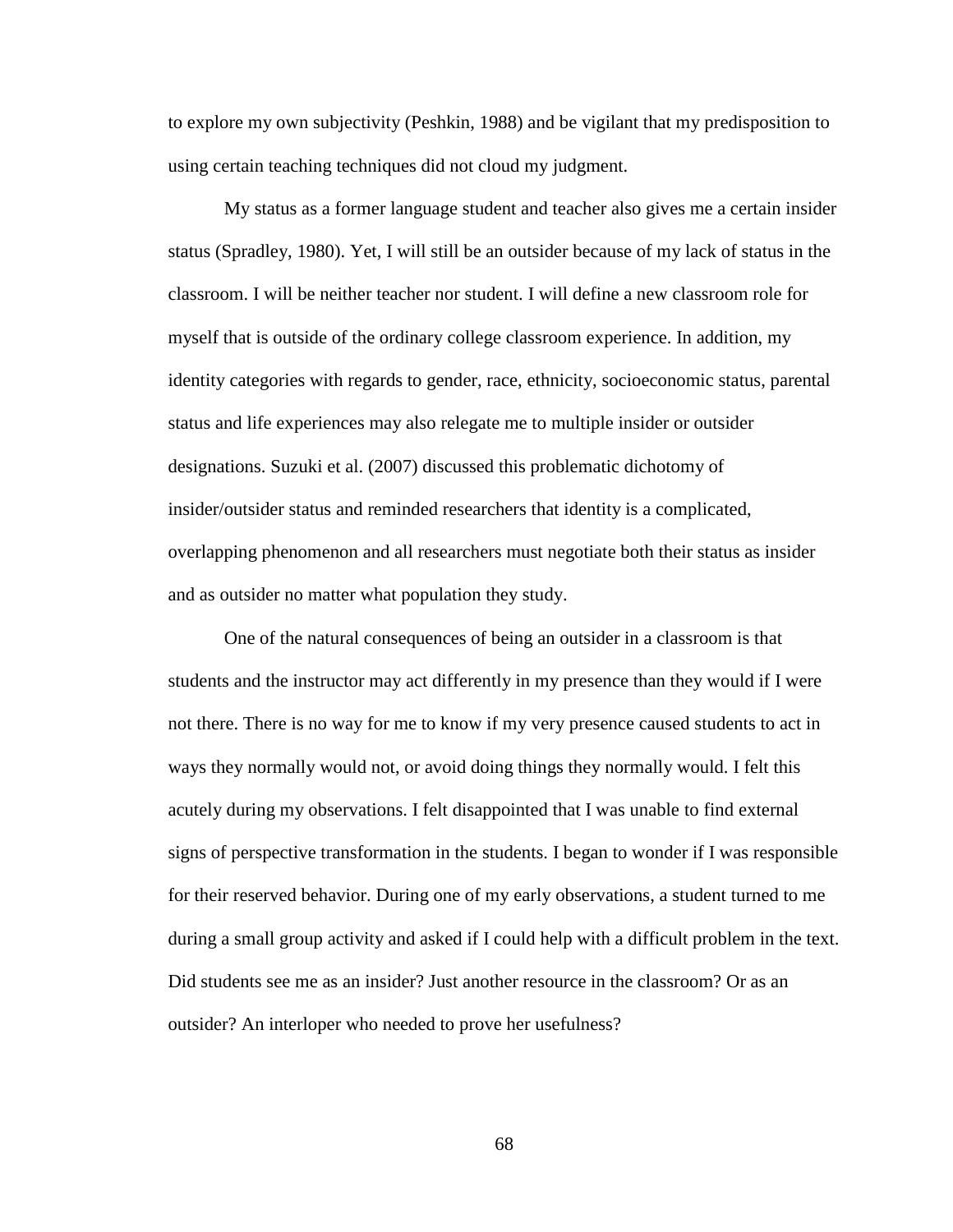to explore my own subjectivity (Peshkin, 1988) and be vigilant that my predisposition to using certain teaching techniques did not cloud my judgment.

My status as a former language student and teacher also gives me a certain insider status (Spradley, 1980). Yet, I will still be an outsider because of my lack of status in the classroom. I will be neither teacher nor student. I will define a new classroom role for myself that is outside of the ordinary college classroom experience. In addition, my identity categories with regards to gender, race, ethnicity, socioeconomic status, parental status and life experiences may also relegate me to multiple insider or outsider designations. Suzuki et al. (2007) discussed this problematic dichotomy of insider/outsider status and reminded researchers that identity is a complicated, overlapping phenomenon and all researchers must negotiate both their status as insider and as outsider no matter what population they study.

One of the natural consequences of being an outsider in a classroom is that students and the instructor may act differently in my presence than they would if I were not there. There is no way for me to know if my very presence caused students to act in ways they normally would not, or avoid doing things they normally would. I felt this acutely during my observations. I felt disappointed that I was unable to find external signs of perspective transformation in the students. I began to wonder if I was responsible for their reserved behavior. During one of my early observations, a student turned to me during a small group activity and asked if I could help with a difficult problem in the text. Did students see me as an insider? Just another resource in the classroom? Or as an outsider? An interloper who needed to prove her usefulness?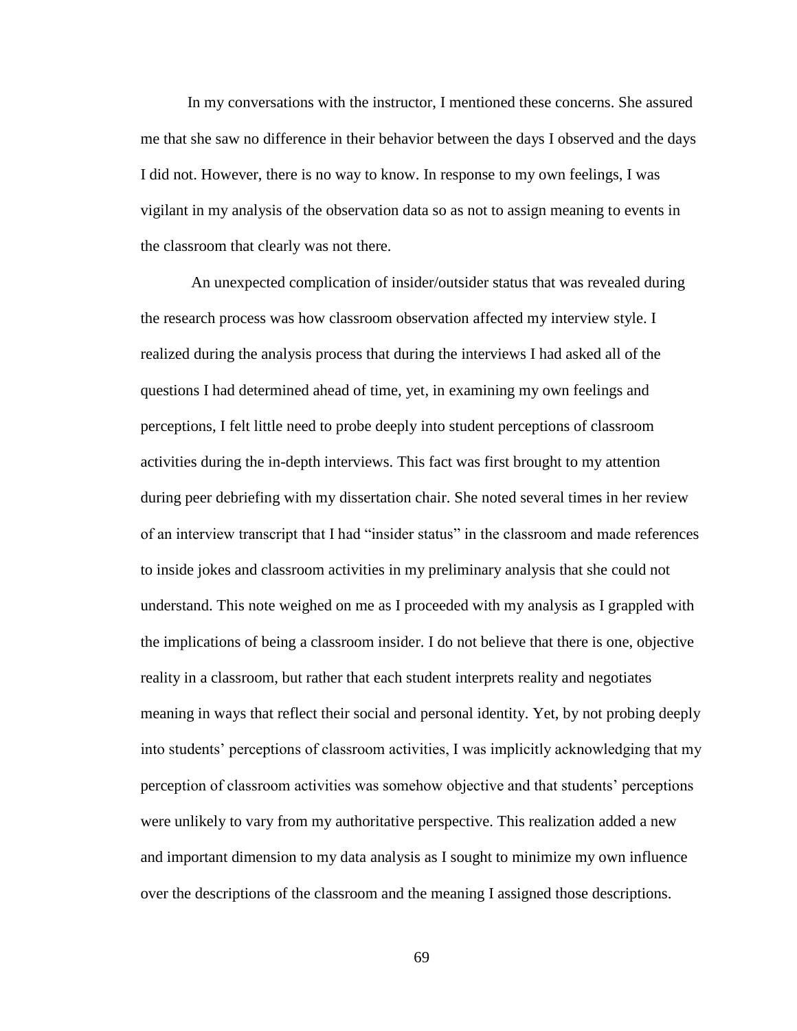In my conversations with the instructor, I mentioned these concerns. She assured me that she saw no difference in their behavior between the days I observed and the days I did not. However, there is no way to know. In response to my own feelings, I was vigilant in my analysis of the observation data so as not to assign meaning to events in the classroom that clearly was not there.

An unexpected complication of insider/outsider status that was revealed during the research process was how classroom observation affected my interview style. I realized during the analysis process that during the interviews I had asked all of the questions I had determined ahead of time, yet, in examining my own feelings and perceptions, I felt little need to probe deeply into student perceptions of classroom activities during the in-depth interviews. This fact was first brought to my attention during peer debriefing with my dissertation chair. She noted several times in her review of an interview transcript that I had "insider status" in the classroom and made references to inside jokes and classroom activities in my preliminary analysis that she could not understand. This note weighed on me as I proceeded with my analysis as I grappled with the implications of being a classroom insider. I do not believe that there is one, objective reality in a classroom, but rather that each student interprets reality and negotiates meaning in ways that reflect their social and personal identity. Yet, by not probing deeply into students' perceptions of classroom activities, I was implicitly acknowledging that my perception of classroom activities was somehow objective and that students' perceptions were unlikely to vary from my authoritative perspective. This realization added a new and important dimension to my data analysis as I sought to minimize my own influence over the descriptions of the classroom and the meaning I assigned those descriptions.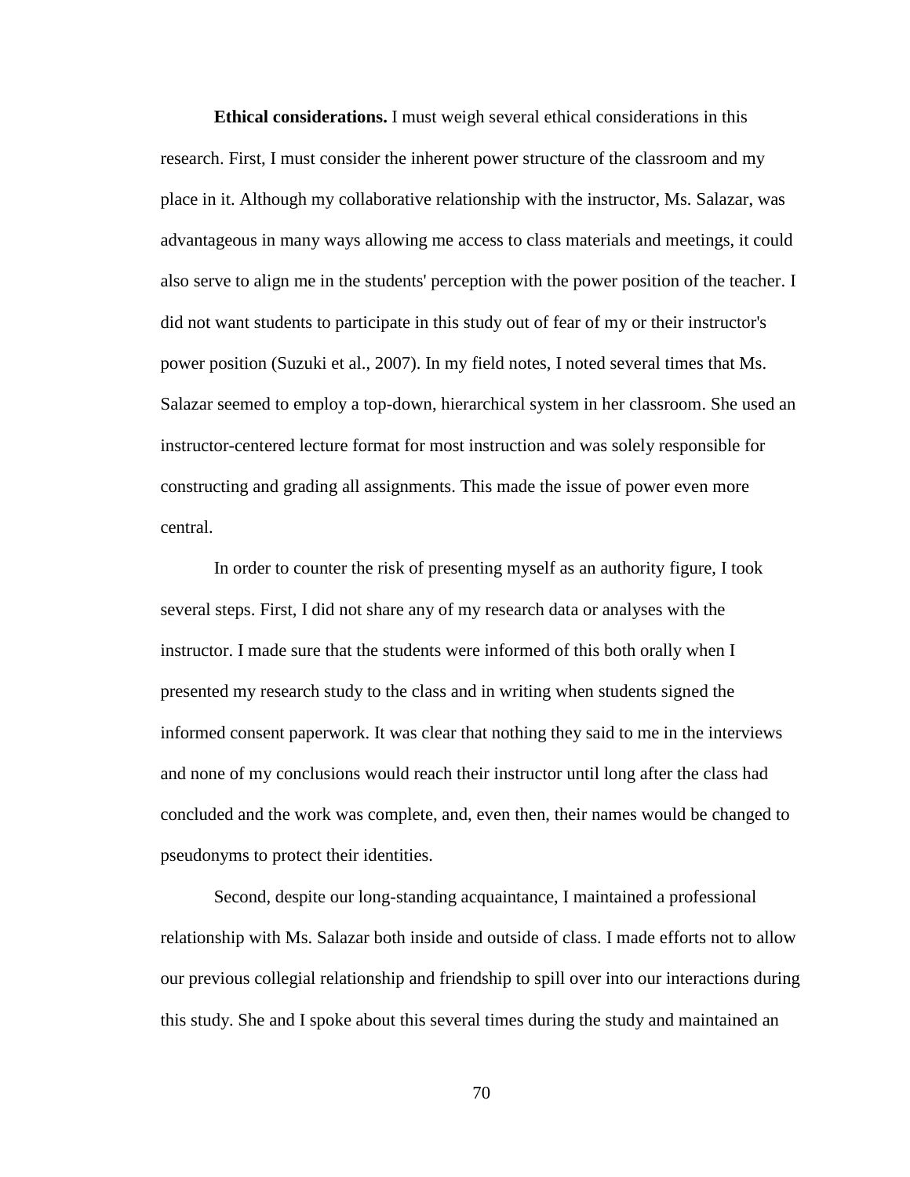**Ethical considerations.** I must weigh several ethical considerations in this research. First, I must consider the inherent power structure of the classroom and my place in it. Although my collaborative relationship with the instructor, Ms. Salazar, was advantageous in many ways allowing me access to class materials and meetings, it could also serve to align me in the students' perception with the power position of the teacher. I did not want students to participate in this study out of fear of my or their instructor's power position (Suzuki et al., 2007). In my field notes, I noted several times that Ms. Salazar seemed to employ a top-down, hierarchical system in her classroom. She used an instructor-centered lecture format for most instruction and was solely responsible for constructing and grading all assignments. This made the issue of power even more central.

In order to counter the risk of presenting myself as an authority figure, I took several steps. First, I did not share any of my research data or analyses with the instructor. I made sure that the students were informed of this both orally when I presented my research study to the class and in writing when students signed the informed consent paperwork. It was clear that nothing they said to me in the interviews and none of my conclusions would reach their instructor until long after the class had concluded and the work was complete, and, even then, their names would be changed to pseudonyms to protect their identities.

Second, despite our long-standing acquaintance, I maintained a professional relationship with Ms. Salazar both inside and outside of class. I made efforts not to allow our previous collegial relationship and friendship to spill over into our interactions during this study. She and I spoke about this several times during the study and maintained an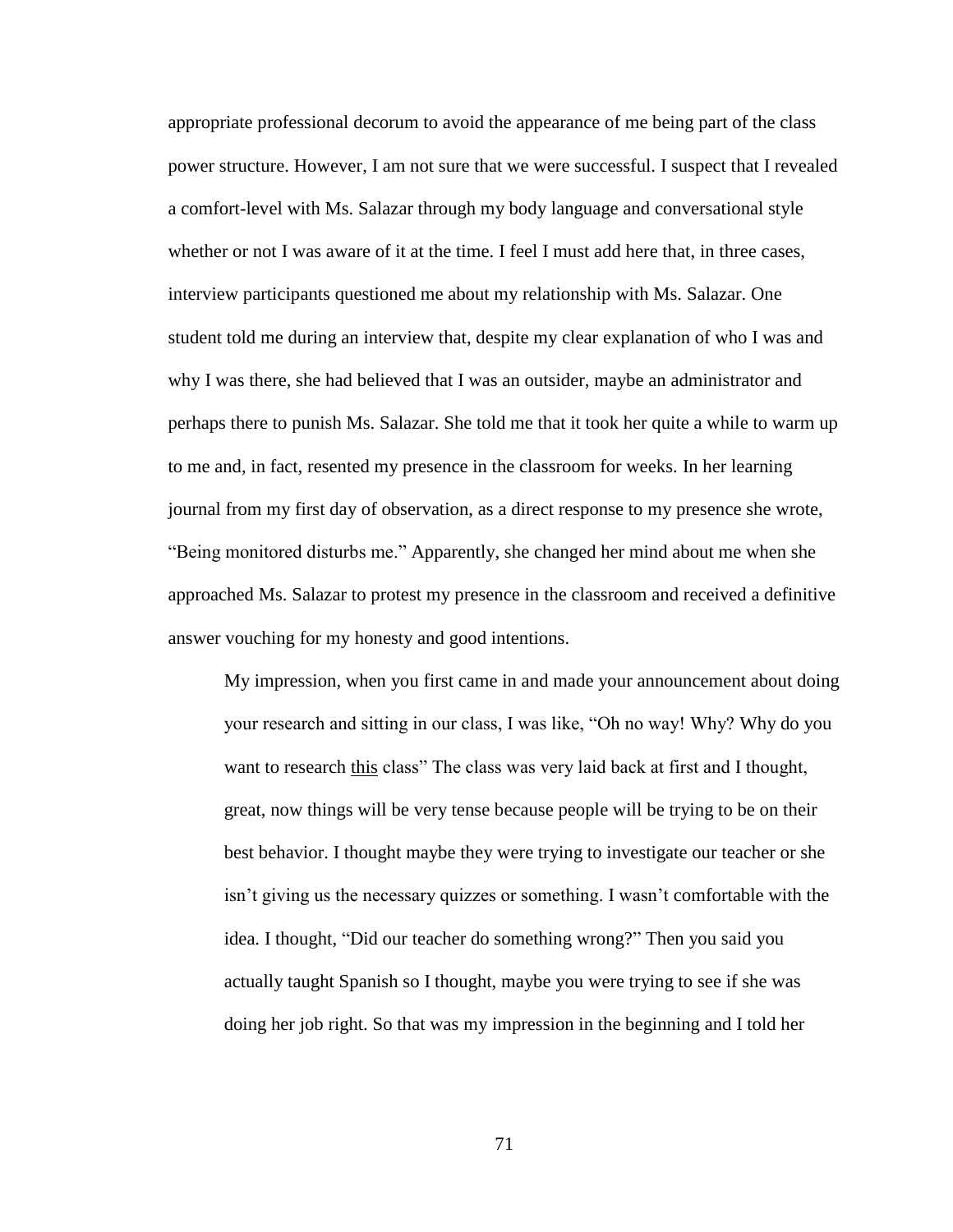appropriate professional decorum to avoid the appearance of me being part of the class power structure. However, I am not sure that we were successful. I suspect that I revealed a comfort-level with Ms. Salazar through my body language and conversational style whether or not I was aware of it at the time. I feel I must add here that, in three cases, interview participants questioned me about my relationship with Ms. Salazar. One student told me during an interview that, despite my clear explanation of who I was and why I was there, she had believed that I was an outsider, maybe an administrator and perhaps there to punish Ms. Salazar. She told me that it took her quite a while to warm up to me and, in fact, resented my presence in the classroom for weeks. In her learning journal from my first day of observation, as a direct response to my presence she wrote, "Being monitored disturbs me." Apparently, she changed her mind about me when she approached Ms. Salazar to protest my presence in the classroom and received a definitive answer vouching for my honesty and good intentions.

> My impression, when you first came in and made your announcement about doing your research and sitting in our class, I was like, "Oh no way! Why? Why do you want to research <u>this</u> class" The class was very laid back at first and I thought, great, now things will be very tense because people will be trying to be on their best behavior. I thought maybe they were trying to investigate our teacher or she isn't giving us the necessary quizzes or something. I wasn't comfortable with the idea. I thought, "Did our teacher do something wrong?" Then you said you actually taught Spanish so I thought, maybe you were trying to see if she was doing her job right. So that was my impression in the beginning and I told her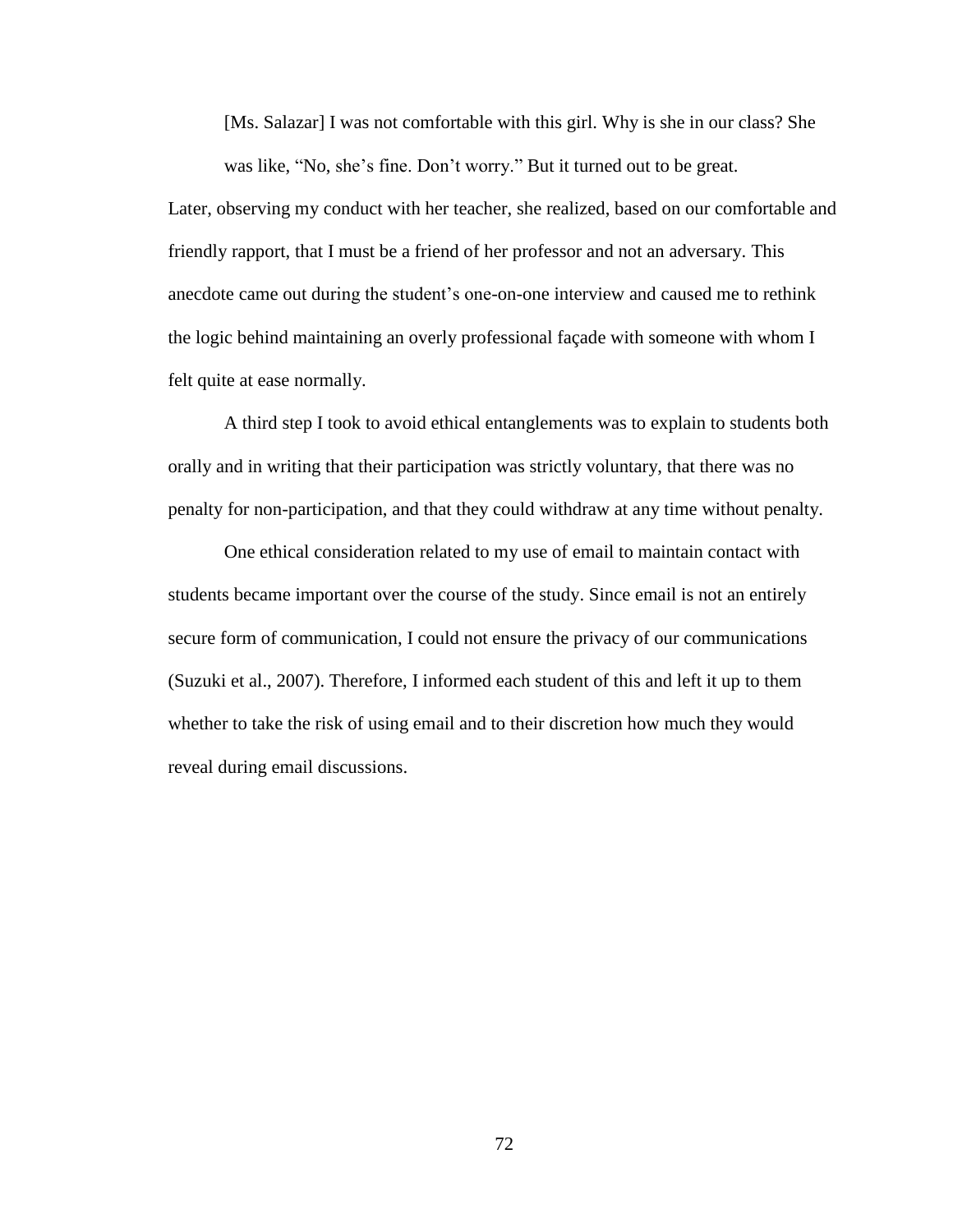> [Ms. Salazar] I was not comfortable with this girl. Why is she in our class? She was like, "No, she's fine. Don't worry." But it turned out to be great.

Later, observing my conduct with her teacher, she realized, based on our comfortable and friendly rapport, that I must be a friend of her professor and not an adversary. This anecdote came out during the student's one-on-one interview and caused me to rethink the logic behind maintaining an overly professional façade with someone with whom I felt quite at ease normally.

A third step I took to avoid ethical entanglements was to explain to students both orally and in writing that their participation was strictly voluntary, that there was no penalty for non-participation, and that they could withdraw at any time without penalty.

One ethical consideration related to my use of email to maintain contact with students became important over the course of the study. Since email is not an entirely secure form of communication, I could not ensure the privacy of our communications (Suzuki et al., 2007). Therefore, I informed each student of this and left it up to them whether to take the risk of using email and to their discretion how much they would reveal during email discussions.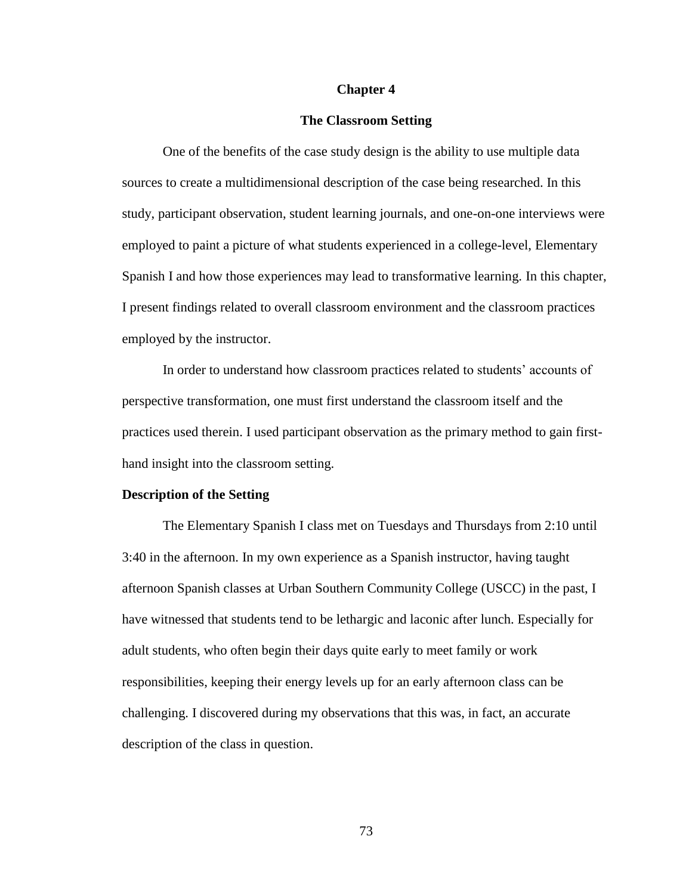# Chapter 4

## The Classroom Setting

One of the benefits of the case study design is the ability to use multiple data sources to create a multidimensional description of the case being researched. In this study, participant observation, student learning journals, and one-on-one interviews were employed to paint a picture of what students experienced in a college-level, Elementary Spanish I and how those experiences may lead to transformative learning. In this chapter, I present findings related to overall classroom environment and the classroom practices employed by the instructor.

In order to understand how classroom practices related to students' accounts of perspective transformation, one must first understand the classroom itself and the practices used therein. I used participant observation as the primary method to gain first-hand insight into the classroom setting.

### Description of the Setting

The Elementary Spanish I class met on Tuesdays and Thursdays from 2:10 until 3:40 in the afternoon. In my own experience as a Spanish instructor, having taught afternoon Spanish classes at Urban Southern Community College (USCC) in the past, I have witnessed that students tend to be lethargic and laconic after lunch. Especially for adult students, who often begin their days quite early to meet family or work responsibilities, keeping their energy levels up for an early afternoon class can be challenging. I discovered during my observations that this was, in fact, an accurate description of the class in question.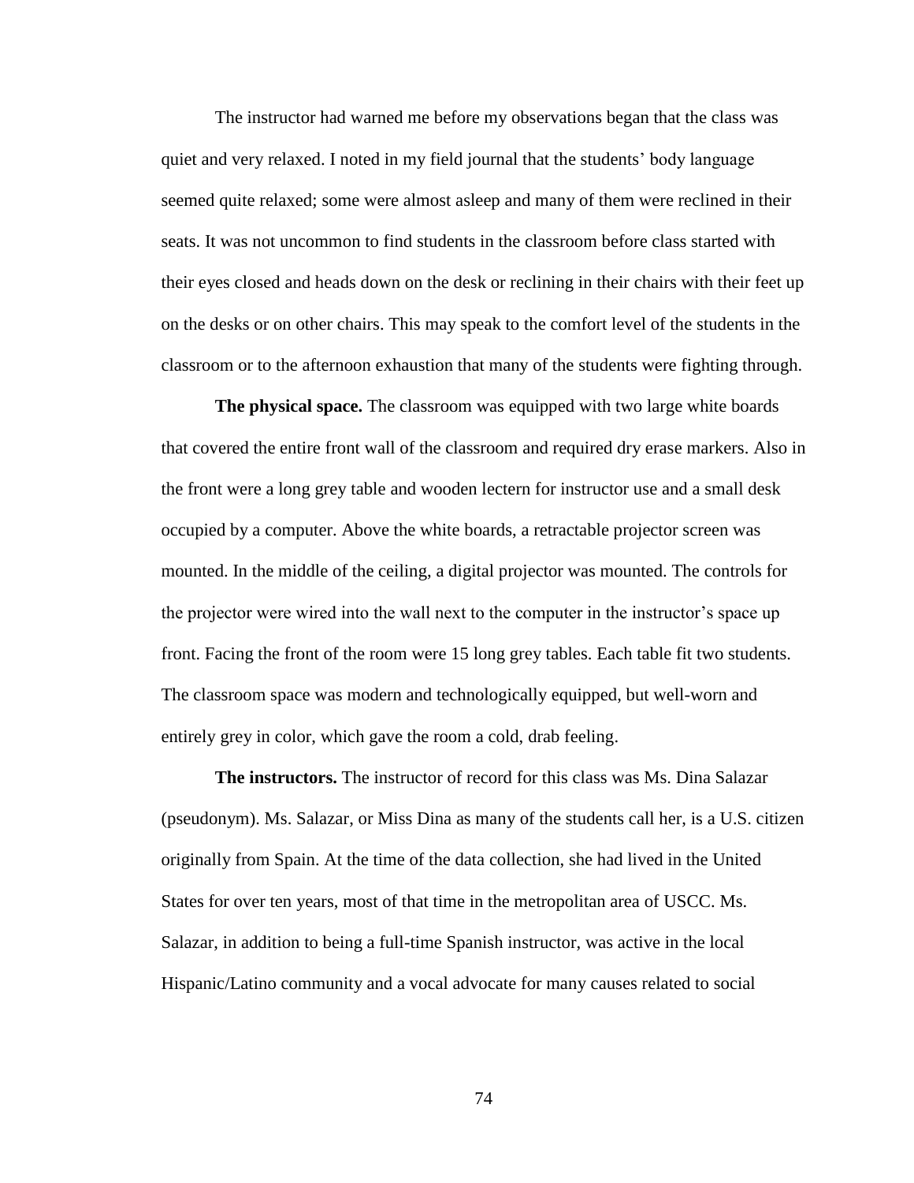The instructor had warned me before my observations began that the class was quiet and very relaxed. I noted in my field journal that the students' body language seemed quite relaxed; some were almost asleep and many of them were reclined in their seats. It was not uncommon to find students in the classroom before class started with their eyes closed and heads down on the desk or reclining in their chairs with their feet up on the desks or on other chairs. This may speak to the comfort level of the students in the classroom or to the afternoon exhaustion that many of the students were fighting through.

**The physical space.** The classroom was equipped with two large white boards that covered the entire front wall of the classroom and required dry erase markers. Also in the front were a long grey table and wooden lectern for instructor use and a small desk occupied by a computer. Above the white boards, a retractable projector screen was mounted. In the middle of the ceiling, a digital projector was mounted. The controls for the projector were wired into the wall next to the computer in the instructor's space up front. Facing the front of the room were 15 long grey tables. Each table fit two students. The classroom space was modern and technologically equipped, but well-worn and entirely grey in color, which gave the room a cold, drab feeling.

**The instructors.** The instructor of record for this class was Ms. Dina Salazar (pseudonym). Ms. Salazar, or Miss Dina as many of the students call her, is a U.S. citizen originally from Spain. At the time of the data collection, she had lived in the United States for over ten years, most of that time in the metropolitan area of USCC. Ms. Salazar, in addition to being a full-time Spanish instructor, was active in the local Hispanic/Latino community and a vocal advocate for many causes related to social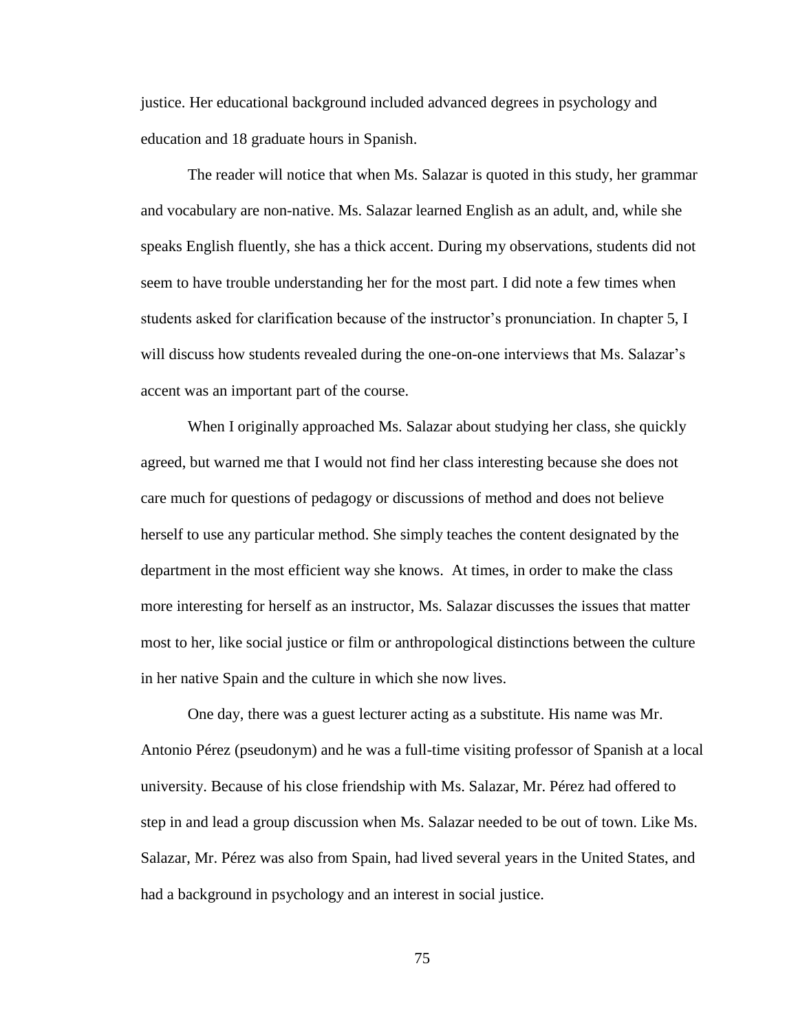justice. Her educational background included advanced degrees in psychology and education and 18 graduate hours in Spanish.

The reader will notice that when Ms. Salazar is quoted in this study, her grammar and vocabulary are non-native. Ms. Salazar learned English as an adult, and, while she speaks English fluently, she has a thick accent. During my observations, students did not seem to have trouble understanding her for the most part. I did note a few times when students asked for clarification because of the instructor's pronunciation. In chapter 5, I will discuss how students revealed during the one-on-one interviews that Ms. Salazar's accent was an important part of the course.

When I originally approached Ms. Salazar about studying her class, she quickly agreed, but warned me that I would not find her class interesting because she does not care much for questions of pedagogy or discussions of method and does not believe herself to use any particular method. She simply teaches the content designated by the department in the most efficient way she knows. At times, in order to make the class more interesting for herself as an instructor, Ms. Salazar discusses the issues that matter most to her, like social justice or film or anthropological distinctions between the culture in her native Spain and the culture in which she now lives.

One day, there was a guest lecturer acting as a substitute. His name was Mr. Antonio Pérez (pseudonym) and he was a full-time visiting professor of Spanish at a local university. Because of his close friendship with Ms. Salazar, Mr. Pérez had offered to step in and lead a group discussion when Ms. Salazar needed to be out of town. Like Ms. Salazar, Mr. Pérez was also from Spain, had lived several years in the United States, and had a background in psychology and an interest in social justice.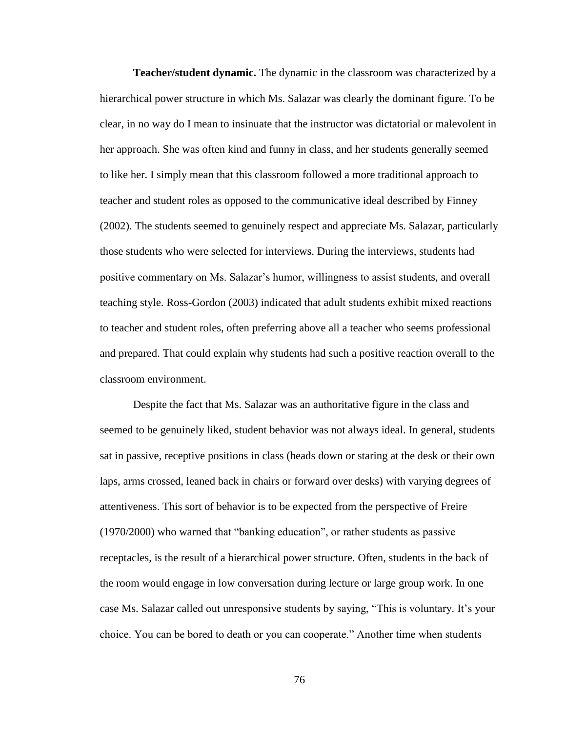**Teacher/student dynamic.** The dynamic in the classroom was characterized by a hierarchical power structure in which Ms. Salazar was clearly the dominant figure. To be clear, in no way do I mean to insinuate that the instructor was dictatorial or malevolent in her approach. She was often kind and funny in class, and her students generally seemed to like her. I simply mean that this classroom followed a more traditional approach to teacher and student roles as opposed to the communicative ideal described by Finney (2002). The students seemed to genuinely respect and appreciate Ms. Salazar, particularly those students who were selected for interviews. During the interviews, students had positive commentary on Ms. Salazar's humor, willingness to assist students, and overall teaching style. Ross-Gordon (2003) indicated that adult students exhibit mixed reactions to teacher and student roles, often preferring above all a teacher who seems professional and prepared. That could explain why students had such a positive reaction overall to the classroom environment.

Despite the fact that Ms. Salazar was an authoritative figure in the class and seemed to be genuinely liked, student behavior was not always ideal. In general, students sat in passive, receptive positions in class (heads down or staring at the desk or their own laps, arms crossed, leaned back in chairs or forward over desks) with varying degrees of attentiveness. This sort of behavior is to be expected from the perspective of Freire (1970/2000) who warned that "banking education", or rather students as passive receptacles, is the result of a hierarchical power structure. Often, students in the back of the room would engage in low conversation during lecture or large group work. In one case Ms. Salazar called out unresponsive students by saying, "This is voluntary. It's your choice. You can be bored to death or you can cooperate." Another time when students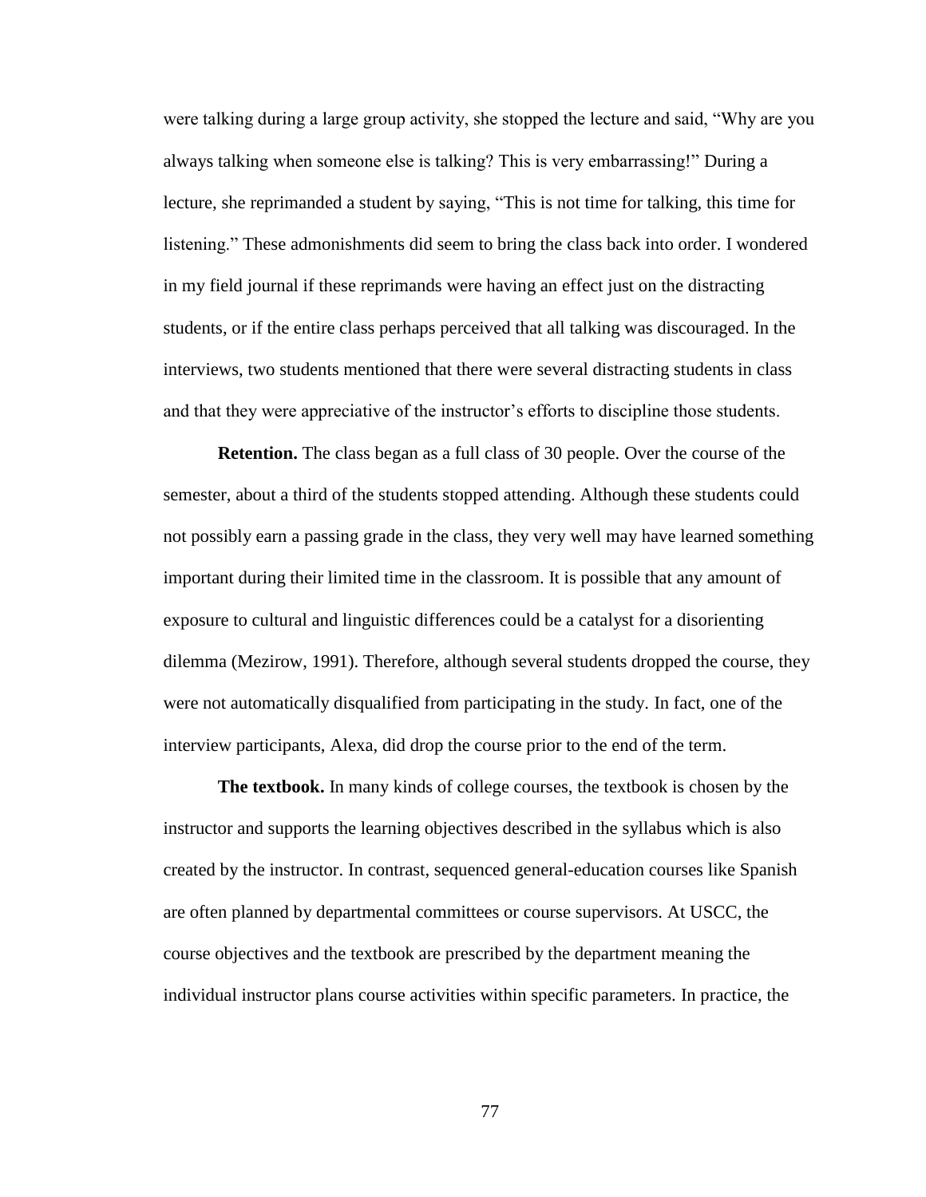were talking during a large group activity, she stopped the lecture and said, "Why are you always talking when someone else is talking? This is very embarrassing!" During a lecture, she reprimanded a student by saying, "This is not time for talking, this time for listening." These admonishments did seem to bring the class back into order. I wondered in my field journal if these reprimands were having an effect just on the distracting students, or if the entire class perhaps perceived that all talking was discouraged. In the interviews, two students mentioned that there were several distracting students in class and that they were appreciative of the instructor's efforts to discipline those students.

**Retention.** The class began as a full class of 30 people. Over the course of the semester, about a third of the students stopped attending. Although these students could not possibly earn a passing grade in the class, they very well may have learned something important during their limited time in the classroom. It is possible that any amount of exposure to cultural and linguistic differences could be a catalyst for a disorienting dilemma (Mezirow, 1991). Therefore, although several students dropped the course, they were not automatically disqualified from participating in the study. In fact, one of the interview participants, Alexa, did drop the course prior to the end of the term.

**The textbook.** In many kinds of college courses, the textbook is chosen by the instructor and supports the learning objectives described in the syllabus which is also created by the instructor. In contrast, sequenced general-education courses like Spanish are often planned by departmental committees or course supervisors. At USCC, the course objectives and the textbook are prescribed by the department meaning the individual instructor plans course activities within specific parameters. In practice, the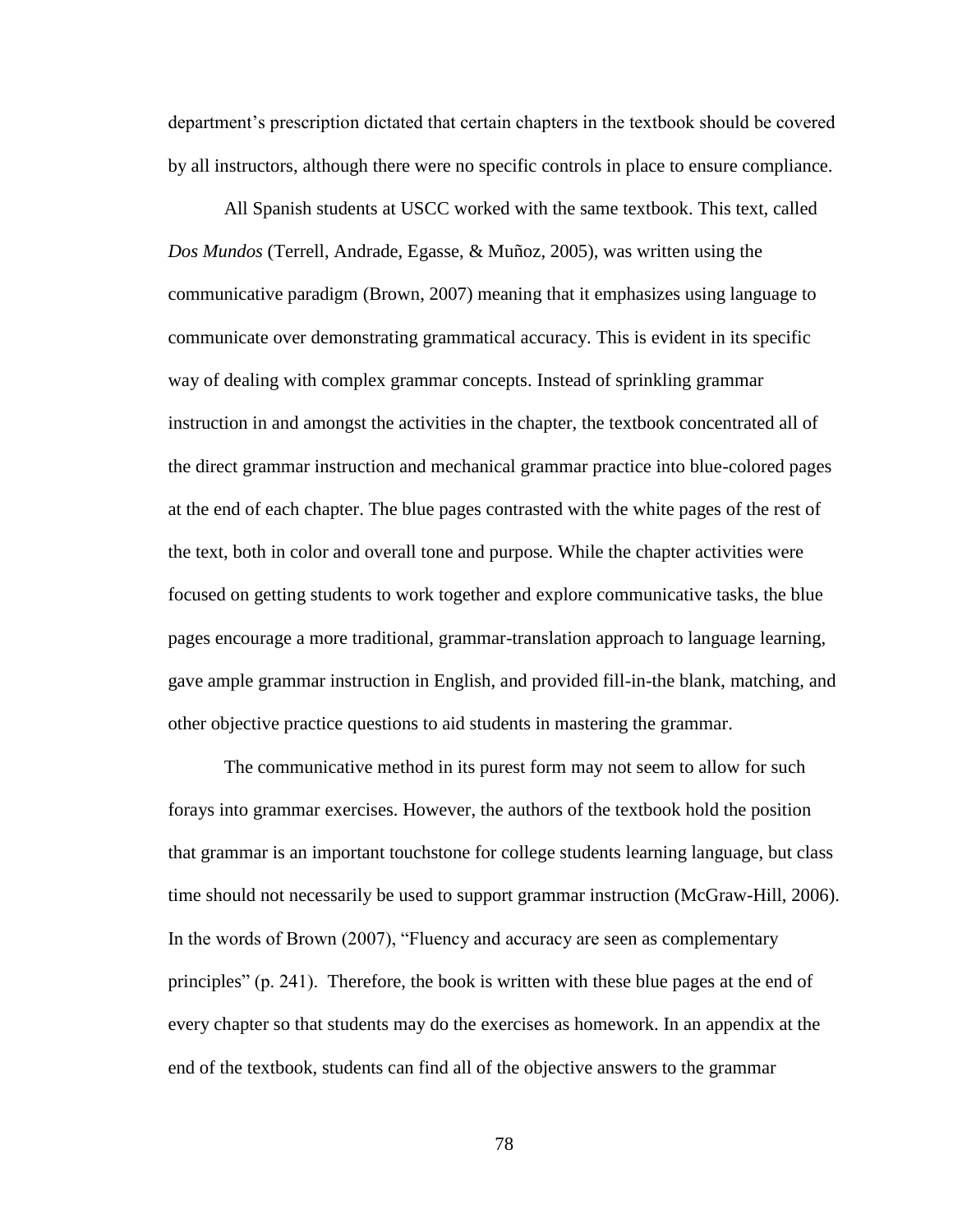department's prescription dictated that certain chapters in the textbook should be covered by all instructors, although there were no specific controls in place to ensure compliance.

All Spanish students at USCC worked with the same textbook. This text, called *Dos Mundos* (Terrell, Andrade, Egasse, & Muñoz, 2005), was written using the communicative paradigm (Brown, 2007) meaning that it emphasizes using language to communicate over demonstrating grammatical accuracy. This is evident in its specific way of dealing with complex grammar concepts. Instead of sprinkling grammar instruction in and amongst the activities in the chapter, the textbook concentrated all of the direct grammar instruction and mechanical grammar practice into blue-colored pages at the end of each chapter. The blue pages contrasted with the white pages of the rest of the text, both in color and overall tone and purpose. While the chapter activities were focused on getting students to work together and explore communicative tasks, the blue pages encourage a more traditional, grammar-translation approach to language learning, gave ample grammar instruction in English, and provided fill-in-the blank, matching, and other objective practice questions to aid students in mastering the grammar.

The communicative method in its purest form may not seem to allow for such forays into grammar exercises. However, the authors of the textbook hold the position that grammar is an important touchstone for college students learning language, but class time should not necessarily be used to support grammar instruction (McGraw-Hill, 2006). In the words of Brown (2007), "Fluency and accuracy are seen as complementary principles" (p. 241). Therefore, the book is written with these blue pages at the end of every chapter so that students may do the exercises as homework. In an appendix at the end of the textbook, students can find all of the objective answers to the grammar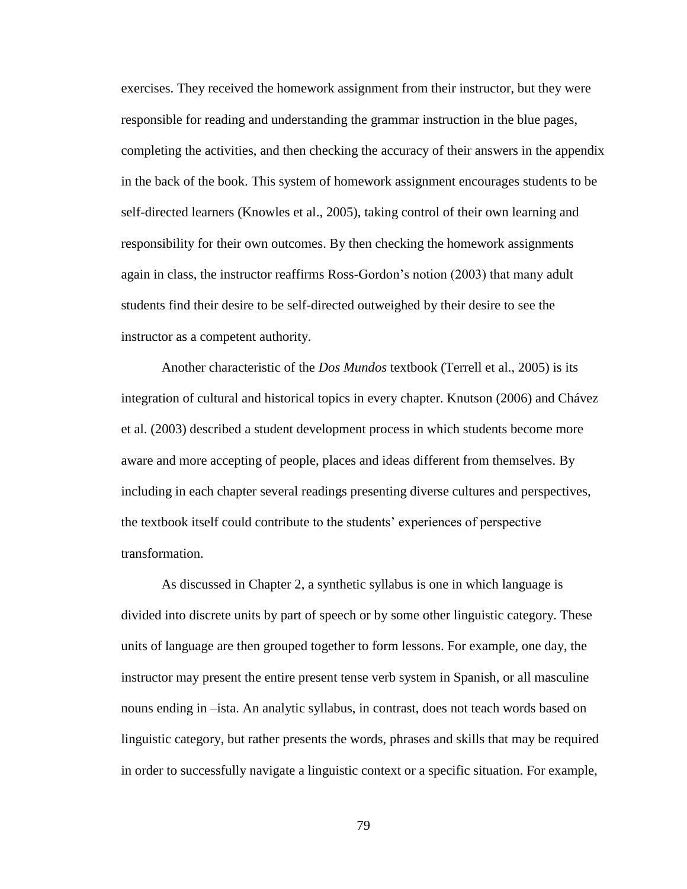exercises. They received the homework assignment from their instructor, but they were responsible for reading and understanding the grammar instruction in the blue pages, completing the activities, and then checking the accuracy of their answers in the appendix in the back of the book. This system of homework assignment encourages students to be self-directed learners (Knowles et al., 2005), taking control of their own learning and responsibility for their own outcomes. By then checking the homework assignments again in class, the instructor reaffirms Ross-Gordon's notion (2003) that many adult students find their desire to be self-directed outweighed by their desire to see the instructor as a competent authority.

Another characteristic of the *Dos Mundos* textbook (Terrell et al., 2005) is its integration of cultural and historical topics in every chapter. Knutson (2006) and Chávez et al. (2003) described a student development process in which students become more aware and more accepting of people, places and ideas different from themselves. By including in each chapter several readings presenting diverse cultures and perspectives, the textbook itself could contribute to the students' experiences of perspective transformation.

As discussed in Chapter 2, a synthetic syllabus is one in which language is divided into discrete units by part of speech or by some other linguistic category. These units of language are then grouped together to form lessons. For example, one day, the instructor may present the entire present tense verb system in Spanish, or all masculine nouns ending in –ista. An analytic syllabus, in contrast, does not teach words based on linguistic category, but rather presents the words, phrases and skills that may be required in order to successfully navigate a linguistic context or a specific situation. For example,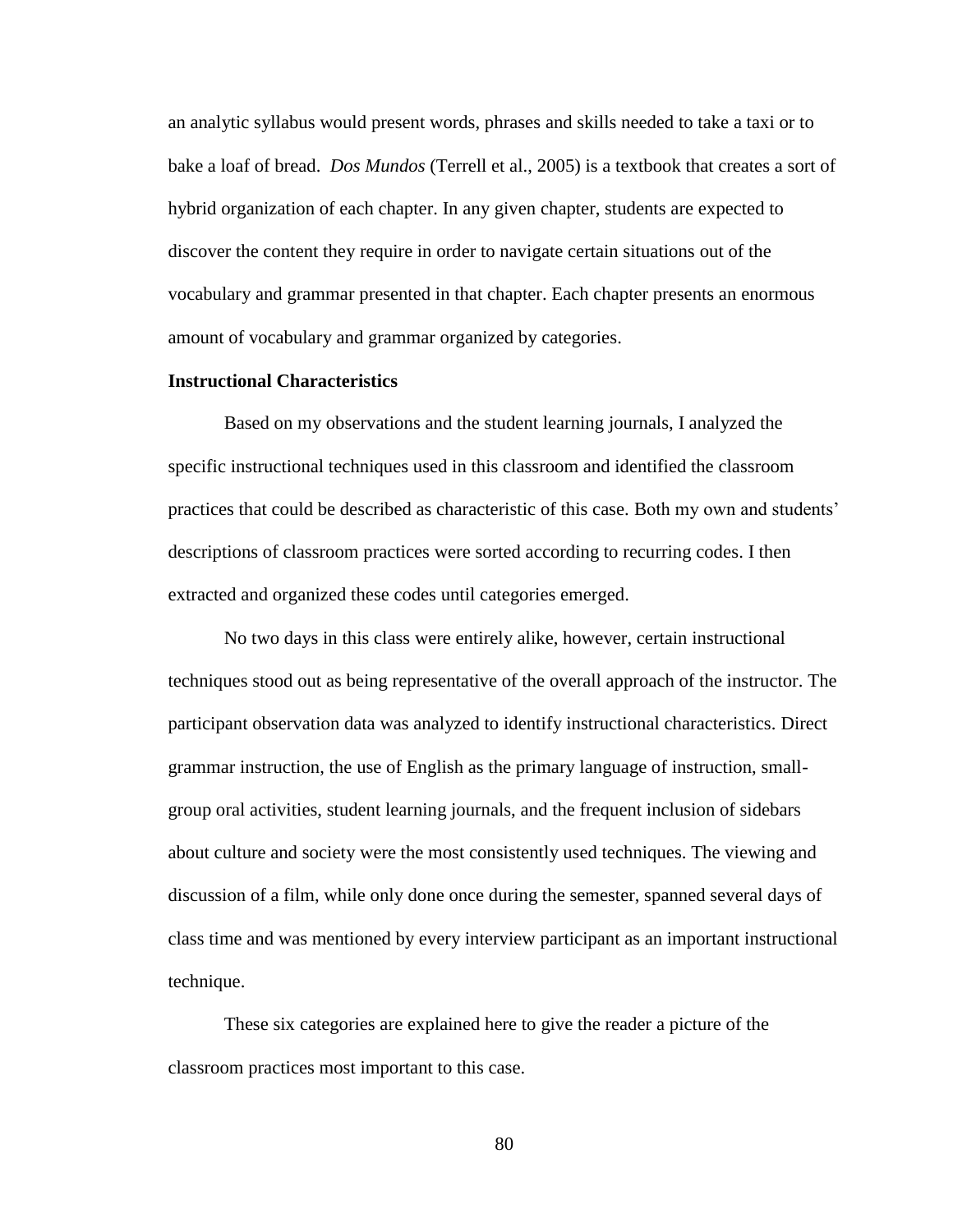an analytic syllabus would present words, phrases and skills needed to take a taxi or to bake a loaf of bread. *Dos Mundos* (Terrell et al., 2005) is a textbook that creates a sort of hybrid organization of each chapter. In any given chapter, students are expected to discover the content they require in order to navigate certain situations out of the vocabulary and grammar presented in that chapter. Each chapter presents an enormous amount of vocabulary and grammar organized by categories.

**Instructional Characteristics**

Based on my observations and the student learning journals, I analyzed the specific instructional techniques used in this classroom and identified the classroom practices that could be described as characteristic of this case. Both my own and students' descriptions of classroom practices were sorted according to recurring codes. I then extracted and organized these codes until categories emerged.

No two days in this class were entirely alike, however, certain instructional techniques stood out as being representative of the overall approach of the instructor. The participant observation data was analyzed to identify instructional characteristics. Direct grammar instruction, the use of English as the primary language of instruction, small-group oral activities, student learning journals, and the frequent inclusion of sidebars about culture and society were the most consistently used techniques. The viewing and discussion of a film, while only done once during the semester, spanned several days of class time and was mentioned by every interview participant as an important instructional technique.

These six categories are explained here to give the reader a picture of the classroom practices most important to this case.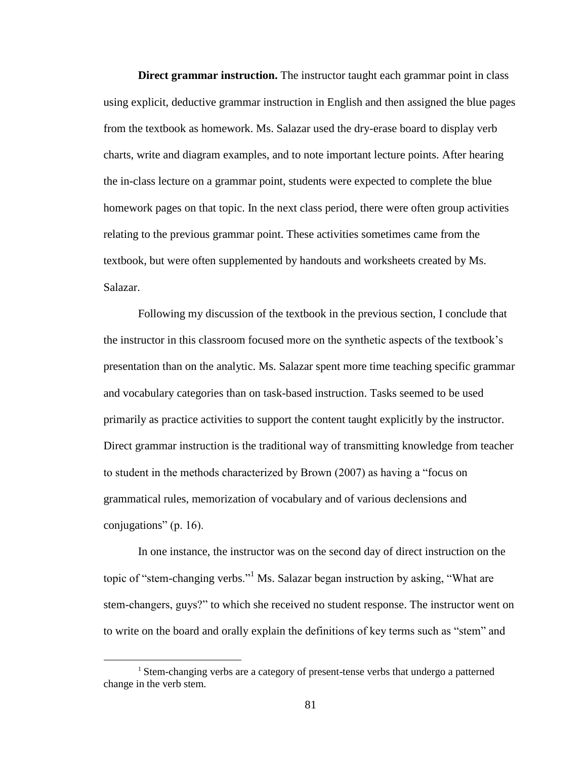**Direct grammar instruction.** The instructor taught each grammar point in class using explicit, deductive grammar instruction in English and then assigned the blue pages from the textbook as homework. Ms. Salazar used the dry-erase board to display verb charts, write and diagram examples, and to note important lecture points. After hearing the in-class lecture on a grammar point, students were expected to complete the blue homework pages on that topic. In the next class period, there were often group activities relating to the previous grammar point. These activities sometimes came from the textbook, but were often supplemented by handouts and worksheets created by Ms. Salazar.

Following my discussion of the textbook in the previous section, I conclude that the instructor in this classroom focused more on the synthetic aspects of the textbook's presentation than on the analytic. Ms. Salazar spent more time teaching specific grammar and vocabulary categories than on task-based instruction. Tasks seemed to be used primarily as practice activities to support the content taught explicitly by the instructor. Direct grammar instruction is the traditional way of transmitting knowledge from teacher to student in the methods characterized by Brown (2007) as having a "focus on grammatical rules, memorization of vocabulary and of various declensions and conjugations" (p. 16).

In one instance, the instructor was on the second day of direct instruction on the topic of "stem-changing verbs."[1] Ms. Salazar began instruction by asking, "What are stem-changers, guys?" to which she received no student response. The instructor went on to write on the board and orally explain the definitions of key terms such as "stem" and

---

[1] Stem-changing verbs are a category of present-tense verbs that undergo a patterned change in the verb stem.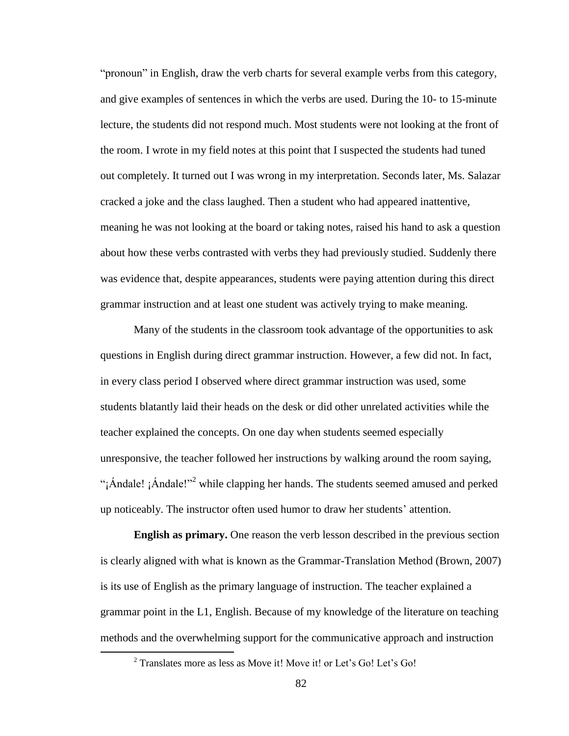"pronoun" in English, draw the verb charts for several example verbs from this category, and give examples of sentences in which the verbs are used. During the 10- to 15-minute lecture, the students did not respond much. Most students were not looking at the front of the room. I wrote in my field notes at this point that I suspected the students had tuned out completely. It turned out I was wrong in my interpretation. Seconds later, Ms. Salazar cracked a joke and the class laughed. Then a student who had appeared inattentive, meaning he was not looking at the board or taking notes, raised his hand to ask a question about how these verbs contrasted with verbs they had previously studied. Suddenly there was evidence that, despite appearances, students were paying attention during this direct grammar instruction and at least one student was actively trying to make meaning.

Many of the students in the classroom took advantage of the opportunities to ask questions in English during direct grammar instruction. However, a few did not. In fact, in every class period I observed where direct grammar instruction was used, some students blatantly laid their heads on the desk or did other unrelated activities while the teacher explained the concepts. On one day when students seemed especially unresponsive, the teacher followed her instructions by walking around the room saying, "¡Ándale! ¡Ándale!"[2] while clapping her hands. The students seemed amused and perked up noticeably. The instructor often used humor to draw her students' attention.

**English as primary.** One reason the verb lesson described in the previous section is clearly aligned with what is known as the Grammar-Translation Method (Brown, 2007) is its use of English as the primary language of instruction. The teacher explained a grammar point in the L1, English. Because of my knowledge of the literature on teaching methods and the overwhelming support for the communicative approach and instruction

[2] Translates more as less as Move it! Move it! or Let's Go! Let's Go!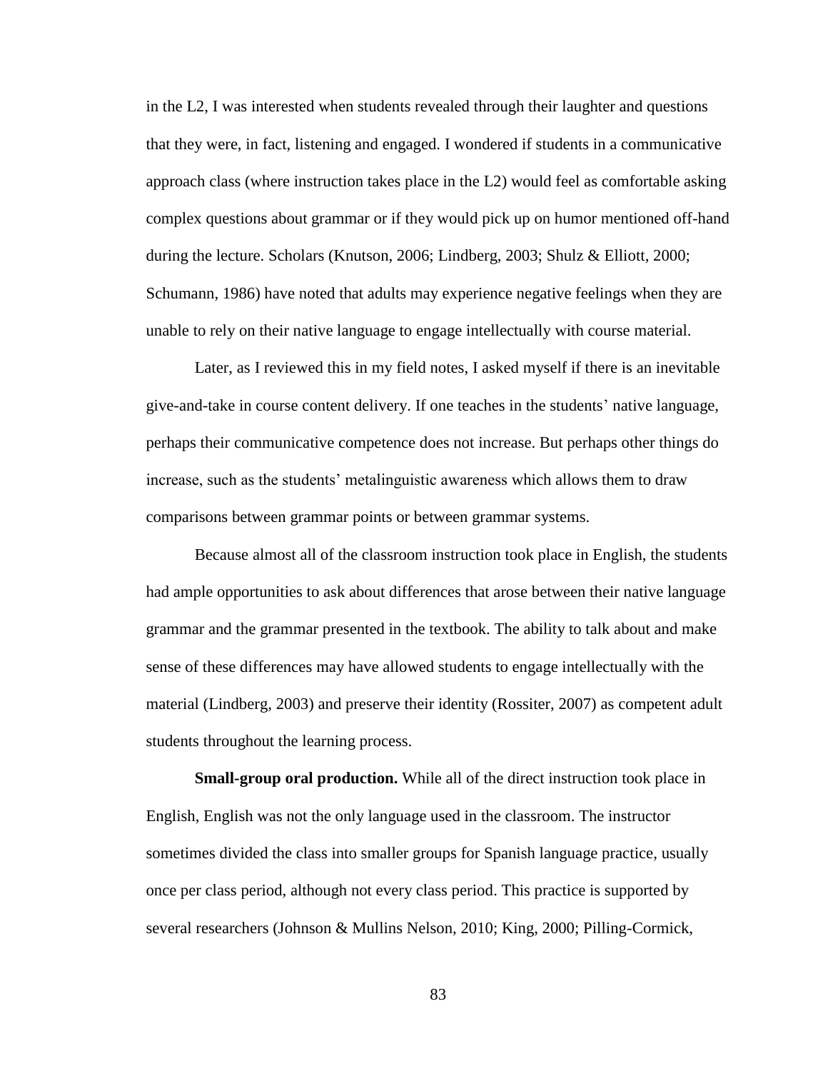in the L2, I was interested when students revealed through their laughter and questions that they were, in fact, listening and engaged. I wondered if students in a communicative approach class (where instruction takes place in the L2) would feel as comfortable asking complex questions about grammar or if they would pick up on humor mentioned off-hand during the lecture. Scholars (Knutson, 2006; Lindberg, 2003; Shulz & Elliott, 2000; Schumann, 1986) have noted that adults may experience negative feelings when they are unable to rely on their native language to engage intellectually with course material.

Later, as I reviewed this in my field notes, I asked myself if there is an inevitable give-and-take in course content delivery. If one teaches in the students' native language, perhaps their communicative competence does not increase. But perhaps other things do increase, such as the students' metalinguistic awareness which allows them to draw comparisons between grammar points or between grammar systems.

Because almost all of the classroom instruction took place in English, the students had ample opportunities to ask about differences that arose between their native language grammar and the grammar presented in the textbook. The ability to talk about and make sense of these differences may have allowed students to engage intellectually with the material (Lindberg, 2003) and preserve their identity (Rossiter, 2007) as competent adult students throughout the learning process.

**Small-group oral production.** While all of the direct instruction took place in English, English was not the only language used in the classroom. The instructor sometimes divided the class into smaller groups for Spanish language practice, usually once per class period, although not every class period. This practice is supported by several researchers (Johnson & Mullins Nelson, 2010; King, 2000; Pilling-Cormick,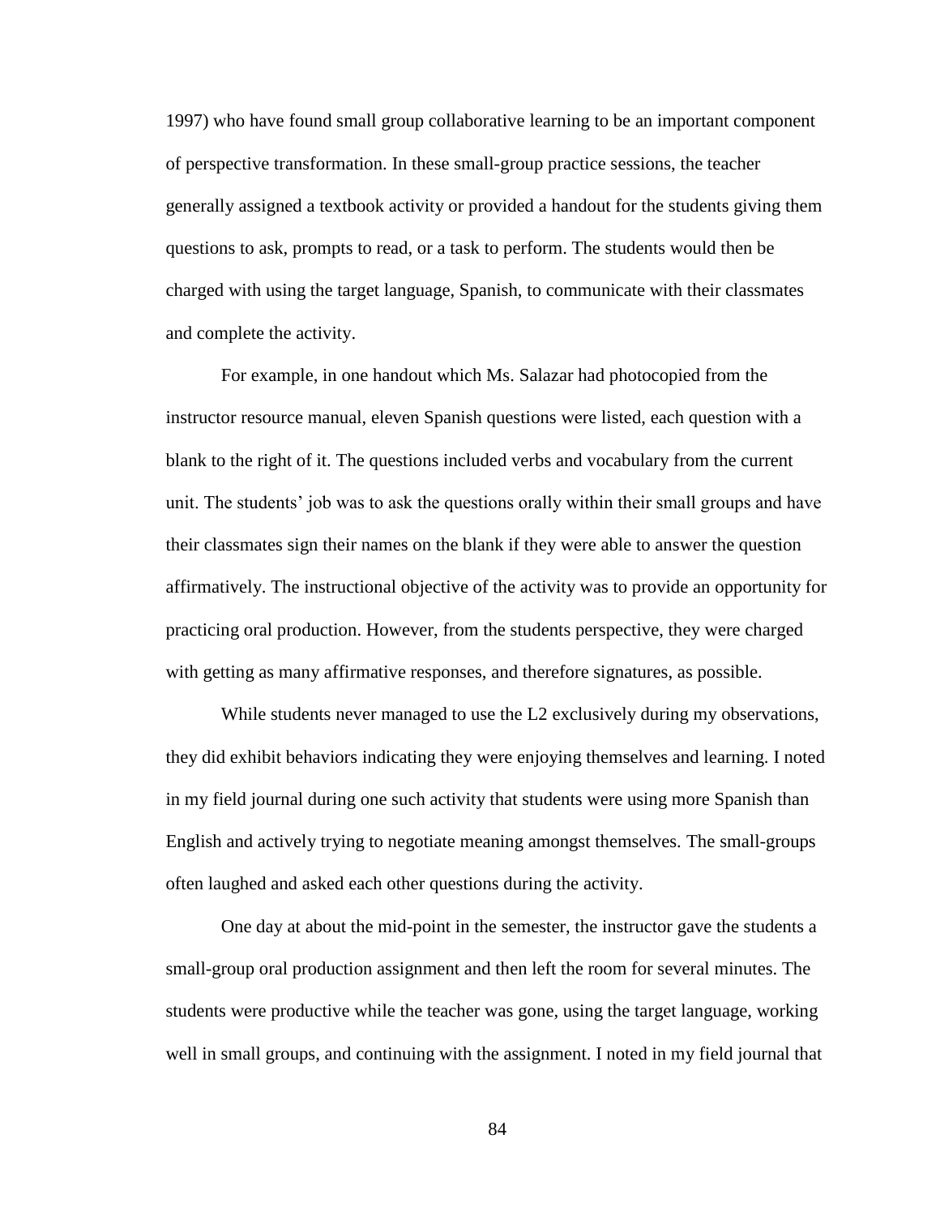1997) who have found small group collaborative learning to be an important component of perspective transformation. In these small-group practice sessions, the teacher generally assigned a textbook activity or provided a handout for the students giving them questions to ask, prompts to read, or a task to perform. The students would then be charged with using the target language, Spanish, to communicate with their classmates and complete the activity.

For example, in one handout which Ms. Salazar had photocopied from the instructor resource manual, eleven Spanish questions were listed, each question with a blank to the right of it. The questions included verbs and vocabulary from the current unit. The students' job was to ask the questions orally within their small groups and have their classmates sign their names on the blank if they were able to answer the question affirmatively. The instructional objective of the activity was to provide an opportunity for practicing oral production. However, from the students perspective, they were charged with getting as many affirmative responses, and therefore signatures, as possible.

While students never managed to use the L2 exclusively during my observations, they did exhibit behaviors indicating they were enjoying themselves and learning. I noted in my field journal during one such activity that students were using more Spanish than English and actively trying to negotiate meaning amongst themselves. The small-groups often laughed and asked each other questions during the activity.

One day at about the mid-point in the semester, the instructor gave the students a small-group oral production assignment and then left the room for several minutes. The students were productive while the teacher was gone, using the target language, working well in small groups, and continuing with the assignment. I noted in my field journal that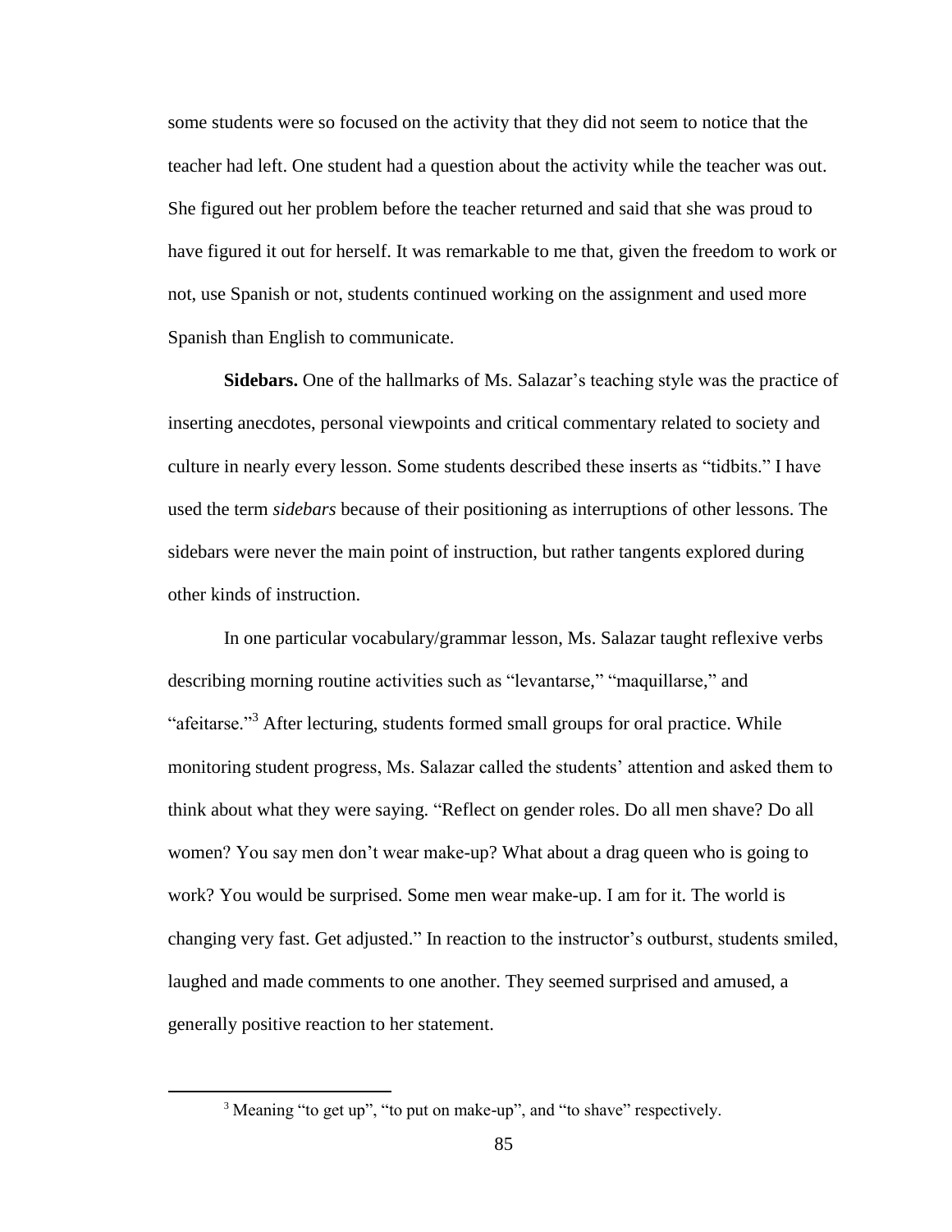some students were so focused on the activity that they did not seem to notice that the teacher had left. One student had a question about the activity while the teacher was out. She figured out her problem before the teacher returned and said that she was proud to have figured it out for herself. It was remarkable to me that, given the freedom to work or not, use Spanish or not, students continued working on the assignment and used more Spanish than English to communicate.

**Sidebars.** One of the hallmarks of Ms. Salazar's teaching style was the practice of inserting anecdotes, personal viewpoints and critical commentary related to society and culture in nearly every lesson. Some students described these inserts as "tidbits." I have used the term *sidebars* because of their positioning as interruptions of other lessons. The sidebars were never the main point of instruction, but rather tangents explored during other kinds of instruction.

In one particular vocabulary/grammar lesson, Ms. Salazar taught reflexive verbs describing morning routine activities such as "levantarse," "maquillarse," and "afeitarse."[3] After lecturing, students formed small groups for oral practice. While monitoring student progress, Ms. Salazar called the students' attention and asked them to think about what they were saying. "Reflect on gender roles. Do all men shave? Do all women? You say men don't wear make-up? What about a drag queen who is going to work? You would be surprised. Some men wear make-up. I am for it. The world is changing very fast. Get adjusted." In reaction to the instructor's outburst, students smiled, laughed and made comments to one another. They seemed surprised and amused, a generally positive reaction to her statement.

[3] Meaning "to get up", "to put on make-up", and "to shave" respectively.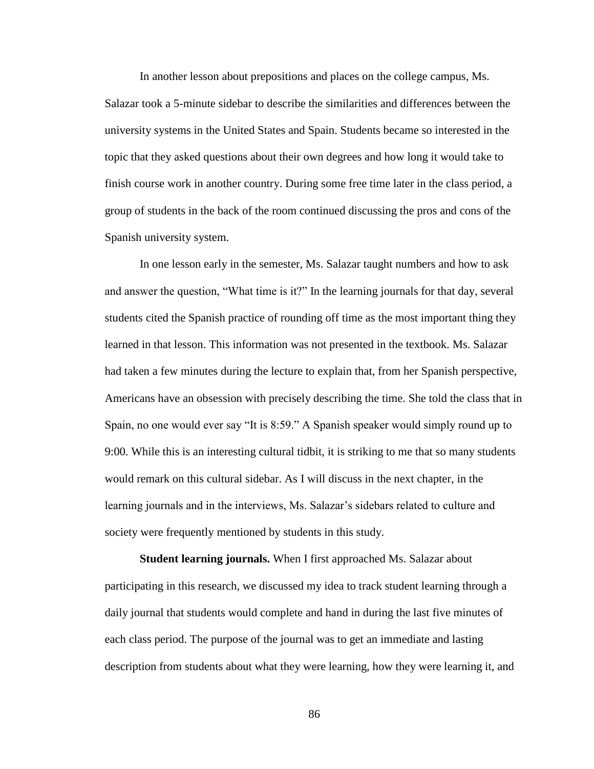In another lesson about prepositions and places on the college campus, Ms. Salazar took a 5-minute sidebar to describe the similarities and differences between the university systems in the United States and Spain. Students became so interested in the topic that they asked questions about their own degrees and how long it would take to finish course work in another country. During some free time later in the class period, a group of students in the back of the room continued discussing the pros and cons of the Spanish university system.

In one lesson early in the semester, Ms. Salazar taught numbers and how to ask and answer the question, "What time is it?" In the learning journals for that day, several students cited the Spanish practice of rounding off time as the most important thing they learned in that lesson. This information was not presented in the textbook. Ms. Salazar had taken a few minutes during the lecture to explain that, from her Spanish perspective, Americans have an obsession with precisely describing the time. She told the class that in Spain, no one would ever say "It is 8:59." A Spanish speaker would simply round up to 9:00. While this is an interesting cultural tidbit, it is striking to me that so many students would remark on this cultural sidebar. As I will discuss in the next chapter, in the learning journals and in the interviews, Ms. Salazar's sidebars related to culture and society were frequently mentioned by students in this study.

**Student learning journals.** When I first approached Ms. Salazar about participating in this research, we discussed my idea to track student learning through a daily journal that students would complete and hand in during the last five minutes of each class period. The purpose of the journal was to get an immediate and lasting description from students about what they were learning, how they were learning it, and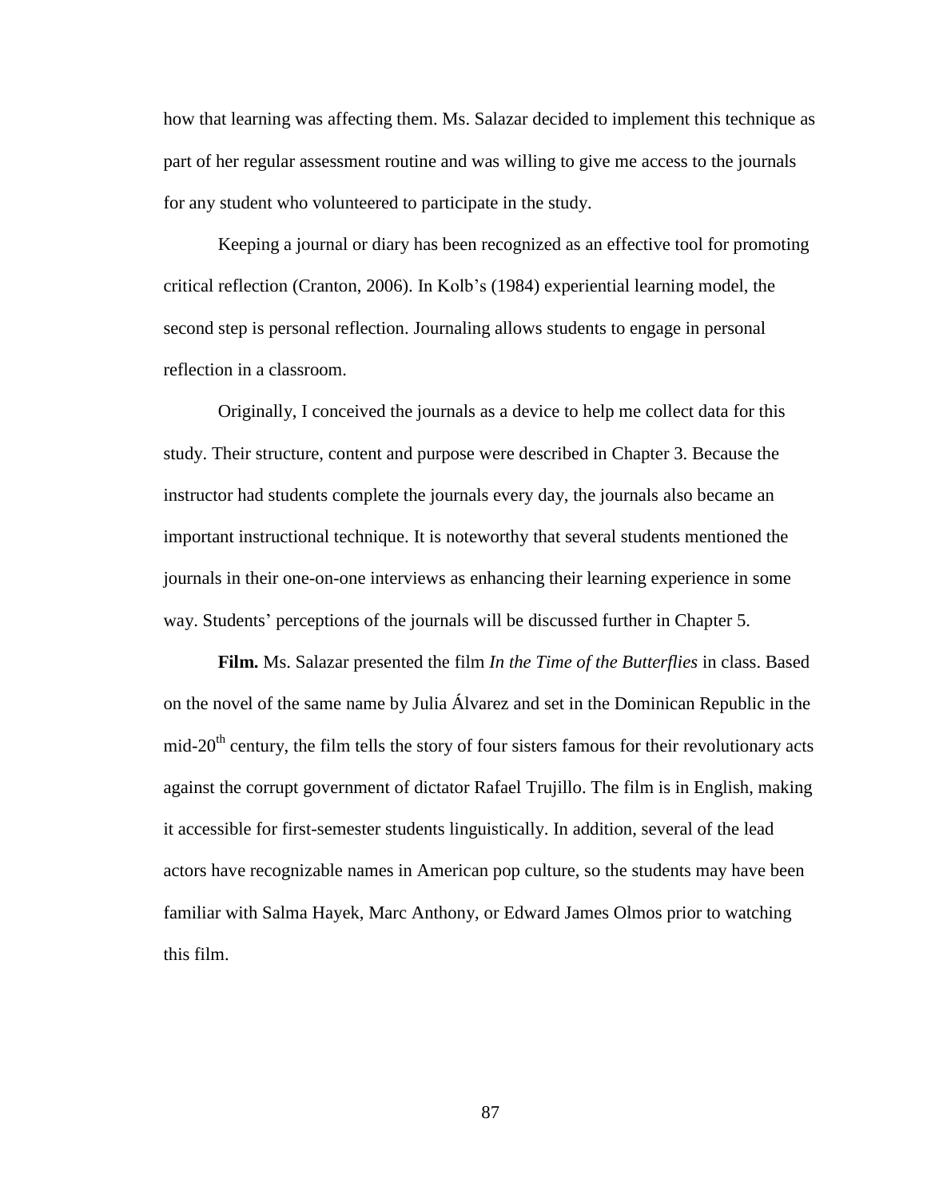how that learning was affecting them. Ms. Salazar decided to implement this technique as part of her regular assessment routine and was willing to give me access to the journals for any student who volunteered to participate in the study.

Keeping a journal or diary has been recognized as an effective tool for promoting critical reflection (Cranton, 2006). In Kolb's (1984) experiential learning model, the second step is personal reflection. Journaling allows students to engage in personal reflection in a classroom.

Originally, I conceived the journals as a device to help me collect data for this study. Their structure, content and purpose were described in Chapter 3. Because the instructor had students complete the journals every day, the journals also became an important instructional technique. It is noteworthy that several students mentioned the journals in their one-on-one interviews as enhancing their learning experience in some way. Students' perceptions of the journals will be discussed further in Chapter 5.

**Film.** Ms. Salazar presented the film *In the Time of the Butterflies* in class. Based on the novel of the same name by Julia Álvarez and set in the Dominican Republic in the mid-20th century, the film tells the story of four sisters famous for their revolutionary acts against the corrupt government of dictator Rafael Trujillo. The film is in English, making it accessible for first-semester students linguistically. In addition, several of the lead actors have recognizable names in American pop culture, so the students may have been familiar with Salma Hayek, Marc Anthony, or Edward James Olmos prior to watching this film.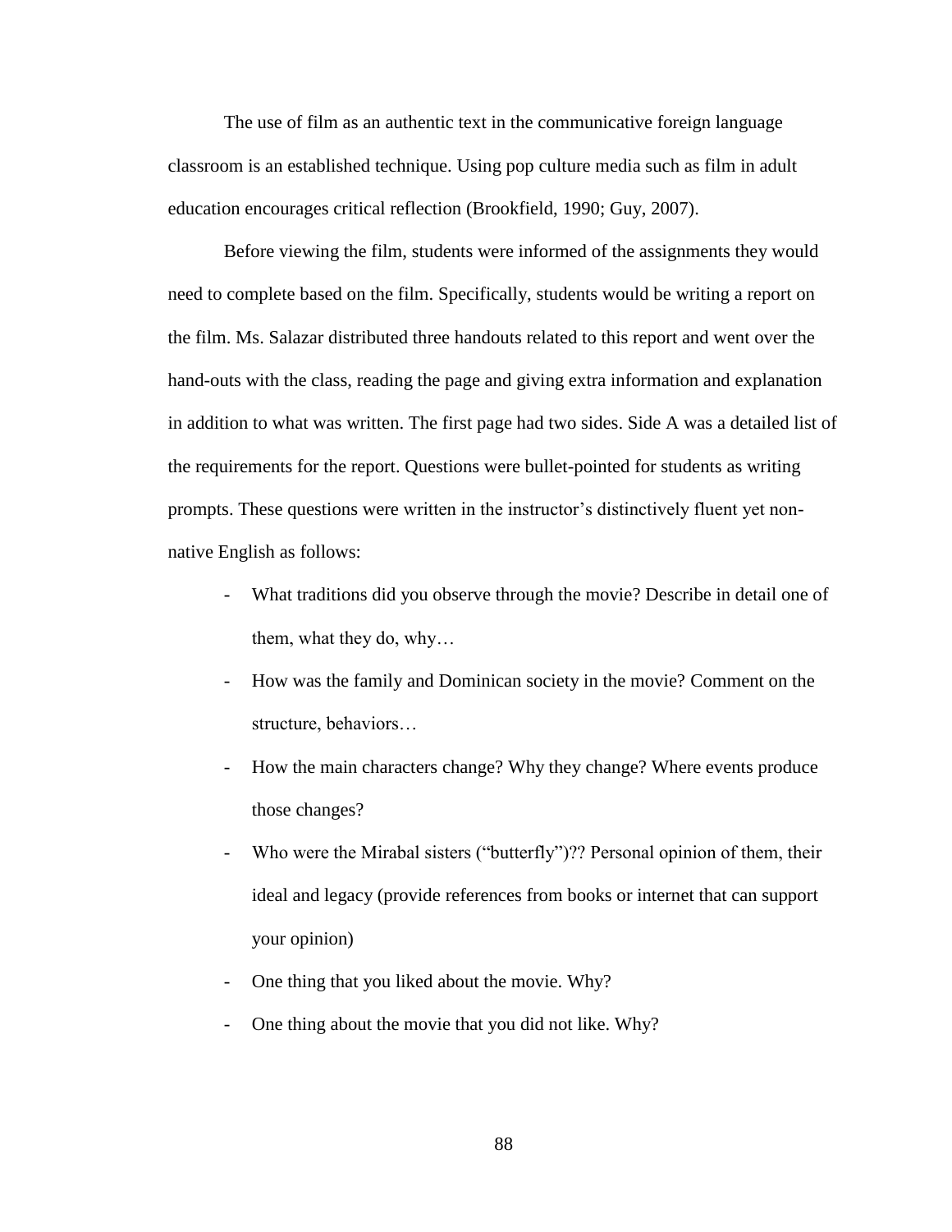The use of film as an authentic text in the communicative foreign language classroom is an established technique. Using pop culture media such as film in adult education encourages critical reflection (Brookfield, 1990; Guy, 2007).

Before viewing the film, students were informed of the assignments they would need to complete based on the film. Specifically, students would be writing a report on the film. Ms. Salazar distributed three handouts related to this report and went over the hand-outs with the class, reading the page and giving extra information and explanation in addition to what was written. The first page had two sides. Side A was a detailed list of the requirements for the report. Questions were bullet-pointed for students as writing prompts. These questions were written in the instructor's distinctively fluent yet non-native English as follows:

- What traditions did you observe through the movie? Describe in detail one of them, what they do, why…
- How was the family and Dominican society in the movie? Comment on the structure, behaviors…
- How the main characters change? Why they change? Where events produce those changes?
- Who were the Mirabal sisters ("butterfly")?? Personal opinion of them, their ideal and legacy (provide references from books or internet that can support your opinion)
- One thing that you liked about the movie. Why?
- One thing about the movie that you did not like. Why?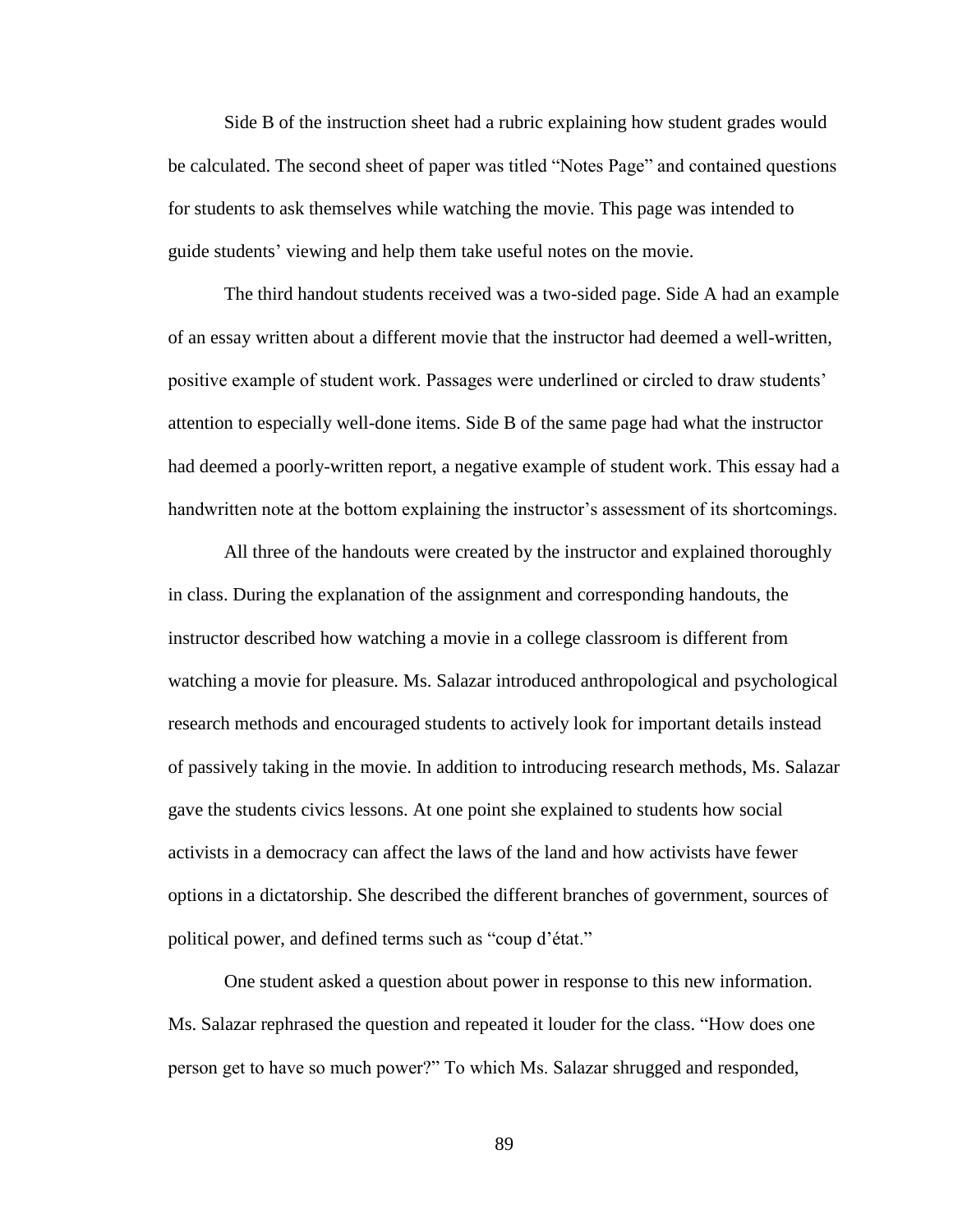Side B of the instruction sheet had a rubric explaining how student grades would be calculated. The second sheet of paper was titled “Notes Page” and contained questions for students to ask themselves while watching the movie. This page was intended to guide students’ viewing and help them take useful notes on the movie.

The third handout students received was a two-sided page. Side A had an example of an essay written about a different movie that the instructor had deemed a well-written, positive example of student work. Passages were underlined or circled to draw students’ attention to especially well-done items. Side B of the same page had what the instructor had deemed a poorly-written report, a negative example of student work. This essay had a handwritten note at the bottom explaining the instructor’s assessment of its shortcomings.

All three of the handouts were created by the instructor and explained thoroughly in class. During the explanation of the assignment and corresponding handouts, the instructor described how watching a movie in a college classroom is different from watching a movie for pleasure. Ms. Salazar introduced anthropological and psychological research methods and encouraged students to actively look for important details instead of passively taking in the movie. In addition to introducing research methods, Ms. Salazar gave the students civics lessons. At one point she explained to students how social activists in a democracy can affect the laws of the land and how activists have fewer options in a dictatorship. She described the different branches of government, sources of political power, and defined terms such as “coup d’état.”

One student asked a question about power in response to this new information. Ms. Salazar rephrased the question and repeated it louder for the class. “How does one person get to have so much power?” To which Ms. Salazar shrugged and responded,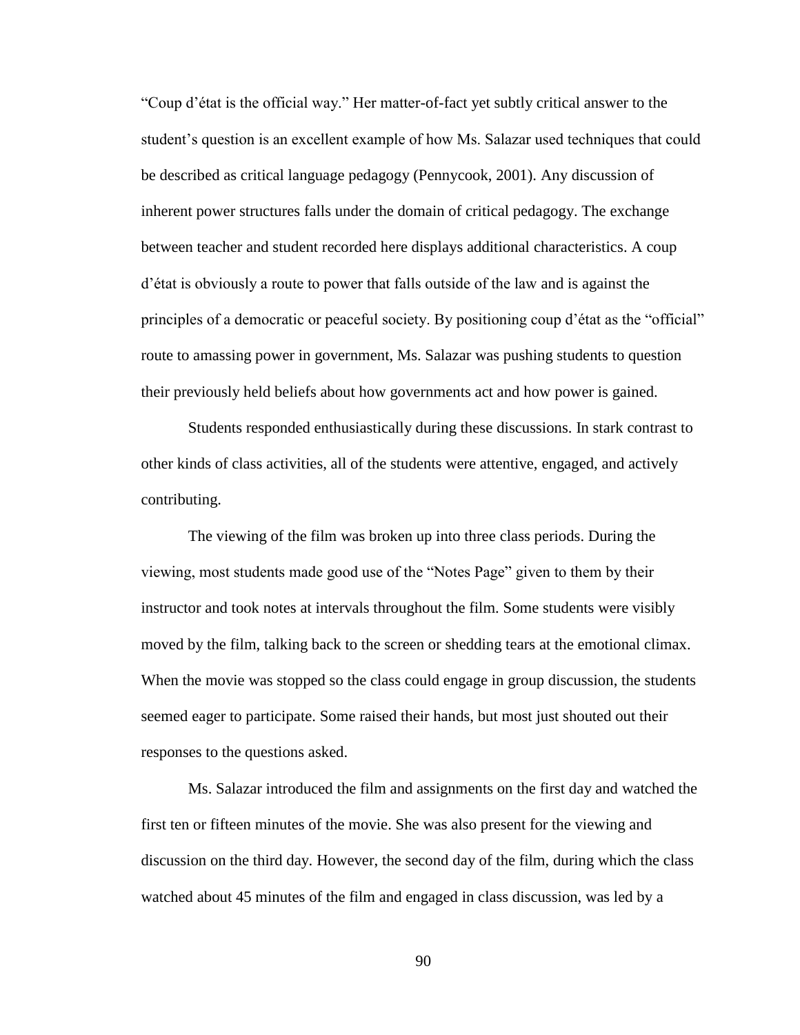"Coup d'état is the official way." Her matter-of-fact yet subtly critical answer to the student's question is an excellent example of how Ms. Salazar used techniques that could be described as critical language pedagogy (Pennycook, 2001). Any discussion of inherent power structures falls under the domain of critical pedagogy. The exchange between teacher and student recorded here displays additional characteristics. A coup d'état is obviously a route to power that falls outside of the law and is against the principles of a democratic or peaceful society. By positioning coup d'état as the "official" route to amassing power in government, Ms. Salazar was pushing students to question their previously held beliefs about how governments act and how power is gained.

Students responded enthusiastically during these discussions. In stark contrast to other kinds of class activities, all of the students were attentive, engaged, and actively contributing.

The viewing of the film was broken up into three class periods. During the viewing, most students made good use of the "Notes Page" given to them by their instructor and took notes at intervals throughout the film. Some students were visibly moved by the film, talking back to the screen or shedding tears at the emotional climax. When the movie was stopped so the class could engage in group discussion, the students seemed eager to participate. Some raised their hands, but most just shouted out their responses to the questions asked.

Ms. Salazar introduced the film and assignments on the first day and watched the first ten or fifteen minutes of the movie. She was also present for the viewing and discussion on the third day. However, the second day of the film, during which the class watched about 45 minutes of the film and engaged in class discussion, was led by a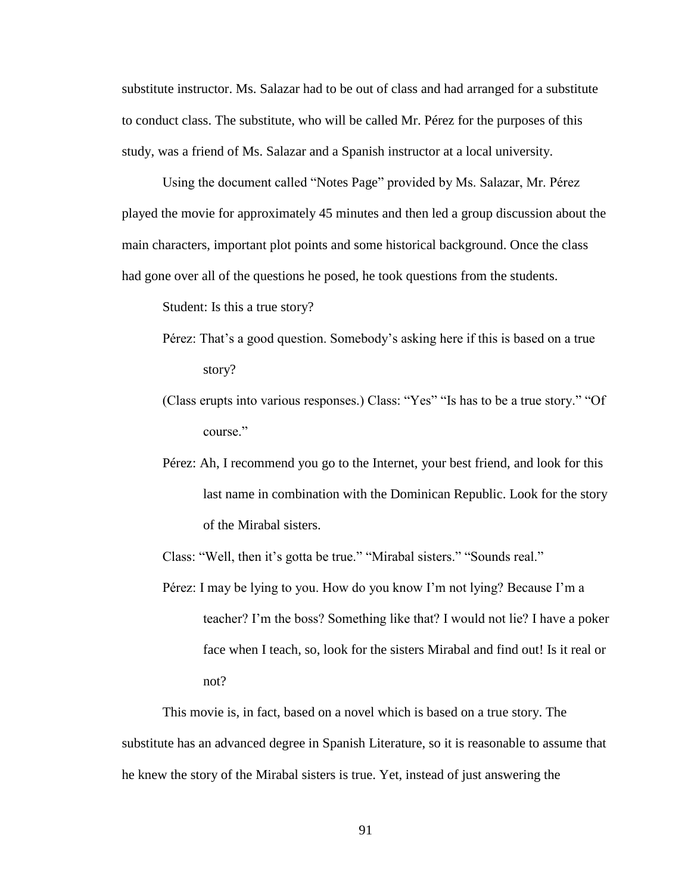substitute instructor. Ms. Salazar had to be out of class and had arranged for a substitute to conduct class. The substitute, who will be called Mr. Pérez for the purposes of this study, was a friend of Ms. Salazar and a Spanish instructor at a local university.

Using the document called "Notes Page" provided by Ms. Salazar, Mr. Pérez played the movie for approximately 45 minutes and then led a group discussion about the main characters, important plot points and some historical background. Once the class had gone over all of the questions he posed, he took questions from the students.

Student: Is this a true story?

Pérez: That's a good question. Somebody's asking here if this is based on a true story?

(Class erupts into various responses.) Class: "Yes" "Is has to be a true story." "Of course."

Pérez: Ah, I recommend you go to the Internet, your best friend, and look for this last name in combination with the Dominican Republic. Look for the story of the Mirabal sisters.

Class: "Well, then it's gotta be true." "Mirabal sisters." "Sounds real."

Pérez: I may be lying to you. How do you know I'm not lying? Because I'm a teacher? I'm the boss? Something like that? I would not lie? I have a poker face when I teach, so, look for the sisters Mirabal and find out! Is it real or not?

This movie is, in fact, based on a novel which is based on a true story. The substitute has an advanced degree in Spanish Literature, so it is reasonable to assume that he knew the story of the Mirabal sisters is true. Yet, instead of just answering the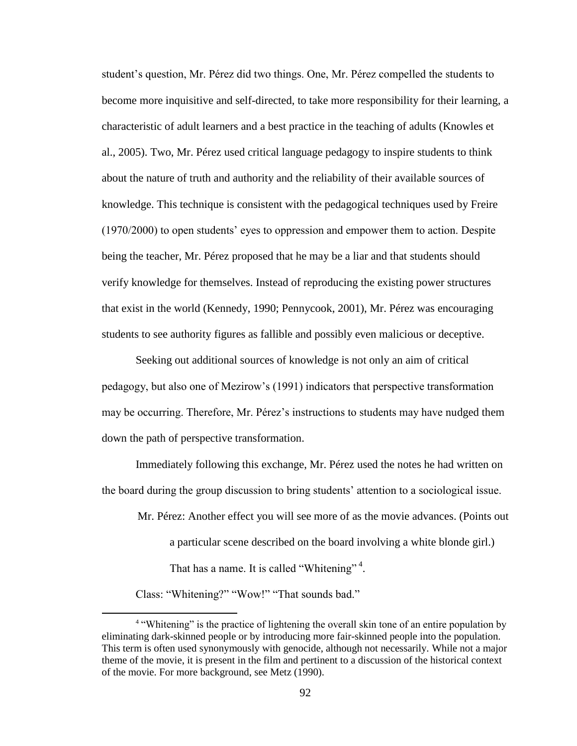student's question, Mr. Pérez did two things. One, Mr. Pérez compelled the students to become more inquisitive and self-directed, to take more responsibility for their learning, a characteristic of adult learners and a best practice in the teaching of adults (Knowles et al., 2005). Two, Mr. Pérez used critical language pedagogy to inspire students to think about the nature of truth and authority and the reliability of their available sources of knowledge. This technique is consistent with the pedagogical techniques used by Freire (1970/2000) to open students' eyes to oppression and empower them to action. Despite being the teacher, Mr. Pérez proposed that he may be a liar and that students should verify knowledge for themselves. Instead of reproducing the existing power structures that exist in the world (Kennedy, 1990; Pennycook, 2001), Mr. Pérez was encouraging students to see authority figures as fallible and possibly even malicious or deceptive.

Seeking out additional sources of knowledge is not only an aim of critical pedagogy, but also one of Mezirow's (1991) indicators that perspective transformation may be occurring. Therefore, Mr. Pérez's instructions to students may have nudged them down the path of perspective transformation.

Immediately following this exchange, Mr. Pérez used the notes he had written on the board during the group discussion to bring students' attention to a sociological issue.

Mr. Pérez: Another effect you will see more of as the movie advances. (Points out a particular scene described on the board involving a white blonde girl.) That has a name. It is called "Whitening"[4].

Class: "Whitening?" "Wow!" "That sounds bad."

[4] "Whitening" is the practice of lightening the overall skin tone of an entire population by eliminating dark-skinned people or by introducing more fair-skinned people into the population. This term is often used synonymously with genocide, although not necessarily. While not a major theme of the movie, it is present in the film and pertinent to a discussion of the historical context of the movie. For more background, see Metz (1990).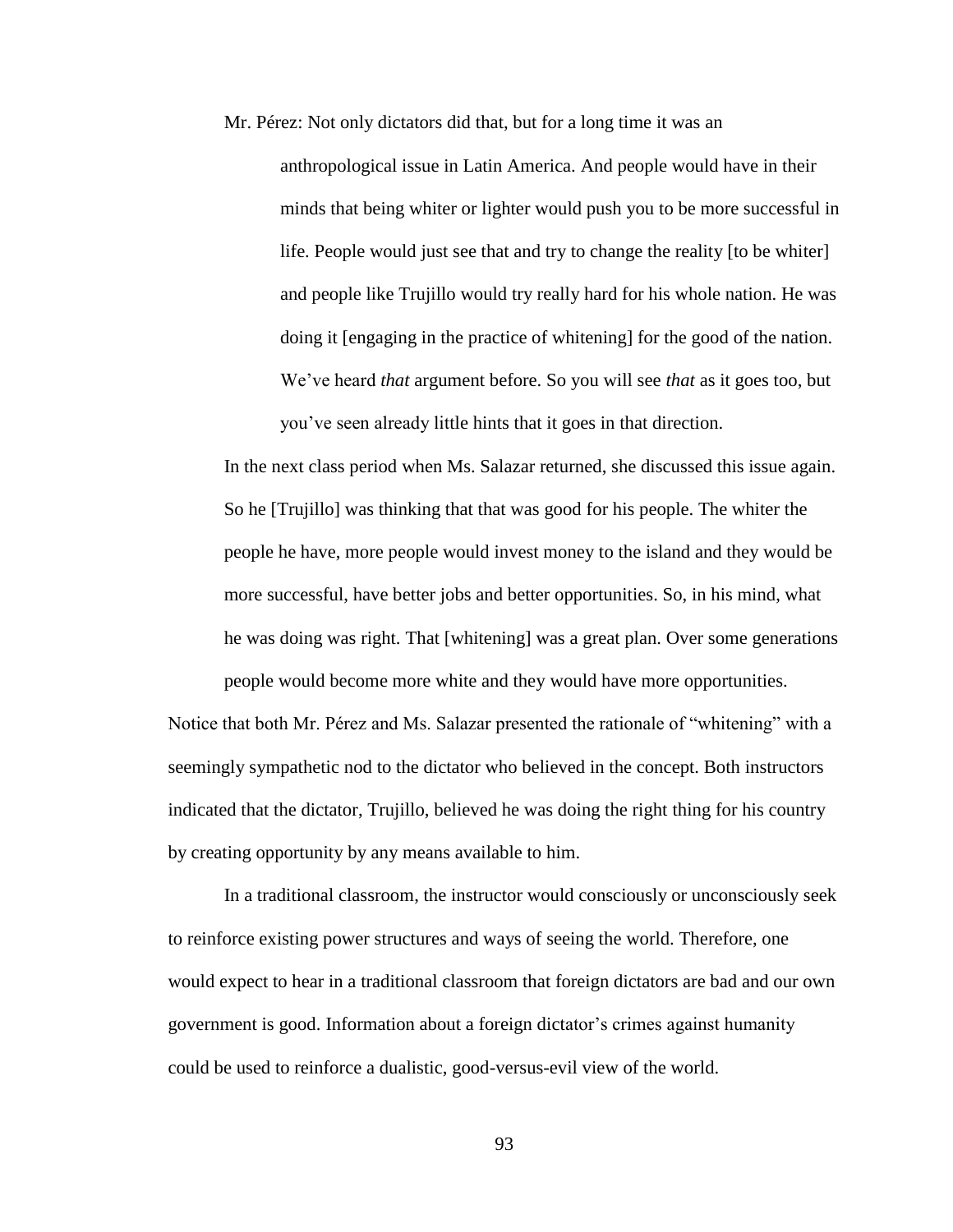Mr. Pérez: Not only dictators did that, but for a long time it was an anthropological issue in Latin America. And people would have in their minds that being whiter or lighter would push you to be more successful in life. People would just see that and try to change the reality [to be whiter] and people like Trujillo would try really hard for his whole nation. He was doing it [engaging in the practice of whitening] for the good of the nation. We've heard *that* argument before. So you will see *that* as it goes too, but you've seen already little hints that it goes in that direction.

> In the next class period when Ms. Salazar returned, she discussed this issue again. So he [Trujillo] was thinking that that was good for his people. The whiter the people he have, more people would invest money to the island and they would be more successful, have better jobs and better opportunities. So, in his mind, what he was doing was right. That [whitening] was a great plan. Over some generations people would become more white and they would have more opportunities.

Notice that both Mr. Pérez and Ms. Salazar presented the rationale of "whitening" with a seemingly sympathetic nod to the dictator who believed in the concept. Both instructors indicated that the dictator, Trujillo, believed he was doing the right thing for his country by creating opportunity by any means available to him.

In a traditional classroom, the instructor would consciously or unconsciously seek to reinforce existing power structures and ways of seeing the world. Therefore, one would expect to hear in a traditional classroom that foreign dictators are bad and our own government is good. Information about a foreign dictator's crimes against humanity could be used to reinforce a dualistic, good-versus-evil view of the world.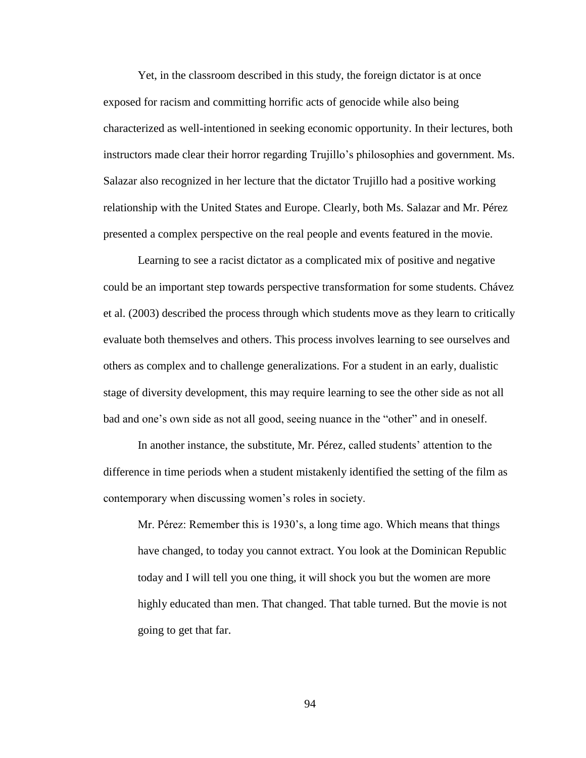Yet, in the classroom described in this study, the foreign dictator is at once exposed for racism and committing horrific acts of genocide while also being characterized as well-intentioned in seeking economic opportunity. In their lectures, both instructors made clear their horror regarding Trujillo's philosophies and government. Ms. Salazar also recognized in her lecture that the dictator Trujillo had a positive working relationship with the United States and Europe. Clearly, both Ms. Salazar and Mr. Pérez presented a complex perspective on the real people and events featured in the movie.

Learning to see a racist dictator as a complicated mix of positive and negative could be an important step towards perspective transformation for some students. Chávez et al. (2003) described the process through which students move as they learn to critically evaluate both themselves and others. This process involves learning to see ourselves and others as complex and to challenge generalizations. For a student in an early, dualistic stage of diversity development, this may require learning to see the other side as not all bad and one's own side as not all good, seeing nuance in the "other" and in oneself.

In another instance, the substitute, Mr. Pérez, called students' attention to the difference in time periods when a student mistakenly identified the setting of the film as contemporary when discussing women's roles in society.

> Mr. Pérez: Remember this is 1930's, a long time ago. Which means that things have changed, to today you cannot extract. You look at the Dominican Republic today and I will tell you one thing, it will shock you but the women are more highly educated than men. That changed. That table turned. But the movie is not going to get that far.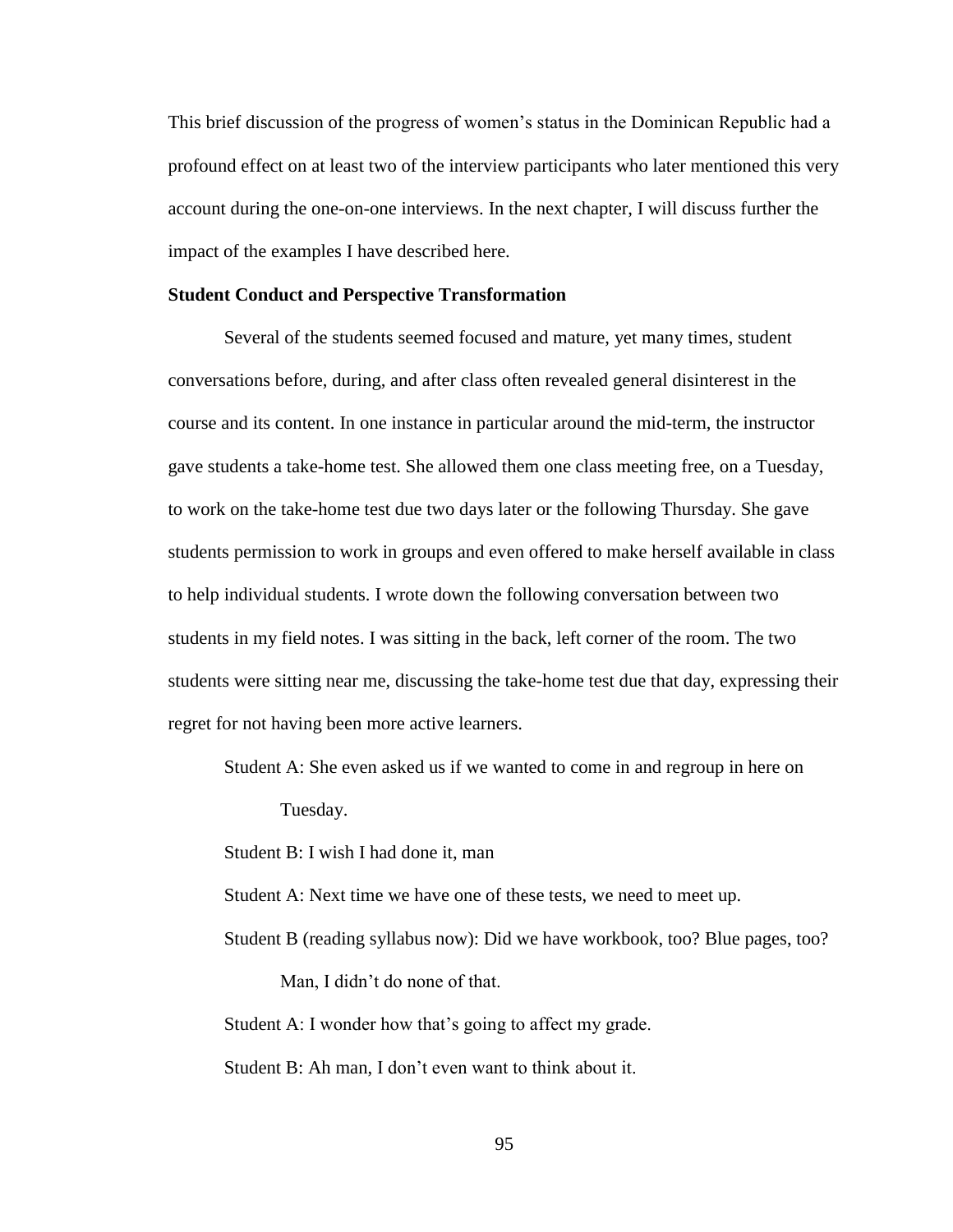This brief discussion of the progress of women's status in the Dominican Republic had a profound effect on at least two of the interview participants who later mentioned this very account during the one-on-one interviews. In the next chapter, I will discuss further the impact of the examples I have described here.

**Student Conduct and Perspective Transformation**

Several of the students seemed focused and mature, yet many times, student conversations before, during, and after class often revealed general disinterest in the course and its content. In one instance in particular around the mid-term, the instructor gave students a take-home test. She allowed them one class meeting free, on a Tuesday, to work on the take-home test due two days later or the following Thursday. She gave students permission to work in groups and even offered to make herself available in class to help individual students. I wrote down the following conversation between two students in my field notes. I was sitting in the back, left corner of the room. The two students were sitting near me, discussing the take-home test due that day, expressing their regret for not having been more active learners.

> Student A: She even asked us if we wanted to come in and regroup in here on Tuesday.
>
> Student B: I wish I had done it, man
>
> Student A: Next time we have one of these tests, we need to meet up.
>
> Student B (reading syllabus now): Did we have workbook, too? Blue pages, too? Man, I didn't do none of that.
>
> Student A: I wonder how that's going to affect my grade.
>
> Student B: Ah man, I don't even want to think about it.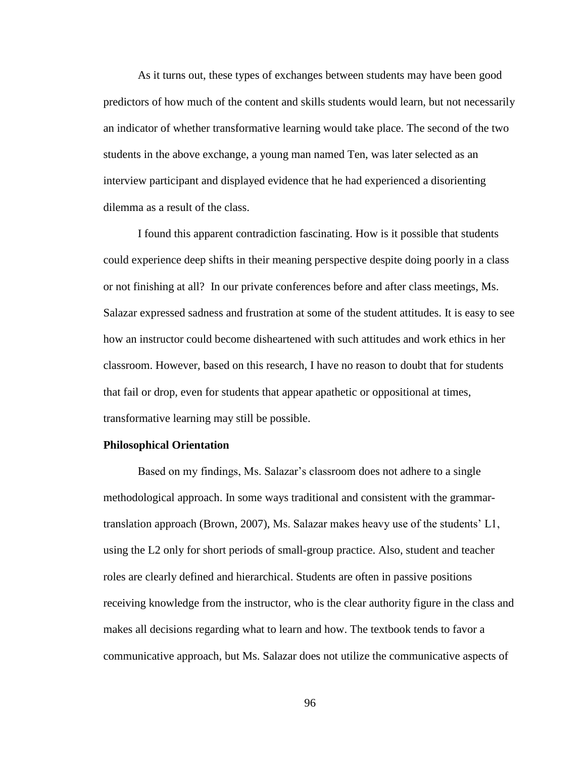As it turns out, these types of exchanges between students may have been good predictors of how much of the content and skills students would learn, but not necessarily an indicator of whether transformative learning would take place. The second of the two students in the above exchange, a young man named Ten, was later selected as an interview participant and displayed evidence that he had experienced a disorienting dilemma as a result of the class.

I found this apparent contradiction fascinating. How is it possible that students could experience deep shifts in their meaning perspective despite doing poorly in a class or not finishing at all? In our private conferences before and after class meetings, Ms. Salazar expressed sadness and frustration at some of the student attitudes. It is easy to see how an instructor could become disheartened with such attitudes and work ethics in her classroom. However, based on this research, I have no reason to doubt that for students that fail or drop, even for students that appear apathetic or oppositional at times, transformative learning may still be possible.

**Philosophical Orientation**

Based on my findings, Ms. Salazar's classroom does not adhere to a single methodological approach. In some ways traditional and consistent with the grammar-translation approach (Brown, 2007), Ms. Salazar makes heavy use of the students' L1, using the L2 only for short periods of small-group practice. Also, student and teacher roles are clearly defined and hierarchical. Students are often in passive positions receiving knowledge from the instructor, who is the clear authority figure in the class and makes all decisions regarding what to learn and how. The textbook tends to favor a communicative approach, but Ms. Salazar does not utilize the communicative aspects of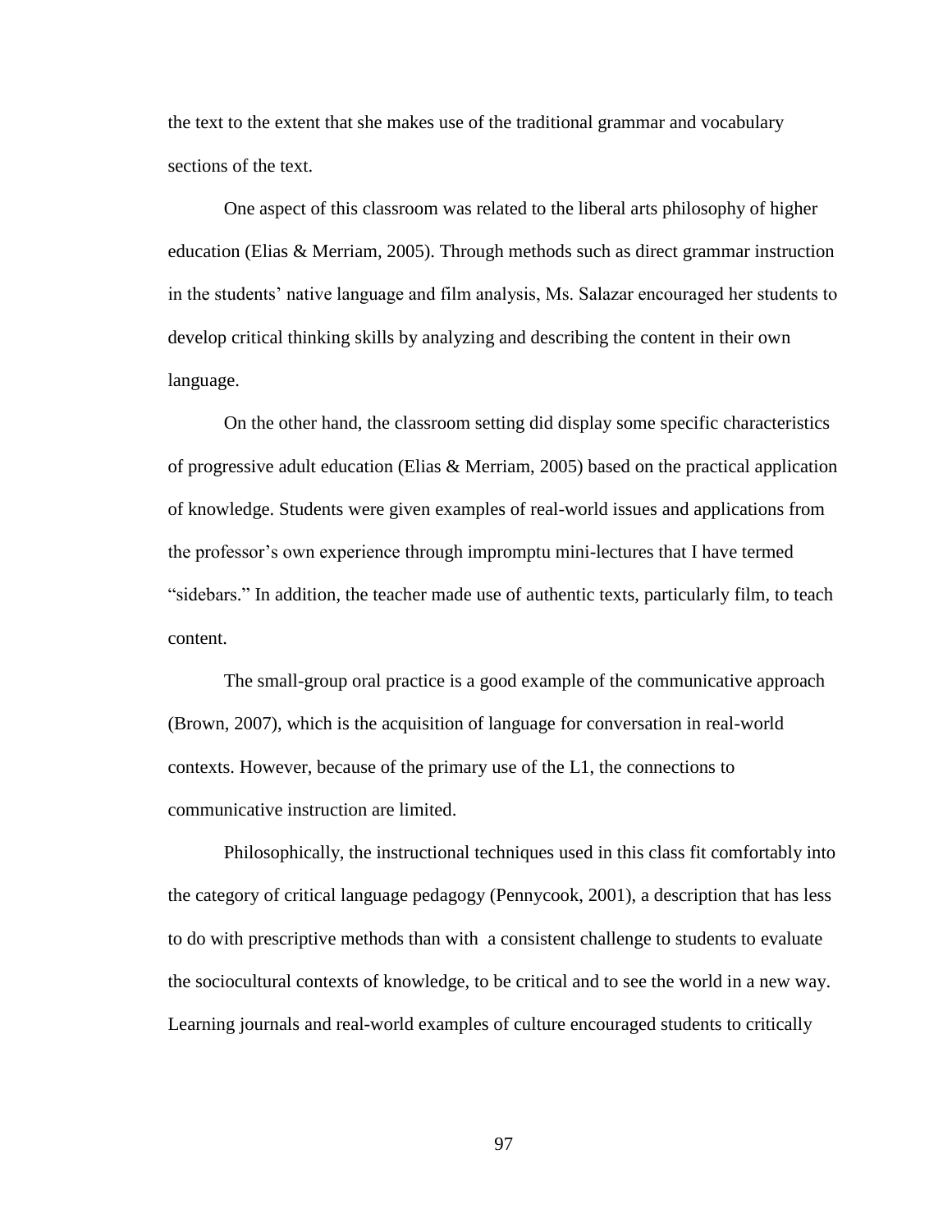the text to the extent that she makes use of the traditional grammar and vocabulary sections of the text.

One aspect of this classroom was related to the liberal arts philosophy of higher education (Elias & Merriam, 2005). Through methods such as direct grammar instruction in the students' native language and film analysis, Ms. Salazar encouraged her students to develop critical thinking skills by analyzing and describing the content in their own language.

On the other hand, the classroom setting did display some specific characteristics of progressive adult education (Elias & Merriam, 2005) based on the practical application of knowledge. Students were given examples of real-world issues and applications from the professor's own experience through impromptu mini-lectures that I have termed "sidebars." In addition, the teacher made use of authentic texts, particularly film, to teach content.

The small-group oral practice is a good example of the communicative approach (Brown, 2007), which is the acquisition of language for conversation in real-world contexts. However, because of the primary use of the L1, the connections to communicative instruction are limited.

Philosophically, the instructional techniques used in this class fit comfortably into the category of critical language pedagogy (Pennycook, 2001), a description that has less to do with prescriptive methods than with a consistent challenge to students to evaluate the sociocultural contexts of knowledge, to be critical and to see the world in a new way. Learning journals and real-world examples of culture encouraged students to critically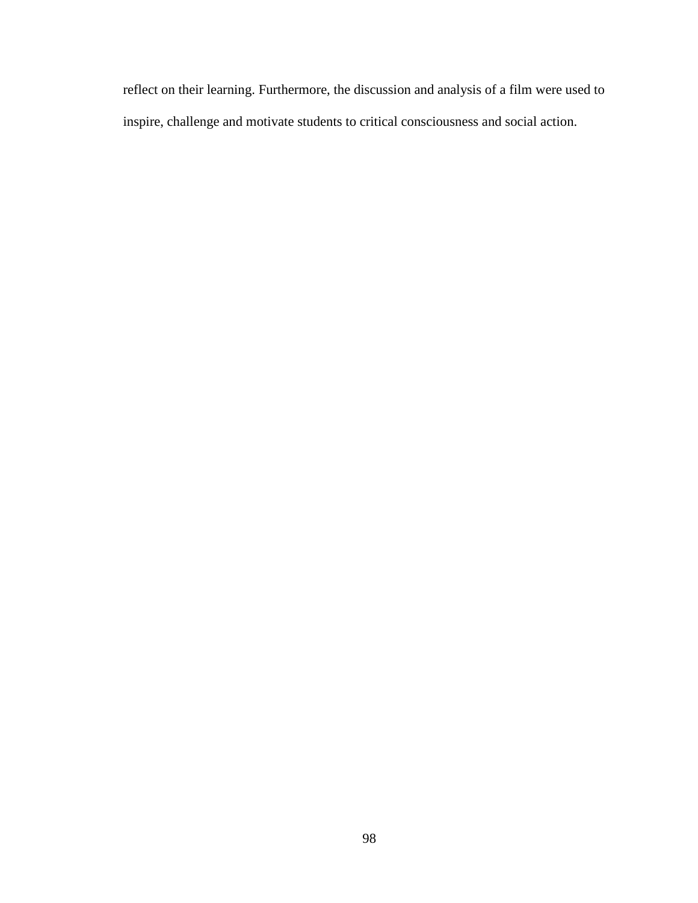reflect on their learning. Furthermore, the discussion and analysis of a film were used to inspire, challenge and motivate students to critical consciousness and social action.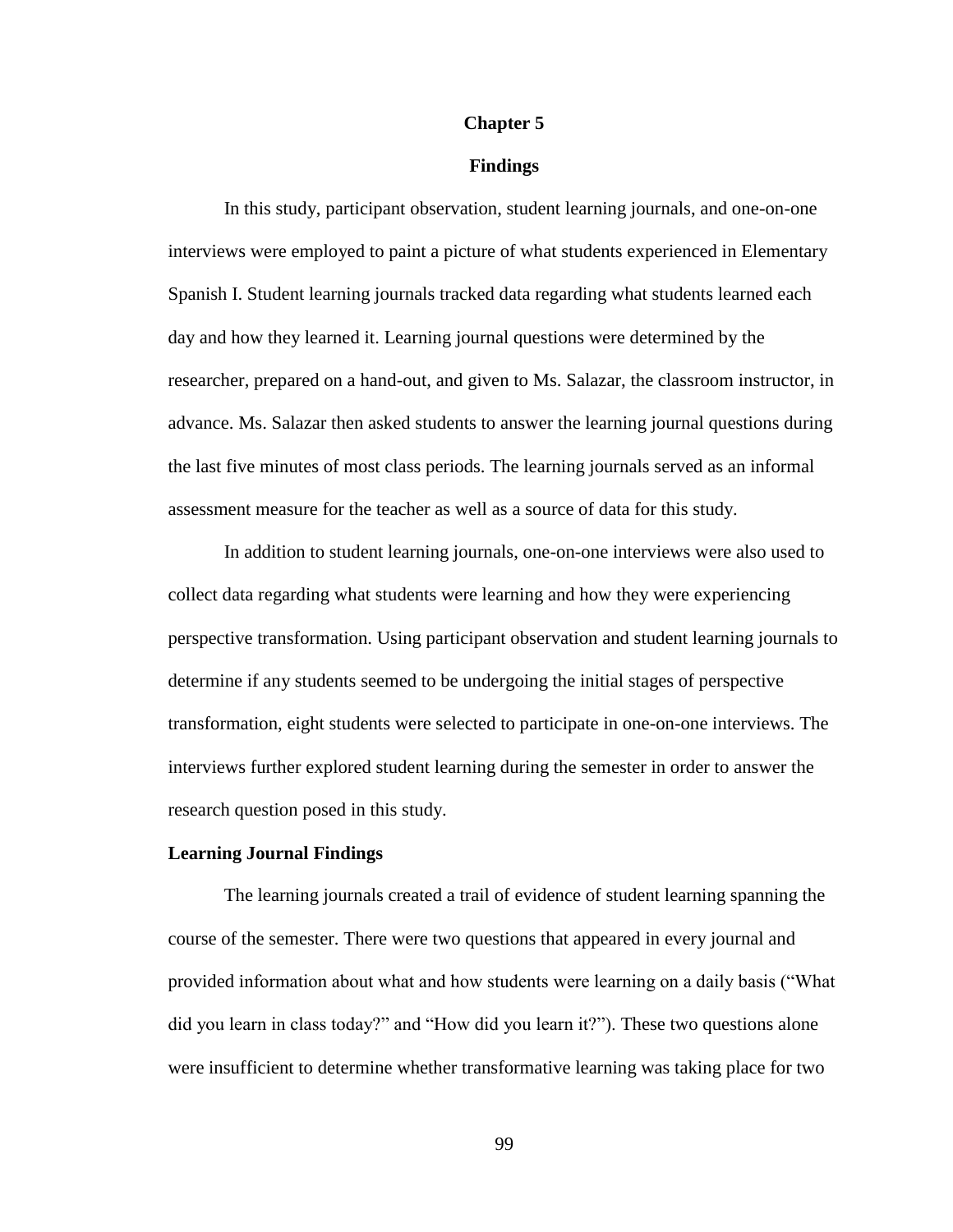# Chapter 5

## Findings

In this study, participant observation, student learning journals, and one-on-one interviews were employed to paint a picture of what students experienced in Elementary Spanish I. Student learning journals tracked data regarding what students learned each day and how they learned it. Learning journal questions were determined by the researcher, prepared on a hand-out, and given to Ms. Salazar, the classroom instructor, in advance. Ms. Salazar then asked students to answer the learning journal questions during the last five minutes of most class periods. The learning journals served as an informal assessment measure for the teacher as well as a source of data for this study.

In addition to student learning journals, one-on-one interviews were also used to collect data regarding what students were learning and how they were experiencing perspective transformation. Using participant observation and student learning journals to determine if any students seemed to be undergoing the initial stages of perspective transformation, eight students were selected to participate in one-on-one interviews. The interviews further explored student learning during the semester in order to answer the research question posed in this study.

### Learning Journal Findings

The learning journals created a trail of evidence of student learning spanning the course of the semester. There were two questions that appeared in every journal and provided information about what and how students were learning on a daily basis ("What did you learn in class today?" and "How did you learn it?"). These two questions alone were insufficient to determine whether transformative learning was taking place for two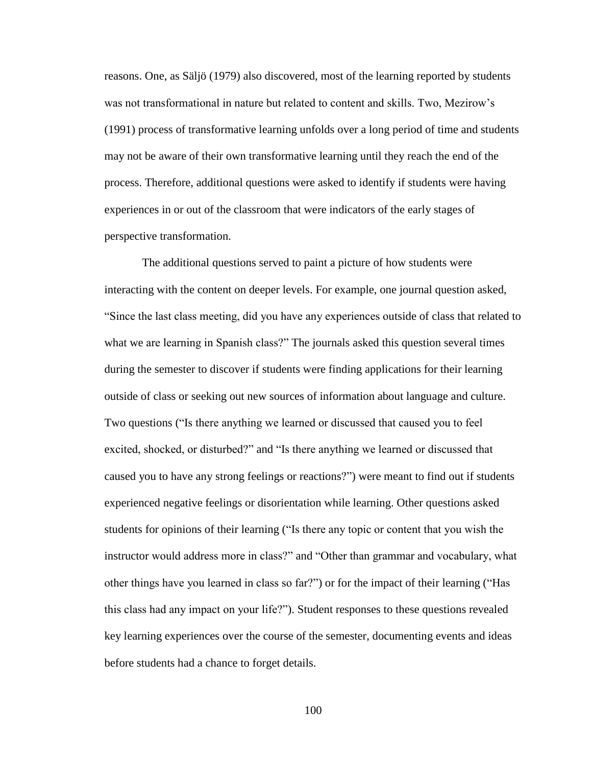reasons. One, as Säljö (1979) also discovered, most of the learning reported by students was not transformational in nature but related to content and skills. Two, Mezirow's (1991) process of transformative learning unfolds over a long period of time and students may not be aware of their own transformative learning until they reach the end of the process. Therefore, additional questions were asked to identify if students were having experiences in or out of the classroom that were indicators of the early stages of perspective transformation.

The additional questions served to paint a picture of how students were interacting with the content on deeper levels. For example, one journal question asked, "Since the last class meeting, did you have any experiences outside of class that related to what we are learning in Spanish class?" The journals asked this question several times during the semester to discover if students were finding applications for their learning outside of class or seeking out new sources of information about language and culture. Two questions ("Is there anything we learned or discussed that caused you to feel excited, shocked, or disturbed?" and "Is there anything we learned or discussed that caused you to have any strong feelings or reactions?") were meant to find out if students experienced negative feelings or disorientation while learning. Other questions asked students for opinions of their learning ("Is there any topic or content that you wish the instructor would address more in class?" and "Other than grammar and vocabulary, what other things have you learned in class so far?") or for the impact of their learning ("Has this class had any impact on your life?"). Student responses to these questions revealed key learning experiences over the course of the semester, documenting events and ideas before students had a chance to forget details.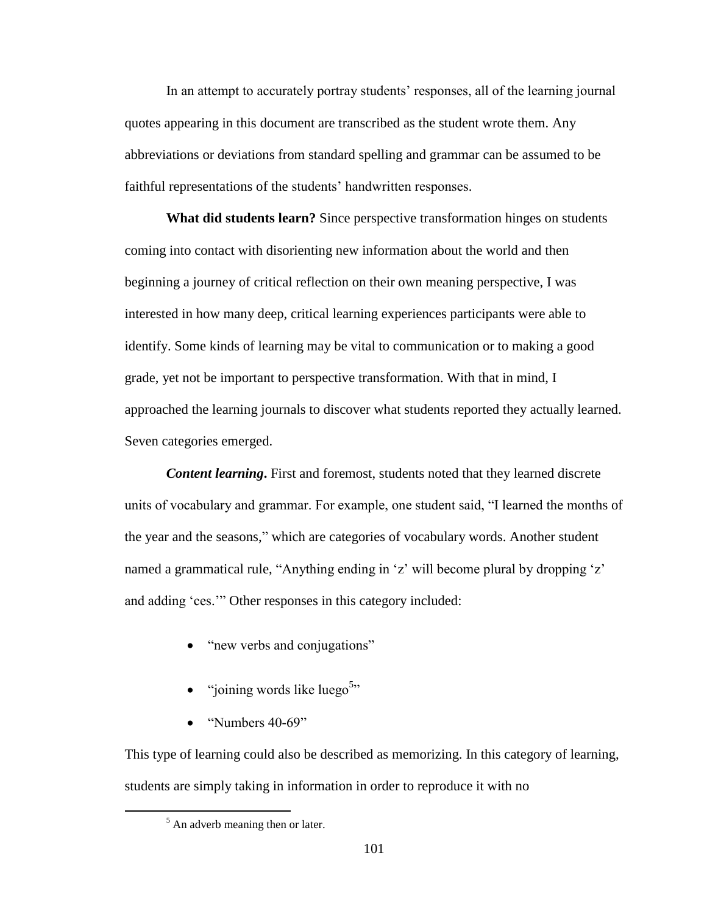In an attempt to accurately portray students' responses, all of the learning journal quotes appearing in this document are transcribed as the student wrote them. Any abbreviations or deviations from standard spelling and grammar can be assumed to be faithful representations of the students' handwritten responses.

**What did students learn?** Since perspective transformation hinges on students coming into contact with disorienting new information about the world and then beginning a journey of critical reflection on their own meaning perspective, I was interested in how many deep, critical learning experiences participants were able to identify. Some kinds of learning may be vital to communication or to making a good grade, yet not be important to perspective transformation. With that in mind, I approached the learning journals to discover what students reported they actually learned. Seven categories emerged.

***Content learning*.** First and foremost, students noted that they learned discrete units of vocabulary and grammar. For example, one student said, "I learned the months of the year and the seasons," which are categories of vocabulary words. Another student named a grammatical rule, "Anything ending in 'z' will become plural by dropping 'z' and adding 'ces.'" Other responses in this category included:

- "new verbs and conjugations"
- "joining words like luego[5]"
- "Numbers 40-69"

This type of learning could also be described as memorizing. In this category of learning, students are simply taking in information in order to reproduce it with no

[5] An adverb meaning then or later.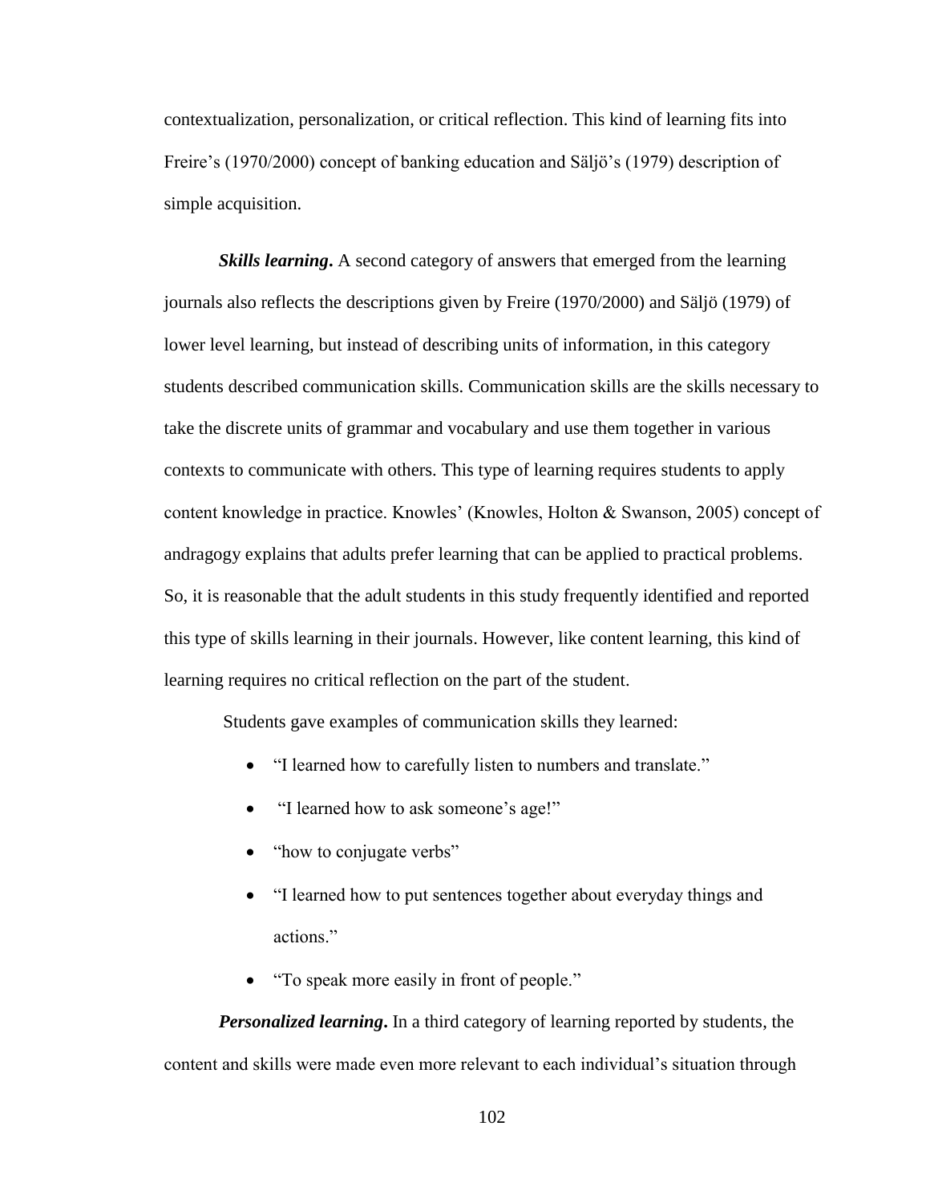contextualization, personalization, or critical reflection. This kind of learning fits into Freire's (1970/2000) concept of banking education and Säljö's (1979) description of simple acquisition.

***Skills learning*.** A second category of answers that emerged from the learning journals also reflects the descriptions given by Freire (1970/2000) and Säljö (1979) of lower level learning, but instead of describing units of information, in this category students described communication skills. Communication skills are the skills necessary to take the discrete units of grammar and vocabulary and use them together in various contexts to communicate with others. This type of learning requires students to apply content knowledge in practice. Knowles' (Knowles, Holton & Swanson, 2005) concept of andragogy explains that adults prefer learning that can be applied to practical problems. So, it is reasonable that the adult students in this study frequently identified and reported this type of skills learning in their journals. However, like content learning, this kind of learning requires no critical reflection on the part of the student.

Students gave examples of communication skills they learned:

- "I learned how to carefully listen to numbers and translate."
- "I learned how to ask someone's age!"
- "how to conjugate verbs"
- "I learned how to put sentences together about everyday things and actions."
- "To speak more easily in front of people."

***Personalized learning*.** In a third category of learning reported by students, the content and skills were made even more relevant to each individual's situation through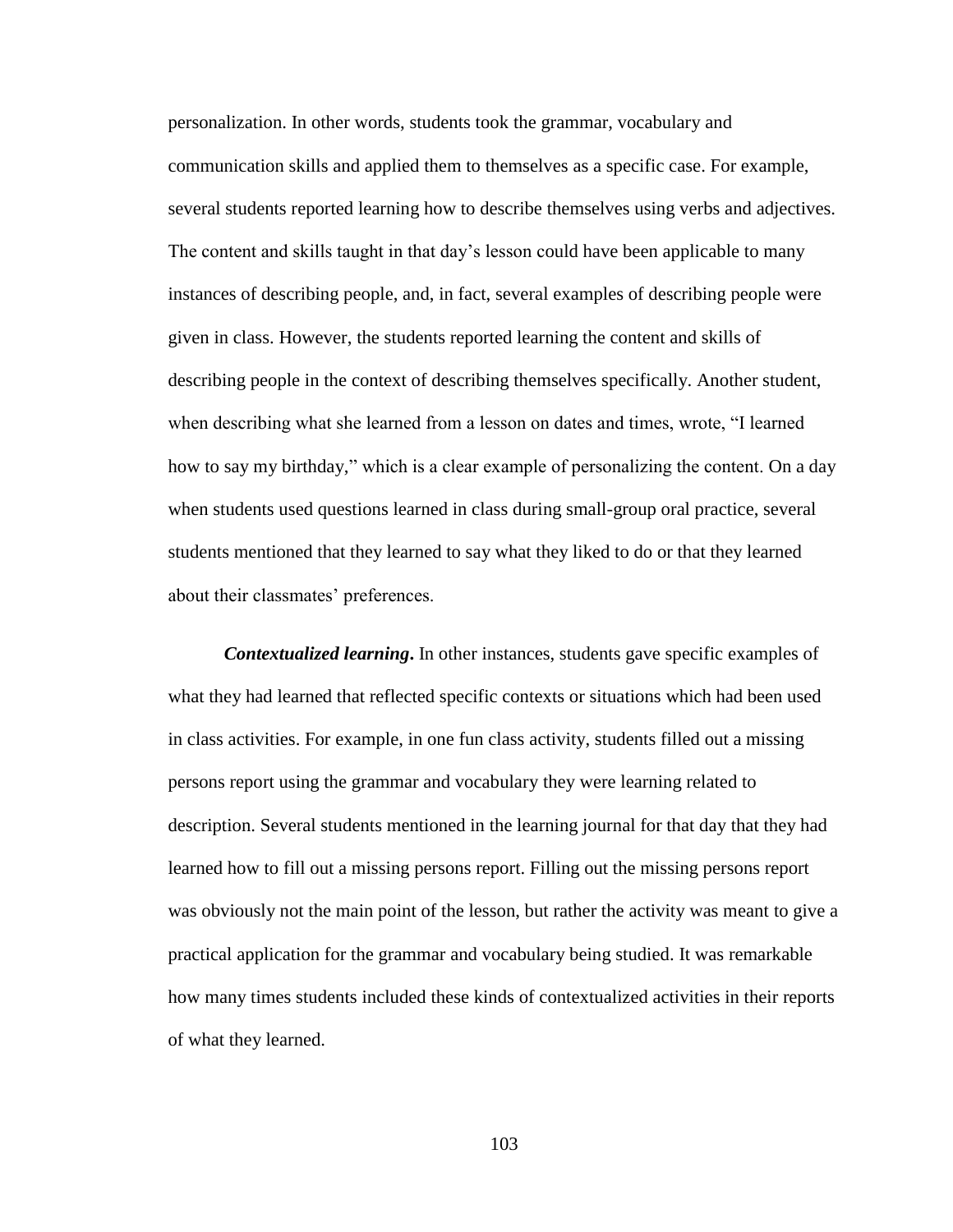personalization. In other words, students took the grammar, vocabulary and communication skills and applied them to themselves as a specific case. For example, several students reported learning how to describe themselves using verbs and adjectives. The content and skills taught in that day's lesson could have been applicable to many instances of describing people, and, in fact, several examples of describing people were given in class. However, the students reported learning the content and skills of describing people in the context of describing themselves specifically. Another student, when describing what she learned from a lesson on dates and times, wrote, "I learned how to say my birthday," which is a clear example of personalizing the content. On a day when students used questions learned in class during small-group oral practice, several students mentioned that they learned to say what they liked to do or that they learned about their classmates' preferences.

***Contextualized learning*.** In other instances, students gave specific examples of what they had learned that reflected specific contexts or situations which had been used in class activities. For example, in one fun class activity, students filled out a missing persons report using the grammar and vocabulary they were learning related to description. Several students mentioned in the learning journal for that day that they had learned how to fill out a missing persons report. Filling out the missing persons report was obviously not the main point of the lesson, but rather the activity was meant to give a practical application for the grammar and vocabulary being studied. It was remarkable how many times students included these kinds of contextualized activities in their reports of what they learned.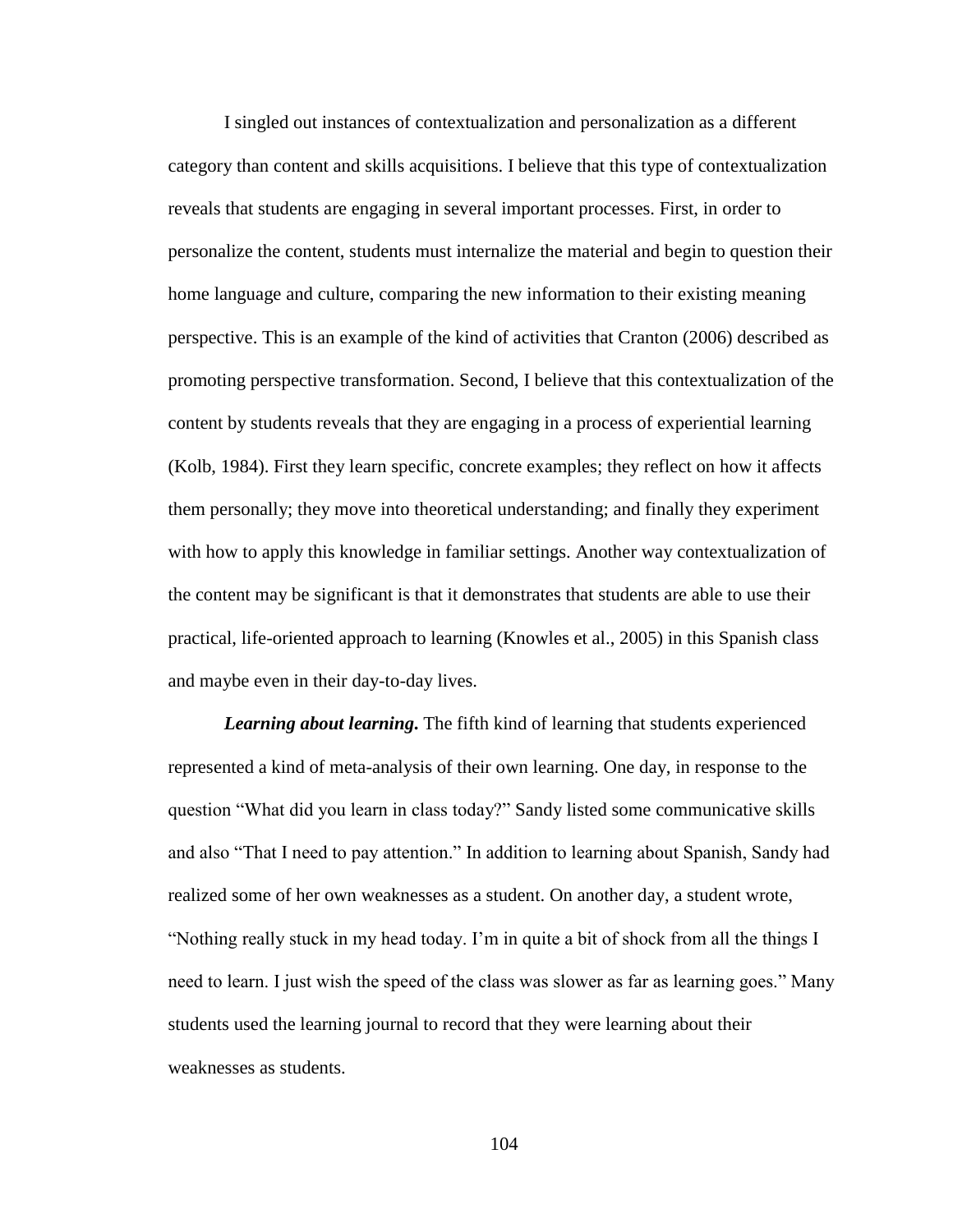I singled out instances of contextualization and personalization as a different category than content and skills acquisitions. I believe that this type of contextualization reveals that students are engaging in several important processes. First, in order to personalize the content, students must internalize the material and begin to question their home language and culture, comparing the new information to their existing meaning perspective. This is an example of the kind of activities that Cranton (2006) described as promoting perspective transformation. Second, I believe that this contextualization of the content by students reveals that they are engaging in a process of experiential learning (Kolb, 1984). First they learn specific, concrete examples; they reflect on how it affects them personally; they move into theoretical understanding; and finally they experiment with how to apply this knowledge in familiar settings. Another way contextualization of the content may be significant is that it demonstrates that students are able to use their practical, life-oriented approach to learning (Knowles et al., 2005) in this Spanish class and maybe even in their day-to-day lives.

***Learning about learning.*** The fifth kind of learning that students experienced represented a kind of meta-analysis of their own learning. One day, in response to the question "What did you learn in class today?" Sandy listed some communicative skills and also "That I need to pay attention." In addition to learning about Spanish, Sandy had realized some of her own weaknesses as a student. On another day, a student wrote, "Nothing really stuck in my head today. I'm in quite a bit of shock from all the things I need to learn. I just wish the speed of the class was slower as far as learning goes." Many students used the learning journal to record that they were learning about their weaknesses as students.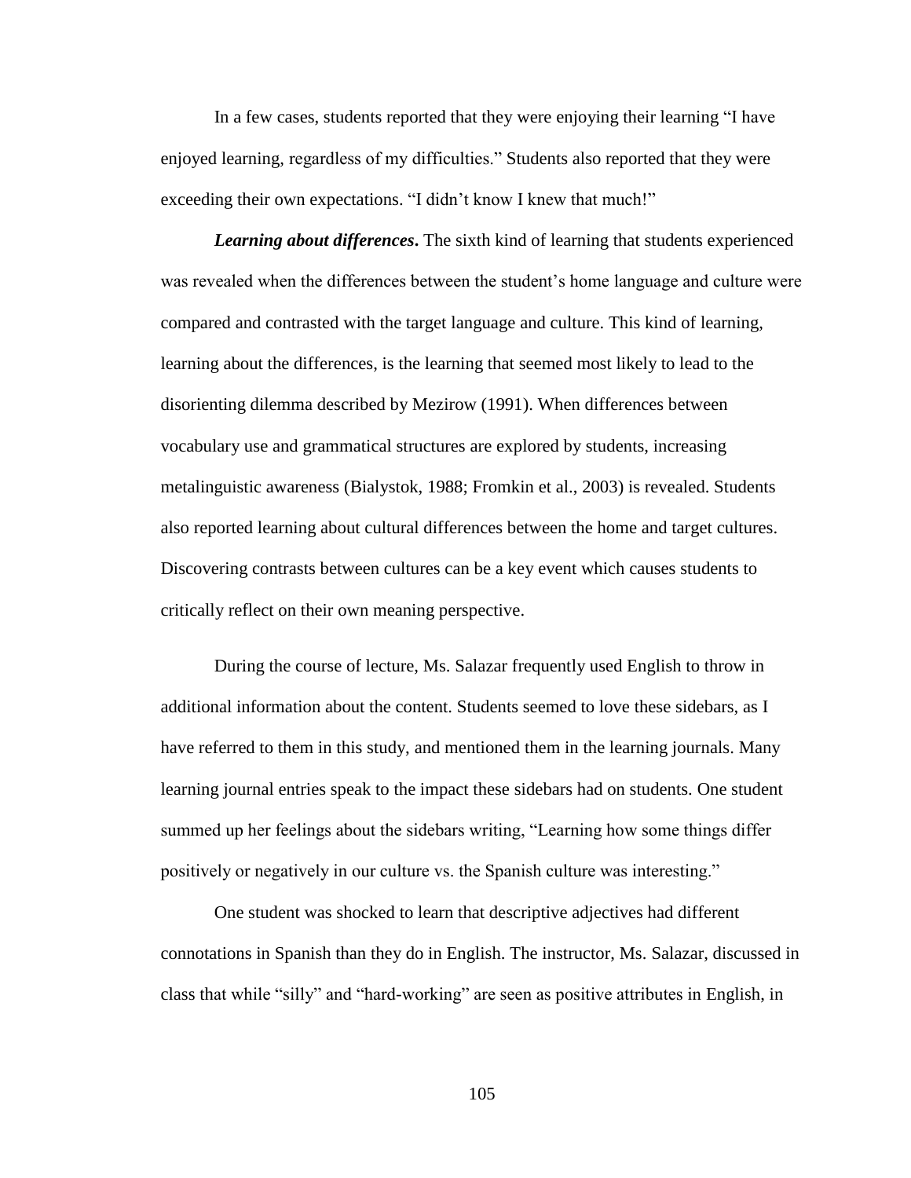In a few cases, students reported that they were enjoying their learning "I have enjoyed learning, regardless of my difficulties." Students also reported that they were exceeding their own expectations. "I didn't know I knew that much!"

***Learning about differences*.** The sixth kind of learning that students experienced was revealed when the differences between the student's home language and culture were compared and contrasted with the target language and culture. This kind of learning, learning about the differences, is the learning that seemed most likely to lead to the disorienting dilemma described by Mezirow (1991). When differences between vocabulary use and grammatical structures are explored by students, increasing metalinguistic awareness (Bialystok, 1988; Fromkin et al., 2003) is revealed. Students also reported learning about cultural differences between the home and target cultures. Discovering contrasts between cultures can be a key event which causes students to critically reflect on their own meaning perspective.

During the course of lecture, Ms. Salazar frequently used English to throw in additional information about the content. Students seemed to love these sidebars, as I have referred to them in this study, and mentioned them in the learning journals. Many learning journal entries speak to the impact these sidebars had on students. One student summed up her feelings about the sidebars writing, "Learning how some things differ positively or negatively in our culture vs. the Spanish culture was interesting."

One student was shocked to learn that descriptive adjectives had different connotations in Spanish than they do in English. The instructor, Ms. Salazar, discussed in class that while "silly" and "hard-working" are seen as positive attributes in English, in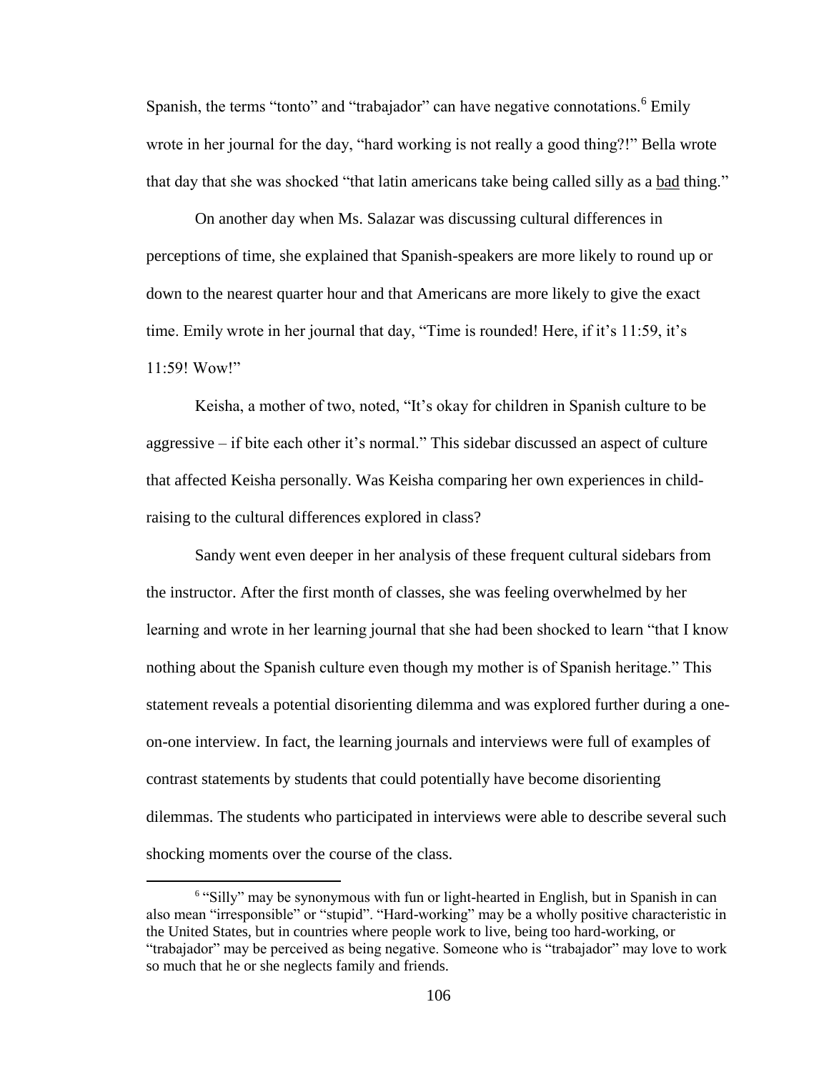Spanish, the terms "tonto" and "trabajador" can have negative connotations.[6] Emily wrote in her journal for the day, "hard working is not really a good thing?!" Bella wrote that day that she was shocked "that latin americans take being called silly as a <u>bad</u> thing."

On another day when Ms. Salazar was discussing cultural differences in perceptions of time, she explained that Spanish-speakers are more likely to round up or down to the nearest quarter hour and that Americans are more likely to give the exact time. Emily wrote in her journal that day, "Time is rounded! Here, if it's 11:59, it's 11:59! Wow!"

Keisha, a mother of two, noted, "It's okay for children in Spanish culture to be aggressive – if bite each other it's normal." This sidebar discussed an aspect of culture that affected Keisha personally. Was Keisha comparing her own experiences in child-raising to the cultural differences explored in class?

Sandy went even deeper in her analysis of these frequent cultural sidebars from the instructor. After the first month of classes, she was feeling overwhelmed by her learning and wrote in her learning journal that she had been shocked to learn "that I know nothing about the Spanish culture even though my mother is of Spanish heritage." This statement reveals a potential disorienting dilemma and was explored further during a one-on-one interview. In fact, the learning journals and interviews were full of examples of contrast statements by students that could potentially have become disorienting dilemmas. The students who participated in interviews were able to describe several such shocking moments over the course of the class.

[6] "Silly" may be synonymous with fun or light-hearted in English, but in Spanish in can also mean "irresponsible" or "stupid". "Hard-working" may be a wholly positive characteristic in the United States, but in countries where people work to live, being too hard-working, or "trabajador" may be perceived as being negative. Someone who is "trabajador" may love to work so much that he or she neglects family and friends.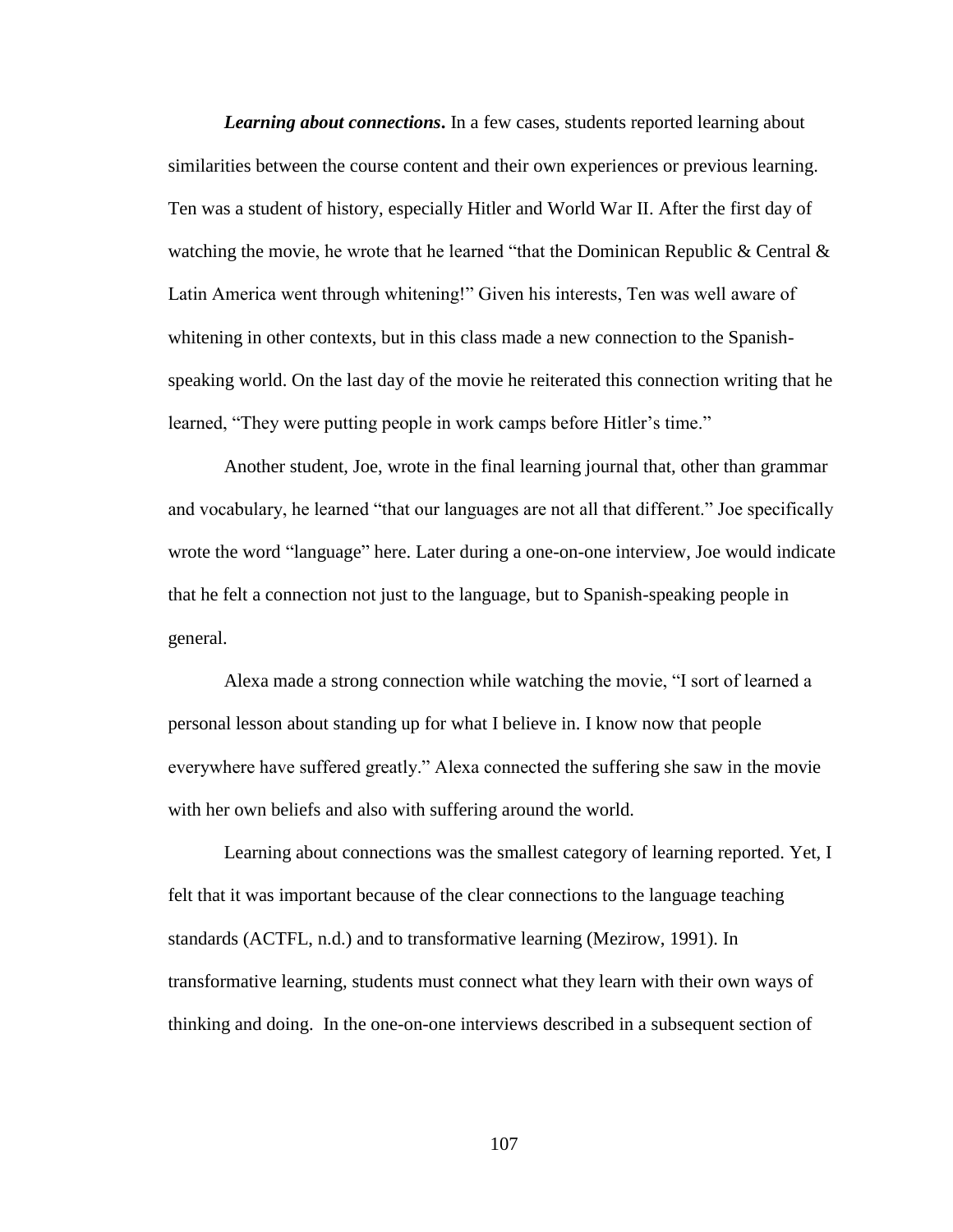***Learning about connections*.** In a few cases, students reported learning about similarities between the course content and their own experiences or previous learning. Ten was a student of history, especially Hitler and World War II. After the first day of watching the movie, he wrote that he learned "that the Dominican Republic & Central & Latin America went through whitening!" Given his interests, Ten was well aware of whitening in other contexts, but in this class made a new connection to the Spanish-speaking world. On the last day of the movie he reiterated this connection writing that he learned, "They were putting people in work camps before Hitler's time."

Another student, Joe, wrote in the final learning journal that, other than grammar and vocabulary, he learned "that our languages are not all that different." Joe specifically wrote the word "language" here. Later during a one-on-one interview, Joe would indicate that he felt a connection not just to the language, but to Spanish-speaking people in general.

Alexa made a strong connection while watching the movie, "I sort of learned a personal lesson about standing up for what I believe in. I know now that people everywhere have suffered greatly." Alexa connected the suffering she saw in the movie with her own beliefs and also with suffering around the world.

Learning about connections was the smallest category of learning reported. Yet, I felt that it was important because of the clear connections to the language teaching standards (ACTFL, n.d.) and to transformative learning (Mezirow, 1991). In transformative learning, students must connect what they learn with their own ways of thinking and doing. In the one-on-one interviews described in a subsequent section of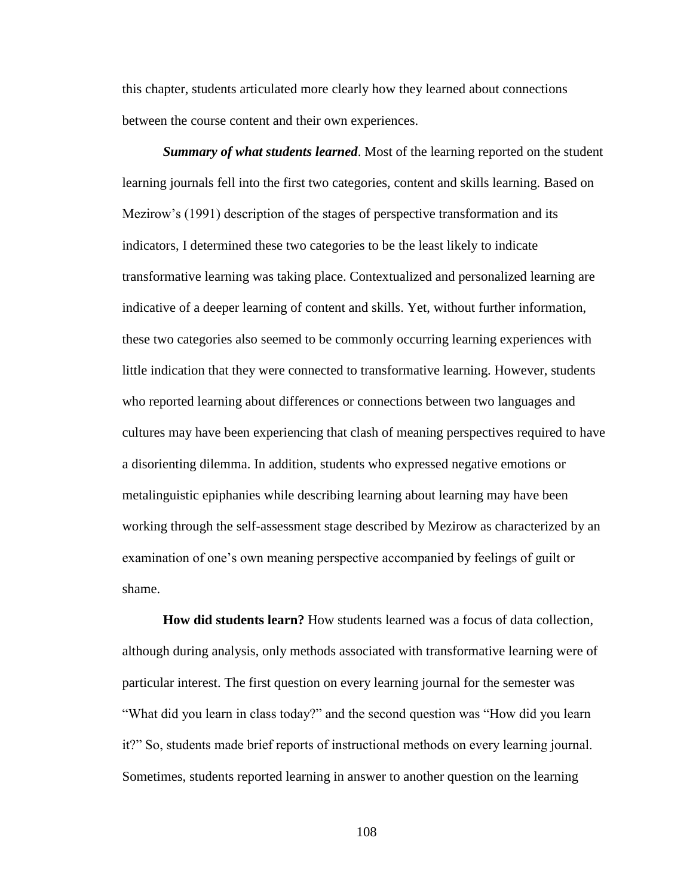this chapter, students articulated more clearly how they learned about connections between the course content and their own experiences.

***Summary of what students learned***. Most of the learning reported on the student learning journals fell into the first two categories, content and skills learning. Based on Mezirow's (1991) description of the stages of perspective transformation and its indicators, I determined these two categories to be the least likely to indicate transformative learning was taking place. Contextualized and personalized learning are indicative of a deeper learning of content and skills. Yet, without further information, these two categories also seemed to be commonly occurring learning experiences with little indication that they were connected to transformative learning. However, students who reported learning about differences or connections between two languages and cultures may have been experiencing that clash of meaning perspectives required to have a disorienting dilemma. In addition, students who expressed negative emotions or metalinguistic epiphanies while describing learning about learning may have been working through the self-assessment stage described by Mezirow as characterized by an examination of one's own meaning perspective accompanied by feelings of guilt or shame.

**How did students learn?** How students learned was a focus of data collection, although during analysis, only methods associated with transformative learning were of particular interest. The first question on every learning journal for the semester was "What did you learn in class today?" and the second question was "How did you learn it?" So, students made brief reports of instructional methods on every learning journal. Sometimes, students reported learning in answer to another question on the learning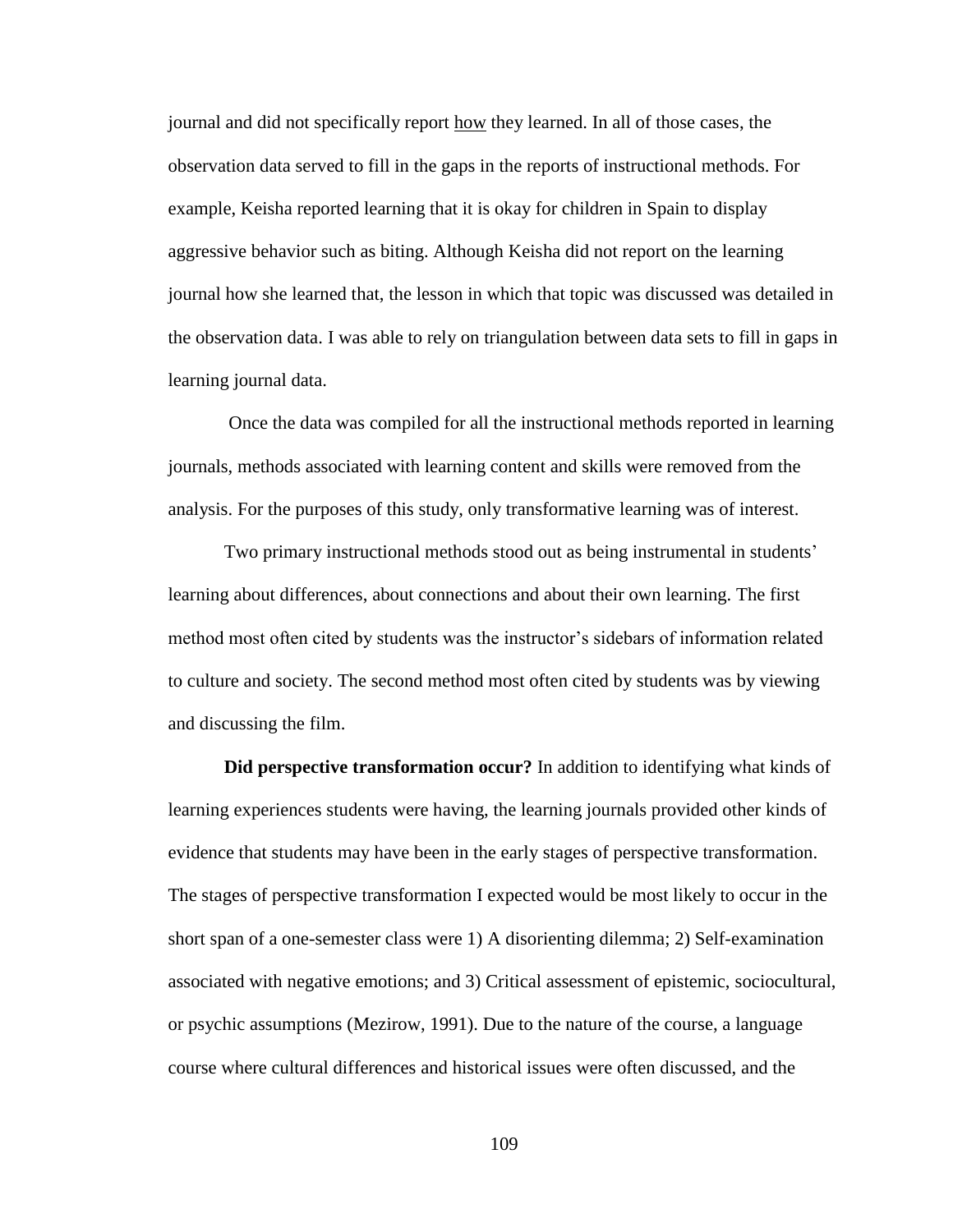journal and did not specifically report <u>how</u> they learned. In all of those cases, the observation data served to fill in the gaps in the reports of instructional methods. For example, Keisha reported learning that it is okay for children in Spain to display aggressive behavior such as biting. Although Keisha did not report on the learning journal how she learned that, the lesson in which that topic was discussed was detailed in the observation data. I was able to rely on triangulation between data sets to fill in gaps in learning journal data.

Once the data was compiled for all the instructional methods reported in learning journals, methods associated with learning content and skills were removed from the analysis. For the purposes of this study, only transformative learning was of interest.

Two primary instructional methods stood out as being instrumental in students' learning about differences, about connections and about their own learning. The first method most often cited by students was the instructor's sidebars of information related to culture and society. The second method most often cited by students was by viewing and discussing the film.

**Did perspective transformation occur?** In addition to identifying what kinds of learning experiences students were having, the learning journals provided other kinds of evidence that students may have been in the early stages of perspective transformation. The stages of perspective transformation I expected would be most likely to occur in the short span of a one-semester class were 1) A disorienting dilemma; 2) Self-examination associated with negative emotions; and 3) Critical assessment of epistemic, sociocultural, or psychic assumptions (Mezirow, 1991). Due to the nature of the course, a language course where cultural differences and historical issues were often discussed, and the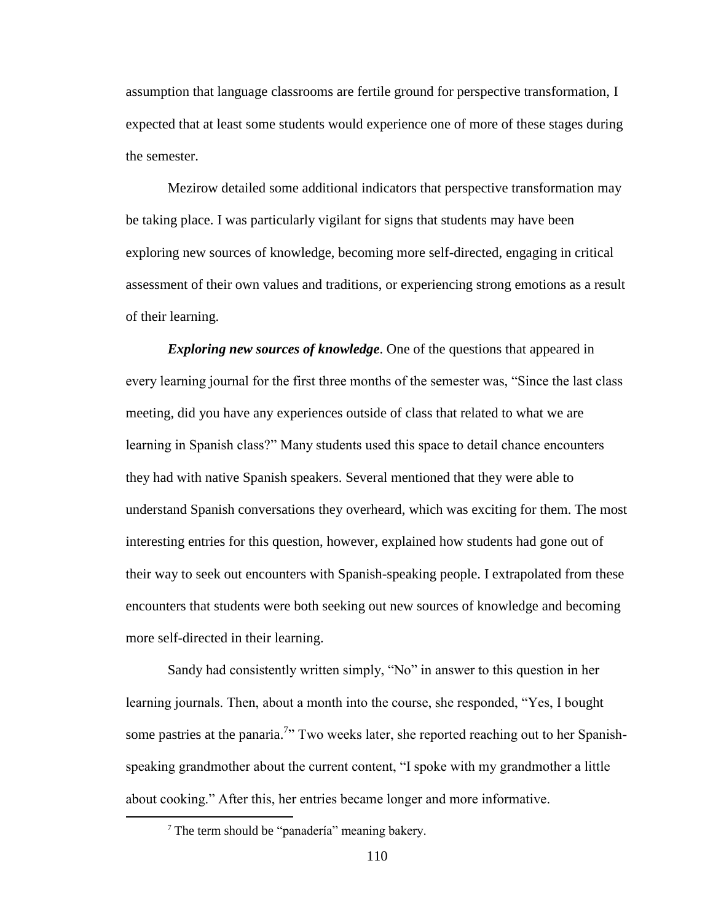assumption that language classrooms are fertile ground for perspective transformation, I expected that at least some students would experience one of more of these stages during the semester.

Mezirow detailed some additional indicators that perspective transformation may be taking place. I was particularly vigilant for signs that students may have been exploring new sources of knowledge, becoming more self-directed, engaging in critical assessment of their own values and traditions, or experiencing strong emotions as a result of their learning.

***Exploring new sources of knowledge***. One of the questions that appeared in every learning journal for the first three months of the semester was, "Since the last class meeting, did you have any experiences outside of class that related to what we are learning in Spanish class?" Many students used this space to detail chance encounters they had with native Spanish speakers. Several mentioned that they were able to understand Spanish conversations they overheard, which was exciting for them. The most interesting entries for this question, however, explained how students had gone out of their way to seek out encounters with Spanish-speaking people. I extrapolated from these encounters that students were both seeking out new sources of knowledge and becoming more self-directed in their learning.

Sandy had consistently written simply, "No" in answer to this question in her learning journals. Then, about a month into the course, she responded, "Yes, I bought some pastries at the panaria.[7]" Two weeks later, she reported reaching out to her Spanish-speaking grandmother about the current content, "I spoke with my grandmother a little about cooking." After this, her entries became longer and more informative.

[7] The term should be "panadería" meaning bakery.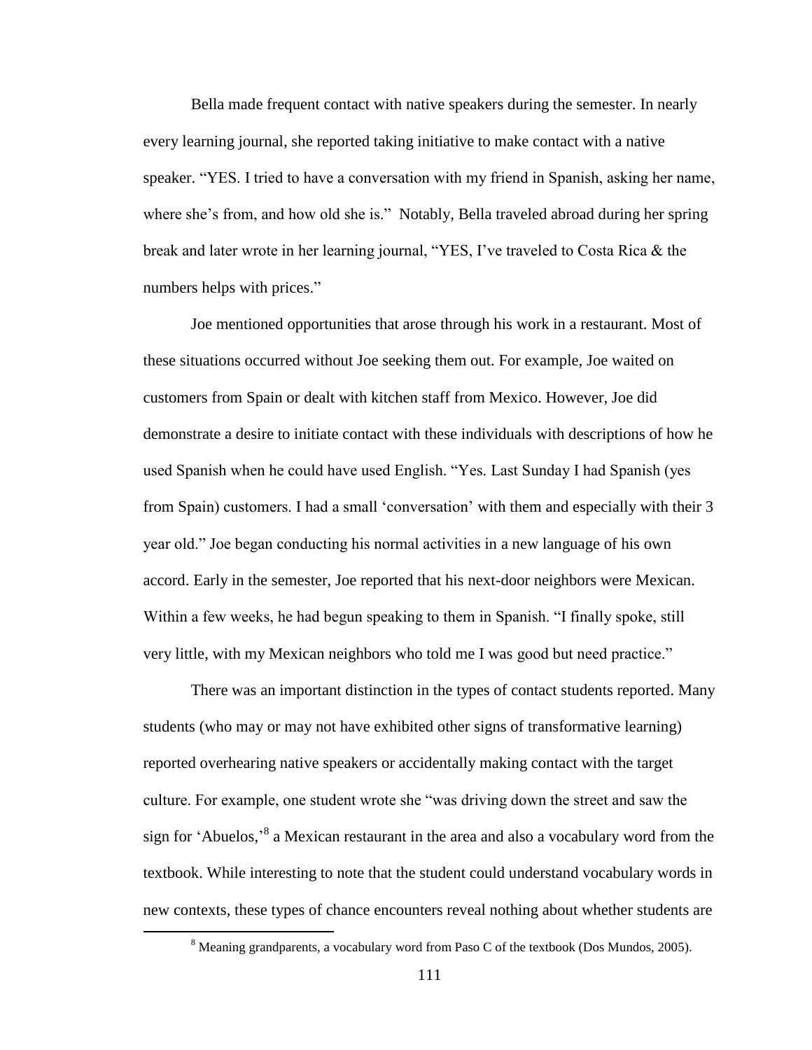Bella made frequent contact with native speakers during the semester. In nearly every learning journal, she reported taking initiative to make contact with a native speaker. "YES. I tried to have a conversation with my friend in Spanish, asking her name, where she's from, and how old she is." Notably, Bella traveled abroad during her spring break and later wrote in her learning journal, "YES, I've traveled to Costa Rica & the numbers helps with prices."

Joe mentioned opportunities that arose through his work in a restaurant. Most of these situations occurred without Joe seeking them out. For example, Joe waited on customers from Spain or dealt with kitchen staff from Mexico. However, Joe did demonstrate a desire to initiate contact with these individuals with descriptions of how he used Spanish when he could have used English. "Yes. Last Sunday I had Spanish (yes from Spain) customers. I had a small 'conversation' with them and especially with their 3 year old." Joe began conducting his normal activities in a new language of his own accord. Early in the semester, Joe reported that his next-door neighbors were Mexican. Within a few weeks, he had begun speaking to them in Spanish. "I finally spoke, still very little, with my Mexican neighbors who told me I was good but need practice."

There was an important distinction in the types of contact students reported. Many students (who may or may not have exhibited other signs of transformative learning) reported overhearing native speakers or accidentally making contact with the target culture. For example, one student wrote she "was driving down the street and saw the sign for 'Abuelos,'[8] a Mexican restaurant in the area and also a vocabulary word from the textbook. While interesting to note that the student could understand vocabulary words in new contexts, these types of chance encounters reveal nothing about whether students are

[8] Meaning grandparents, a vocabulary word from Paso C of the textbook (Dos Mundos, 2005).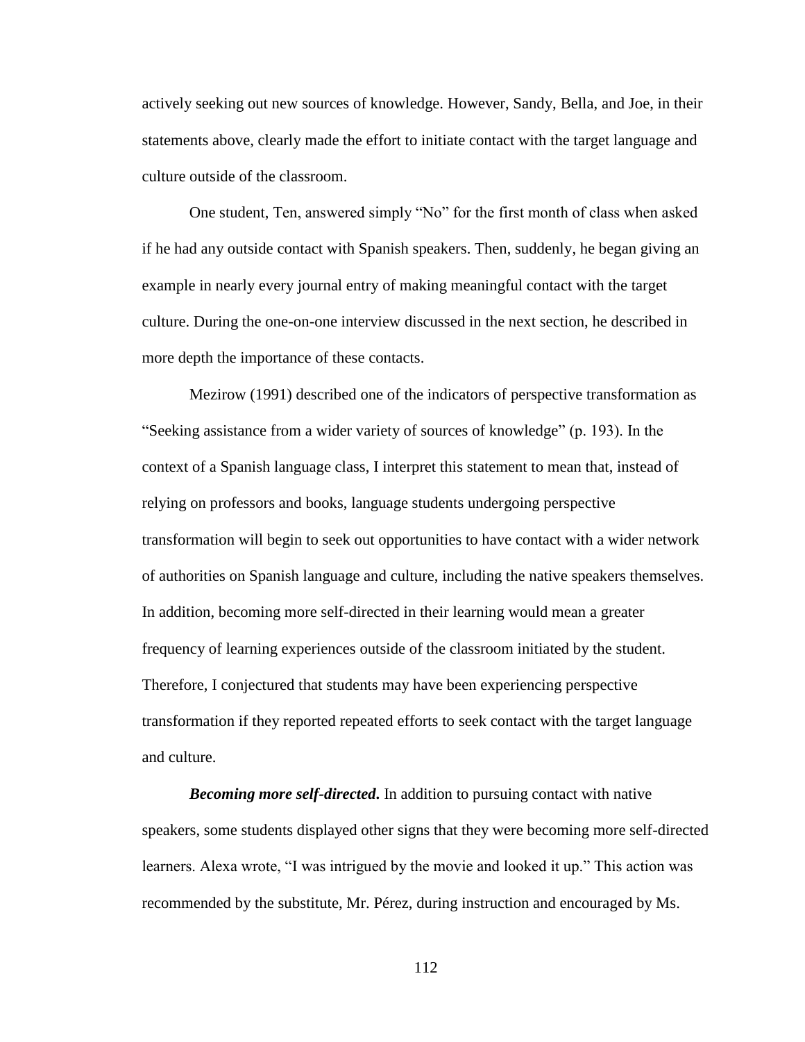actively seeking out new sources of knowledge. However, Sandy, Bella, and Joe, in their statements above, clearly made the effort to initiate contact with the target language and culture outside of the classroom.

One student, Ten, answered simply "No" for the first month of class when asked if he had any outside contact with Spanish speakers. Then, suddenly, he began giving an example in nearly every journal entry of making meaningful contact with the target culture. During the one-on-one interview discussed in the next section, he described in more depth the importance of these contacts.

Mezirow (1991) described one of the indicators of perspective transformation as "Seeking assistance from a wider variety of sources of knowledge" (p. 193). In the context of a Spanish language class, I interpret this statement to mean that, instead of relying on professors and books, language students undergoing perspective transformation will begin to seek out opportunities to have contact with a wider network of authorities on Spanish language and culture, including the native speakers themselves. In addition, becoming more self-directed in their learning would mean a greater frequency of learning experiences outside of the classroom initiated by the student. Therefore, I conjectured that students may have been experiencing perspective transformation if they reported repeated efforts to seek contact with the target language and culture.

***Becoming more self-directed*.** In addition to pursuing contact with native speakers, some students displayed other signs that they were becoming more self-directed learners. Alexa wrote, "I was intrigued by the movie and looked it up." This action was recommended by the substitute, Mr. Pérez, during instruction and encouraged by Ms.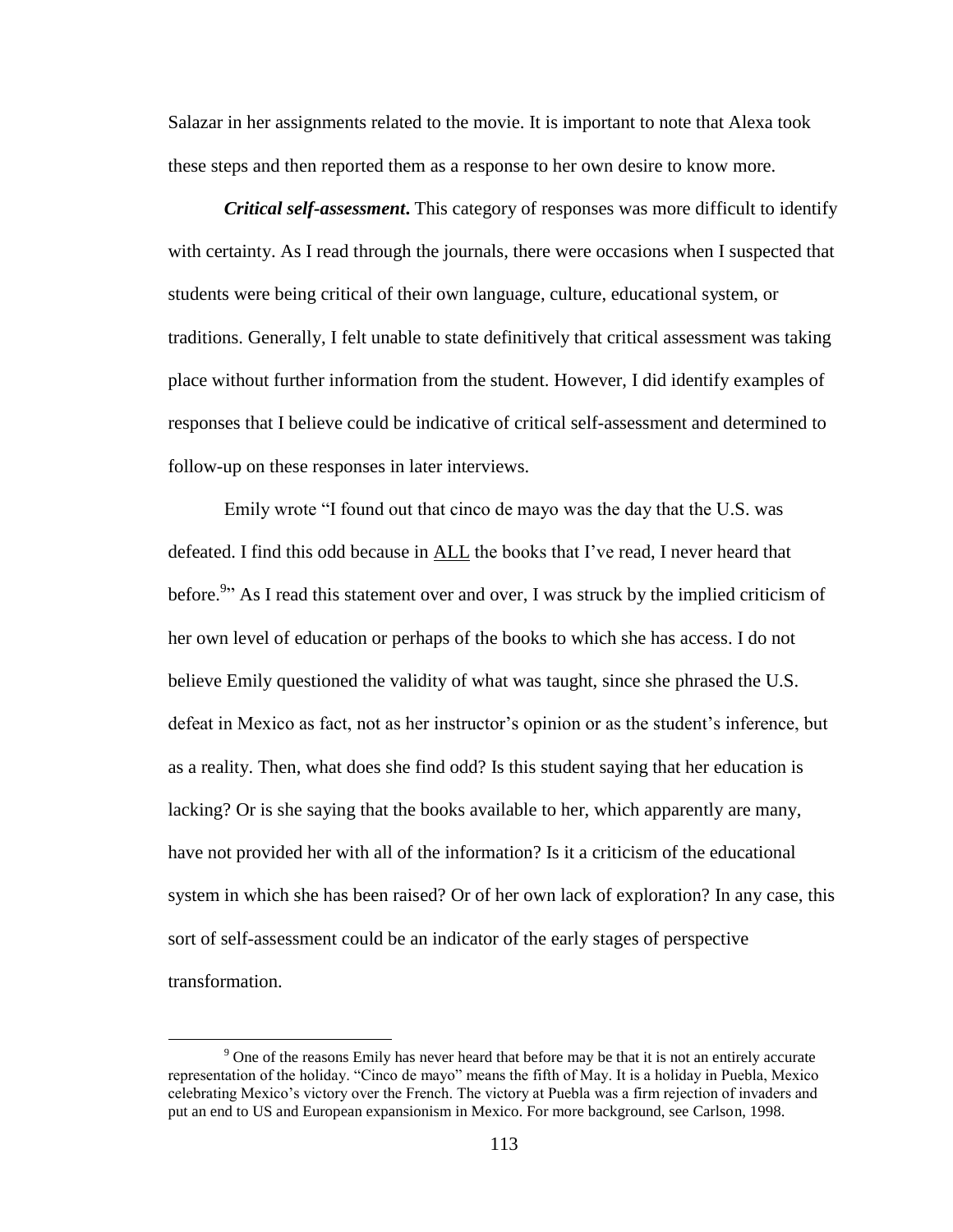Salazar in her assignments related to the movie. It is important to note that Alexa took these steps and then reported them as a response to her own desire to know more.

***Critical self-assessment*.** This category of responses was more difficult to identify with certainty. As I read through the journals, there were occasions when I suspected that students were being critical of their own language, culture, educational system, or traditions. Generally, I felt unable to state definitively that critical assessment was taking place without further information from the student. However, I did identify examples of responses that I believe could be indicative of critical self-assessment and determined to follow-up on these responses in later interviews.

Emily wrote "I found out that cinco de mayo was the day that the U.S. was defeated. I find this odd because in <u>ALL</u> the books that I've read, I never heard that before.[9]" As I read this statement over and over, I was struck by the implied criticism of her own level of education or perhaps of the books to which she has access. I do not believe Emily questioned the validity of what was taught, since she phrased the U.S. defeat in Mexico as fact, not as her instructor's opinion or as the student's inference, but as a reality. Then, what does she find odd? Is this student saying that her education is lacking? Or is she saying that the books available to her, which apparently are many, have not provided her with all of the information? Is it a criticism of the educational system in which she has been raised? Or of her own lack of exploration? In any case, this sort of self-assessment could be an indicator of the early stages of perspective transformation.

---

[9] One of the reasons Emily has never heard that before may be that it is not an entirely accurate representation of the holiday. "Cinco de mayo" means the fifth of May. It is a holiday in Puebla, Mexico celebrating Mexico's victory over the French. The victory at Puebla was a firm rejection of invaders and put an end to US and European expansionism in Mexico. For more background, see Carlson, 1998.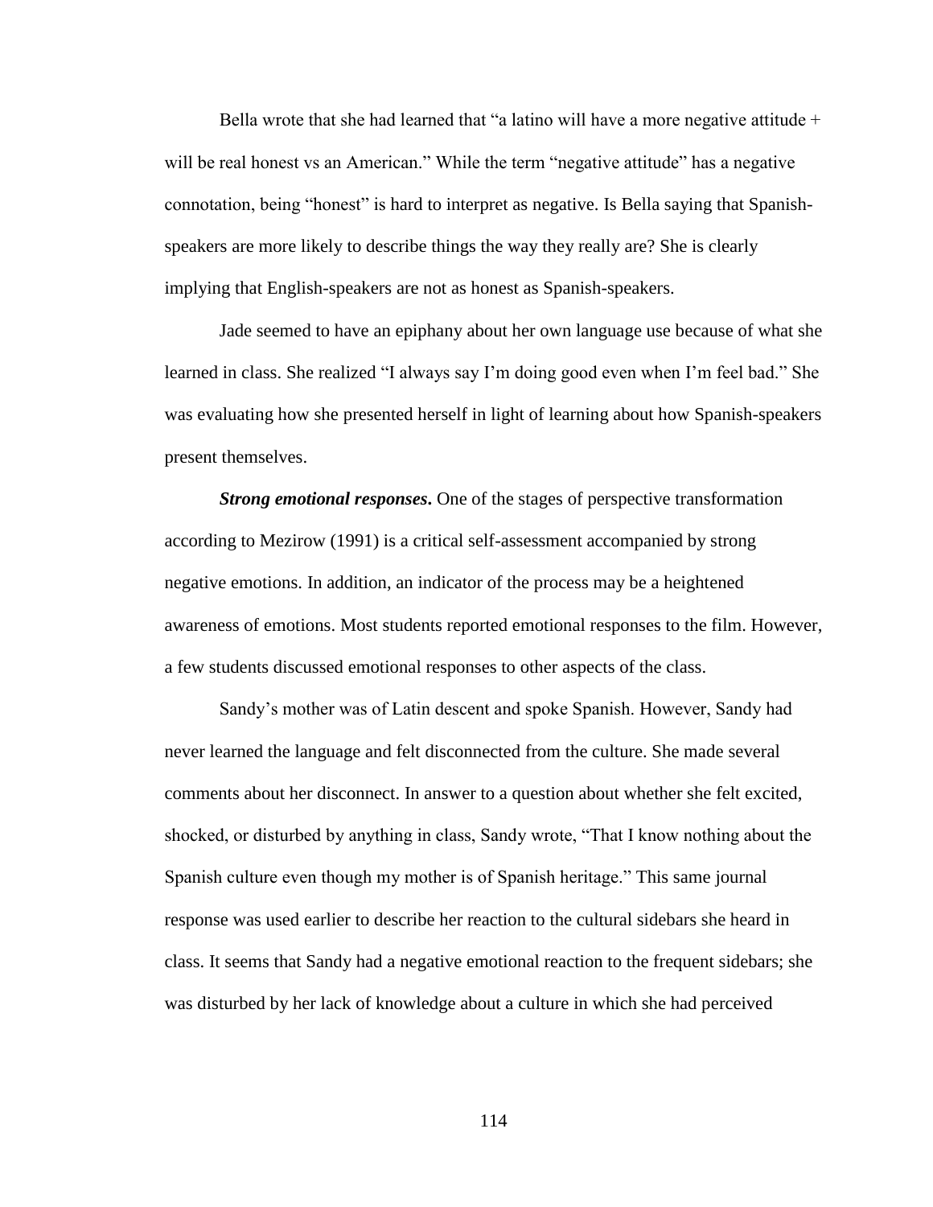Bella wrote that she had learned that "a latino will have a more negative attitude + will be real honest vs an American." While the term "negative attitude" has a negative connotation, being "honest" is hard to interpret as negative. Is Bella saying that Spanish-speakers are more likely to describe things the way they really are? She is clearly implying that English-speakers are not as honest as Spanish-speakers.

Jade seemed to have an epiphany about her own language use because of what she learned in class. She realized "I always say I'm doing good even when I'm feel bad." She was evaluating how she presented herself in light of learning about how Spanish-speakers present themselves.

***Strong emotional responses.*** One of the stages of perspective transformation according to Mezirow (1991) is a critical self-assessment accompanied by strong negative emotions. In addition, an indicator of the process may be a heightened awareness of emotions. Most students reported emotional responses to the film. However, a few students discussed emotional responses to other aspects of the class.

Sandy's mother was of Latin descent and spoke Spanish. However, Sandy had never learned the language and felt disconnected from the culture. She made several comments about her disconnect. In answer to a question about whether she felt excited, shocked, or disturbed by anything in class, Sandy wrote, "That I know nothing about the Spanish culture even though my mother is of Spanish heritage." This same journal response was used earlier to describe her reaction to the cultural sidebars she heard in class. It seems that Sandy had a negative emotional reaction to the frequent sidebars; she was disturbed by her lack of knowledge about a culture in which she had perceived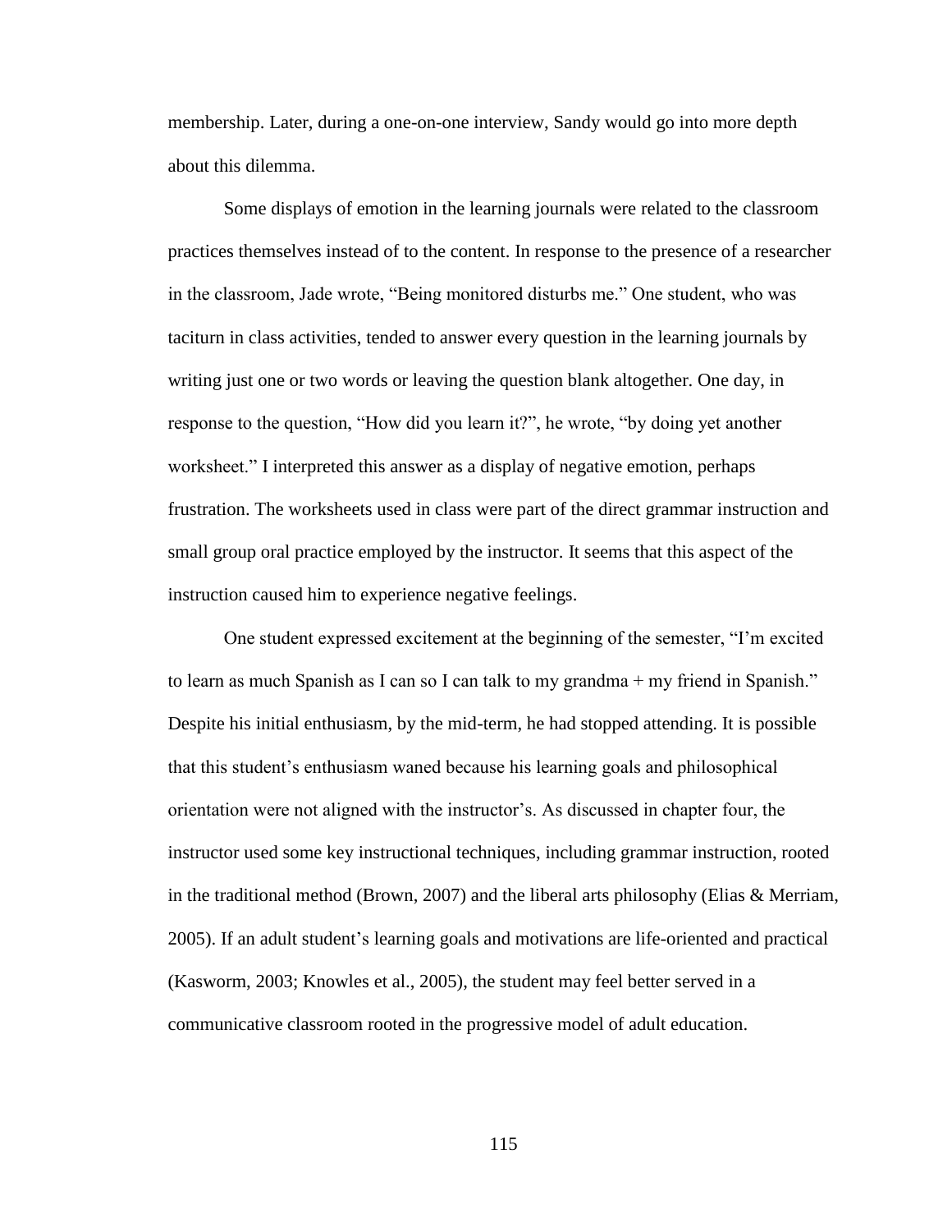membership. Later, during a one-on-one interview, Sandy would go into more depth about this dilemma.

Some displays of emotion in the learning journals were related to the classroom practices themselves instead of to the content. In response to the presence of a researcher in the classroom, Jade wrote, "Being monitored disturbs me." One student, who was taciturn in class activities, tended to answer every question in the learning journals by writing just one or two words or leaving the question blank altogether. One day, in response to the question, "How did you learn it?", he wrote, "by doing yet another worksheet." I interpreted this answer as a display of negative emotion, perhaps frustration. The worksheets used in class were part of the direct grammar instruction and small group oral practice employed by the instructor. It seems that this aspect of the instruction caused him to experience negative feelings.

One student expressed excitement at the beginning of the semester, "I'm excited to learn as much Spanish as I can so I can talk to my grandma + my friend in Spanish." Despite his initial enthusiasm, by the mid-term, he had stopped attending. It is possible that this student's enthusiasm waned because his learning goals and philosophical orientation were not aligned with the instructor's. As discussed in chapter four, the instructor used some key instructional techniques, including grammar instruction, rooted in the traditional method (Brown, 2007) and the liberal arts philosophy (Elias & Merriam, 2005). If an adult student's learning goals and motivations are life-oriented and practical (Kasworm, 2003; Knowles et al., 2005), the student may feel better served in a communicative classroom rooted in the progressive model of adult education.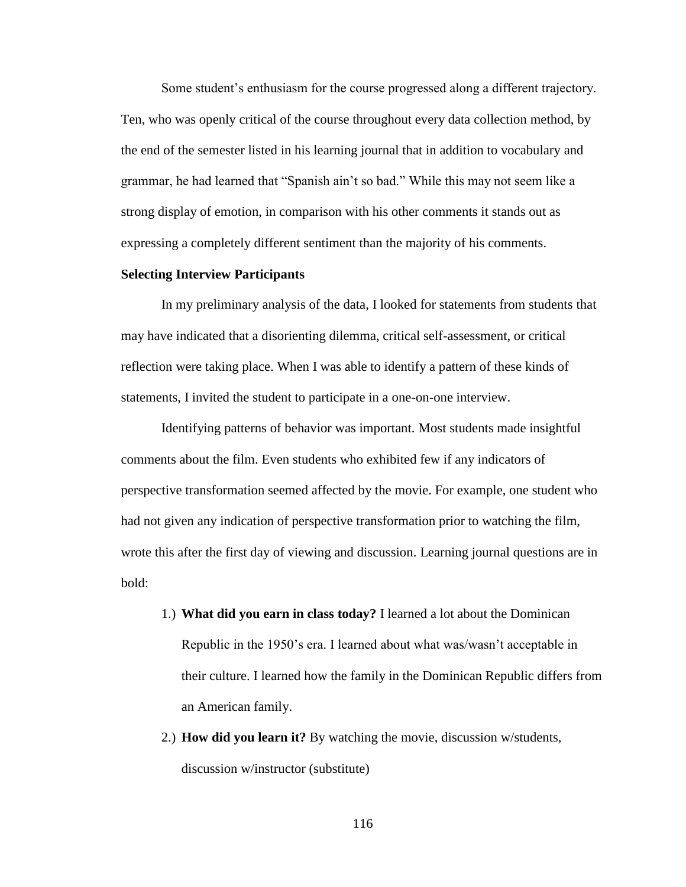Some student's enthusiasm for the course progressed along a different trajectory. Ten, who was openly critical of the course throughout every data collection method, by the end of the semester listed in his learning journal that in addition to vocabulary and grammar, he had learned that "Spanish ain't so bad." While this may not seem like a strong display of emotion, in comparison with his other comments it stands out as expressing a completely different sentiment than the majority of his comments.

**Selecting Interview Participants**

In my preliminary analysis of the data, I looked for statements from students that may have indicated that a disorienting dilemma, critical self-assessment, or critical reflection were taking place. When I was able to identify a pattern of these kinds of statements, I invited the student to participate in a one-on-one interview.

Identifying patterns of behavior was important. Most students made insightful comments about the film. Even students who exhibited few if any indicators of perspective transformation seemed affected by the movie. For example, one student who had not given any indication of perspective transformation prior to watching the film, wrote this after the first day of viewing and discussion. Learning journal questions are in bold:

1.) **What did you earn in class today?** I learned a lot about the Dominican Republic in the 1950's era. I learned about what was/wasn't acceptable in their culture. I learned how the family in the Dominican Republic differs from an American family.

2.) **How did you learn it?** By watching the movie, discussion w/students, discussion w/instructor (substitute)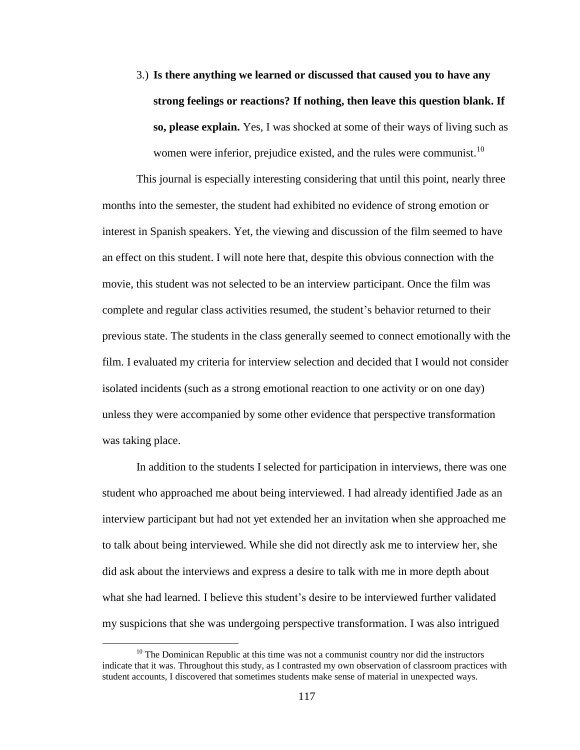3.) **Is there anything we learned or discussed that caused you to have any strong feelings or reactions? If nothing, then leave this question blank. If so, please explain.** Yes, I was shocked at some of their ways of living such as women were inferior, prejudice existed, and the rules were communist.[10]

This journal is especially interesting considering that until this point, nearly three months into the semester, the student had exhibited no evidence of strong emotion or interest in Spanish speakers. Yet, the viewing and discussion of the film seemed to have an effect on this student. I will note here that, despite this obvious connection with the movie, this student was not selected to be an interview participant. Once the film was complete and regular class activities resumed, the student's behavior returned to their previous state. The students in the class generally seemed to connect emotionally with the film. I evaluated my criteria for interview selection and decided that I would not consider isolated incidents (such as a strong emotional reaction to one activity or on one day) unless they were accompanied by some other evidence that perspective transformation was taking place.

In addition to the students I selected for participation in interviews, there was one student who approached me about being interviewed. I had already identified Jade as an interview participant but had not yet extended her an invitation when she approached me to talk about being interviewed. While she did not directly ask me to interview her, she did ask about the interviews and express a desire to talk with me in more depth about what she had learned. I believe this student's desire to be interviewed further validated my suspicions that she was undergoing perspective transformation. I was also intrigued

---

[10] The Dominican Republic at this time was not a communist country nor did the instructors indicate that it was. Throughout this study, as I contrasted my own observation of classroom practices with student accounts, I discovered that sometimes students make sense of material in unexpected ways.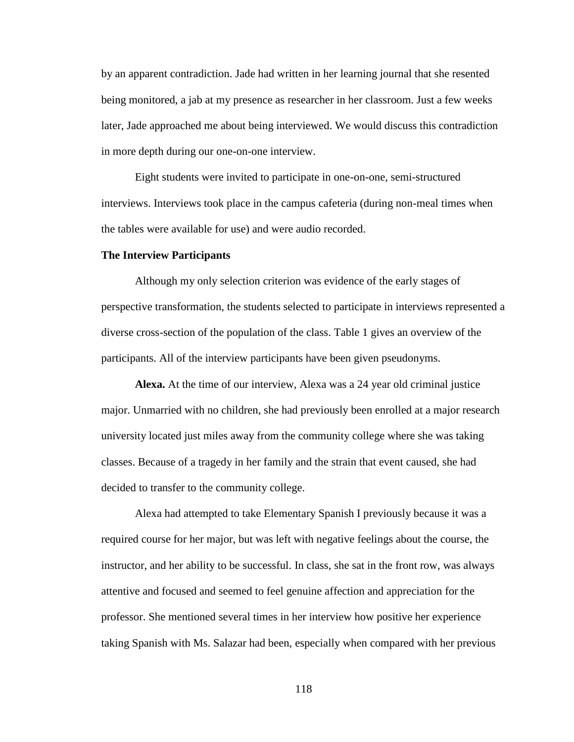by an apparent contradiction. Jade had written in her learning journal that she resented being monitored, a jab at my presence as researcher in her classroom. Just a few weeks later, Jade approached me about being interviewed. We would discuss this contradiction in more depth during our one-on-one interview.

Eight students were invited to participate in one-on-one, semi-structured interviews. Interviews took place in the campus cafeteria (during non-meal times when the tables were available for use) and were audio recorded.

### The Interview Participants

Although my only selection criterion was evidence of the early stages of perspective transformation, the students selected to participate in interviews represented a diverse cross-section of the population of the class. Table 1 gives an overview of the participants. All of the interview participants have been given pseudonyms.

**Alexa.** At the time of our interview, Alexa was a 24 year old criminal justice major. Unmarried with no children, she had previously been enrolled at a major research university located just miles away from the community college where she was taking classes. Because of a tragedy in her family and the strain that event caused, she had decided to transfer to the community college.

Alexa had attempted to take Elementary Spanish I previously because it was a required course for her major, but was left with negative feelings about the course, the instructor, and her ability to be successful. In class, she sat in the front row, was always attentive and focused and seemed to feel genuine affection and appreciation for the professor. She mentioned several times in her interview how positive her experience taking Spanish with Ms. Salazar had been, especially when compared with her previous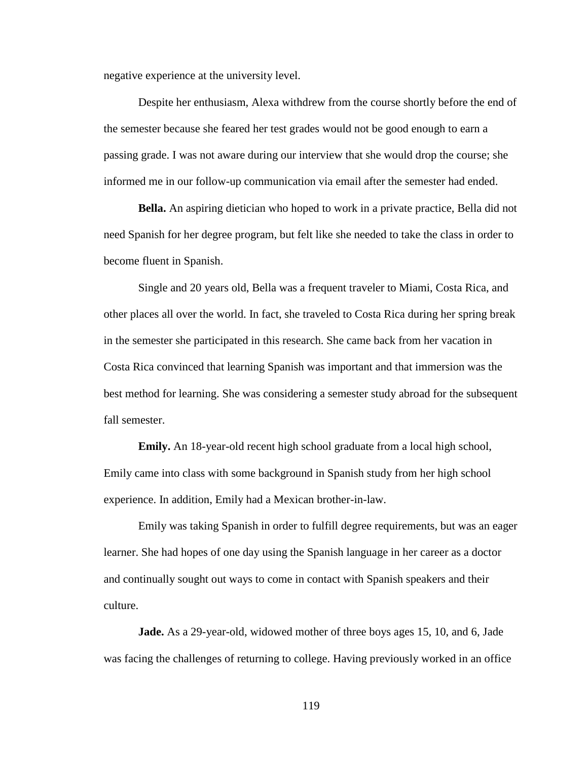negative experience at the university level.

Despite her enthusiasm, Alexa withdrew from the course shortly before the end of the semester because she feared her test grades would not be good enough to earn a passing grade. I was not aware during our interview that she would drop the course; she informed me in our follow-up communication via email after the semester had ended.

**Bella.** An aspiring dietician who hoped to work in a private practice, Bella did not need Spanish for her degree program, but felt like she needed to take the class in order to become fluent in Spanish.

Single and 20 years old, Bella was a frequent traveler to Miami, Costa Rica, and other places all over the world. In fact, she traveled to Costa Rica during her spring break in the semester she participated in this research. She came back from her vacation in Costa Rica convinced that learning Spanish was important and that immersion was the best method for learning. She was considering a semester study abroad for the subsequent fall semester.

**Emily.** An 18-year-old recent high school graduate from a local high school, Emily came into class with some background in Spanish study from her high school experience. In addition, Emily had a Mexican brother-in-law.

Emily was taking Spanish in order to fulfill degree requirements, but was an eager learner. She had hopes of one day using the Spanish language in her career as a doctor and continually sought out ways to come in contact with Spanish speakers and their culture.

**Jade.** As a 29-year-old, widowed mother of three boys ages 15, 10, and 6, Jade was facing the challenges of returning to college. Having previously worked in an office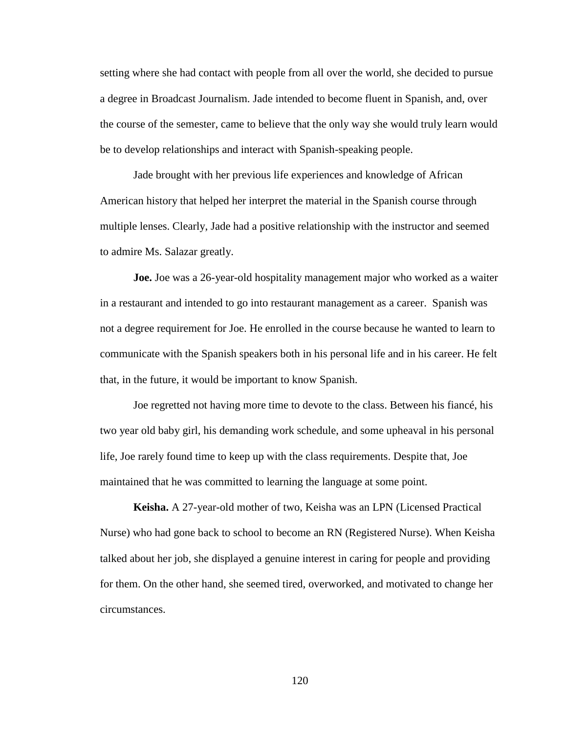setting where she had contact with people from all over the world, she decided to pursue a degree in Broadcast Journalism. Jade intended to become fluent in Spanish, and, over the course of the semester, came to believe that the only way she would truly learn would be to develop relationships and interact with Spanish-speaking people.

Jade brought with her previous life experiences and knowledge of African American history that helped her interpret the material in the Spanish course through multiple lenses. Clearly, Jade had a positive relationship with the instructor and seemed to admire Ms. Salazar greatly.

**Joe.** Joe was a 26-year-old hospitality management major who worked as a waiter in a restaurant and intended to go into restaurant management as a career. Spanish was not a degree requirement for Joe. He enrolled in the course because he wanted to learn to communicate with the Spanish speakers both in his personal life and in his career. He felt that, in the future, it would be important to know Spanish.

Joe regretted not having more time to devote to the class. Between his fiancé, his two year old baby girl, his demanding work schedule, and some upheaval in his personal life, Joe rarely found time to keep up with the class requirements. Despite that, Joe maintained that he was committed to learning the language at some point.

**Keisha.** A 27-year-old mother of two, Keisha was an LPN (Licensed Practical Nurse) who had gone back to school to become an RN (Registered Nurse). When Keisha talked about her job, she displayed a genuine interest in caring for people and providing for them. On the other hand, she seemed tired, overworked, and motivated to change her circumstances.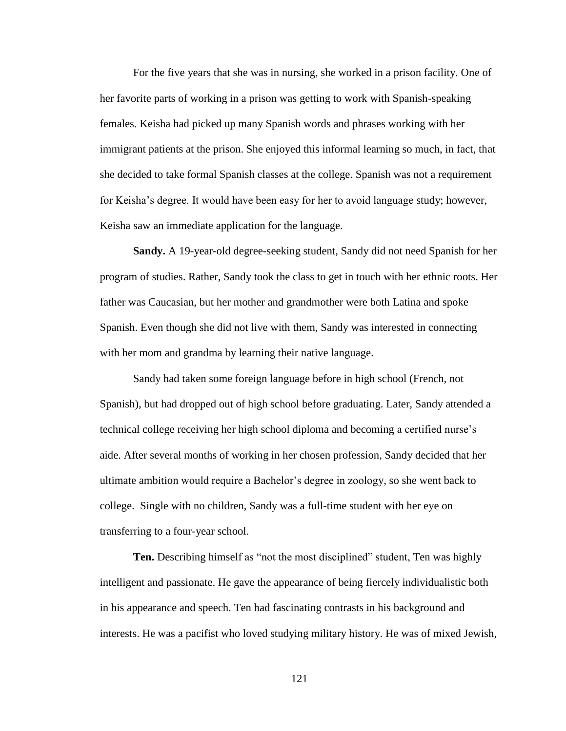For the five years that she was in nursing, she worked in a prison facility. One of her favorite parts of working in a prison was getting to work with Spanish-speaking females. Keisha had picked up many Spanish words and phrases working with her immigrant patients at the prison. She enjoyed this informal learning so much, in fact, that she decided to take formal Spanish classes at the college. Spanish was not a requirement for Keisha's degree. It would have been easy for her to avoid language study; however, Keisha saw an immediate application for the language.

**Sandy.** A 19-year-old degree-seeking student, Sandy did not need Spanish for her program of studies. Rather, Sandy took the class to get in touch with her ethnic roots. Her father was Caucasian, but her mother and grandmother were both Latina and spoke Spanish. Even though she did not live with them, Sandy was interested in connecting with her mom and grandma by learning their native language.

Sandy had taken some foreign language before in high school (French, not Spanish), but had dropped out of high school before graduating. Later, Sandy attended a technical college receiving her high school diploma and becoming a certified nurse's aide. After several months of working in her chosen profession, Sandy decided that her ultimate ambition would require a Bachelor's degree in zoology, so she went back to college. Single with no children, Sandy was a full-time student with her eye on transferring to a four-year school.

**Ten.** Describing himself as "not the most disciplined" student, Ten was highly intelligent and passionate. He gave the appearance of being fiercely individualistic both in his appearance and speech. Ten had fascinating contrasts in his background and interests. He was a pacifist who loved studying military history. He was of mixed Jewish,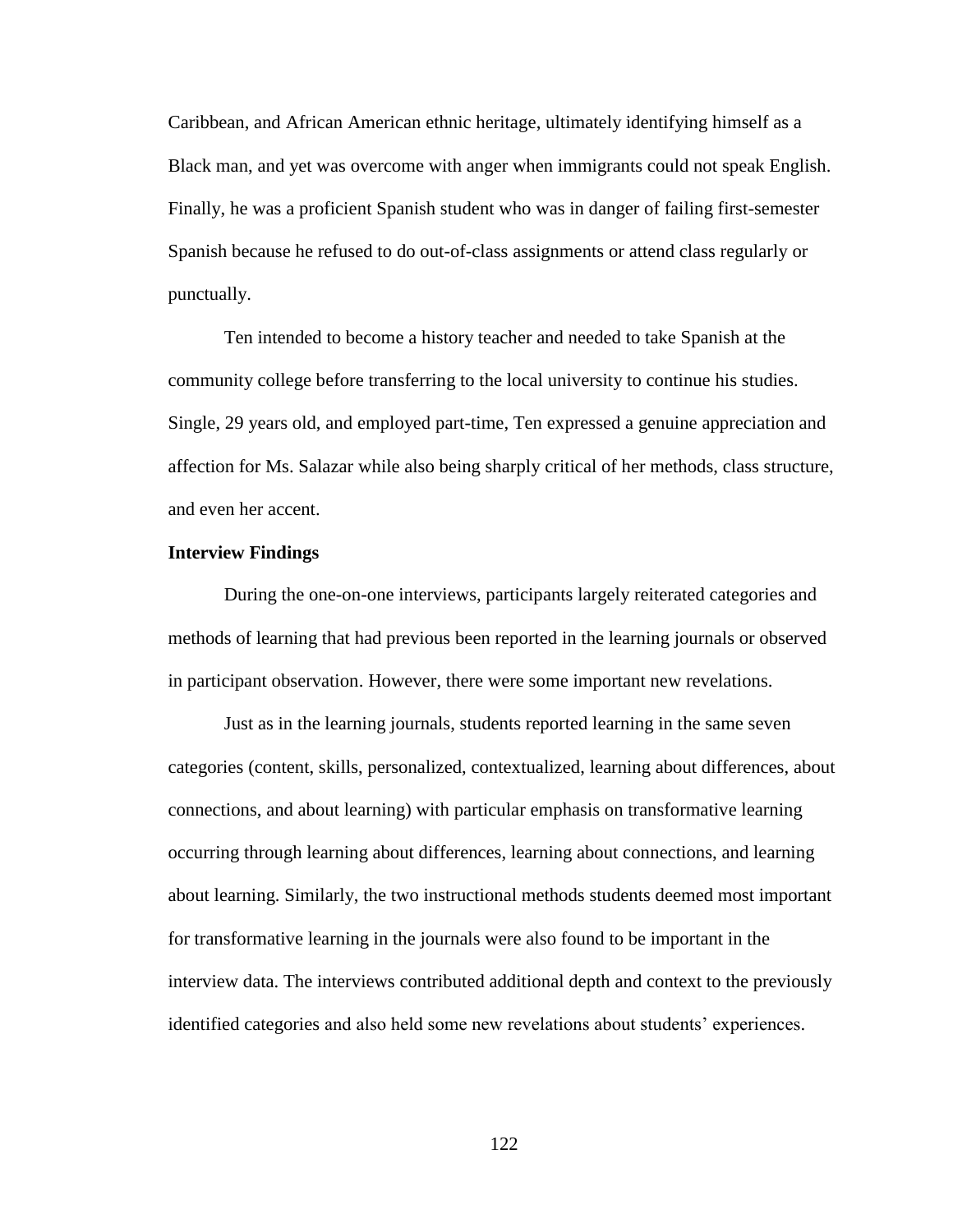Caribbean, and African American ethnic heritage, ultimately identifying himself as a Black man, and yet was overcome with anger when immigrants could not speak English. Finally, he was a proficient Spanish student who was in danger of failing first-semester Spanish because he refused to do out-of-class assignments or attend class regularly or punctually.

Ten intended to become a history teacher and needed to take Spanish at the community college before transferring to the local university to continue his studies. Single, 29 years old, and employed part-time, Ten expressed a genuine appreciation and affection for Ms. Salazar while also being sharply critical of her methods, class structure, and even her accent.

**Interview Findings**

During the one-on-one interviews, participants largely reiterated categories and methods of learning that had previous been reported in the learning journals or observed in participant observation. However, there were some important new revelations.

Just as in the learning journals, students reported learning in the same seven categories (content, skills, personalized, contextualized, learning about differences, about connections, and about learning) with particular emphasis on transformative learning occurring through learning about differences, learning about connections, and learning about learning. Similarly, the two instructional methods students deemed most important for transformative learning in the journals were also found to be important in the interview data. The interviews contributed additional depth and context to the previously identified categories and also held some new revelations about students' experiences.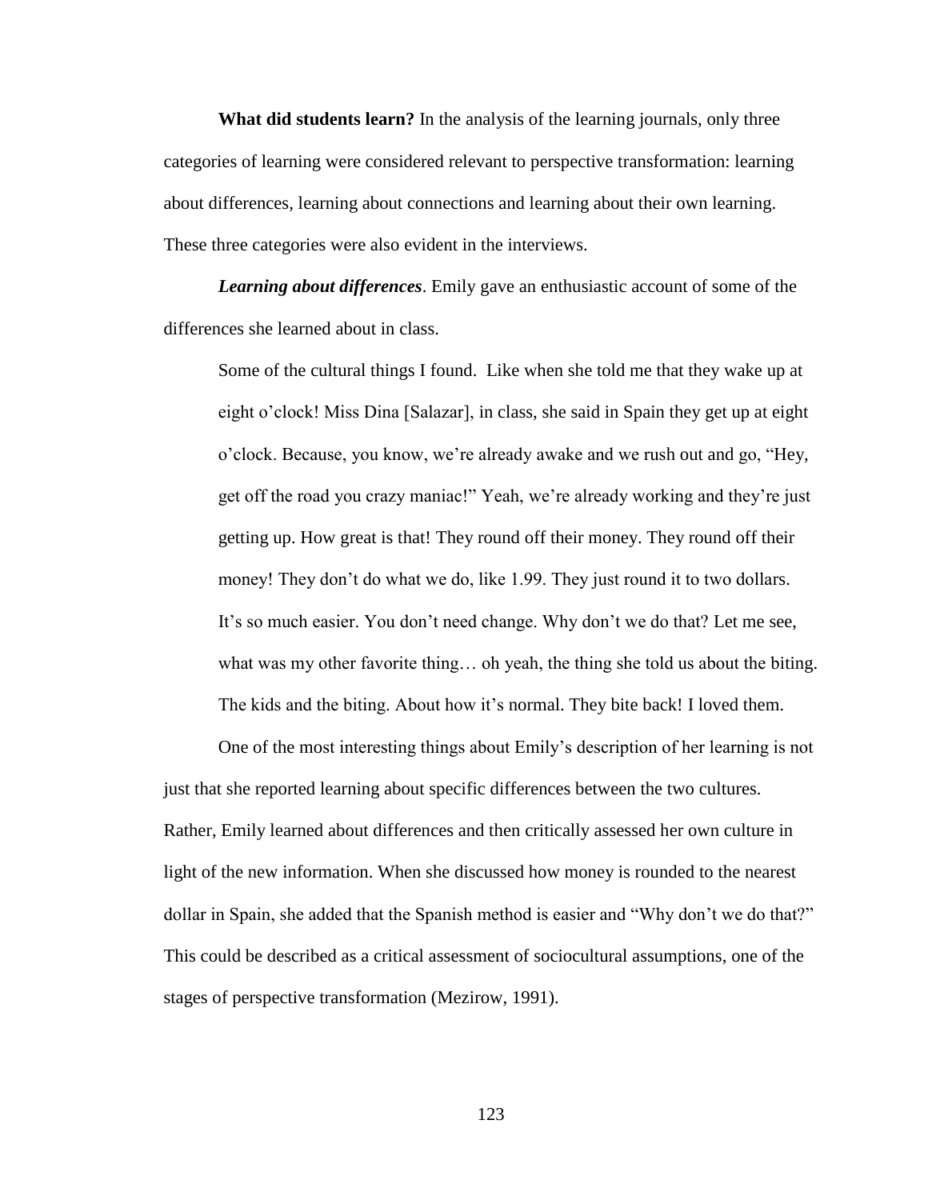**What did students learn?** In the analysis of the learning journals, only three categories of learning were considered relevant to perspective transformation: learning about differences, learning about connections and learning about their own learning. These three categories were also evident in the interviews.

***Learning about differences***. Emily gave an enthusiastic account of some of the differences she learned about in class.

> Some of the cultural things I found. Like when she told me that they wake up at eight o'clock! Miss Dina [Salazar], in class, she said in Spain they get up at eight o'clock. Because, you know, we're already awake and we rush out and go, "Hey, get off the road you crazy maniac!" Yeah, we're already working and they're just getting up. How great is that! They round off their money. They round off their money! They don't do what we do, like 1.99. They just round it to two dollars. It's so much easier. You don't need change. Why don't we do that? Let me see, what was my other favorite thing… oh yeah, the thing she told us about the biting. The kids and the biting. About how it's normal. They bite back! I loved them.

One of the most interesting things about Emily's description of her learning is not just that she reported learning about specific differences between the two cultures. Rather, Emily learned about differences and then critically assessed her own culture in light of the new information. When she discussed how money is rounded to the nearest dollar in Spain, she added that the Spanish method is easier and "Why don't we do that?" This could be described as a critical assessment of sociocultural assumptions, one of the stages of perspective transformation (Mezirow, 1991).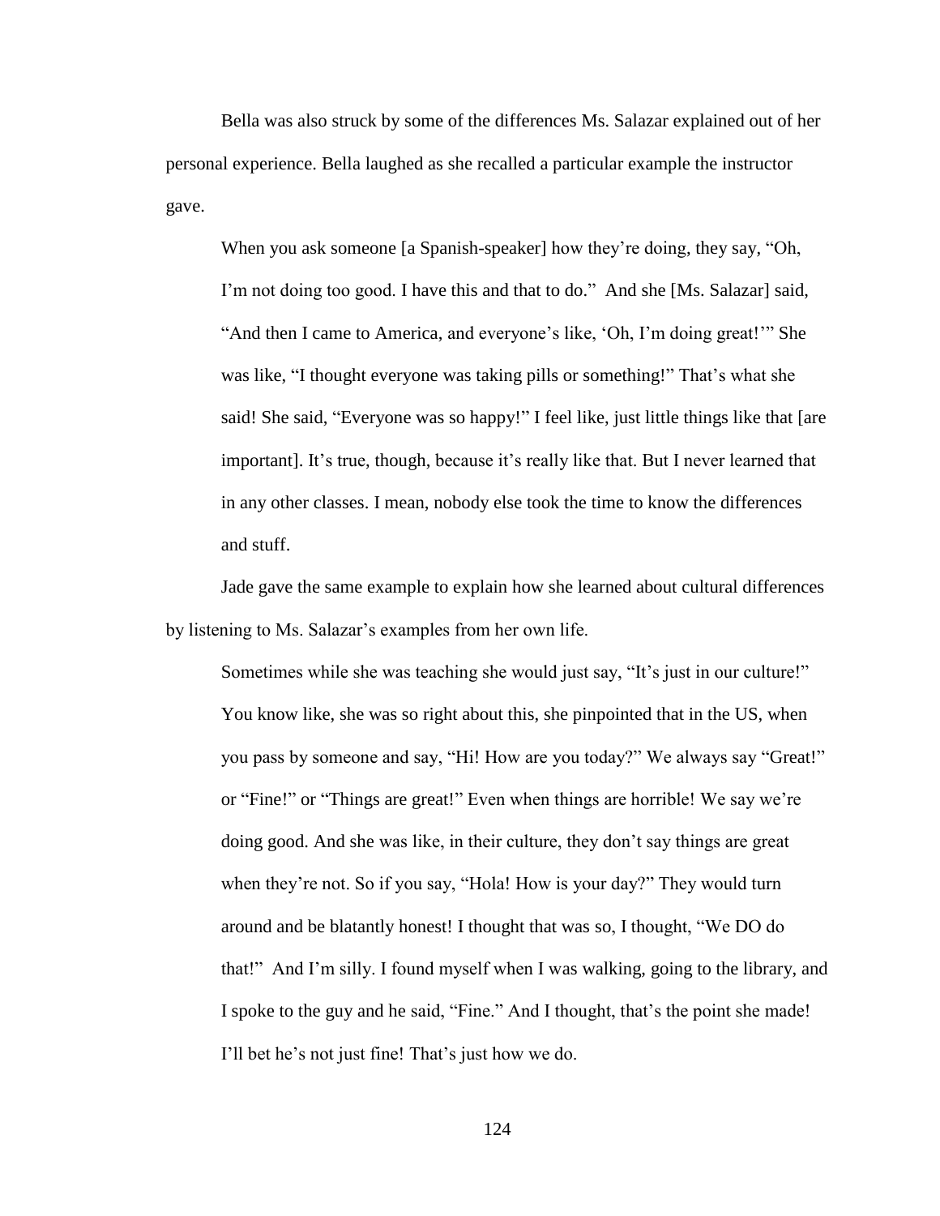Bella was also struck by some of the differences Ms. Salazar explained out of her personal experience. Bella laughed as she recalled a particular example the instructor gave.

> When you ask someone [a Spanish-speaker] how they're doing, they say, "Oh, I'm not doing too good. I have this and that to do." And she [Ms. Salazar] said, "And then I came to America, and everyone's like, 'Oh, I'm doing great!'" She was like, "I thought everyone was taking pills or something!" That's what she said! She said, "Everyone was so happy!" I feel like, just little things like that [are important]. It's true, though, because it's really like that. But I never learned that in any other classes. I mean, nobody else took the time to know the differences and stuff.

Jade gave the same example to explain how she learned about cultural differences by listening to Ms. Salazar's examples from her own life.

> Sometimes while she was teaching she would just say, "It's just in our culture!" You know like, she was so right about this, she pinpointed that in the US, when you pass by someone and say, "Hi! How are you today?" We always say "Great!" or "Fine!" or "Things are great!" Even when things are horrible! We say we're doing good. And she was like, in their culture, they don't say things are great when they're not. So if you say, "Hola! How is your day?" They would turn around and be blatantly honest! I thought that was so, I thought, "We DO do that!" And I'm silly. I found myself when I was walking, going to the library, and I spoke to the guy and he said, "Fine." And I thought, that's the point she made! I'll bet he's not just fine! That's just how we do.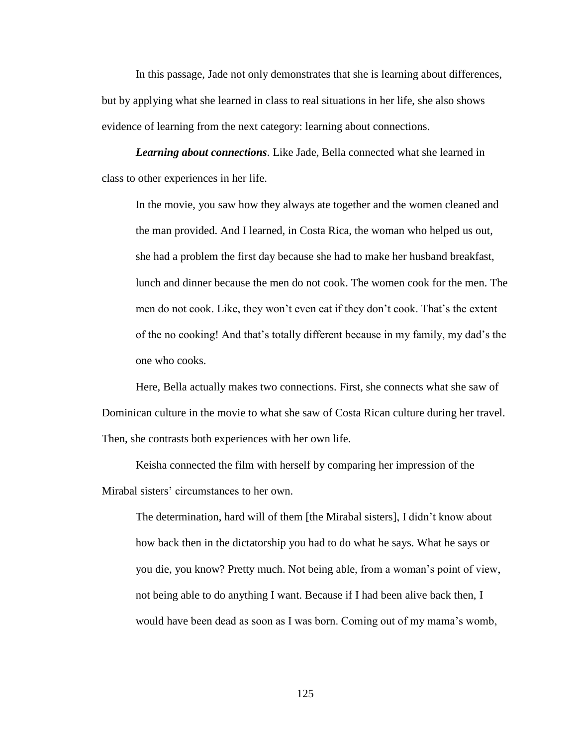In this passage, Jade not only demonstrates that she is learning about differences, but by applying what she learned in class to real situations in her life, she also shows evidence of learning from the next category: learning about connections.

***Learning about connections***. Like Jade, Bella connected what she learned in class to other experiences in her life.

> In the movie, you saw how they always ate together and the women cleaned and the man provided. And I learned, in Costa Rica, the woman who helped us out, she had a problem the first day because she had to make her husband breakfast, lunch and dinner because the men do not cook. The women cook for the men. The men do not cook. Like, they won't even eat if they don't cook. That's the extent of the no cooking! And that's totally different because in my family, my dad's the one who cooks.

Here, Bella actually makes two connections. First, she connects what she saw of Dominican culture in the movie to what she saw of Costa Rican culture during her travel. Then, she contrasts both experiences with her own life.

Keisha connected the film with herself by comparing her impression of the Mirabal sisters' circumstances to her own.

> The determination, hard will of them [the Mirabal sisters], I didn't know about how back then in the dictatorship you had to do what he says. What he says or you die, you know? Pretty much. Not being able, from a woman's point of view, not being able to do anything I want. Because if I had been alive back then, I would have been dead as soon as I was born. Coming out of my mama's womb,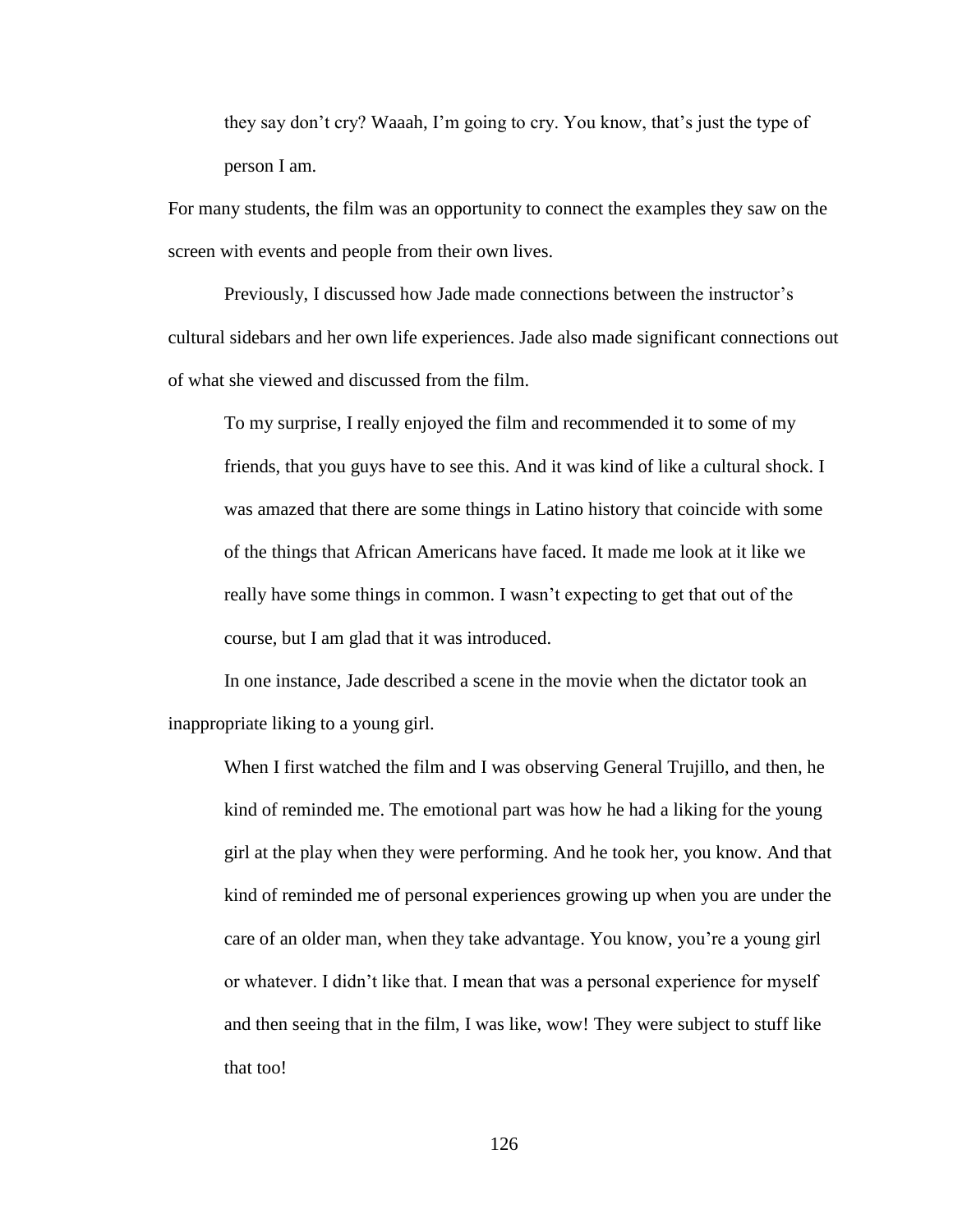> they say don't cry? Waaah, I'm going to cry. You know, that's just the type of person I am.

For many students, the film was an opportunity to connect the examples they saw on the screen with events and people from their own lives.

Previously, I discussed how Jade made connections between the instructor's cultural sidebars and her own life experiences. Jade also made significant connections out of what she viewed and discussed from the film.

> To my surprise, I really enjoyed the film and recommended it to some of my friends, that you guys have to see this. And it was kind of like a cultural shock. I was amazed that there are some things in Latino history that coincide with some of the things that African Americans have faced. It made me look at it like we really have some things in common. I wasn't expecting to get that out of the course, but I am glad that it was introduced.

In one instance, Jade described a scene in the movie when the dictator took an inappropriate liking to a young girl.

> When I first watched the film and I was observing General Trujillo, and then, he kind of reminded me. The emotional part was how he had a liking for the young girl at the play when they were performing. And he took her, you know. And that kind of reminded me of personal experiences growing up when you are under the care of an older man, when they take advantage. You know, you're a young girl or whatever. I didn't like that. I mean that was a personal experience for myself and then seeing that in the film, I was like, wow! They were subject to stuff like that too!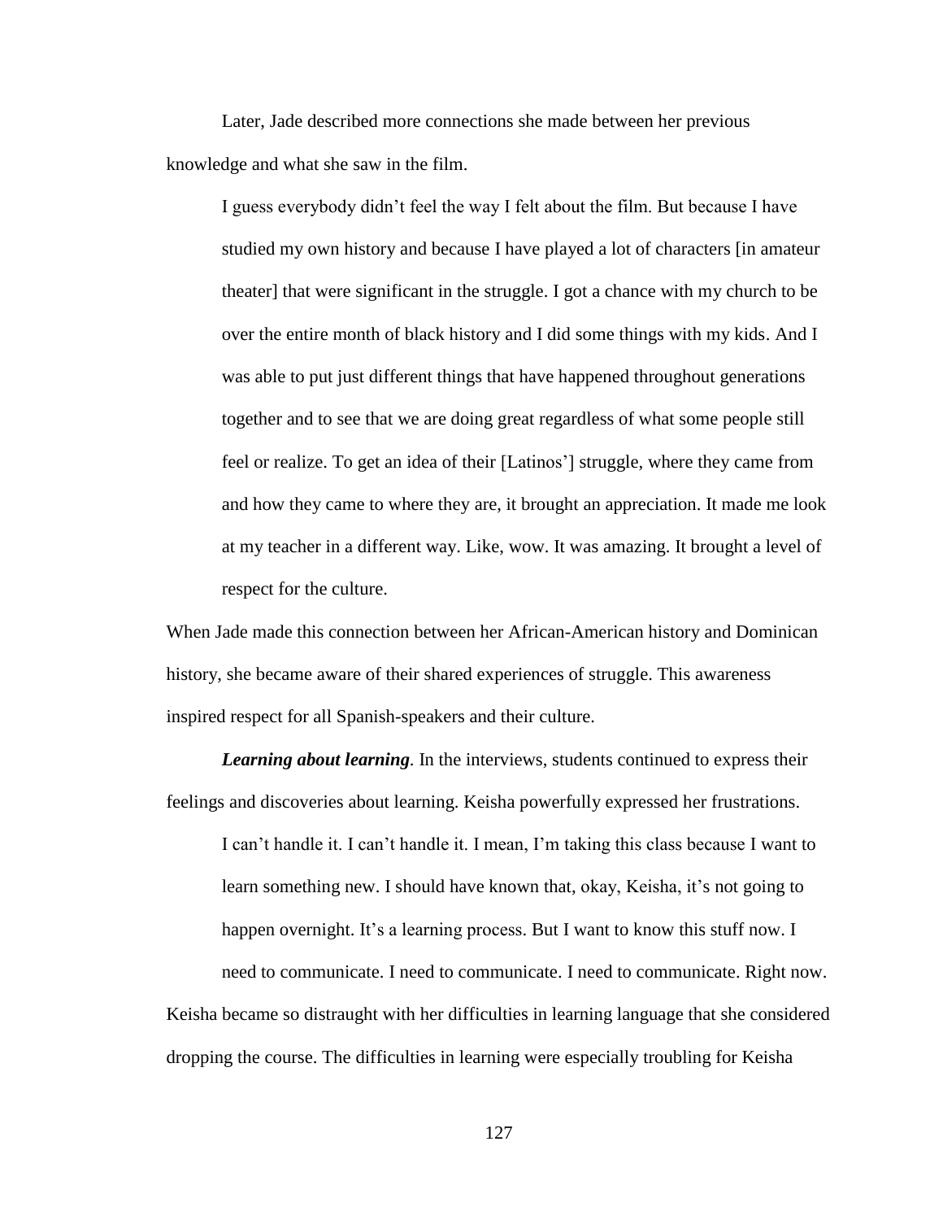Later, Jade described more connections she made between her previous knowledge and what she saw in the film.

> I guess everybody didn't feel the way I felt about the film. But because I have studied my own history and because I have played a lot of characters [in amateur theater] that were significant in the struggle. I got a chance with my church to be over the entire month of black history and I did some things with my kids. And I was able to put just different things that have happened throughout generations together and to see that we are doing great regardless of what some people still feel or realize. To get an idea of their [Latinos'] struggle, where they came from and how they came to where they are, it brought an appreciation. It made me look at my teacher in a different way. Like, wow. It was amazing. It brought a level of respect for the culture.

When Jade made this connection between her African-American history and Dominican history, she became aware of their shared experiences of struggle. This awareness inspired respect for all Spanish-speakers and their culture.

***Learning about learning***. In the interviews, students continued to express their feelings and discoveries about learning. Keisha powerfully expressed her frustrations.

> I can't handle it. I can't handle it. I mean, I'm taking this class because I want to learn something new. I should have known that, okay, Keisha, it's not going to happen overnight. It's a learning process. But I want to know this stuff now. I need to communicate. I need to communicate. I need to communicate. Right now.

Keisha became so distraught with her difficulties in learning language that she considered dropping the course. The difficulties in learning were especially troubling for Keisha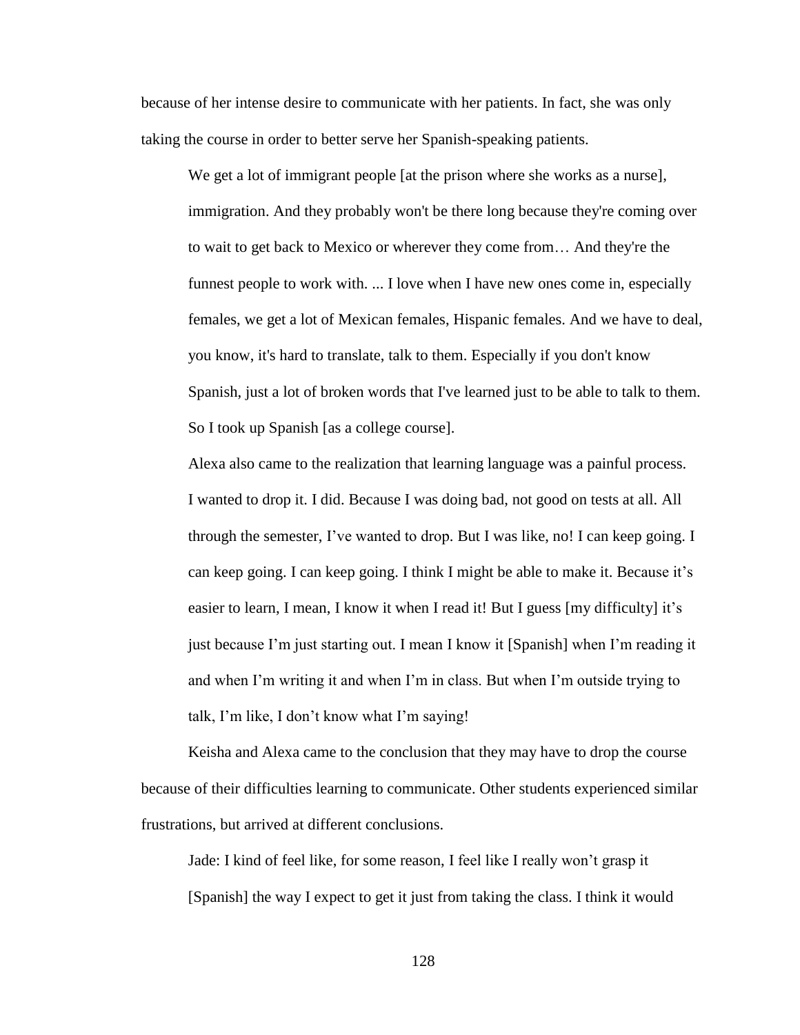because of her intense desire to communicate with her patients. In fact, she was only taking the course in order to better serve her Spanish-speaking patients.

> We get a lot of immigrant people [at the prison where she works as a nurse], immigration. And they probably won't be there long because they're coming over to wait to get back to Mexico or wherever they come from… And they're the funnest people to work with. ... I love when I have new ones come in, especially females, we get a lot of Mexican females, Hispanic females. And we have to deal, you know, it's hard to translate, talk to them. Especially if you don't know Spanish, just a lot of broken words that I've learned just to be able to talk to them. So I took up Spanish [as a college course].

Alexa also came to the realization that learning language was a painful process.

> I wanted to drop it. I did. Because I was doing bad, not good on tests at all. All through the semester, I've wanted to drop. But I was like, no! I can keep going. I can keep going. I can keep going. I think I might be able to make it. Because it's easier to learn, I mean, I know it when I read it! But I guess [my difficulty] it's just because I'm just starting out. I mean I know it [Spanish] when I'm reading it and when I'm writing it and when I'm in class. But when I'm outside trying to talk, I'm like, I don't know what I'm saying!

Keisha and Alexa came to the conclusion that they may have to drop the course because of their difficulties learning to communicate. Other students experienced similar frustrations, but arrived at different conclusions.

> Jade: I kind of feel like, for some reason, I feel like I really won't grasp it [Spanish] the way I expect to get it just from taking the class. I think it would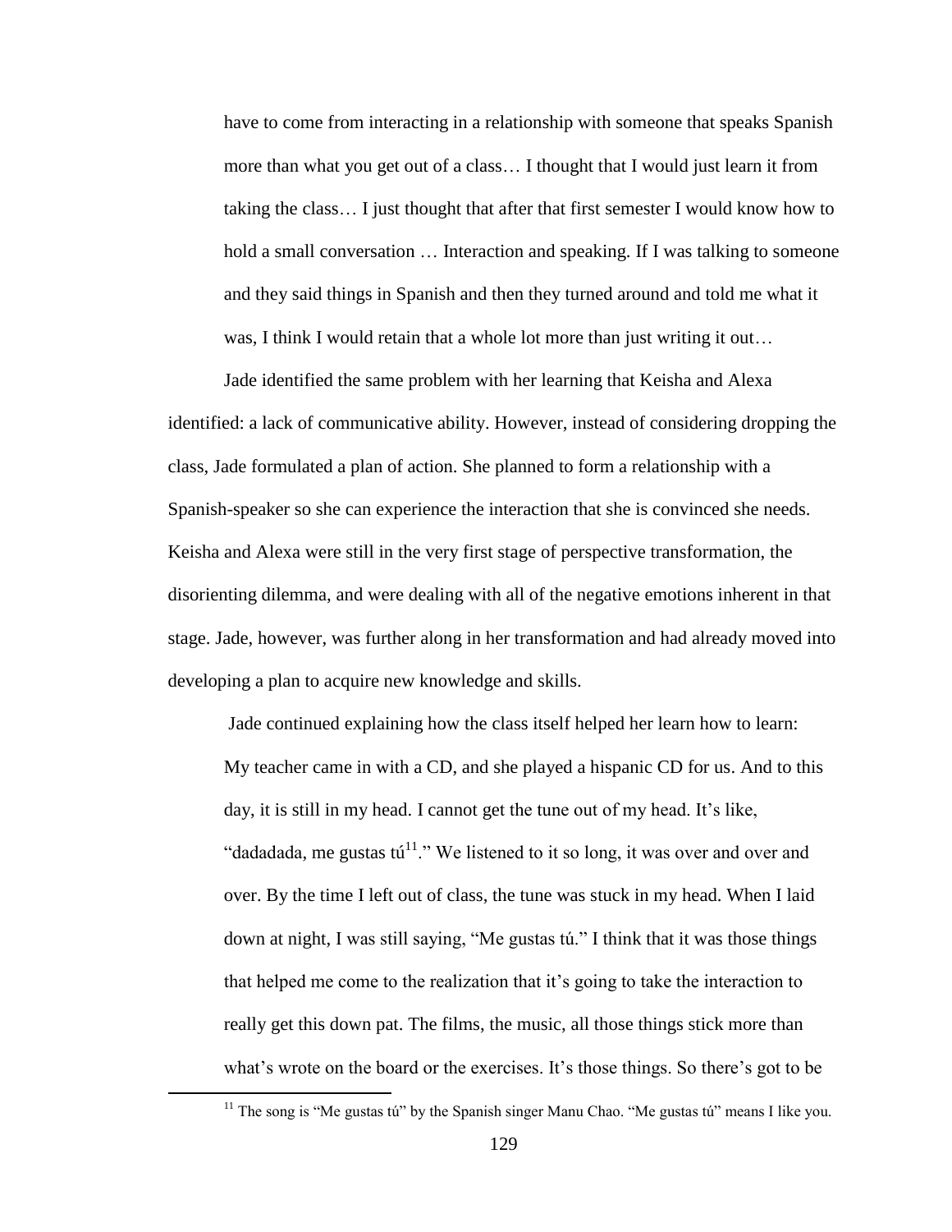have to come from interacting in a relationship with someone that speaks Spanish more than what you get out of a class… I thought that I would just learn it from taking the class… I just thought that after that first semester I would know how to hold a small conversation … Interaction and speaking. If I was talking to someone and they said things in Spanish and then they turned around and told me what it was, I think I would retain that a whole lot more than just writing it out…

Jade identified the same problem with her learning that Keisha and Alexa identified: a lack of communicative ability. However, instead of considering dropping the class, Jade formulated a plan of action. She planned to form a relationship with a Spanish-speaker so she can experience the interaction that she is convinced she needs. Keisha and Alexa were still in the very first stage of perspective transformation, the disorienting dilemma, and were dealing with all of the negative emotions inherent in that stage. Jade, however, was further along in her transformation and had already moved into developing a plan to acquire new knowledge and skills.

Jade continued explaining how the class itself helped her learn how to learn:

My teacher came in with a CD, and she played a hispanic CD for us. And to this day, it is still in my head. I cannot get the tune out of my head. It's like, "dadadada, me gustas tú[11]." We listened to it so long, it was over and over and over. By the time I left out of class, the tune was stuck in my head. When I laid down at night, I was still saying, "Me gustas tú." I think that it was those things that helped me come to the realization that it's going to take the interaction to really get this down pat. The films, the music, all those things stick more than what's wrote on the board or the exercises. It's those things. So there's got to be

[11] The song is "Me gustas tú" by the Spanish singer Manu Chao. "Me gustas tú" means I like you.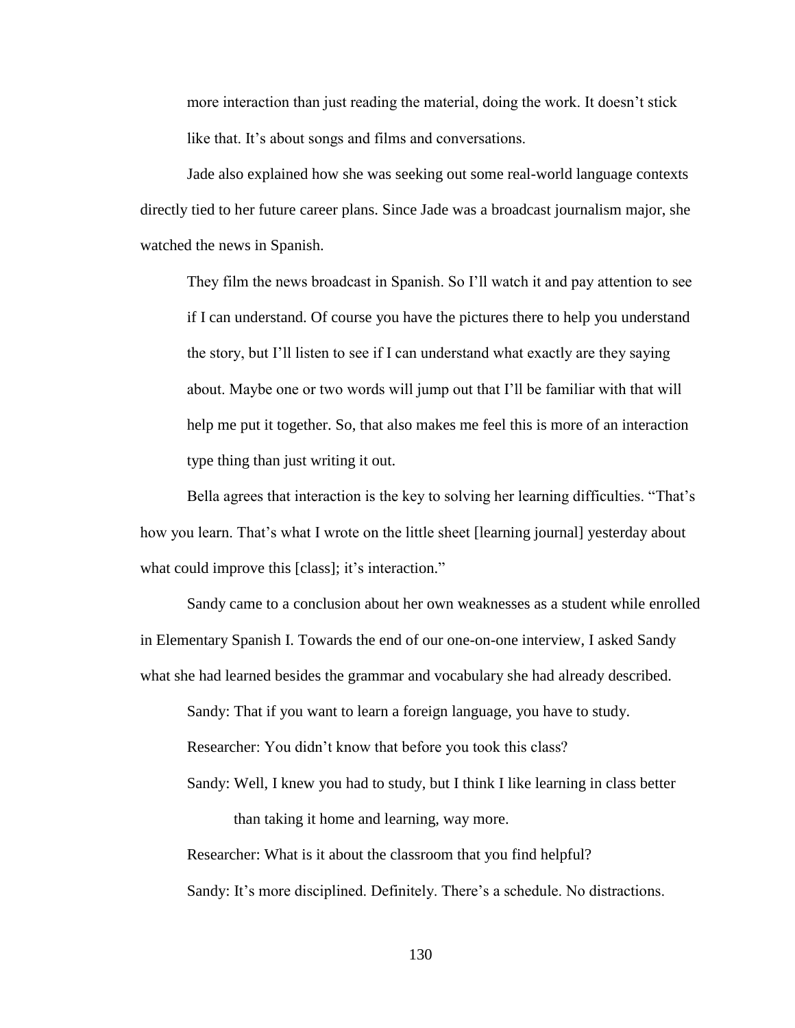more interaction than just reading the material, doing the work. It doesn't stick like that. It's about songs and films and conversations.

Jade also explained how she was seeking out some real-world language contexts directly tied to her future career plans. Since Jade was a broadcast journalism major, she watched the news in Spanish.

> They film the news broadcast in Spanish. So I'll watch it and pay attention to see if I can understand. Of course you have the pictures there to help you understand the story, but I'll listen to see if I can understand what exactly are they saying about. Maybe one or two words will jump out that I'll be familiar with that will help me put it together. So, that also makes me feel this is more of an interaction type thing than just writing it out.

Bella agrees that interaction is the key to solving her learning difficulties. "That's how you learn. That's what I wrote on the little sheet [learning journal] yesterday about what could improve this [class]; it's interaction."

Sandy came to a conclusion about her own weaknesses as a student while enrolled in Elementary Spanish I. Towards the end of our one-on-one interview, I asked Sandy what she had learned besides the grammar and vocabulary she had already described.

> Sandy: That if you want to learn a foreign language, you have to study.
>
> Researcher: You didn't know that before you took this class?
>
> Sandy: Well, I knew you had to study, but I think I like learning in class better than taking it home and learning, way more.
>
> Researcher: What is it about the classroom that you find helpful?
>
> Sandy: It's more disciplined. Definitely. There's a schedule. No distractions.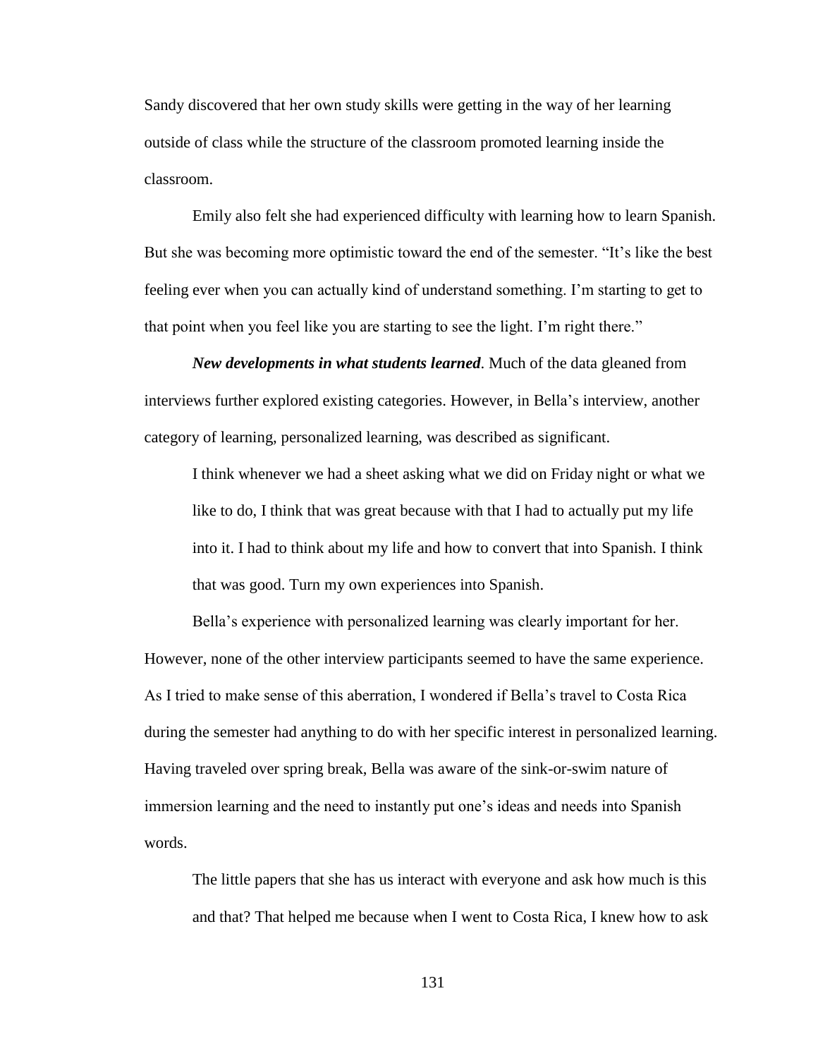Sandy discovered that her own study skills were getting in the way of her learning outside of class while the structure of the classroom promoted learning inside the classroom.

Emily also felt she had experienced difficulty with learning how to learn Spanish. But she was becoming more optimistic toward the end of the semester. "It's like the best feeling ever when you can actually kind of understand something. I'm starting to get to that point when you feel like you are starting to see the light. I'm right there."

***New developments in what students learned***. Much of the data gleaned from interviews further explored existing categories. However, in Bella's interview, another category of learning, personalized learning, was described as significant.

> I think whenever we had a sheet asking what we did on Friday night or what we like to do, I think that was great because with that I had to actually put my life into it. I had to think about my life and how to convert that into Spanish. I think that was good. Turn my own experiences into Spanish.

Bella's experience with personalized learning was clearly important for her. However, none of the other interview participants seemed to have the same experience. As I tried to make sense of this aberration, I wondered if Bella's travel to Costa Rica during the semester had anything to do with her specific interest in personalized learning. Having traveled over spring break, Bella was aware of the sink-or-swim nature of immersion learning and the need to instantly put one's ideas and needs into Spanish words.

> The little papers that she has us interact with everyone and ask how much is this and that? That helped me because when I went to Costa Rica, I knew how to ask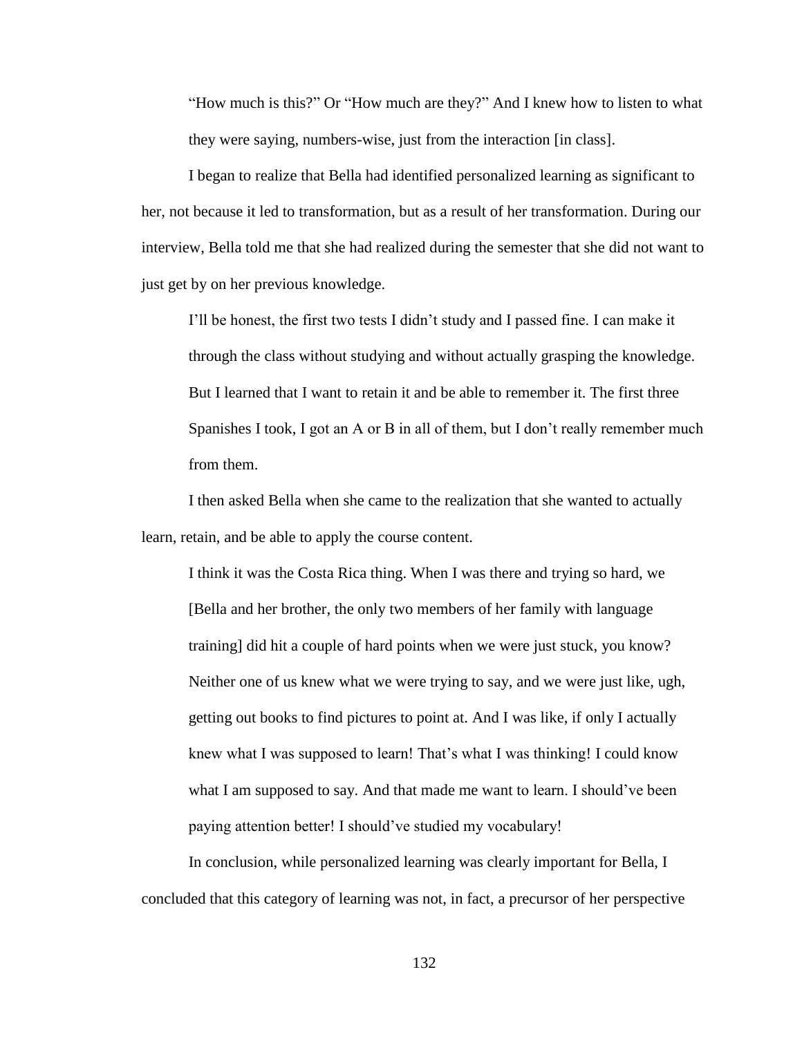> "How much is this?" Or "How much are they?" And I knew how to listen to what they were saying, numbers-wise, just from the interaction [in class].

I began to realize that Bella had identified personalized learning as significant to her, not because it led to transformation, but as a result of her transformation. During our interview, Bella told me that she had realized during the semester that she did not want to just get by on her previous knowledge.

> I'll be honest, the first two tests I didn't study and I passed fine. I can make it through the class without studying and without actually grasping the knowledge. But I learned that I want to retain it and be able to remember it. The first three Spanishes I took, I got an A or B in all of them, but I don't really remember much from them.

I then asked Bella when she came to the realization that she wanted to actually learn, retain, and be able to apply the course content.

> I think it was the Costa Rica thing. When I was there and trying so hard, we [Bella and her brother, the only two members of her family with language training] did hit a couple of hard points when we were just stuck, you know? Neither one of us knew what we were trying to say, and we were just like, ugh, getting out books to find pictures to point at. And I was like, if only I actually knew what I was supposed to learn! That's what I was thinking! I could know what I am supposed to say. And that made me want to learn. I should've been paying attention better! I should've studied my vocabulary!

In conclusion, while personalized learning was clearly important for Bella, I concluded that this category of learning was not, in fact, a precursor of her perspective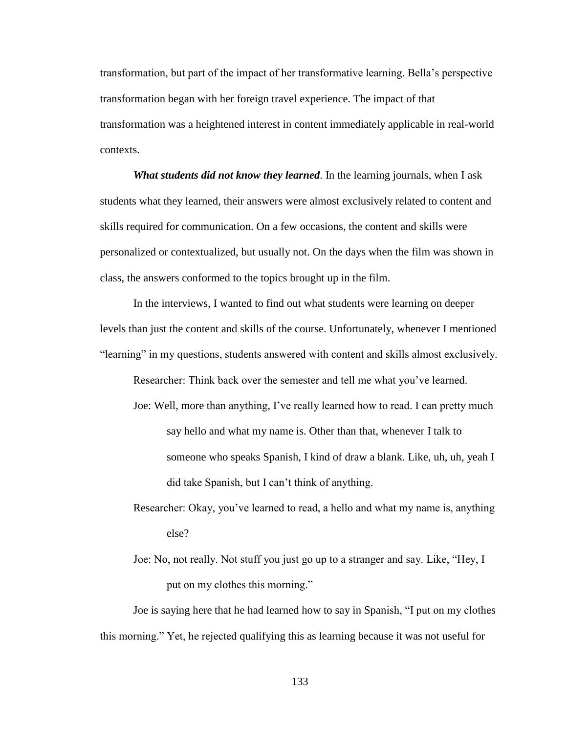transformation, but part of the impact of her transformative learning. Bella's perspective transformation began with her foreign travel experience. The impact of that transformation was a heightened interest in content immediately applicable in real-world contexts.

***What students did not know they learned***. In the learning journals, when I ask students what they learned, their answers were almost exclusively related to content and skills required for communication. On a few occasions, the content and skills were personalized or contextualized, but usually not. On the days when the film was shown in class, the answers conformed to the topics brought up in the film.

In the interviews, I wanted to find out what students were learning on deeper levels than just the content and skills of the course. Unfortunately, whenever I mentioned "learning" in my questions, students answered with content and skills almost exclusively.

> Researcher: Think back over the semester and tell me what you've learned.
>
> Joe: Well, more than anything, I've really learned how to read. I can pretty much say hello and what my name is. Other than that, whenever I talk to someone who speaks Spanish, I kind of draw a blank. Like, uh, uh, yeah I did take Spanish, but I can't think of anything.
>
> Researcher: Okay, you've learned to read, a hello and what my name is, anything else?
>
> Joe: No, not really. Not stuff you just go up to a stranger and say. Like, "Hey, I put on my clothes this morning."

Joe is saying here that he had learned how to say in Spanish, "I put on my clothes this morning." Yet, he rejected qualifying this as learning because it was not useful for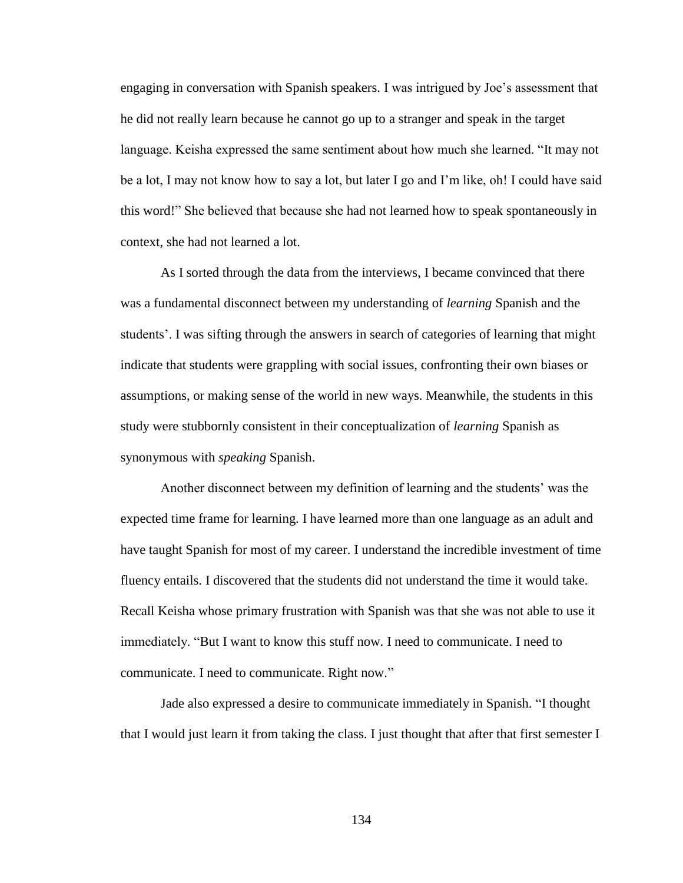engaging in conversation with Spanish speakers. I was intrigued by Joe's assessment that he did not really learn because he cannot go up to a stranger and speak in the target language. Keisha expressed the same sentiment about how much she learned. "It may not be a lot, I may not know how to say a lot, but later I go and I'm like, oh! I could have said this word!" She believed that because she had not learned how to speak spontaneously in context, she had not learned a lot.

As I sorted through the data from the interviews, I became convinced that there was a fundamental disconnect between my understanding of *learning* Spanish and the students'. I was sifting through the answers in search of categories of learning that might indicate that students were grappling with social issues, confronting their own biases or assumptions, or making sense of the world in new ways. Meanwhile, the students in this study were stubbornly consistent in their conceptualization of *learning* Spanish as synonymous with *speaking* Spanish.

Another disconnect between my definition of learning and the students' was the expected time frame for learning. I have learned more than one language as an adult and have taught Spanish for most of my career. I understand the incredible investment of time fluency entails. I discovered that the students did not understand the time it would take. Recall Keisha whose primary frustration with Spanish was that she was not able to use it immediately. "But I want to know this stuff now. I need to communicate. I need to communicate. I need to communicate. Right now."

Jade also expressed a desire to communicate immediately in Spanish. "I thought that I would just learn it from taking the class. I just thought that after that first semester I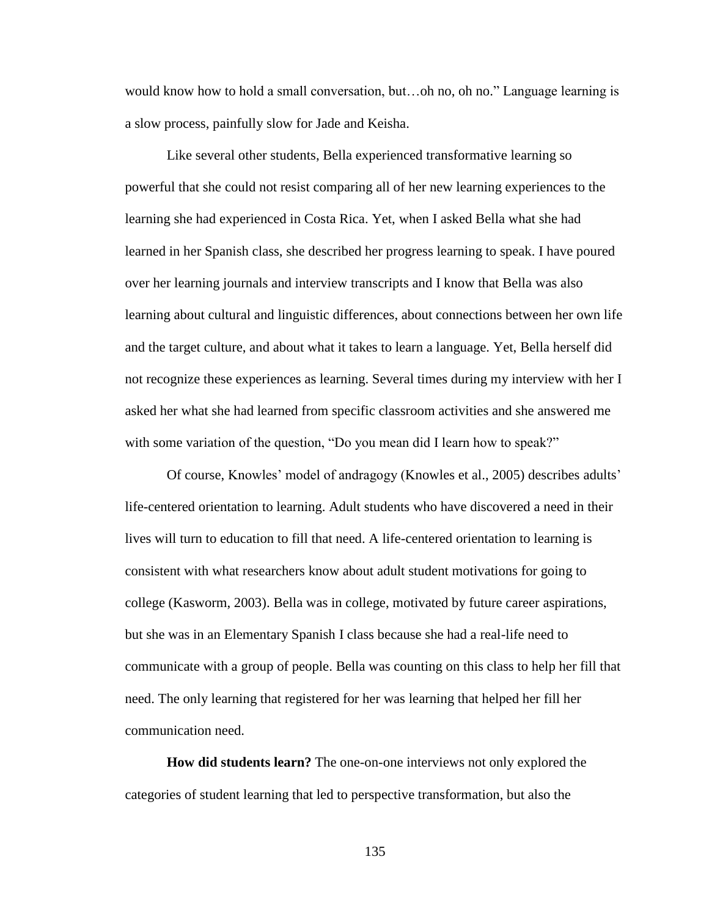would know how to hold a small conversation, but…oh no, oh no." Language learning is a slow process, painfully slow for Jade and Keisha.

Like several other students, Bella experienced transformative learning so powerful that she could not resist comparing all of her new learning experiences to the learning she had experienced in Costa Rica. Yet, when I asked Bella what she had learned in her Spanish class, she described her progress learning to speak. I have poured over her learning journals and interview transcripts and I know that Bella was also learning about cultural and linguistic differences, about connections between her own life and the target culture, and about what it takes to learn a language. Yet, Bella herself did not recognize these experiences as learning. Several times during my interview with her I asked her what she had learned from specific classroom activities and she answered me with some variation of the question, "Do you mean did I learn how to speak?"

Of course, Knowles' model of andragogy (Knowles et al., 2005) describes adults' life-centered orientation to learning. Adult students who have discovered a need in their lives will turn to education to fill that need. A life-centered orientation to learning is consistent with what researchers know about adult student motivations for going to college (Kasworm, 2003). Bella was in college, motivated by future career aspirations, but she was in an Elementary Spanish I class because she had a real-life need to communicate with a group of people. Bella was counting on this class to help her fill that need. The only learning that registered for her was learning that helped her fill her communication need.

**How did students learn?** The one-on-one interviews not only explored the categories of student learning that led to perspective transformation, but also the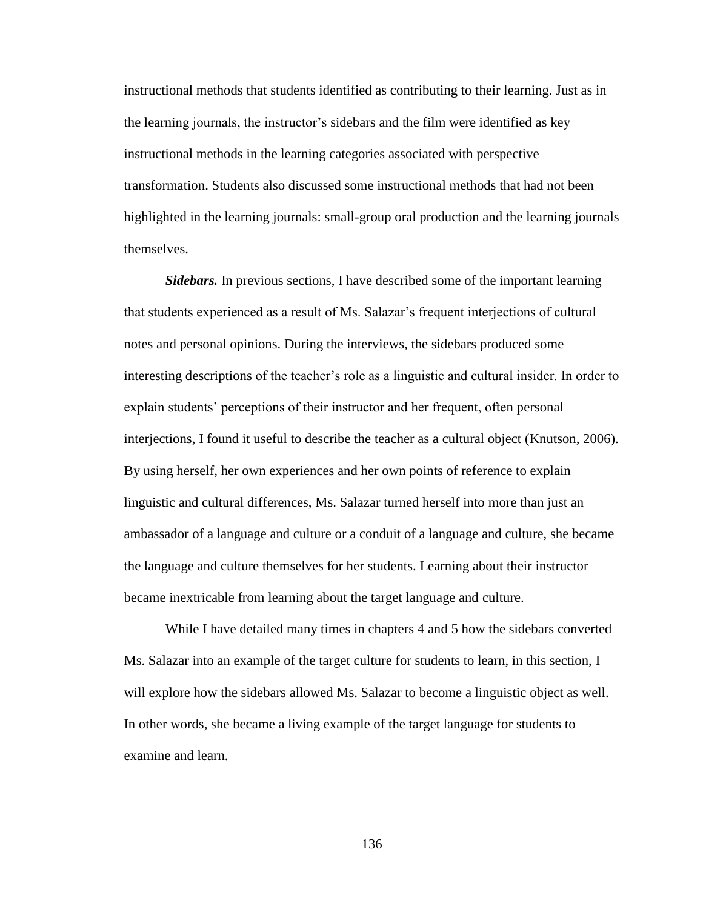instructional methods that students identified as contributing to their learning. Just as in the learning journals, the instructor's sidebars and the film were identified as key instructional methods in the learning categories associated with perspective transformation. Students also discussed some instructional methods that had not been highlighted in the learning journals: small-group oral production and the learning journals themselves.

***Sidebars.*** In previous sections, I have described some of the important learning that students experienced as a result of Ms. Salazar's frequent interjections of cultural notes and personal opinions. During the interviews, the sidebars produced some interesting descriptions of the teacher's role as a linguistic and cultural insider. In order to explain students' perceptions of their instructor and her frequent, often personal interjections, I found it useful to describe the teacher as a cultural object (Knutson, 2006). By using herself, her own experiences and her own points of reference to explain linguistic and cultural differences, Ms. Salazar turned herself into more than just an ambassador of a language and culture or a conduit of a language and culture, she became the language and culture themselves for her students. Learning about their instructor became inextricable from learning about the target language and culture.

While I have detailed many times in chapters 4 and 5 how the sidebars converted Ms. Salazar into an example of the target culture for students to learn, in this section, I will explore how the sidebars allowed Ms. Salazar to become a linguistic object as well. In other words, she became a living example of the target language for students to examine and learn.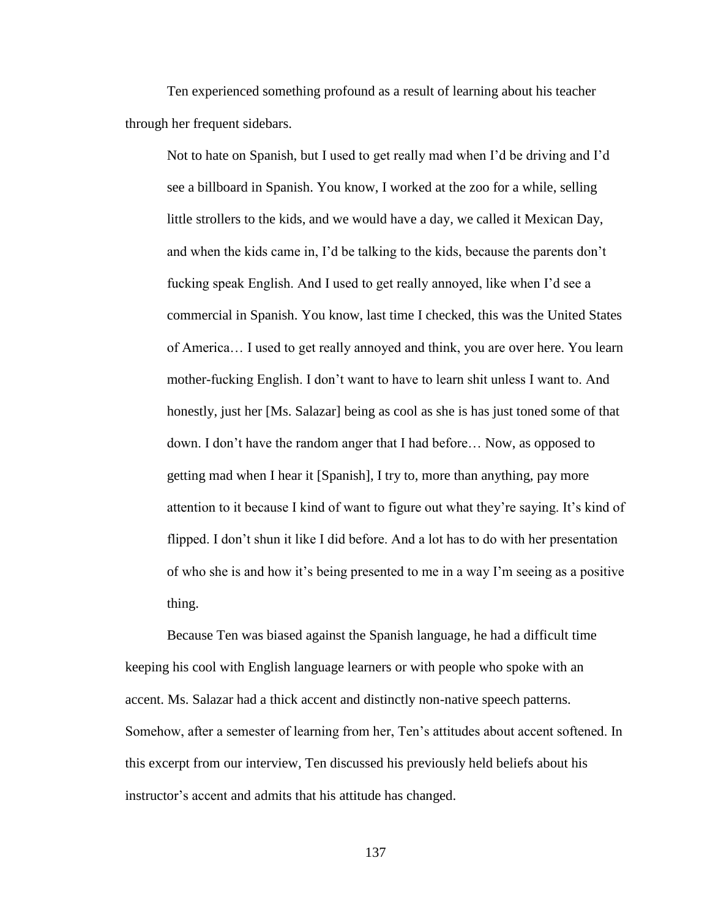Ten experienced something profound as a result of learning about his teacher through her frequent sidebars.

> Not to hate on Spanish, but I used to get really mad when I'd be driving and I'd see a billboard in Spanish. You know, I worked at the zoo for a while, selling little strollers to the kids, and we would have a day, we called it Mexican Day, and when the kids came in, I'd be talking to the kids, because the parents don't fucking speak English. And I used to get really annoyed, like when I'd see a commercial in Spanish. You know, last time I checked, this was the United States of America… I used to get really annoyed and think, you are over here. You learn mother-fucking English. I don't want to have to learn shit unless I want to. And honestly, just her [Ms. Salazar] being as cool as she is has just toned some of that down. I don't have the random anger that I had before… Now, as opposed to getting mad when I hear it [Spanish], I try to, more than anything, pay more attention to it because I kind of want to figure out what they're saying. It's kind of flipped. I don't shun it like I did before. And a lot has to do with her presentation of who she is and how it's being presented to me in a way I'm seeing as a positive thing.

Because Ten was biased against the Spanish language, he had a difficult time keeping his cool with English language learners or with people who spoke with an accent. Ms. Salazar had a thick accent and distinctly non-native speech patterns. Somehow, after a semester of learning from her, Ten's attitudes about accent softened. In this excerpt from our interview, Ten discussed his previously held beliefs about his instructor's accent and admits that his attitude has changed.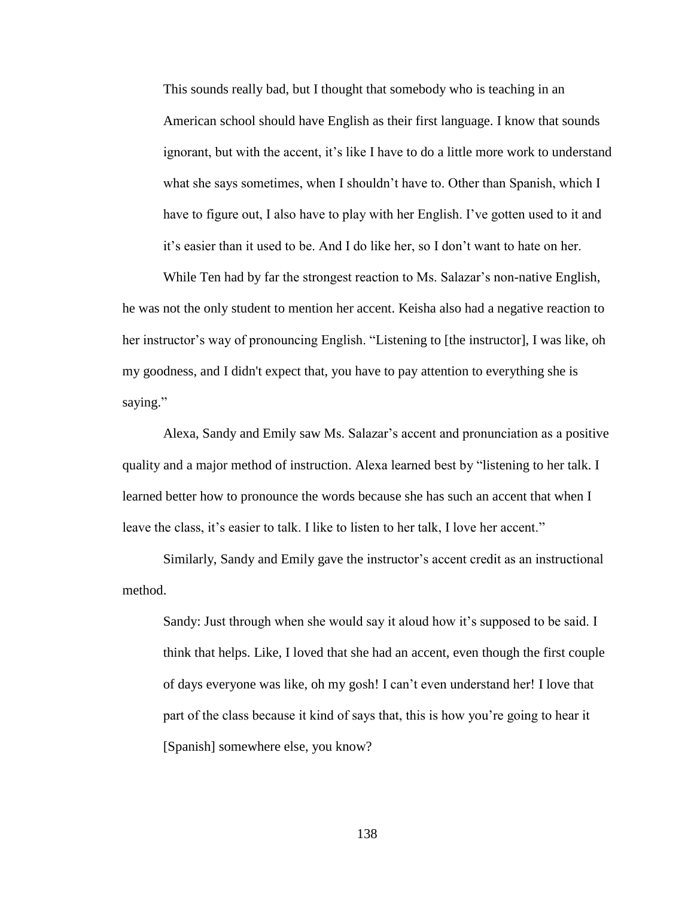> This sounds really bad, but I thought that somebody who is teaching in an American school should have English as their first language. I know that sounds ignorant, but with the accent, it's like I have to do a little more work to understand what she says sometimes, when I shouldn't have to. Other than Spanish, which I have to figure out, I also have to play with her English. I've gotten used to it and it's easier than it used to be. And I do like her, so I don't want to hate on her.

While Ten had by far the strongest reaction to Ms. Salazar's non-native English, he was not the only student to mention her accent. Keisha also had a negative reaction to her instructor's way of pronouncing English. "Listening to [the instructor], I was like, oh my goodness, and I didn't expect that, you have to pay attention to everything she is saying."

Alexa, Sandy and Emily saw Ms. Salazar's accent and pronunciation as a positive quality and a major method of instruction. Alexa learned best by "listening to her talk. I learned better how to pronounce the words because she has such an accent that when I leave the class, it's easier to talk. I like to listen to her talk, I love her accent."

Similarly, Sandy and Emily gave the instructor's accent credit as an instructional method.

> Sandy: Just through when she would say it aloud how it's supposed to be said. I think that helps. Like, I loved that she had an accent, even though the first couple of days everyone was like, oh my gosh! I can't even understand her! I love that part of the class because it kind of says that, this is how you're going to hear it [Spanish] somewhere else, you know?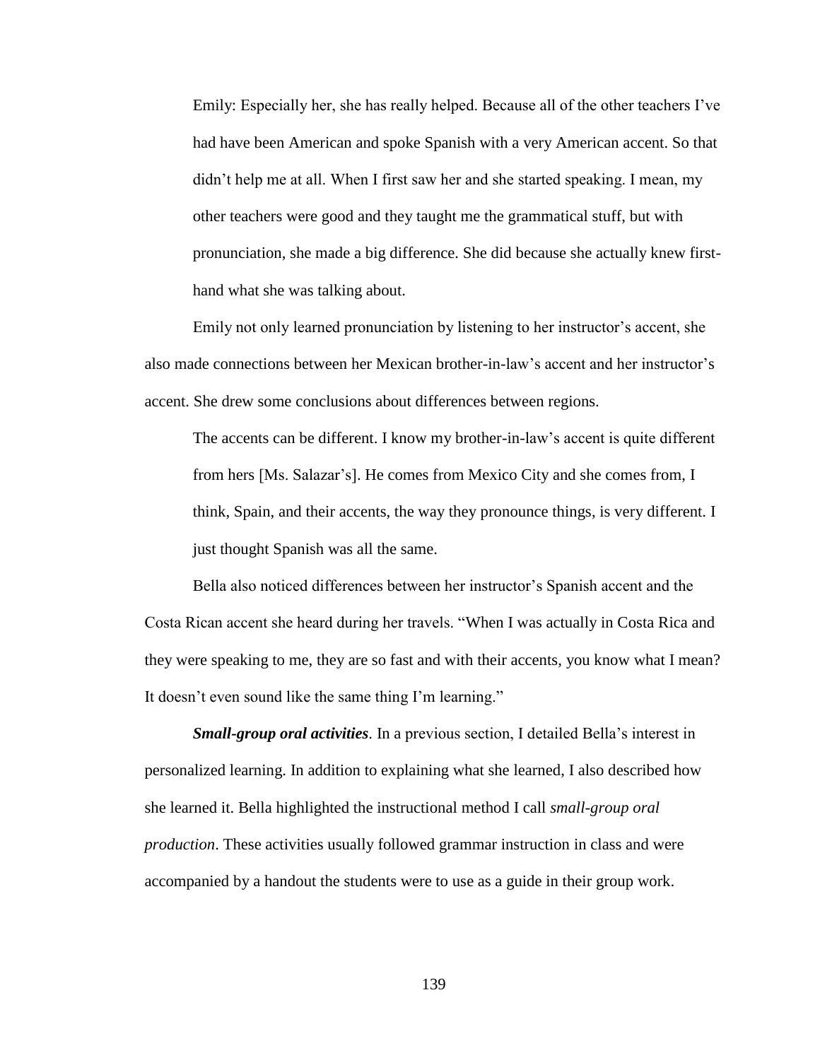> Emily: Especially her, she has really helped. Because all of the other teachers I've had have been American and spoke Spanish with a very American accent. So that didn't help me at all. When I first saw her and she started speaking. I mean, my other teachers were good and they taught me the grammatical stuff, but with pronunciation, she made a big difference. She did because she actually knew first-hand what she was talking about.

Emily not only learned pronunciation by listening to her instructor's accent, she also made connections between her Mexican brother-in-law's accent and her instructor's accent. She drew some conclusions about differences between regions.

> The accents can be different. I know my brother-in-law's accent is quite different from hers [Ms. Salazar's]. He comes from Mexico City and she comes from, I think, Spain, and their accents, the way they pronounce things, is very different. I just thought Spanish was all the same.

Bella also noticed differences between her instructor's Spanish accent and the Costa Rican accent she heard during her travels. "When I was actually in Costa Rica and they were speaking to me, they are so fast and with their accents, you know what I mean? It doesn't even sound like the same thing I'm learning."

***Small-group oral activities***. In a previous section, I detailed Bella's interest in personalized learning. In addition to explaining what she learned, I also described how she learned it. Bella highlighted the instructional method I call *small-group oral production*. These activities usually followed grammar instruction in class and were accompanied by a handout the students were to use as a guide in their group work.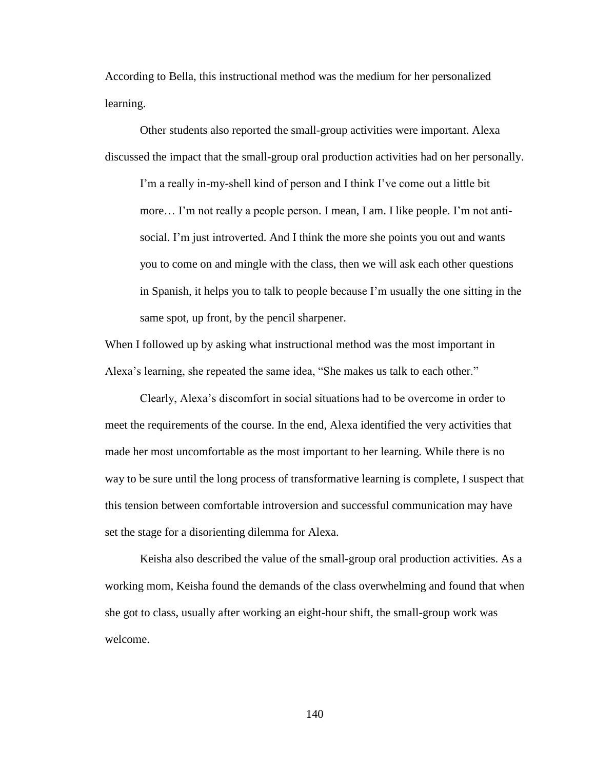According to Bella, this instructional method was the medium for her personalized learning.

Other students also reported the small-group activities were important. Alexa discussed the impact that the small-group oral production activities had on her personally.

> I'm a really in-my-shell kind of person and I think I've come out a little bit more… I'm not really a people person. I mean, I am. I like people. I'm not anti-social. I'm just introverted. And I think the more she points you out and wants you to come on and mingle with the class, then we will ask each other questions in Spanish, it helps you to talk to people because I'm usually the one sitting in the same spot, up front, by the pencil sharpener.

When I followed up by asking what instructional method was the most important in Alexa's learning, she repeated the same idea, "She makes us talk to each other."

Clearly, Alexa's discomfort in social situations had to be overcome in order to meet the requirements of the course. In the end, Alexa identified the very activities that made her most uncomfortable as the most important to her learning. While there is no way to be sure until the long process of transformative learning is complete, I suspect that this tension between comfortable introversion and successful communication may have set the stage for a disorienting dilemma for Alexa.

Keisha also described the value of the small-group oral production activities. As a working mom, Keisha found the demands of the class overwhelming and found that when she got to class, usually after working an eight-hour shift, the small-group work was welcome.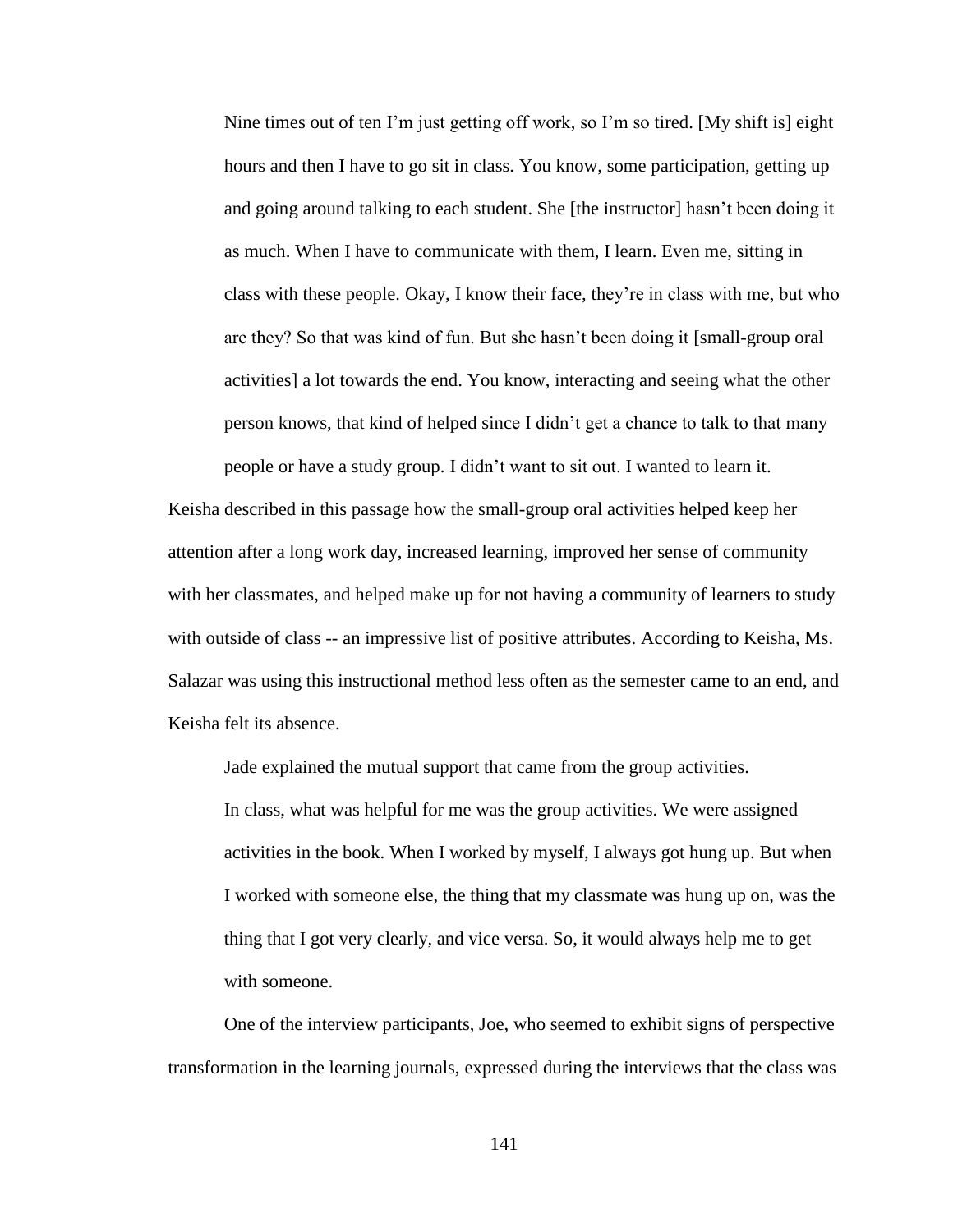> Nine times out of ten I'm just getting off work, so I'm so tired. [My shift is] eight hours and then I have to go sit in class. You know, some participation, getting up and going around talking to each student. She [the instructor] hasn't been doing it as much. When I have to communicate with them, I learn. Even me, sitting in class with these people. Okay, I know their face, they're in class with me, but who are they? So that was kind of fun. But she hasn't been doing it [small-group oral activities] a lot towards the end. You know, interacting and seeing what the other person knows, that kind of helped since I didn't get a chance to talk to that many people or have a study group. I didn't want to sit out. I wanted to learn it.

Keisha described in this passage how the small-group oral activities helped keep her attention after a long work day, increased learning, improved her sense of community with her classmates, and helped make up for not having a community of learners to study with outside of class -- an impressive list of positive attributes. According to Keisha, Ms. Salazar was using this instructional method less often as the semester came to an end, and Keisha felt its absence.

Jade explained the mutual support that came from the group activities.

> In class, what was helpful for me was the group activities. We were assigned activities in the book. When I worked by myself, I always got hung up. But when I worked with someone else, the thing that my classmate was hung up on, was the thing that I got very clearly, and vice versa. So, it would always help me to get with someone.

One of the interview participants, Joe, who seemed to exhibit signs of perspective transformation in the learning journals, expressed during the interviews that the class was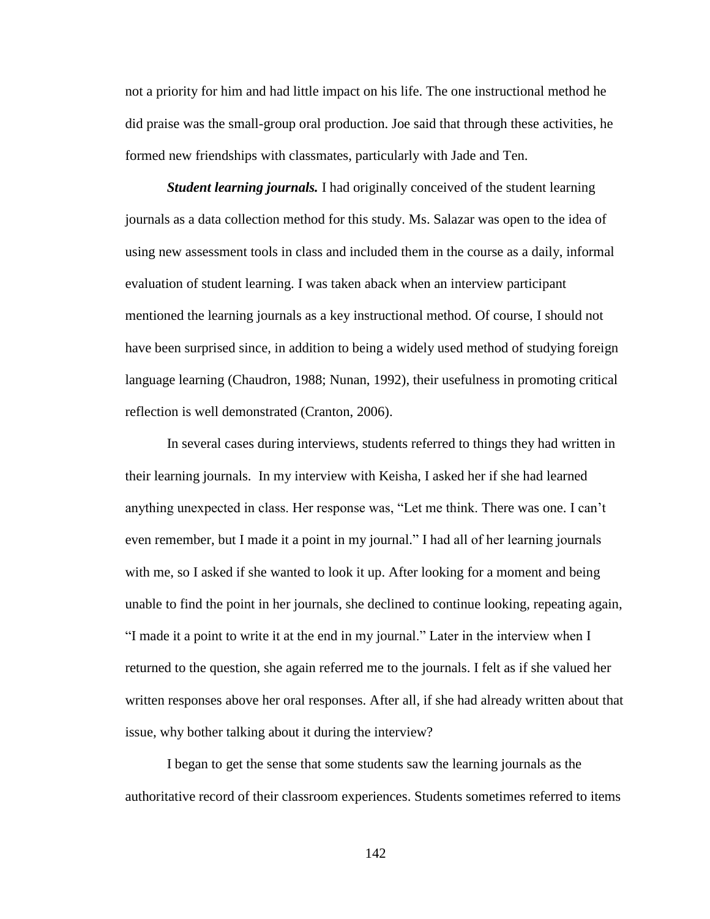not a priority for him and had little impact on his life. The one instructional method he did praise was the small-group oral production. Joe said that through these activities, he formed new friendships with classmates, particularly with Jade and Ten.

***Student learning journals.*** I had originally conceived of the student learning journals as a data collection method for this study. Ms. Salazar was open to the idea of using new assessment tools in class and included them in the course as a daily, informal evaluation of student learning. I was taken aback when an interview participant mentioned the learning journals as a key instructional method. Of course, I should not have been surprised since, in addition to being a widely used method of studying foreign language learning (Chaudron, 1988; Nunan, 1992), their usefulness in promoting critical reflection is well demonstrated (Cranton, 2006).

In several cases during interviews, students referred to things they had written in their learning journals. In my interview with Keisha, I asked her if she had learned anything unexpected in class. Her response was, "Let me think. There was one. I can't even remember, but I made it a point in my journal." I had all of her learning journals with me, so I asked if she wanted to look it up. After looking for a moment and being unable to find the point in her journals, she declined to continue looking, repeating again, "I made it a point to write it at the end in my journal." Later in the interview when I returned to the question, she again referred me to the journals. I felt as if she valued her written responses above her oral responses. After all, if she had already written about that issue, why bother talking about it during the interview?

I began to get the sense that some students saw the learning journals as the authoritative record of their classroom experiences. Students sometimes referred to items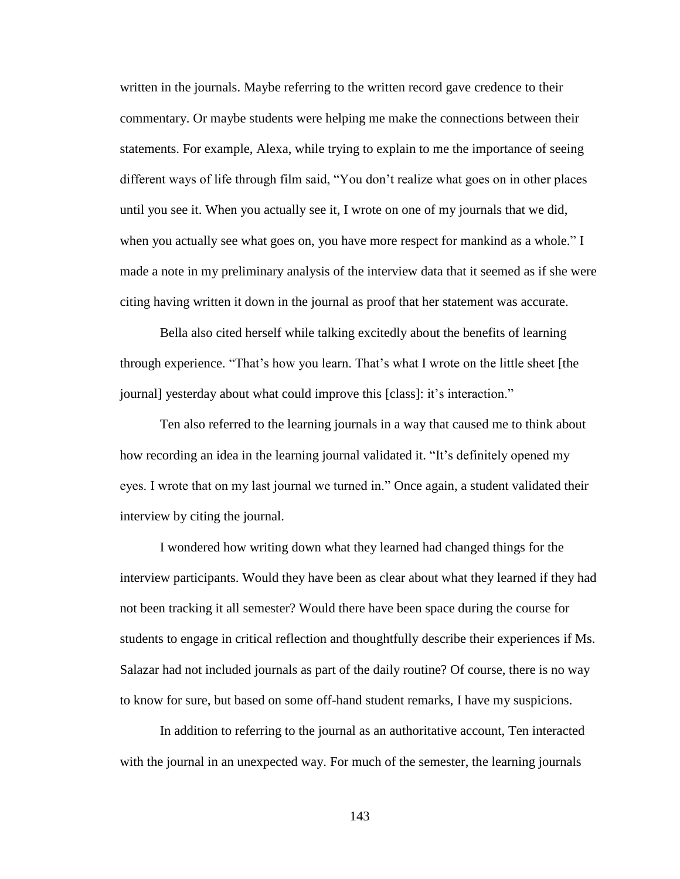written in the journals. Maybe referring to the written record gave credence to their commentary. Or maybe students were helping me make the connections between their statements. For example, Alexa, while trying to explain to me the importance of seeing different ways of life through film said, "You don't realize what goes on in other places until you see it. When you actually see it, I wrote on one of my journals that we did, when you actually see what goes on, you have more respect for mankind as a whole." I made a note in my preliminary analysis of the interview data that it seemed as if she were citing having written it down in the journal as proof that her statement was accurate.

Bella also cited herself while talking excitedly about the benefits of learning through experience. "That's how you learn. That's what I wrote on the little sheet [the journal] yesterday about what could improve this [class]: it's interaction."

Ten also referred to the learning journals in a way that caused me to think about how recording an idea in the learning journal validated it. "It's definitely opened my eyes. I wrote that on my last journal we turned in." Once again, a student validated their interview by citing the journal.

I wondered how writing down what they learned had changed things for the interview participants. Would they have been as clear about what they learned if they had not been tracking it all semester? Would there have been space during the course for students to engage in critical reflection and thoughtfully describe their experiences if Ms. Salazar had not included journals as part of the daily routine? Of course, there is no way to know for sure, but based on some off-hand student remarks, I have my suspicions.

In addition to referring to the journal as an authoritative account, Ten interacted with the journal in an unexpected way. For much of the semester, the learning journals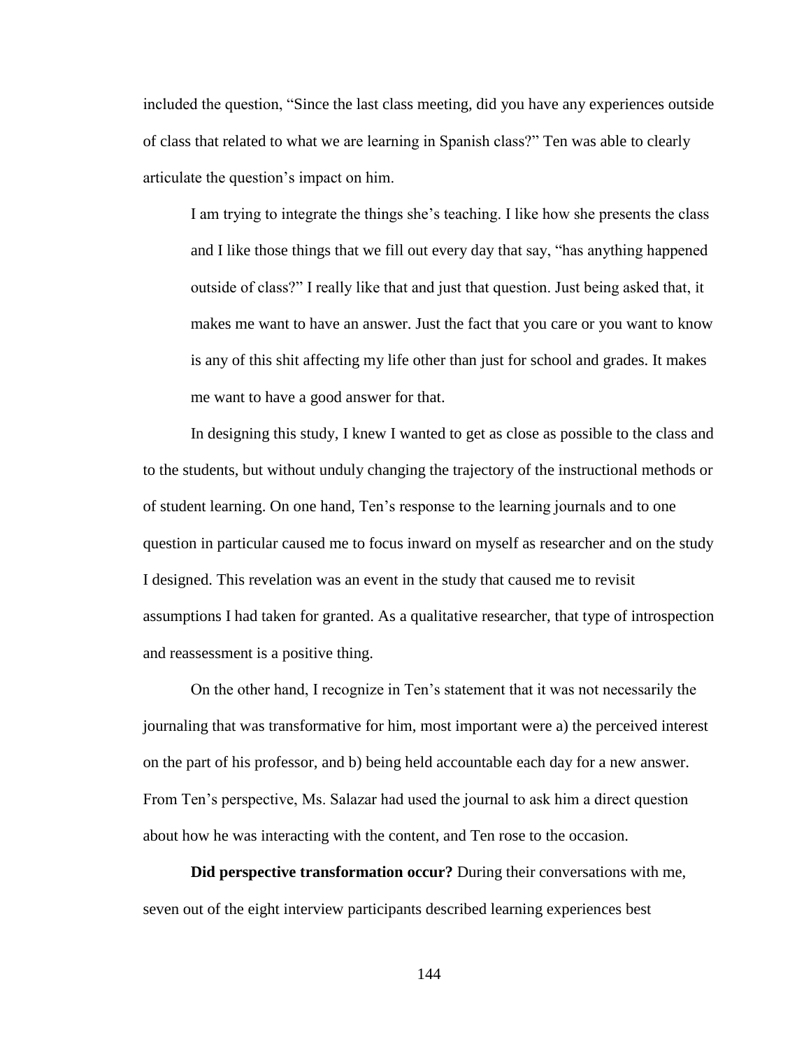included the question, "Since the last class meeting, did you have any experiences outside of class that related to what we are learning in Spanish class?" Ten was able to clearly articulate the question's impact on him.

> I am trying to integrate the things she's teaching. I like how she presents the class and I like those things that we fill out every day that say, "has anything happened outside of class?" I really like that and just that question. Just being asked that, it makes me want to have an answer. Just the fact that you care or you want to know is any of this shit affecting my life other than just for school and grades. It makes me want to have a good answer for that.

In designing this study, I knew I wanted to get as close as possible to the class and to the students, but without unduly changing the trajectory of the instructional methods or of student learning. On one hand, Ten's response to the learning journals and to one question in particular caused me to focus inward on myself as researcher and on the study I designed. This revelation was an event in the study that caused me to revisit assumptions I had taken for granted. As a qualitative researcher, that type of introspection and reassessment is a positive thing.

On the other hand, I recognize in Ten's statement that it was not necessarily the journaling that was transformative for him, most important were a) the perceived interest on the part of his professor, and b) being held accountable each day for a new answer. From Ten's perspective, Ms. Salazar had used the journal to ask him a direct question about how he was interacting with the content, and Ten rose to the occasion.

**Did perspective transformation occur?** During their conversations with me, seven out of the eight interview participants described learning experiences best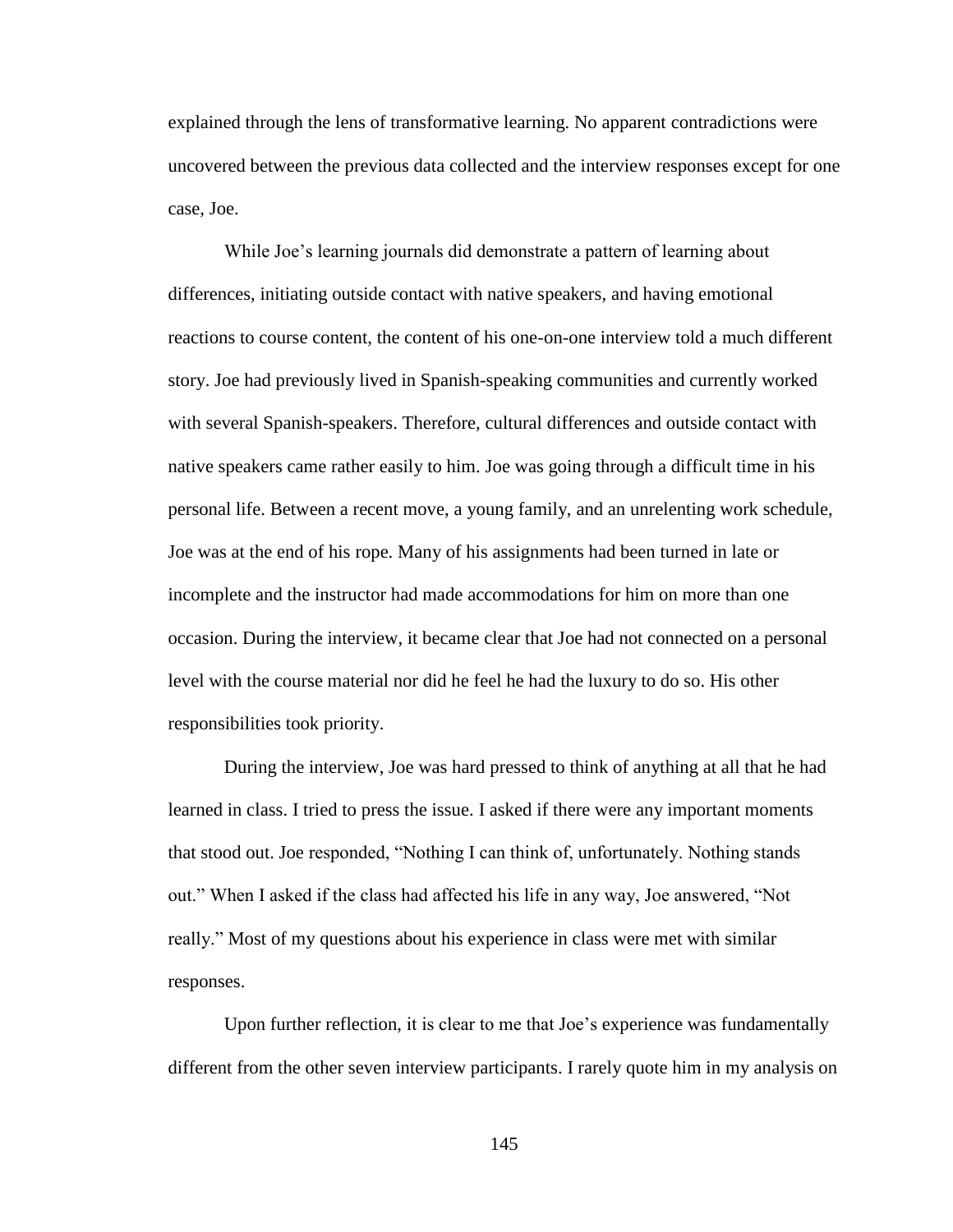explained through the lens of transformative learning. No apparent contradictions were uncovered between the previous data collected and the interview responses except for one case, Joe.

While Joe's learning journals did demonstrate a pattern of learning about differences, initiating outside contact with native speakers, and having emotional reactions to course content, the content of his one-on-one interview told a much different story. Joe had previously lived in Spanish-speaking communities and currently worked with several Spanish-speakers. Therefore, cultural differences and outside contact with native speakers came rather easily to him. Joe was going through a difficult time in his personal life. Between a recent move, a young family, and an unrelenting work schedule, Joe was at the end of his rope. Many of his assignments had been turned in late or incomplete and the instructor had made accommodations for him on more than one occasion. During the interview, it became clear that Joe had not connected on a personal level with the course material nor did he feel he had the luxury to do so. His other responsibilities took priority.

During the interview, Joe was hard pressed to think of anything at all that he had learned in class. I tried to press the issue. I asked if there were any important moments that stood out. Joe responded, "Nothing I can think of, unfortunately. Nothing stands out." When I asked if the class had affected his life in any way, Joe answered, "Not really." Most of my questions about his experience in class were met with similar responses.

Upon further reflection, it is clear to me that Joe's experience was fundamentally different from the other seven interview participants. I rarely quote him in my analysis on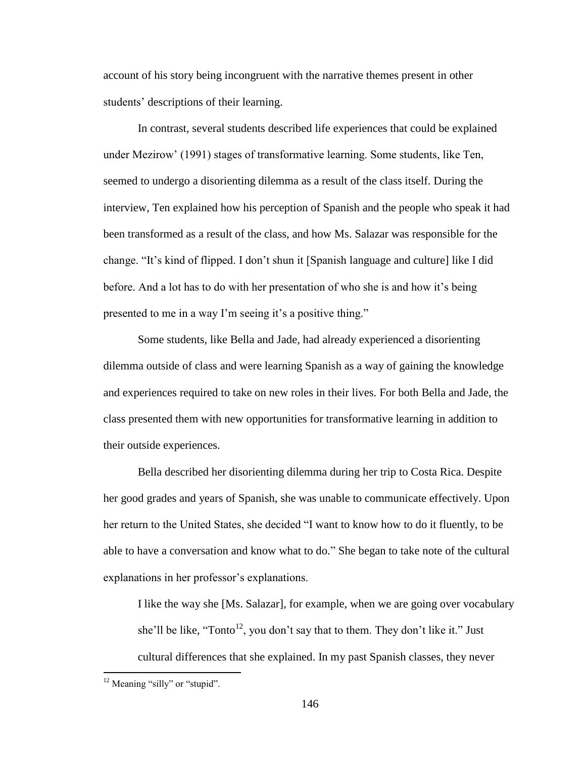account of his story being incongruent with the narrative themes present in other students' descriptions of their learning.

In contrast, several students described life experiences that could be explained under Mezirow' (1991) stages of transformative learning. Some students, like Ten, seemed to undergo a disorienting dilemma as a result of the class itself. During the interview, Ten explained how his perception of Spanish and the people who speak it had been transformed as a result of the class, and how Ms. Salazar was responsible for the change. "It's kind of flipped. I don't shun it [Spanish language and culture] like I did before. And a lot has to do with her presentation of who she is and how it's being presented to me in a way I'm seeing it's a positive thing."

Some students, like Bella and Jade, had already experienced a disorienting dilemma outside of class and were learning Spanish as a way of gaining the knowledge and experiences required to take on new roles in their lives. For both Bella and Jade, the class presented them with new opportunities for transformative learning in addition to their outside experiences.

Bella described her disorienting dilemma during her trip to Costa Rica. Despite her good grades and years of Spanish, she was unable to communicate effectively. Upon her return to the United States, she decided "I want to know how to do it fluently, to be able to have a conversation and know what to do." She began to take note of the cultural explanations in her professor's explanations.

> I like the way she [Ms. Salazar], for example, when we are going over vocabulary she'll be like, "Tonto[12], you don't say that to them. They don't like it." Just cultural differences that she explained. In my past Spanish classes, they never

[12] Meaning "silly" or "stupid".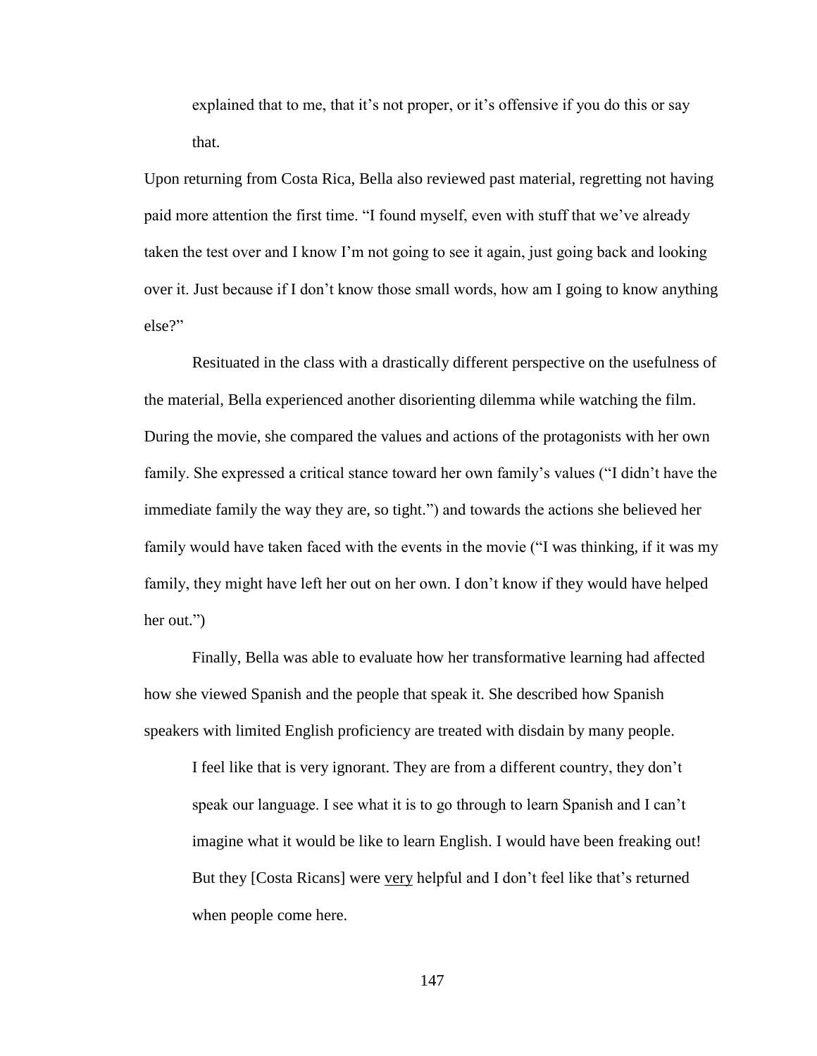> explained that to me, that it's not proper, or it's offensive if you do this or say that.

Upon returning from Costa Rica, Bella also reviewed past material, regretting not having paid more attention the first time. "I found myself, even with stuff that we've already taken the test over and I know I'm not going to see it again, just going back and looking over it. Just because if I don't know those small words, how am I going to know anything else?"

Resituated in the class with a drastically different perspective on the usefulness of the material, Bella experienced another disorienting dilemma while watching the film. During the movie, she compared the values and actions of the protagonists with her own family. She expressed a critical stance toward her own family's values ("I didn't have the immediate family the way they are, so tight.") and towards the actions she believed her family would have taken faced with the events in the movie ("I was thinking, if it was my family, they might have left her out on her own. I don't know if they would have helped her out.")

Finally, Bella was able to evaluate how her transformative learning had affected how she viewed Spanish and the people that speak it. She described how Spanish speakers with limited English proficiency are treated with disdain by many people.

> I feel like that is very ignorant. They are from a different country, they don't speak our language. I see what it is to go through to learn Spanish and I can't imagine what it would be like to learn English. I would have been freaking out! But they [Costa Ricans] were <u>very</u> helpful and I don't feel like that's returned when people come here.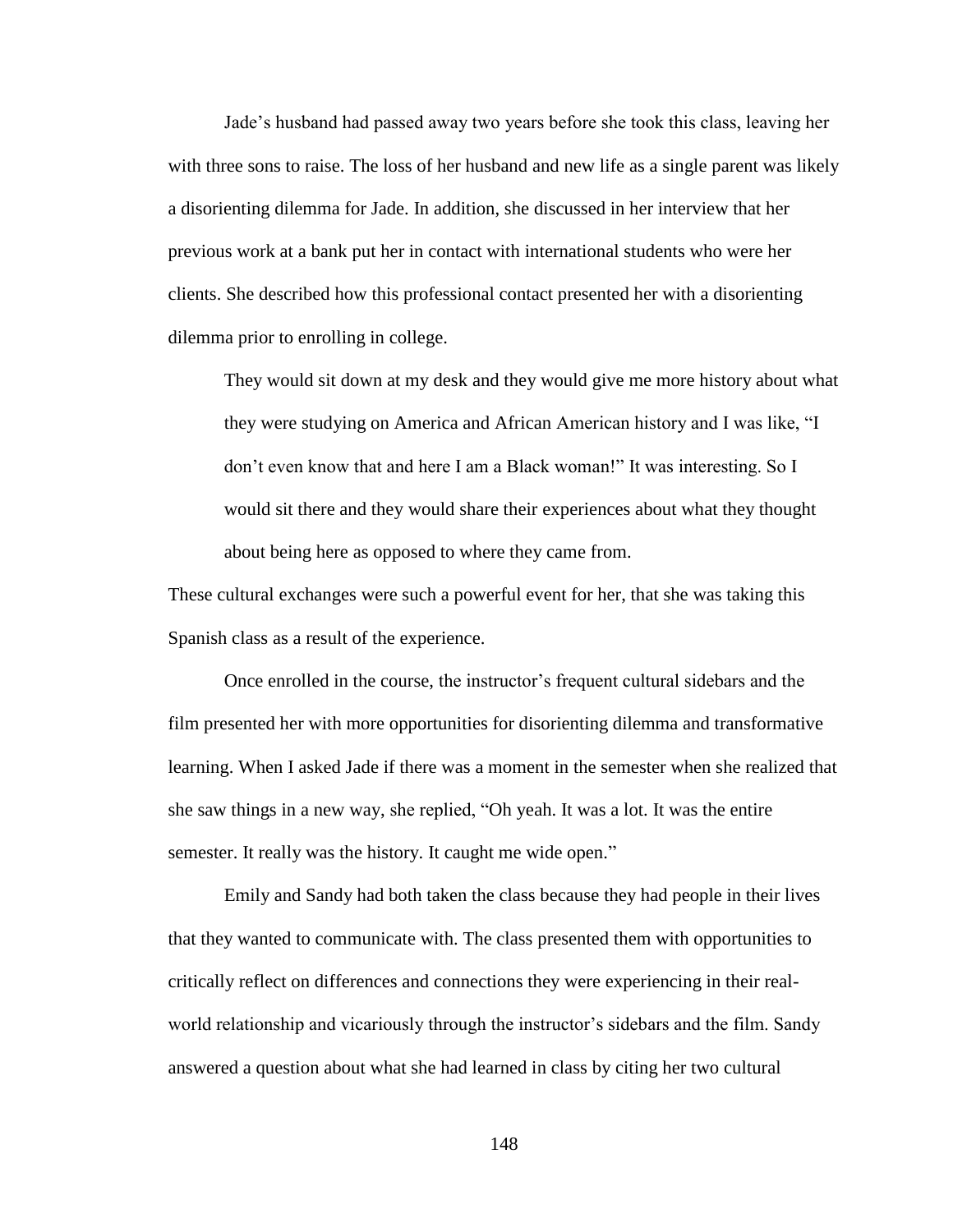Jade's husband had passed away two years before she took this class, leaving her with three sons to raise. The loss of her husband and new life as a single parent was likely a disorienting dilemma for Jade. In addition, she discussed in her interview that her previous work at a bank put her in contact with international students who were her clients. She described how this professional contact presented her with a disorienting dilemma prior to enrolling in college.

> They would sit down at my desk and they would give me more history about what they were studying on America and African American history and I was like, "I don't even know that and here I am a Black woman!" It was interesting. So I would sit there and they would share their experiences about what they thought about being here as opposed to where they came from.

These cultural exchanges were such a powerful event for her, that she was taking this Spanish class as a result of the experience.

Once enrolled in the course, the instructor's frequent cultural sidebars and the film presented her with more opportunities for disorienting dilemma and transformative learning. When I asked Jade if there was a moment in the semester when she realized that she saw things in a new way, she replied, "Oh yeah. It was a lot. It was the entire semester. It really was the history. It caught me wide open."

Emily and Sandy had both taken the class because they had people in their lives that they wanted to communicate with. The class presented them with opportunities to critically reflect on differences and connections they were experiencing in their real-world relationship and vicariously through the instructor's sidebars and the film. Sandy answered a question about what she had learned in class by citing her two cultural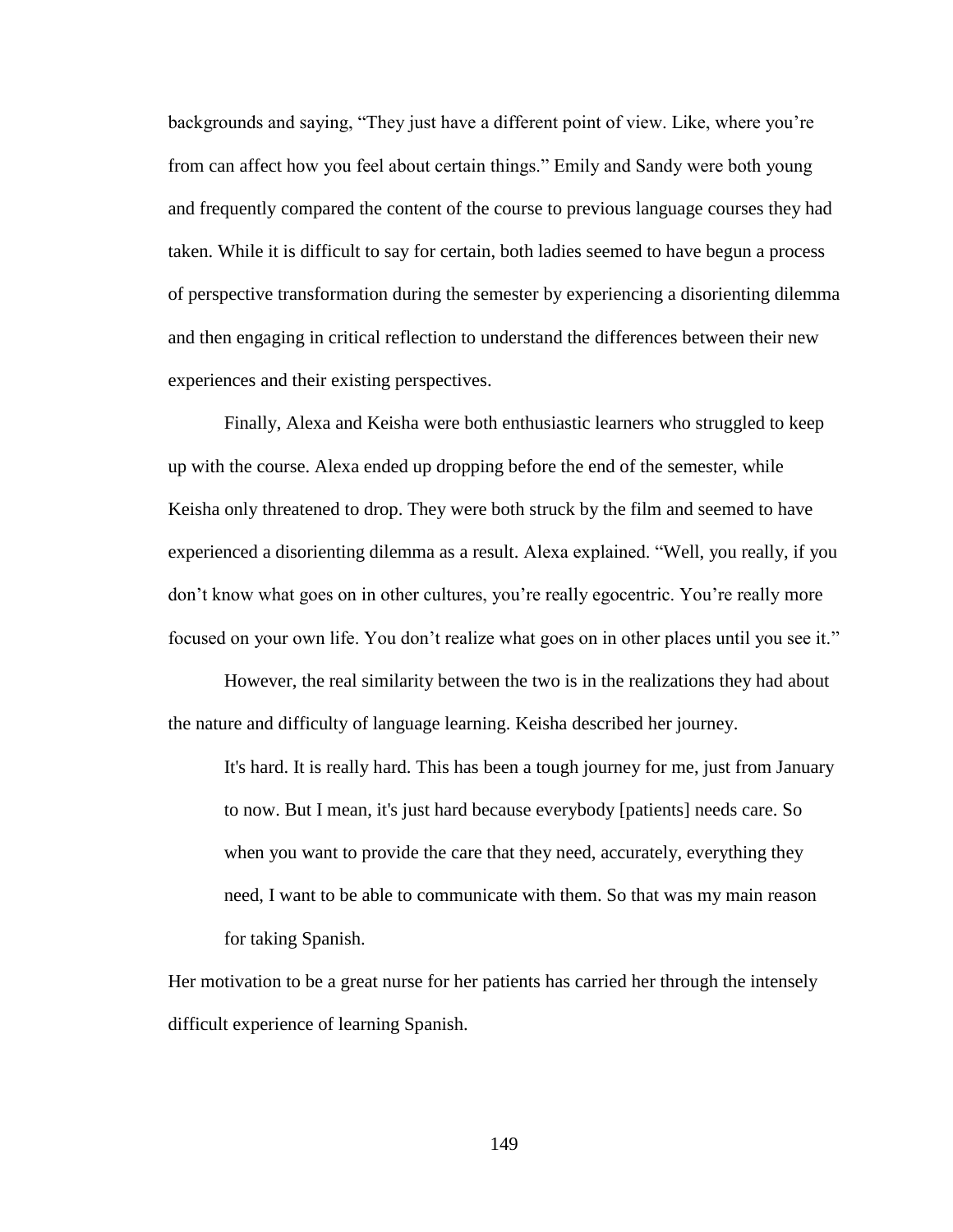backgrounds and saying, “They just have a different point of view. Like, where you’re from can affect how you feel about certain things.” Emily and Sandy were both young and frequently compared the content of the course to previous language courses they had taken. While it is difficult to say for certain, both ladies seemed to have begun a process of perspective transformation during the semester by experiencing a disorienting dilemma and then engaging in critical reflection to understand the differences between their new experiences and their existing perspectives.

Finally, Alexa and Keisha were both enthusiastic learners who struggled to keep up with the course. Alexa ended up dropping before the end of the semester, while Keisha only threatened to drop. They were both struck by the film and seemed to have experienced a disorienting dilemma as a result. Alexa explained. “Well, you really, if you don’t know what goes on in other cultures, you’re really egocentric. You’re really more focused on your own life. You don’t realize what goes on in other places until you see it.”

However, the real similarity between the two is in the realizations they had about the nature and difficulty of language learning. Keisha described her journey.

> It's hard. It is really hard. This has been a tough journey for me, just from January to now. But I mean, it's just hard because everybody [patients] needs care. So when you want to provide the care that they need, accurately, everything they need, I want to be able to communicate with them. So that was my main reason for taking Spanish.

Her motivation to be a great nurse for her patients has carried her through the intensely difficult experience of learning Spanish.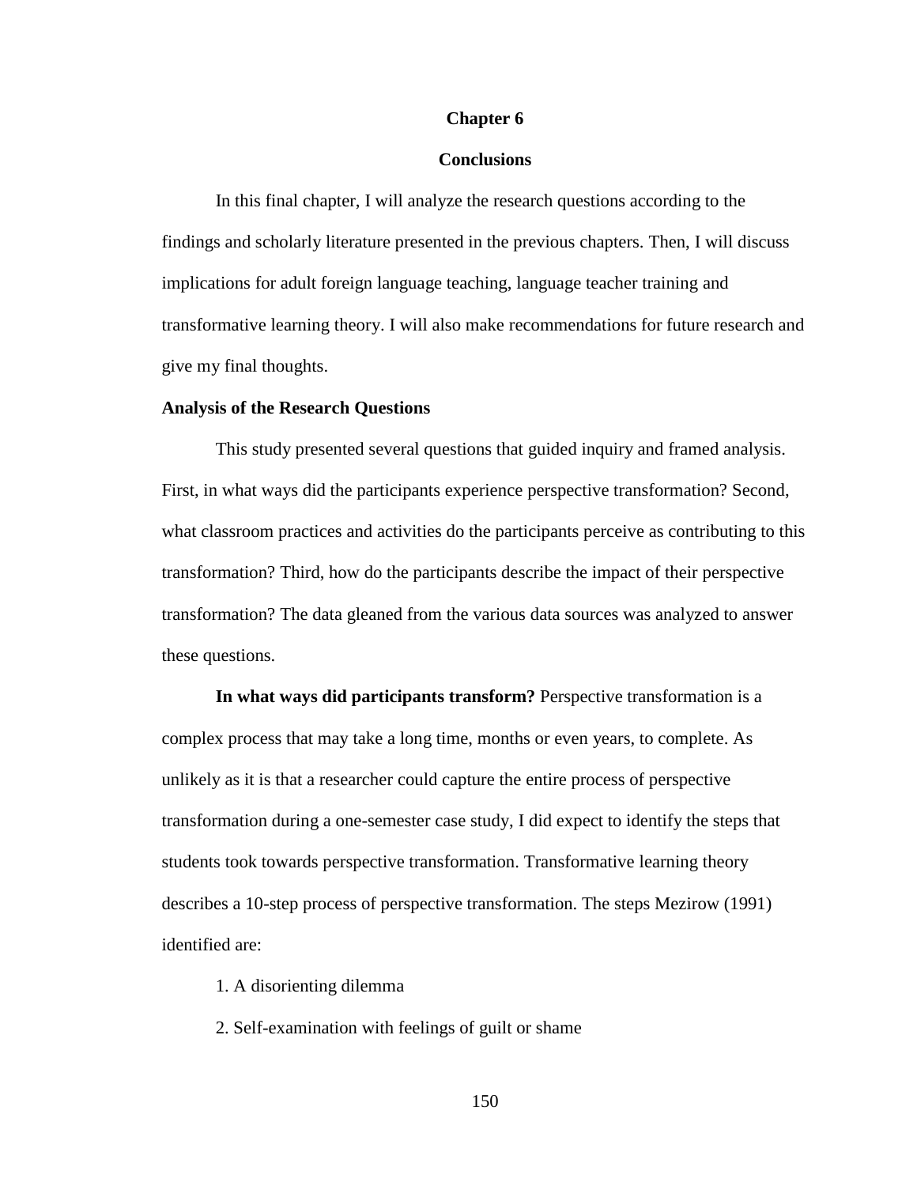# Chapter 6

# Conclusions

In this final chapter, I will analyze the research questions according to the findings and scholarly literature presented in the previous chapters. Then, I will discuss implications for adult foreign language teaching, language teacher training and transformative learning theory. I will also make recommendations for future research and give my final thoughts.

## Analysis of the Research Questions

This study presented several questions that guided inquiry and framed analysis. First, in what ways did the participants experience perspective transformation? Second, what classroom practices and activities do the participants perceive as contributing to this transformation? Third, how do the participants describe the impact of their perspective transformation? The data gleaned from the various data sources was analyzed to answer these questions.

**In what ways did participants transform?** Perspective transformation is a complex process that may take a long time, months or even years, to complete. As unlikely as it is that a researcher could capture the entire process of perspective transformation during a one-semester case study, I did expect to identify the steps that students took towards perspective transformation. Transformative learning theory describes a 10-step process of perspective transformation. The steps Mezirow (1991) identified are:

1. A disorienting dilemma
2. Self-examination with feelings of guilt or shame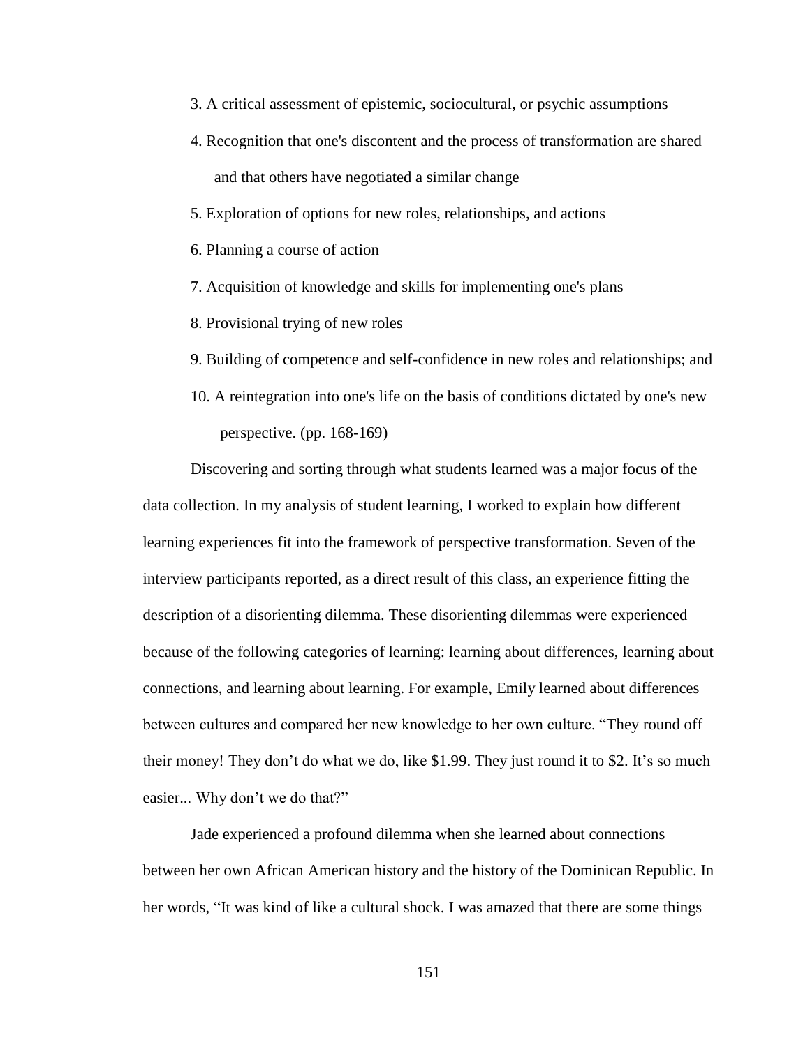3. A critical assessment of epistemic, sociocultural, or psychic assumptions
4. Recognition that one's discontent and the process of transformation are shared and that others have negotiated a similar change
5. Exploration of options for new roles, relationships, and actions
6. Planning a course of action
7. Acquisition of knowledge and skills for implementing one's plans
8. Provisional trying of new roles
9. Building of competence and self-confidence in new roles and relationships; and
10. A reintegration into one's life on the basis of conditions dictated by one's new perspective. (pp. 168-169)

Discovering and sorting through what students learned was a major focus of the data collection. In my analysis of student learning, I worked to explain how different learning experiences fit into the framework of perspective transformation. Seven of the interview participants reported, as a direct result of this class, an experience fitting the description of a disorienting dilemma. These disorienting dilemmas were experienced because of the following categories of learning: learning about differences, learning about connections, and learning about learning. For example, Emily learned about differences between cultures and compared her new knowledge to her own culture. "They round off their money! They don't do what we do, like $1.99. They just round it to $2. It's so much easier... Why don't we do that?"

Jade experienced a profound dilemma when she learned about connections between her own African American history and the history of the Dominican Republic. In her words, "It was kind of like a cultural shock. I was amazed that there are some things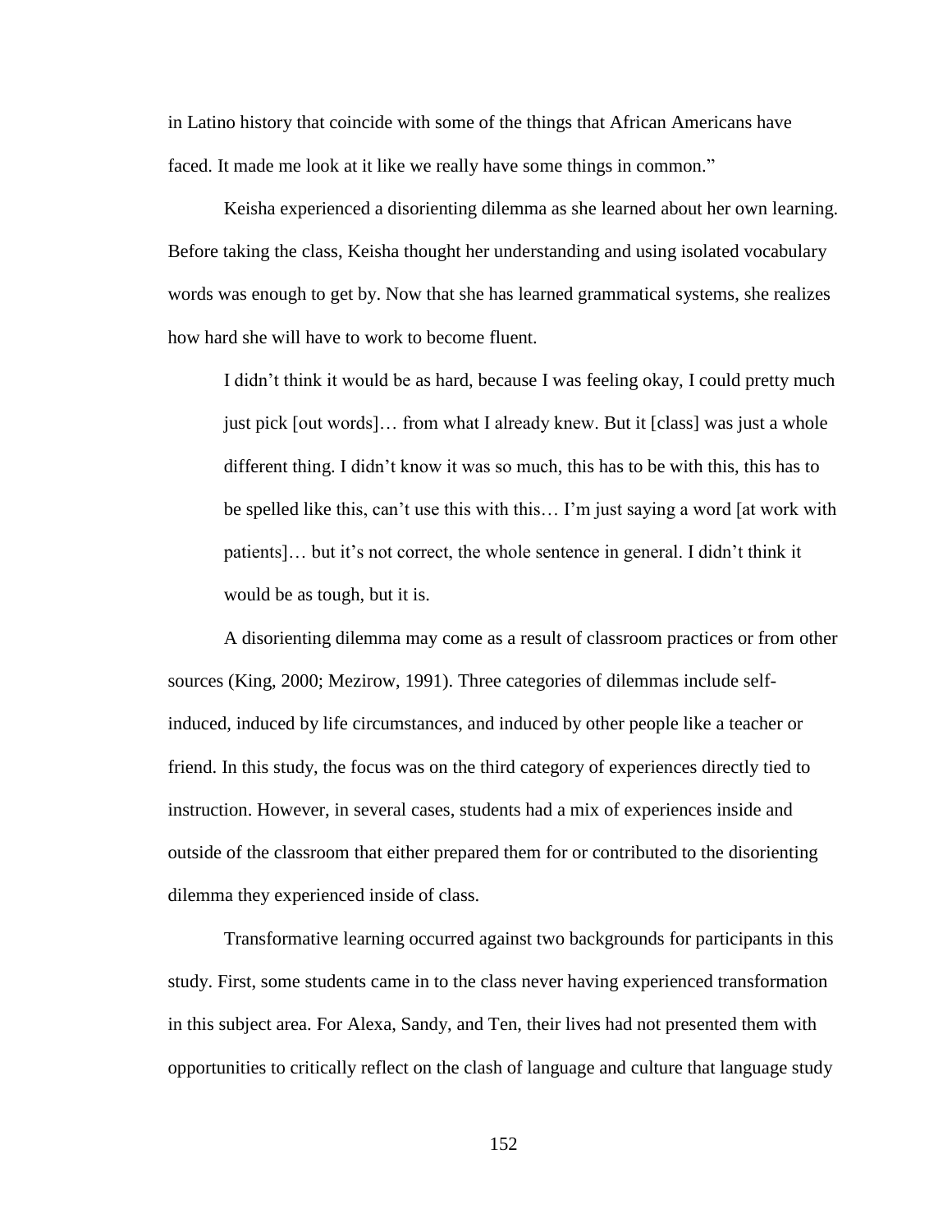in Latino history that coincide with some of the things that African Americans have faced. It made me look at it like we really have some things in common."

Keisha experienced a disorienting dilemma as she learned about her own learning. Before taking the class, Keisha thought her understanding and using isolated vocabulary words was enough to get by. Now that she has learned grammatical systems, she realizes how hard she will have to work to become fluent.

> I didn't think it would be as hard, because I was feeling okay, I could pretty much just pick [out words]… from what I already knew. But it [class] was just a whole different thing. I didn't know it was so much, this has to be with this, this has to be spelled like this, can't use this with this… I'm just saying a word [at work with patients]… but it's not correct, the whole sentence in general. I didn't think it would be as tough, but it is.

A disorienting dilemma may come as a result of classroom practices or from other sources (King, 2000; Mezirow, 1991). Three categories of dilemmas include self-induced, induced by life circumstances, and induced by other people like a teacher or friend. In this study, the focus was on the third category of experiences directly tied to instruction. However, in several cases, students had a mix of experiences inside and outside of the classroom that either prepared them for or contributed to the disorienting dilemma they experienced inside of class.

Transformative learning occurred against two backgrounds for participants in this study. First, some students came in to the class never having experienced transformation in this subject area. For Alexa, Sandy, and Ten, their lives had not presented them with opportunities to critically reflect on the clash of language and culture that language study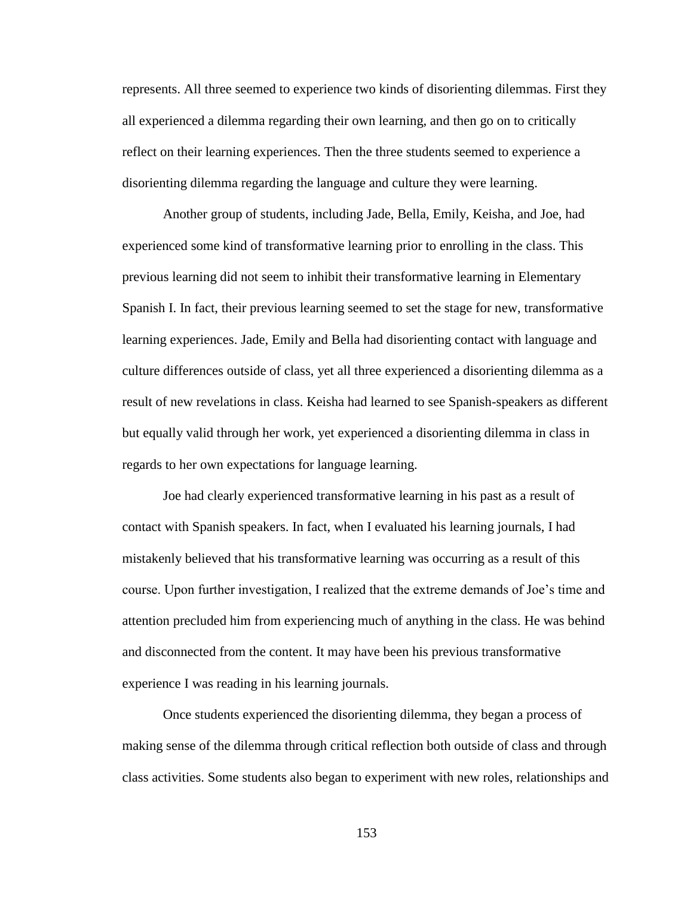represents. All three seemed to experience two kinds of disorienting dilemmas. First they all experienced a dilemma regarding their own learning, and then go on to critically reflect on their learning experiences. Then the three students seemed to experience a disorienting dilemma regarding the language and culture they were learning.

Another group of students, including Jade, Bella, Emily, Keisha, and Joe, had experienced some kind of transformative learning prior to enrolling in the class. This previous learning did not seem to inhibit their transformative learning in Elementary Spanish I. In fact, their previous learning seemed to set the stage for new, transformative learning experiences. Jade, Emily and Bella had disorienting contact with language and culture differences outside of class, yet all three experienced a disorienting dilemma as a result of new revelations in class. Keisha had learned to see Spanish-speakers as different but equally valid through her work, yet experienced a disorienting dilemma in class in regards to her own expectations for language learning.

Joe had clearly experienced transformative learning in his past as a result of contact with Spanish speakers. In fact, when I evaluated his learning journals, I had mistakenly believed that his transformative learning was occurring as a result of this course. Upon further investigation, I realized that the extreme demands of Joe's time and attention precluded him from experiencing much of anything in the class. He was behind and disconnected from the content. It may have been his previous transformative experience I was reading in his learning journals.

Once students experienced the disorienting dilemma, they began a process of making sense of the dilemma through critical reflection both outside of class and through class activities. Some students also began to experiment with new roles, relationships and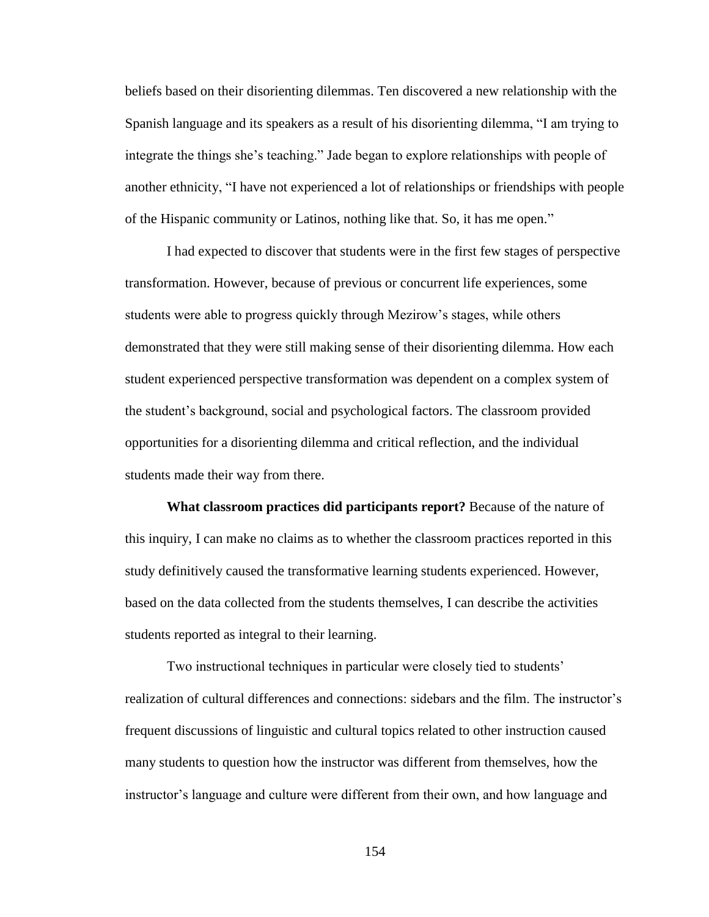beliefs based on their disorienting dilemmas. Ten discovered a new relationship with the Spanish language and its speakers as a result of his disorienting dilemma, "I am trying to integrate the things she's teaching." Jade began to explore relationships with people of another ethnicity, "I have not experienced a lot of relationships or friendships with people of the Hispanic community or Latinos, nothing like that. So, it has me open."

I had expected to discover that students were in the first few stages of perspective transformation. However, because of previous or concurrent life experiences, some students were able to progress quickly through Mezirow's stages, while others demonstrated that they were still making sense of their disorienting dilemma. How each student experienced perspective transformation was dependent on a complex system of the student's background, social and psychological factors. The classroom provided opportunities for a disorienting dilemma and critical reflection, and the individual students made their way from there.

**What classroom practices did participants report?** Because of the nature of this inquiry, I can make no claims as to whether the classroom practices reported in this study definitively caused the transformative learning students experienced. However, based on the data collected from the students themselves, I can describe the activities students reported as integral to their learning.

Two instructional techniques in particular were closely tied to students' realization of cultural differences and connections: sidebars and the film. The instructor's frequent discussions of linguistic and cultural topics related to other instruction caused many students to question how the instructor was different from themselves, how the instructor's language and culture were different from their own, and how language and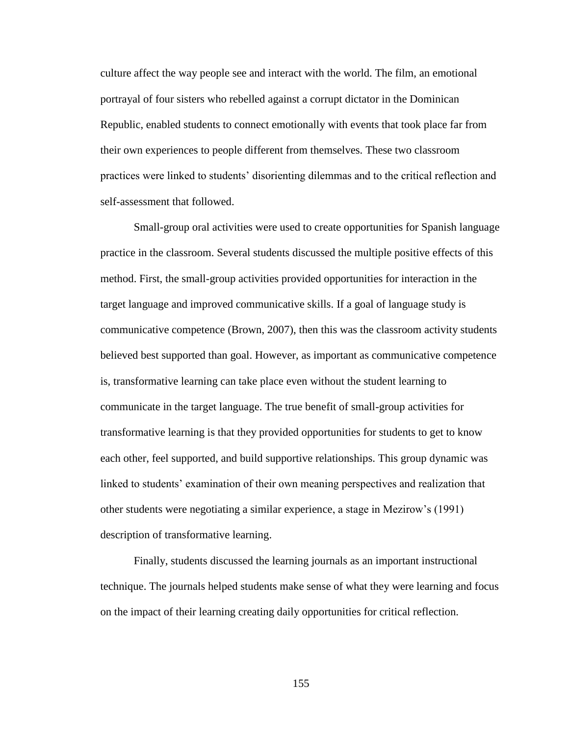culture affect the way people see and interact with the world. The film, an emotional portrayal of four sisters who rebelled against a corrupt dictator in the Dominican Republic, enabled students to connect emotionally with events that took place far from their own experiences to people different from themselves. These two classroom practices were linked to students' disorienting dilemmas and to the critical reflection and self-assessment that followed.

Small-group oral activities were used to create opportunities for Spanish language practice in the classroom. Several students discussed the multiple positive effects of this method. First, the small-group activities provided opportunities for interaction in the target language and improved communicative skills. If a goal of language study is communicative competence (Brown, 2007), then this was the classroom activity students believed best supported than goal. However, as important as communicative competence is, transformative learning can take place even without the student learning to communicate in the target language. The true benefit of small-group activities for transformative learning is that they provided opportunities for students to get to know each other, feel supported, and build supportive relationships. This group dynamic was linked to students' examination of their own meaning perspectives and realization that other students were negotiating a similar experience, a stage in Mezirow's (1991) description of transformative learning.

Finally, students discussed the learning journals as an important instructional technique. The journals helped students make sense of what they were learning and focus on the impact of their learning creating daily opportunities for critical reflection.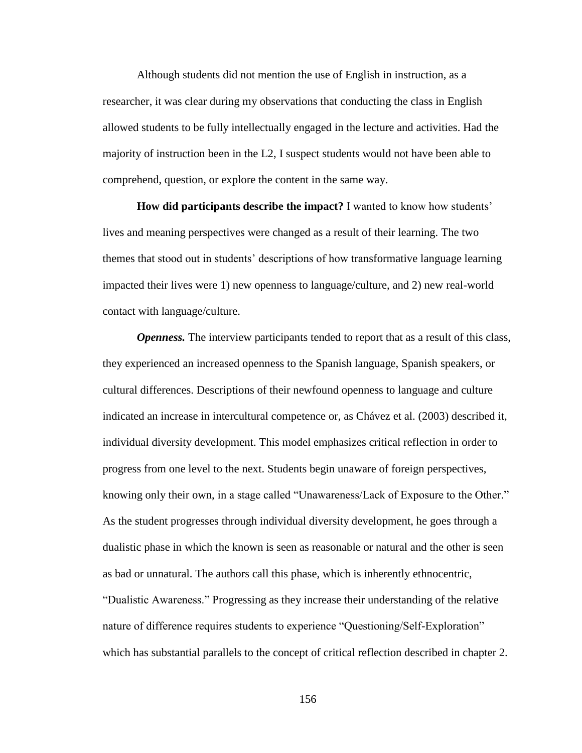Although students did not mention the use of English in instruction, as a researcher, it was clear during my observations that conducting the class in English allowed students to be fully intellectually engaged in the lecture and activities. Had the majority of instruction been in the L2, I suspect students would not have been able to comprehend, question, or explore the content in the same way.

**How did participants describe the impact?** I wanted to know how students' lives and meaning perspectives were changed as a result of their learning. The two themes that stood out in students' descriptions of how transformative language learning impacted their lives were 1) new openness to language/culture, and 2) new real-world contact with language/culture.

***Openness.*** The interview participants tended to report that as a result of this class, they experienced an increased openness to the Spanish language, Spanish speakers, or cultural differences. Descriptions of their newfound openness to language and culture indicated an increase in intercultural competence or, as Chávez et al. (2003) described it, individual diversity development. This model emphasizes critical reflection in order to progress from one level to the next. Students begin unaware of foreign perspectives, knowing only their own, in a stage called "Unawareness/Lack of Exposure to the Other." As the student progresses through individual diversity development, he goes through a dualistic phase in which the known is seen as reasonable or natural and the other is seen as bad or unnatural. The authors call this phase, which is inherently ethnocentric, "Dualistic Awareness." Progressing as they increase their understanding of the relative nature of difference requires students to experience "Questioning/Self-Exploration" which has substantial parallels to the concept of critical reflection described in chapter 2.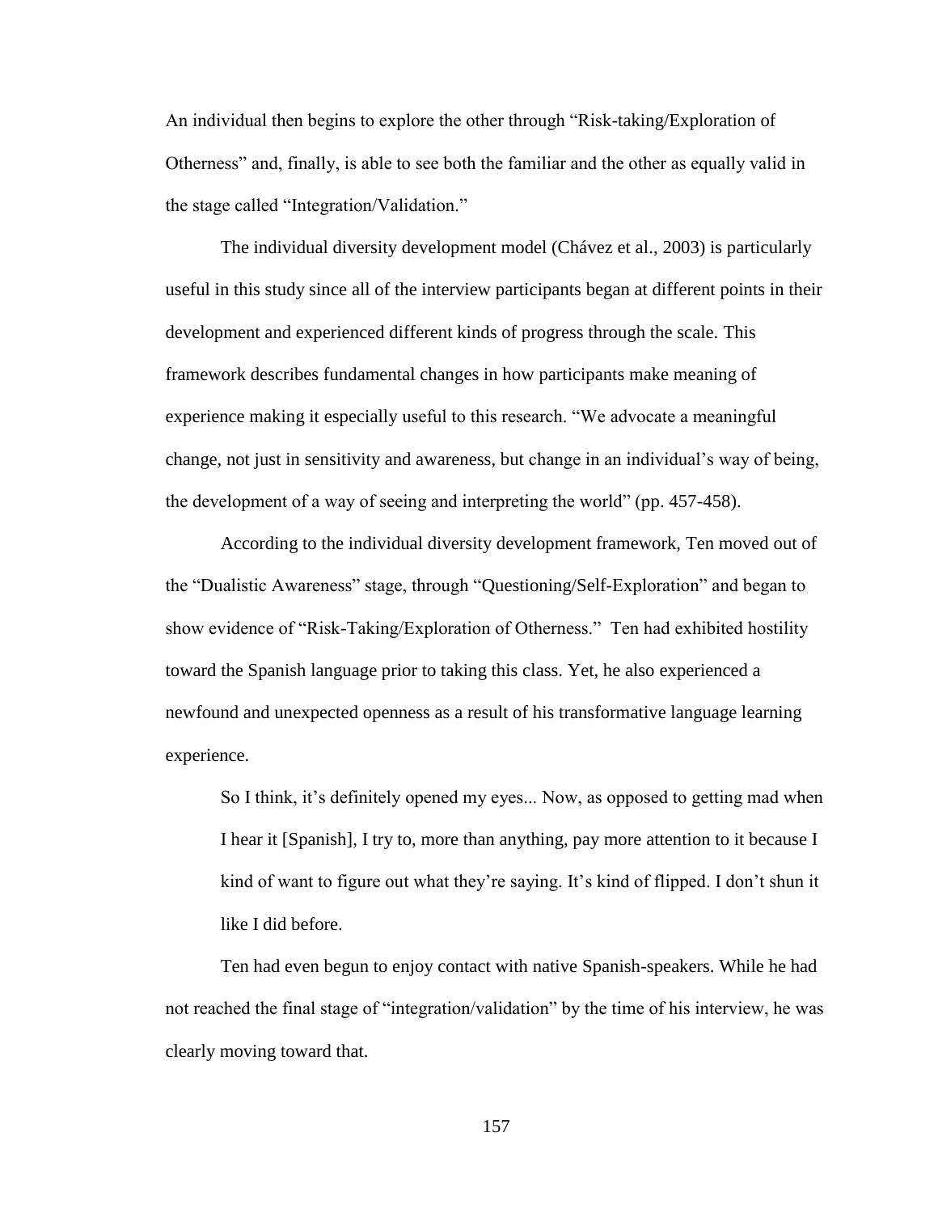An individual then begins to explore the other through "Risk-taking/Exploration of Otherness" and, finally, is able to see both the familiar and the other as equally valid in the stage called "Integration/Validation."

The individual diversity development model (Chávez et al., 2003) is particularly useful in this study since all of the interview participants began at different points in their development and experienced different kinds of progress through the scale. This framework describes fundamental changes in how participants make meaning of experience making it especially useful to this research. "We advocate a meaningful change, not just in sensitivity and awareness, but change in an individual's way of being, the development of a way of seeing and interpreting the world" (pp. 457-458).

According to the individual diversity development framework, Ten moved out of the "Dualistic Awareness" stage, through "Questioning/Self-Exploration" and began to show evidence of "Risk-Taking/Exploration of Otherness." Ten had exhibited hostility toward the Spanish language prior to taking this class. Yet, he also experienced a newfound and unexpected openness as a result of his transformative language learning experience.

> So I think, it's definitely opened my eyes... Now, as opposed to getting mad when I hear it [Spanish], I try to, more than anything, pay more attention to it because I kind of want to figure out what they're saying. It's kind of flipped. I don't shun it like I did before.

Ten had even begun to enjoy contact with native Spanish-speakers. While he had not reached the final stage of "integration/validation" by the time of his interview, he was clearly moving toward that.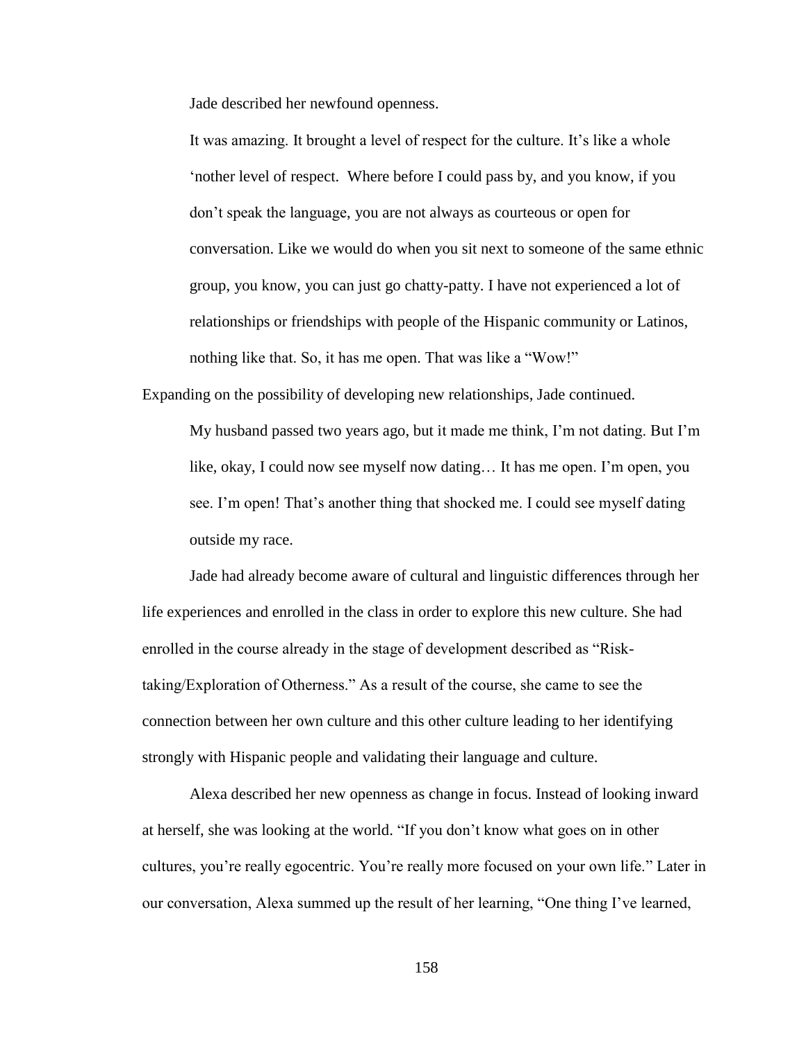Jade described her newfound openness.

> It was amazing. It brought a level of respect for the culture. It's like a whole 'nother level of respect. Where before I could pass by, and you know, if you don't speak the language, you are not always as courteous or open for conversation. Like we would do when you sit next to someone of the same ethnic group, you know, you can just go chatty-patty. I have not experienced a lot of relationships or friendships with people of the Hispanic community or Latinos, nothing like that. So, it has me open. That was like a "Wow!"

Expanding on the possibility of developing new relationships, Jade continued.

> My husband passed two years ago, but it made me think, I'm not dating. But I'm like, okay, I could now see myself now dating… It has me open. I'm open, you see. I'm open! That's another thing that shocked me. I could see myself dating outside my race.

Jade had already become aware of cultural and linguistic differences through her life experiences and enrolled in the class in order to explore this new culture. She had enrolled in the course already in the stage of development described as "Risk-taking/Exploration of Otherness." As a result of the course, she came to see the connection between her own culture and this other culture leading to her identifying strongly with Hispanic people and validating their language and culture.

Alexa described her new openness as change in focus. Instead of looking inward at herself, she was looking at the world. "If you don't know what goes on in other cultures, you're really egocentric. You're really more focused on your own life." Later in our conversation, Alexa summed up the result of her learning, "One thing I've learned,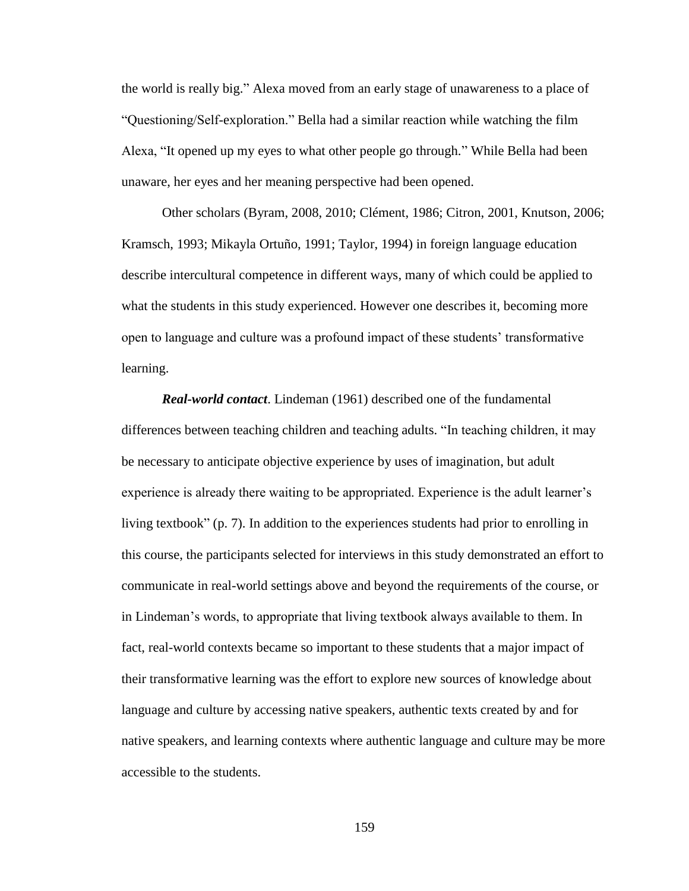the world is really big." Alexa moved from an early stage of unawareness to a place of "Questioning/Self-exploration." Bella had a similar reaction while watching the film Alexa, "It opened up my eyes to what other people go through." While Bella had been unaware, her eyes and her meaning perspective had been opened.

Other scholars (Byram, 2008, 2010; Clément, 1986; Citron, 2001, Knutson, 2006; Kramsch, 1993; Mikayla Ortuño, 1991; Taylor, 1994) in foreign language education describe intercultural competence in different ways, many of which could be applied to what the students in this study experienced. However one describes it, becoming more open to language and culture was a profound impact of these students' transformative learning.

***Real-world contact***. Lindeman (1961) described one of the fundamental differences between teaching children and teaching adults. "In teaching children, it may be necessary to anticipate objective experience by uses of imagination, but adult experience is already there waiting to be appropriated. Experience is the adult learner's living textbook" (p. 7). In addition to the experiences students had prior to enrolling in this course, the participants selected for interviews in this study demonstrated an effort to communicate in real-world settings above and beyond the requirements of the course, or in Lindeman's words, to appropriate that living textbook always available to them. In fact, real-world contexts became so important to these students that a major impact of their transformative learning was the effort to explore new sources of knowledge about language and culture by accessing native speakers, authentic texts created by and for native speakers, and learning contexts where authentic language and culture may be more accessible to the students.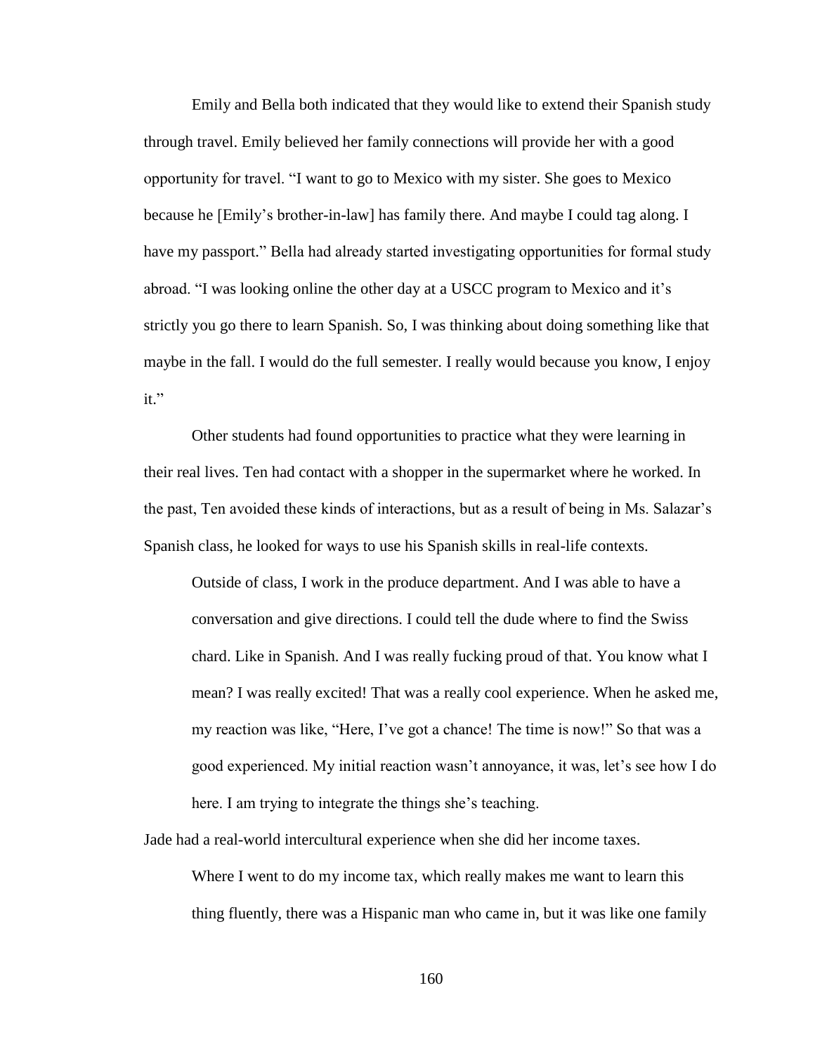Emily and Bella both indicated that they would like to extend their Spanish study through travel. Emily believed her family connections will provide her with a good opportunity for travel. “I want to go to Mexico with my sister. She goes to Mexico because he [Emily’s brother-in-law] has family there. And maybe I could tag along. I have my passport.” Bella had already started investigating opportunities for formal study abroad. “I was looking online the other day at a USCC program to Mexico and it’s strictly you go there to learn Spanish. So, I was thinking about doing something like that maybe in the fall. I would do the full semester. I really would because you know, I enjoy it.”

Other students had found opportunities to practice what they were learning in their real lives. Ten had contact with a shopper in the supermarket where he worked. In the past, Ten avoided these kinds of interactions, but as a result of being in Ms. Salazar’s Spanish class, he looked for ways to use his Spanish skills in real-life contexts.

> Outside of class, I work in the produce department. And I was able to have a conversation and give directions. I could tell the dude where to find the Swiss chard. Like in Spanish. And I was really fucking proud of that. You know what I mean? I was really excited! That was a really cool experience. When he asked me, my reaction was like, “Here, I’ve got a chance! The time is now!” So that was a good experienced. My initial reaction wasn’t annoyance, it was, let’s see how I do here. I am trying to integrate the things she’s teaching.

Jade had a real-world intercultural experience when she did her income taxes.

> Where I went to do my income tax, which really makes me want to learn this thing fluently, there was a Hispanic man who came in, but it was like one family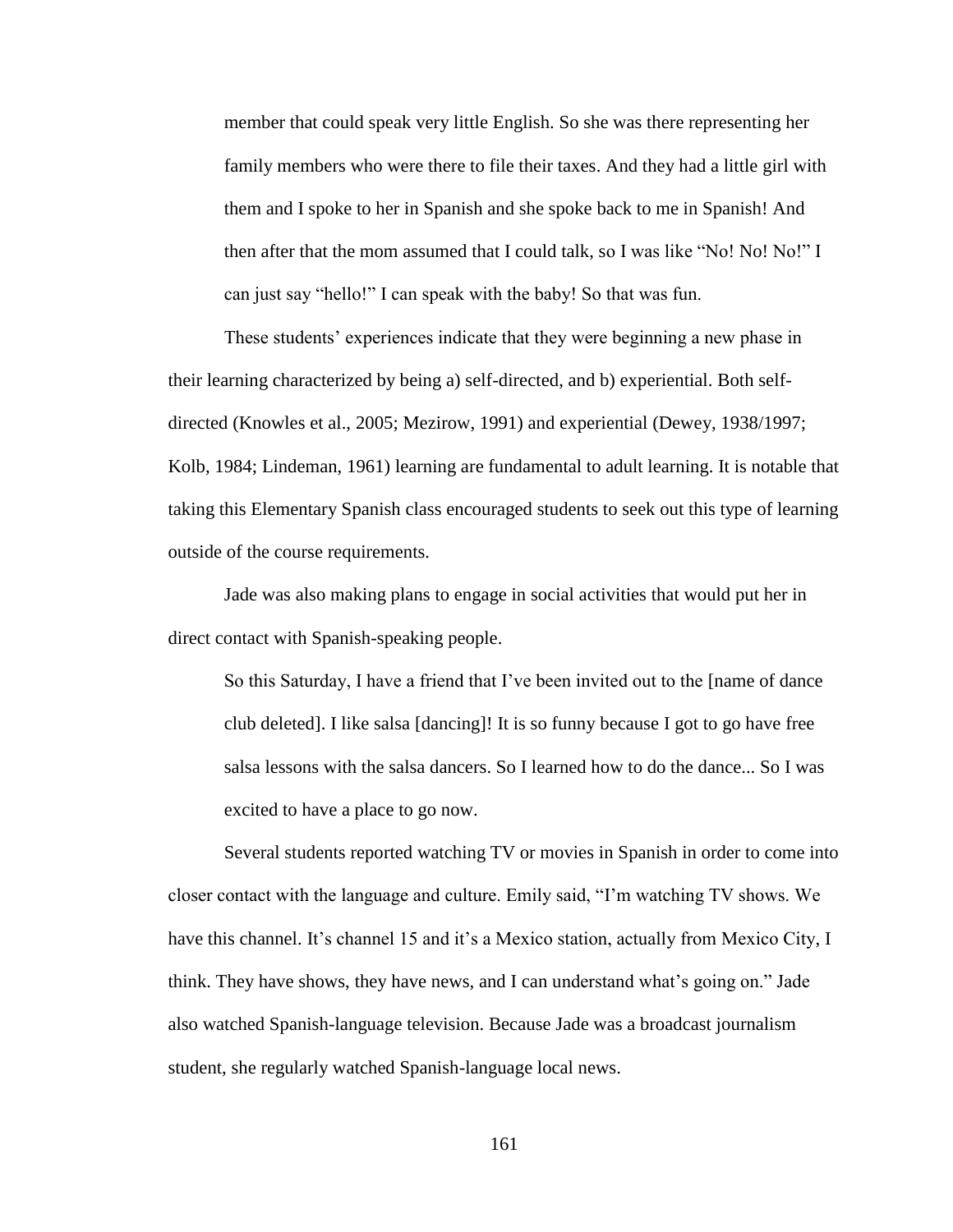> member that could speak very little English. So she was there representing her family members who were there to file their taxes. And they had a little girl with them and I spoke to her in Spanish and she spoke back to me in Spanish! And then after that the mom assumed that I could talk, so I was like "No! No! No!" I can just say "hello!" I can speak with the baby! So that was fun.

These students' experiences indicate that they were beginning a new phase in their learning characterized by being a) self-directed, and b) experiential. Both self-directed (Knowles et al., 2005; Mezirow, 1991) and experiential (Dewey, 1938/1997; Kolb, 1984; Lindeman, 1961) learning are fundamental to adult learning. It is notable that taking this Elementary Spanish class encouraged students to seek out this type of learning outside of the course requirements.

Jade was also making plans to engage in social activities that would put her in direct contact with Spanish-speaking people.

> So this Saturday, I have a friend that I've been invited out to the [name of dance club deleted]. I like salsa [dancing]! It is so funny because I got to go have free salsa lessons with the salsa dancers. So I learned how to do the dance... So I was excited to have a place to go now.

Several students reported watching TV or movies in Spanish in order to come into closer contact with the language and culture. Emily said, "I'm watching TV shows. We have this channel. It's channel 15 and it's a Mexico station, actually from Mexico City, I think. They have shows, they have news, and I can understand what's going on." Jade also watched Spanish-language television. Because Jade was a broadcast journalism student, she regularly watched Spanish-language local news.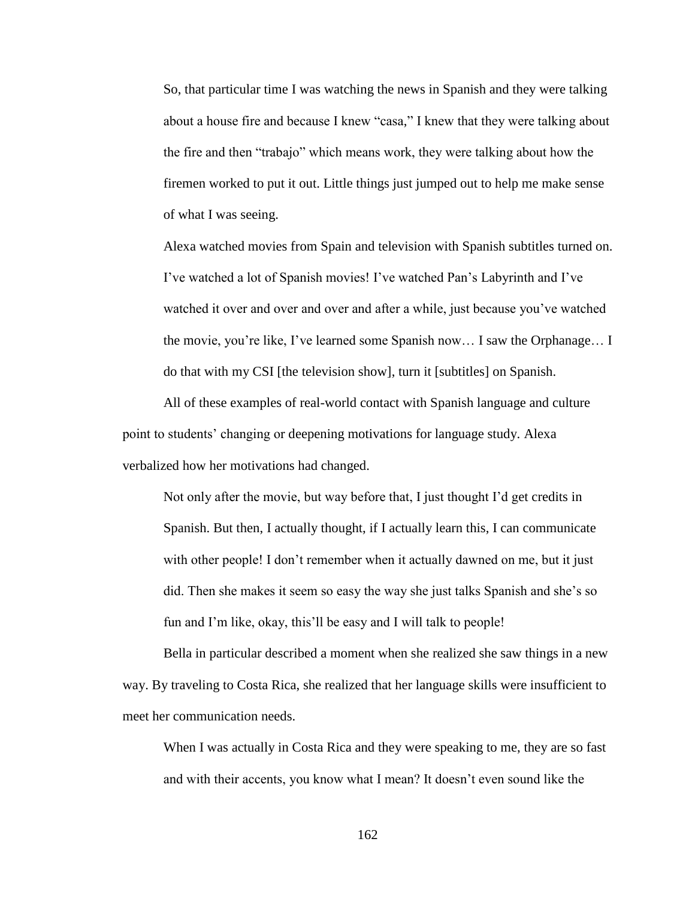> So, that particular time I was watching the news in Spanish and they were talking about a house fire and because I knew "casa," I knew that they were talking about the fire and then "trabajo" which means work, they were talking about how the firemen worked to put it out. Little things just jumped out to help me make sense of what I was seeing.

Alexa watched movies from Spain and television with Spanish subtitles turned on.

> I've watched a lot of Spanish movies! I've watched Pan's Labyrinth and I've watched it over and over and over and after a while, just because you've watched the movie, you're like, I've learned some Spanish now… I saw the Orphanage… I do that with my CSI [the television show], turn it [subtitles] on Spanish.

All of these examples of real-world contact with Spanish language and culture point to students' changing or deepening motivations for language study. Alexa verbalized how her motivations had changed.

> Not only after the movie, but way before that, I just thought I'd get credits in Spanish. But then, I actually thought, if I actually learn this, I can communicate with other people! I don't remember when it actually dawned on me, but it just did. Then she makes it seem so easy the way she just talks Spanish and she's so fun and I'm like, okay, this'll be easy and I will talk to people!

Bella in particular described a moment when she realized she saw things in a new way. By traveling to Costa Rica, she realized that her language skills were insufficient to meet her communication needs.

> When I was actually in Costa Rica and they were speaking to me, they are so fast and with their accents, you know what I mean? It doesn't even sound like the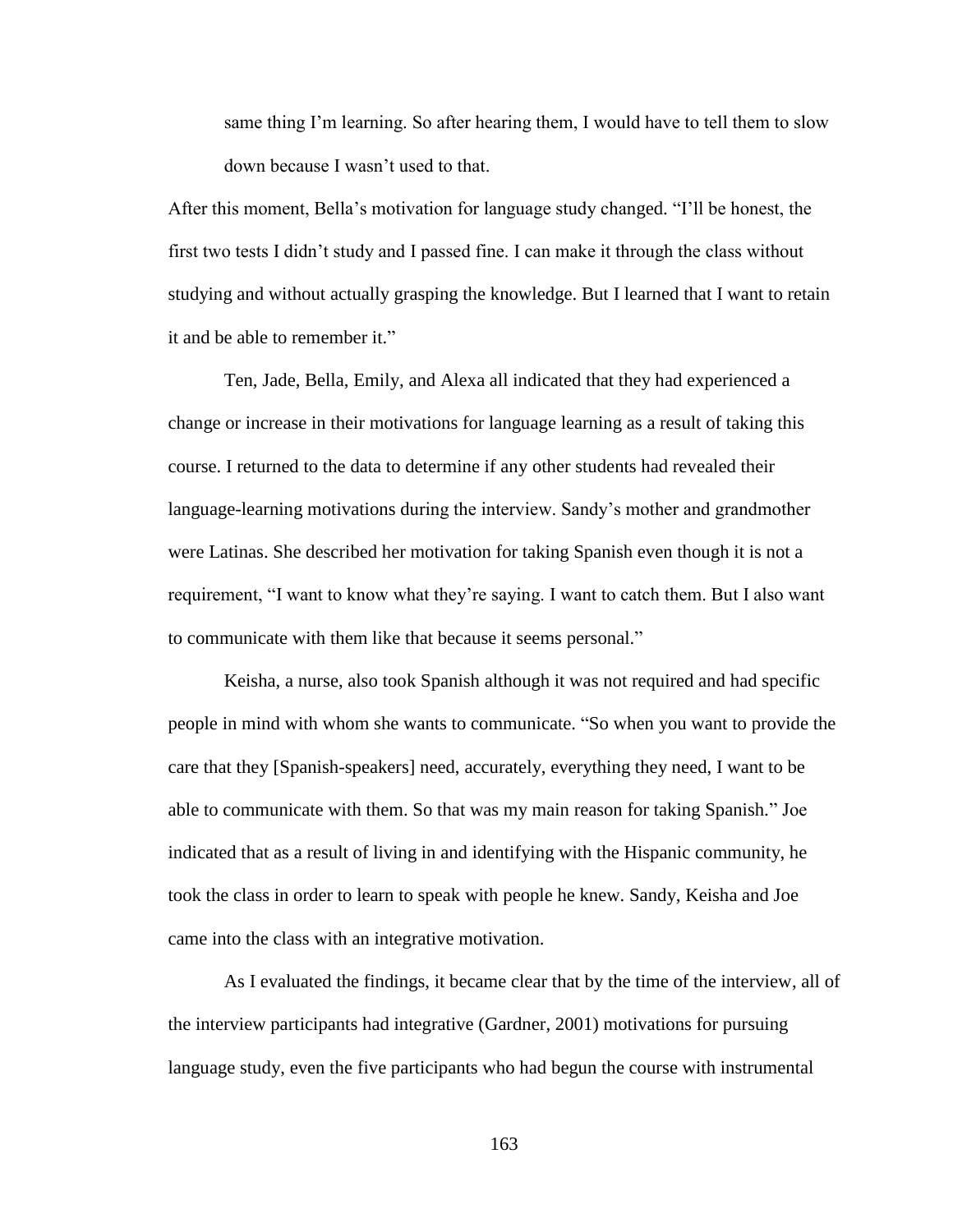> same thing I'm learning. So after hearing them, I would have to tell them to slow down because I wasn't used to that.

After this moment, Bella's motivation for language study changed. "I'll be honest, the first two tests I didn't study and I passed fine. I can make it through the class without studying and without actually grasping the knowledge. But I learned that I want to retain it and be able to remember it."

Ten, Jade, Bella, Emily, and Alexa all indicated that they had experienced a change or increase in their motivations for language learning as a result of taking this course. I returned to the data to determine if any other students had revealed their language-learning motivations during the interview. Sandy's mother and grandmother were Latinas. She described her motivation for taking Spanish even though it is not a requirement, "I want to know what they're saying. I want to catch them. But I also want to communicate with them like that because it seems personal."

Keisha, a nurse, also took Spanish although it was not required and had specific people in mind with whom she wants to communicate. "So when you want to provide the care that they [Spanish-speakers] need, accurately, everything they need, I want to be able to communicate with them. So that was my main reason for taking Spanish." Joe indicated that as a result of living in and identifying with the Hispanic community, he took the class in order to learn to speak with people he knew. Sandy, Keisha and Joe came into the class with an integrative motivation.

As I evaluated the findings, it became clear that by the time of the interview, all of the interview participants had integrative (Gardner, 2001) motivations for pursuing language study, even the five participants who had begun the course with instrumental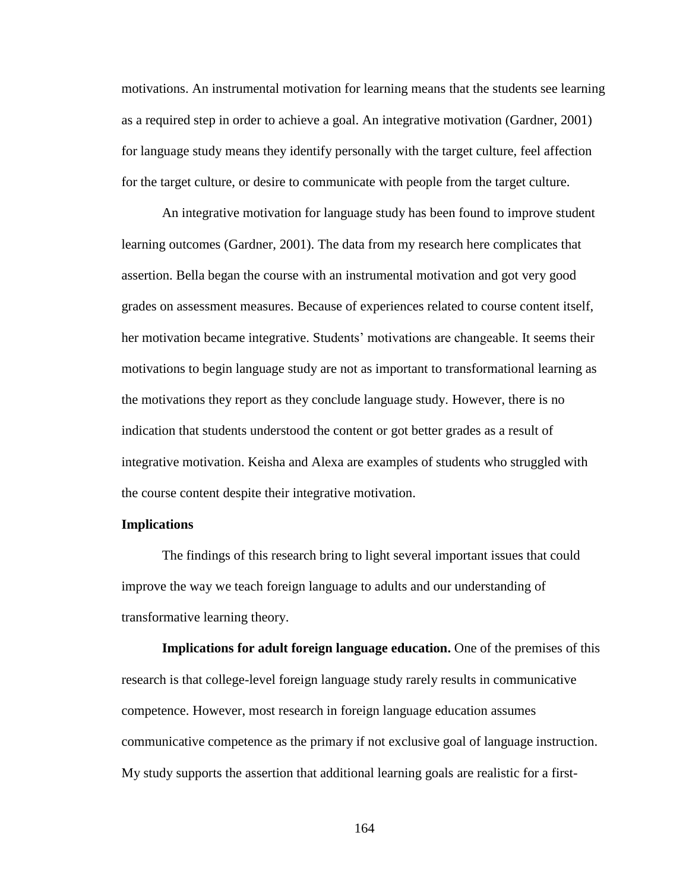motivations. An instrumental motivation for learning means that the students see learning as a required step in order to achieve a goal. An integrative motivation (Gardner, 2001) for language study means they identify personally with the target culture, feel affection for the target culture, or desire to communicate with people from the target culture.

An integrative motivation for language study has been found to improve student learning outcomes (Gardner, 2001). The data from my research here complicates that assertion. Bella began the course with an instrumental motivation and got very good grades on assessment measures. Because of experiences related to course content itself, her motivation became integrative. Students' motivations are changeable. It seems their motivations to begin language study are not as important to transformational learning as the motivations they report as they conclude language study. However, there is no indication that students understood the content or got better grades as a result of integrative motivation. Keisha and Alexa are examples of students who struggled with the course content despite their integrative motivation.

## Implications

The findings of this research bring to light several important issues that could improve the way we teach foreign language to adults and our understanding of transformative learning theory.

**Implications for adult foreign language education.** One of the premises of this research is that college-level foreign language study rarely results in communicative competence. However, most research in foreign language education assumes communicative competence as the primary if not exclusive goal of language instruction. My study supports the assertion that additional learning goals are realistic for a first-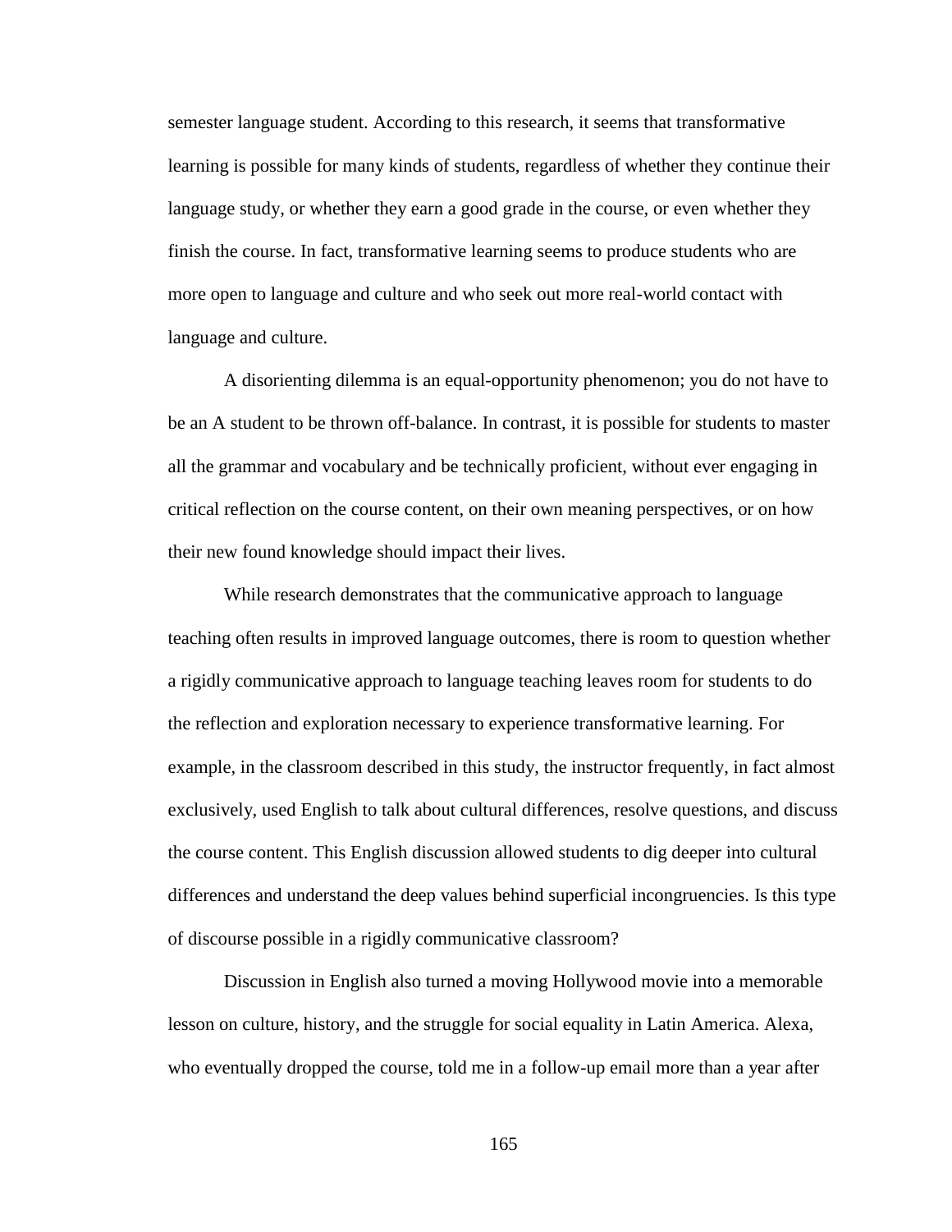semester language student. According to this research, it seems that transformative learning is possible for many kinds of students, regardless of whether they continue their language study, or whether they earn a good grade in the course, or even whether they finish the course. In fact, transformative learning seems to produce students who are more open to language and culture and who seek out more real-world contact with language and culture.

A disorienting dilemma is an equal-opportunity phenomenon; you do not have to be an A student to be thrown off-balance. In contrast, it is possible for students to master all the grammar and vocabulary and be technically proficient, without ever engaging in critical reflection on the course content, on their own meaning perspectives, or on how their new found knowledge should impact their lives.

While research demonstrates that the communicative approach to language teaching often results in improved language outcomes, there is room to question whether a rigidly communicative approach to language teaching leaves room for students to do the reflection and exploration necessary to experience transformative learning. For example, in the classroom described in this study, the instructor frequently, in fact almost exclusively, used English to talk about cultural differences, resolve questions, and discuss the course content. This English discussion allowed students to dig deeper into cultural differences and understand the deep values behind superficial incongruencies. Is this type of discourse possible in a rigidly communicative classroom?

Discussion in English also turned a moving Hollywood movie into a memorable lesson on culture, history, and the struggle for social equality in Latin America. Alexa, who eventually dropped the course, told me in a follow-up email more than a year after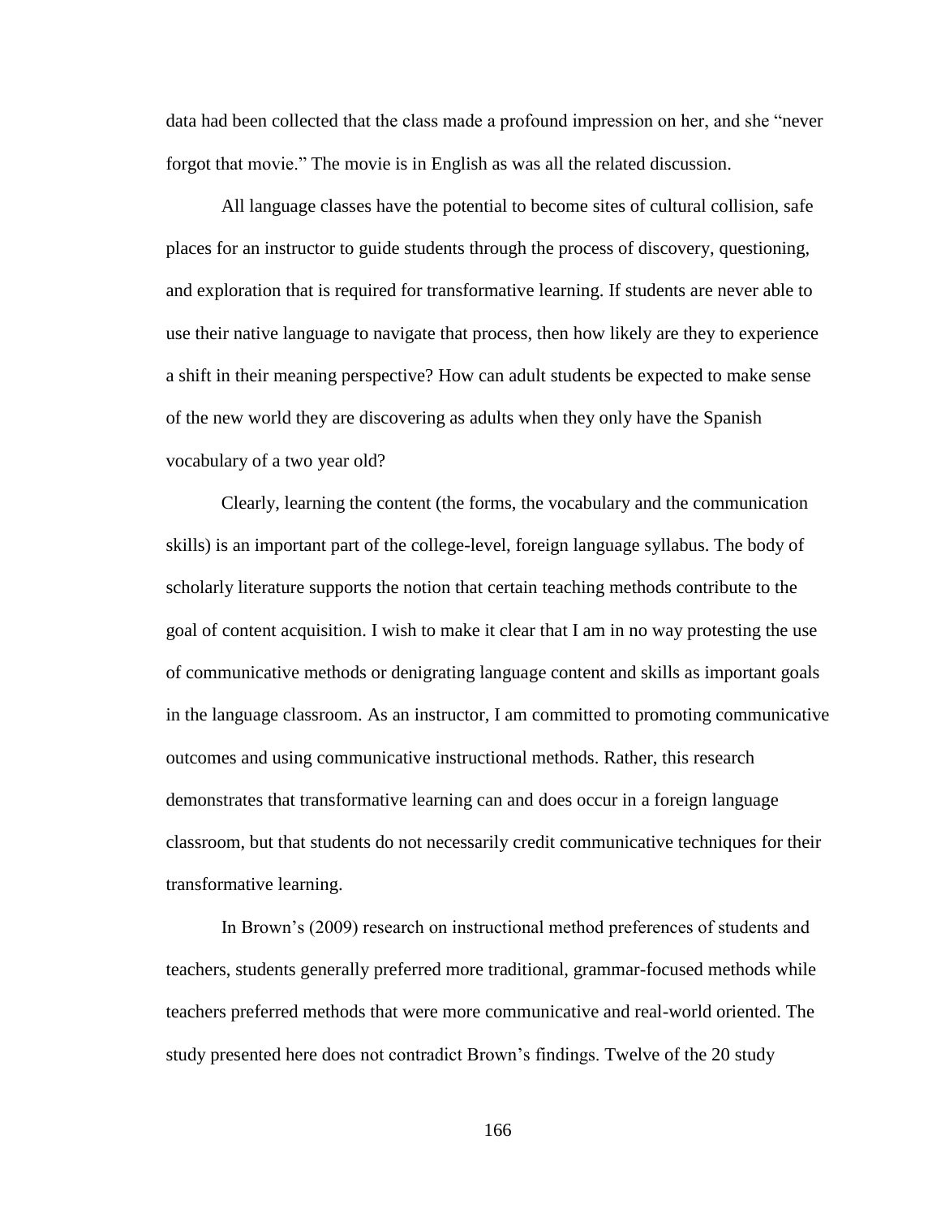data had been collected that the class made a profound impression on her, and she "never forgot that movie." The movie is in English as was all the related discussion.

All language classes have the potential to become sites of cultural collision, safe places for an instructor to guide students through the process of discovery, questioning, and exploration that is required for transformative learning. If students are never able to use their native language to navigate that process, then how likely are they to experience a shift in their meaning perspective? How can adult students be expected to make sense of the new world they are discovering as adults when they only have the Spanish vocabulary of a two year old?

Clearly, learning the content (the forms, the vocabulary and the communication skills) is an important part of the college-level, foreign language syllabus. The body of scholarly literature supports the notion that certain teaching methods contribute to the goal of content acquisition. I wish to make it clear that I am in no way protesting the use of communicative methods or denigrating language content and skills as important goals in the language classroom. As an instructor, I am committed to promoting communicative outcomes and using communicative instructional methods. Rather, this research demonstrates that transformative learning can and does occur in a foreign language classroom, but that students do not necessarily credit communicative techniques for their transformative learning.

In Brown's (2009) research on instructional method preferences of students and teachers, students generally preferred more traditional, grammar-focused methods while teachers preferred methods that were more communicative and real-world oriented. The study presented here does not contradict Brown's findings. Twelve of the 20 study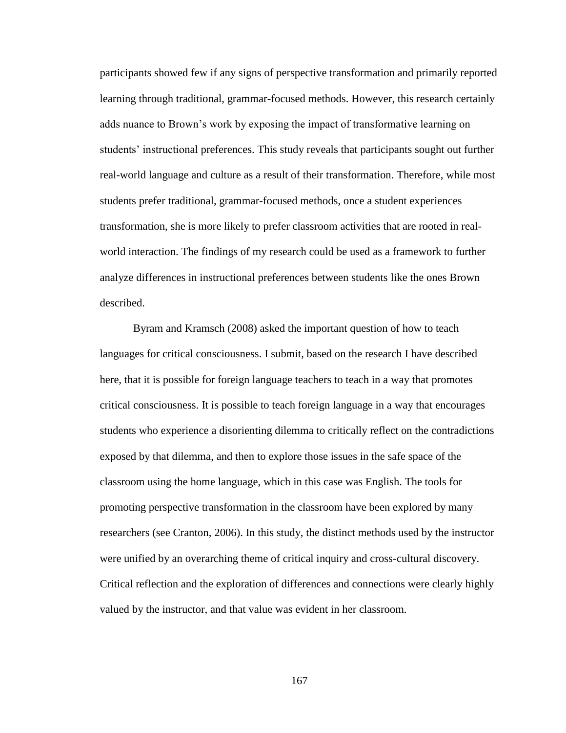participants showed few if any signs of perspective transformation and primarily reported learning through traditional, grammar-focused methods. However, this research certainly adds nuance to Brown's work by exposing the impact of transformative learning on students' instructional preferences. This study reveals that participants sought out further real-world language and culture as a result of their transformation. Therefore, while most students prefer traditional, grammar-focused methods, once a student experiences transformation, she is more likely to prefer classroom activities that are rooted in real-world interaction. The findings of my research could be used as a framework to further analyze differences in instructional preferences between students like the ones Brown described.

Byram and Kramsch (2008) asked the important question of how to teach languages for critical consciousness. I submit, based on the research I have described here, that it is possible for foreign language teachers to teach in a way that promotes critical consciousness. It is possible to teach foreign language in a way that encourages students who experience a disorienting dilemma to critically reflect on the contradictions exposed by that dilemma, and then to explore those issues in the safe space of the classroom using the home language, which in this case was English. The tools for promoting perspective transformation in the classroom have been explored by many researchers (see Cranton, 2006). In this study, the distinct methods used by the instructor were unified by an overarching theme of critical inquiry and cross-cultural discovery. Critical reflection and the exploration of differences and connections were clearly highly valued by the instructor, and that value was evident in her classroom.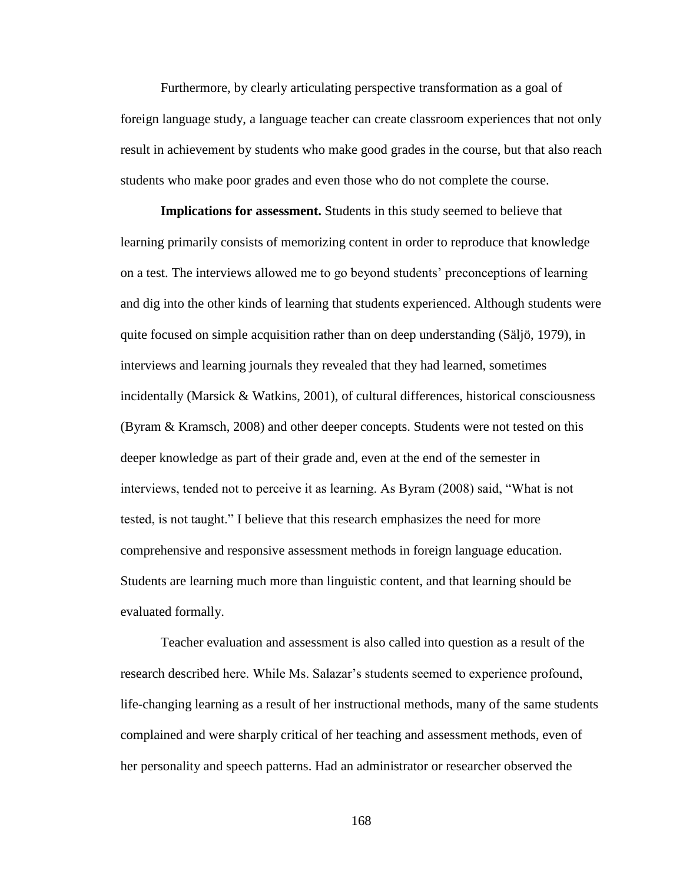Furthermore, by clearly articulating perspective transformation as a goal of foreign language study, a language teacher can create classroom experiences that not only result in achievement by students who make good grades in the course, but that also reach students who make poor grades and even those who do not complete the course.

**Implications for assessment.** Students in this study seemed to believe that learning primarily consists of memorizing content in order to reproduce that knowledge on a test. The interviews allowed me to go beyond students' preconceptions of learning and dig into the other kinds of learning that students experienced. Although students were quite focused on simple acquisition rather than on deep understanding (Säljö, 1979), in interviews and learning journals they revealed that they had learned, sometimes incidentally (Marsick & Watkins, 2001), of cultural differences, historical consciousness (Byram & Kramsch, 2008) and other deeper concepts. Students were not tested on this deeper knowledge as part of their grade and, even at the end of the semester in interviews, tended not to perceive it as learning. As Byram (2008) said, "What is not tested, is not taught." I believe that this research emphasizes the need for more comprehensive and responsive assessment methods in foreign language education. Students are learning much more than linguistic content, and that learning should be evaluated formally.

Teacher evaluation and assessment is also called into question as a result of the research described here. While Ms. Salazar's students seemed to experience profound, life-changing learning as a result of her instructional methods, many of the same students complained and were sharply critical of her teaching and assessment methods, even of her personality and speech patterns. Had an administrator or researcher observed the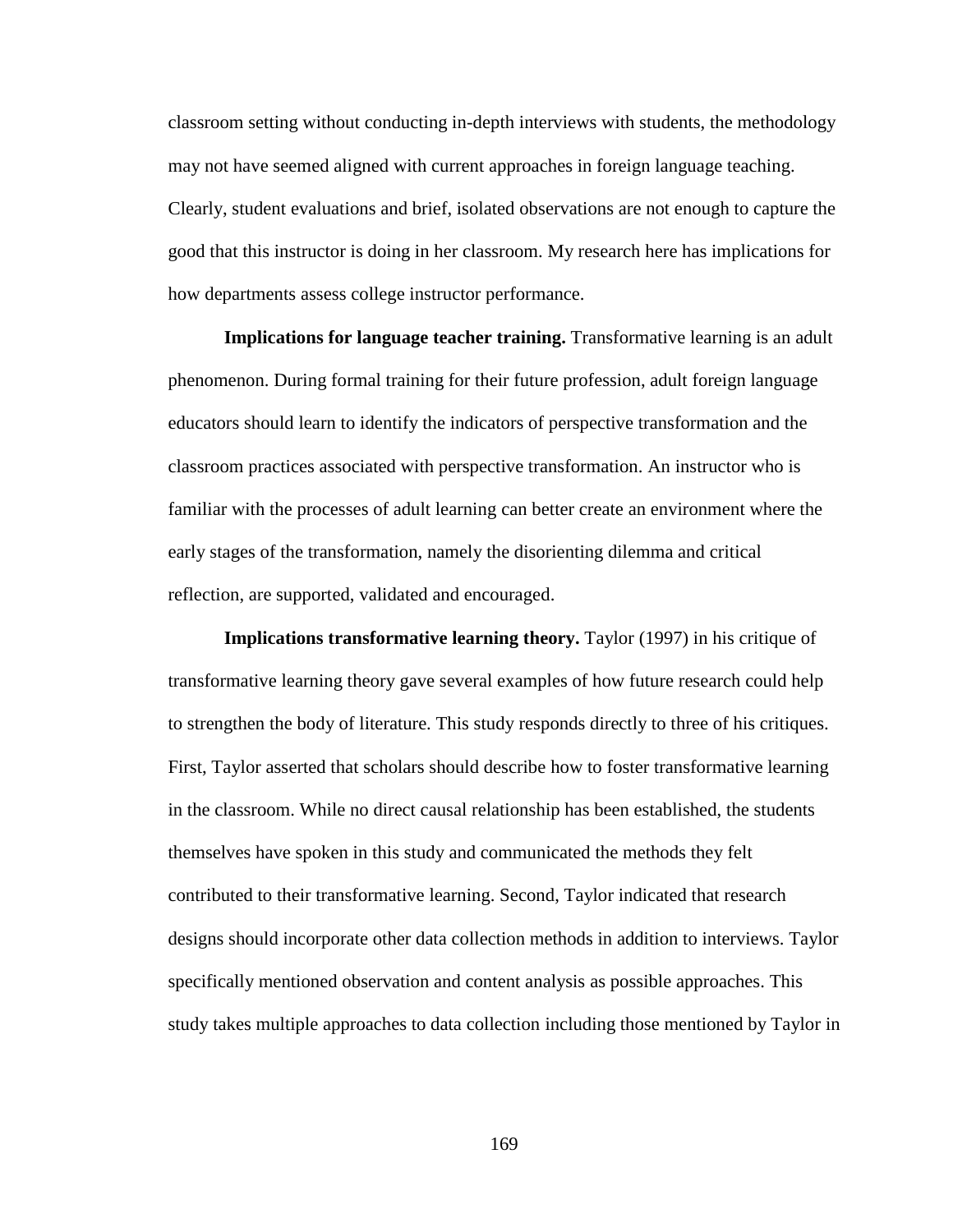classroom setting without conducting in-depth interviews with students, the methodology may not have seemed aligned with current approaches in foreign language teaching. Clearly, student evaluations and brief, isolated observations are not enough to capture the good that this instructor is doing in her classroom. My research here has implications for how departments assess college instructor performance.

**Implications for language teacher training.** Transformative learning is an adult phenomenon. During formal training for their future profession, adult foreign language educators should learn to identify the indicators of perspective transformation and the classroom practices associated with perspective transformation. An instructor who is familiar with the processes of adult learning can better create an environment where the early stages of the transformation, namely the disorienting dilemma and critical reflection, are supported, validated and encouraged.

**Implications transformative learning theory.** Taylor (1997) in his critique of transformative learning theory gave several examples of how future research could help to strengthen the body of literature. This study responds directly to three of his critiques. First, Taylor asserted that scholars should describe how to foster transformative learning in the classroom. While no direct causal relationship has been established, the students themselves have spoken in this study and communicated the methods they felt contributed to their transformative learning. Second, Taylor indicated that research designs should incorporate other data collection methods in addition to interviews. Taylor specifically mentioned observation and content analysis as possible approaches. This study takes multiple approaches to data collection including those mentioned by Taylor in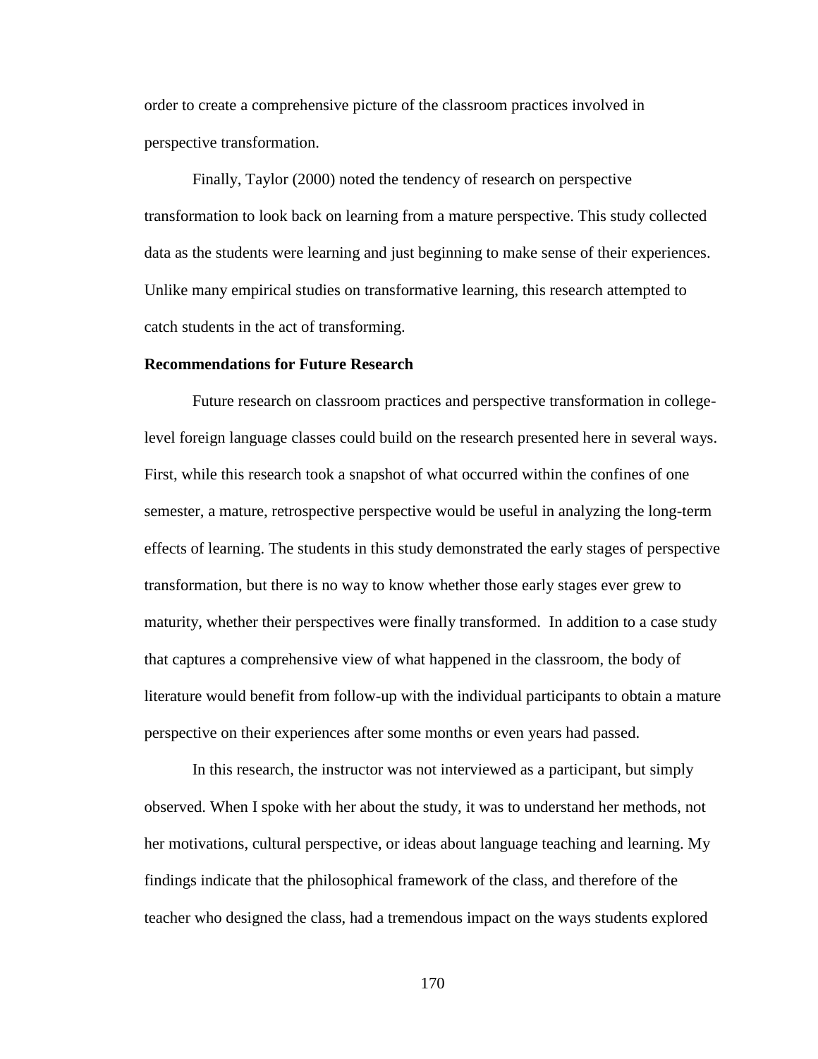order to create a comprehensive picture of the classroom practices involved in perspective transformation.

Finally, Taylor (2000) noted the tendency of research on perspective transformation to look back on learning from a mature perspective. This study collected data as the students were learning and just beginning to make sense of their experiences. Unlike many empirical studies on transformative learning, this research attempted to catch students in the act of transforming.

**Recommendations for Future Research**

Future research on classroom practices and perspective transformation in college-level foreign language classes could build on the research presented here in several ways. First, while this research took a snapshot of what occurred within the confines of one semester, a mature, retrospective perspective would be useful in analyzing the long-term effects of learning. The students in this study demonstrated the early stages of perspective transformation, but there is no way to know whether those early stages ever grew to maturity, whether their perspectives were finally transformed. In addition to a case study that captures a comprehensive view of what happened in the classroom, the body of literature would benefit from follow-up with the individual participants to obtain a mature perspective on their experiences after some months or even years had passed.

In this research, the instructor was not interviewed as a participant, but simply observed. When I spoke with her about the study, it was to understand her methods, not her motivations, cultural perspective, or ideas about language teaching and learning. My findings indicate that the philosophical framework of the class, and therefore of the teacher who designed the class, had a tremendous impact on the ways students explored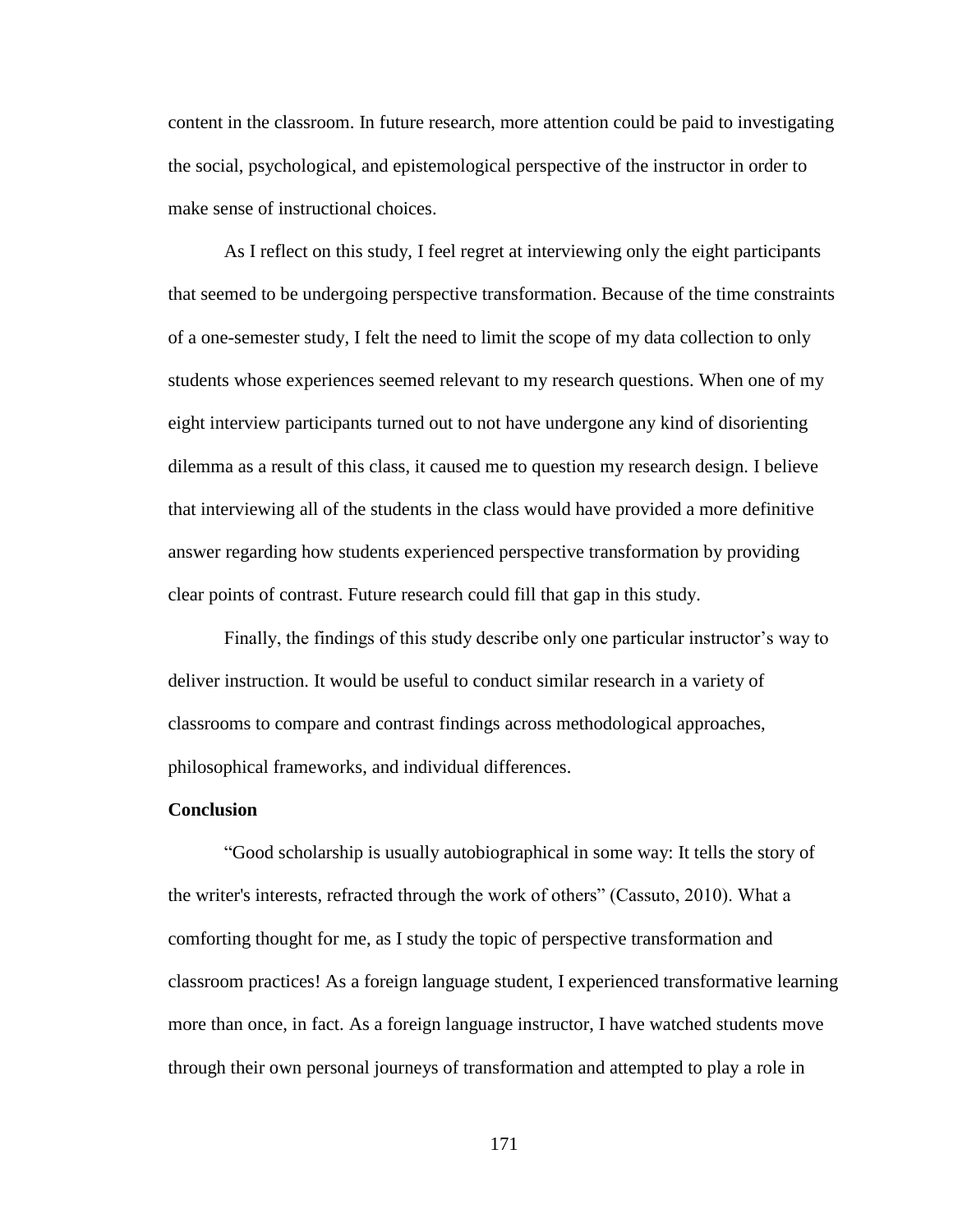content in the classroom. In future research, more attention could be paid to investigating the social, psychological, and epistemological perspective of the instructor in order to make sense of instructional choices.

As I reflect on this study, I feel regret at interviewing only the eight participants that seemed to be undergoing perspective transformation. Because of the time constraints of a one-semester study, I felt the need to limit the scope of my data collection to only students whose experiences seemed relevant to my research questions. When one of my eight interview participants turned out to not have undergone any kind of disorienting dilemma as a result of this class, it caused me to question my research design. I believe that interviewing all of the students in the class would have provided a more definitive answer regarding how students experienced perspective transformation by providing clear points of contrast. Future research could fill that gap in this study.

Finally, the findings of this study describe only one particular instructor's way to deliver instruction. It would be useful to conduct similar research in a variety of classrooms to compare and contrast findings across methodological approaches, philosophical frameworks, and individual differences.

**Conclusion**

"Good scholarship is usually autobiographical in some way: It tells the story of the writer's interests, refracted through the work of others" (Cassuto, 2010). What a comforting thought for me, as I study the topic of perspective transformation and classroom practices! As a foreign language student, I experienced transformative learning more than once, in fact. As a foreign language instructor, I have watched students move through their own personal journeys of transformation and attempted to play a role in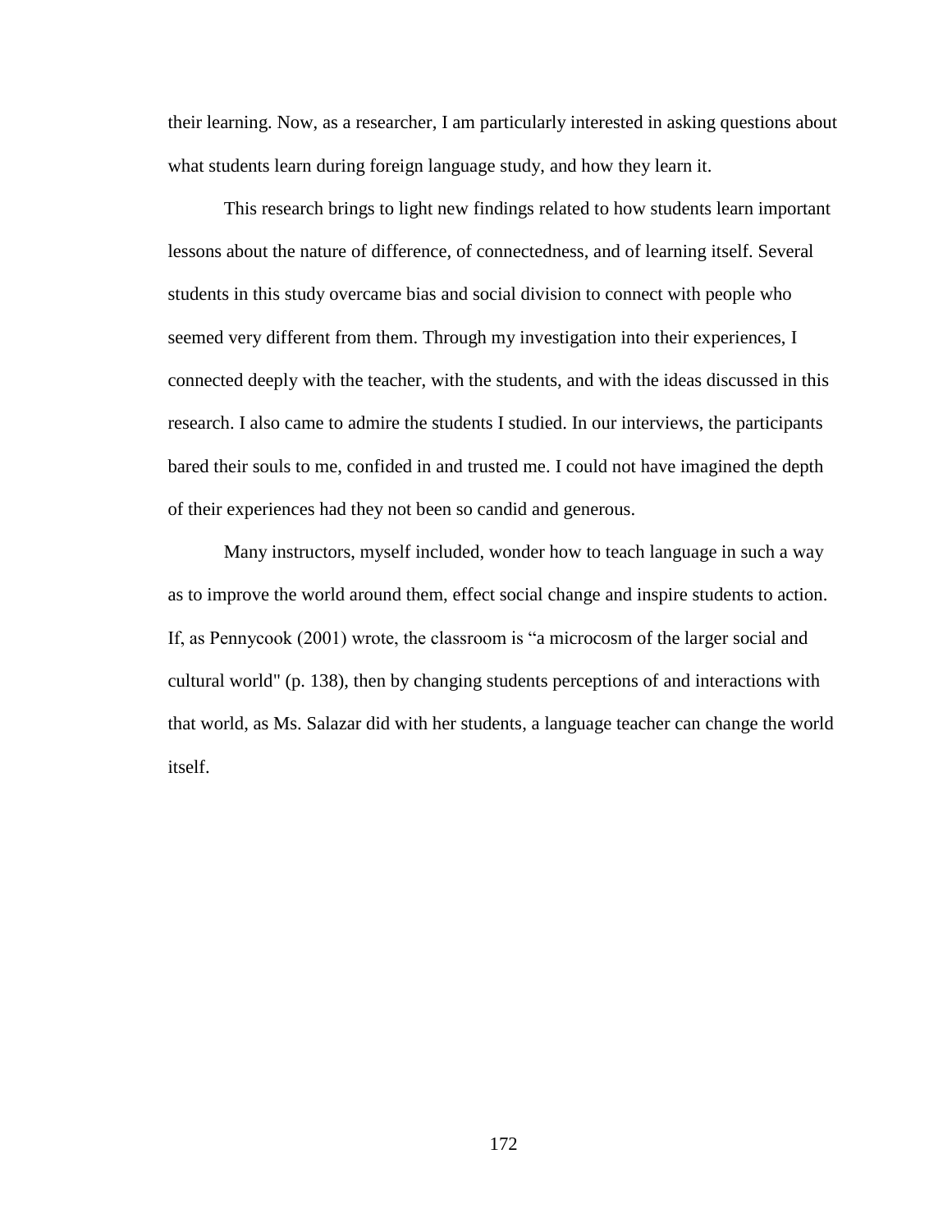their learning. Now, as a researcher, I am particularly interested in asking questions about what students learn during foreign language study, and how they learn it.

This research brings to light new findings related to how students learn important lessons about the nature of difference, of connectedness, and of learning itself. Several students in this study overcame bias and social division to connect with people who seemed very different from them. Through my investigation into their experiences, I connected deeply with the teacher, with the students, and with the ideas discussed in this research. I also came to admire the students I studied. In our interviews, the participants bared their souls to me, confided in and trusted me. I could not have imagined the depth of their experiences had they not been so candid and generous.

Many instructors, myself included, wonder how to teach language in such a way as to improve the world around them, effect social change and inspire students to action. If, as Pennycook (2001) wrote, the classroom is "a microcosm of the larger social and cultural world" (p. 138), then by changing students perceptions of and interactions with that world, as Ms. Salazar did with her students, a language teacher can change the world itself.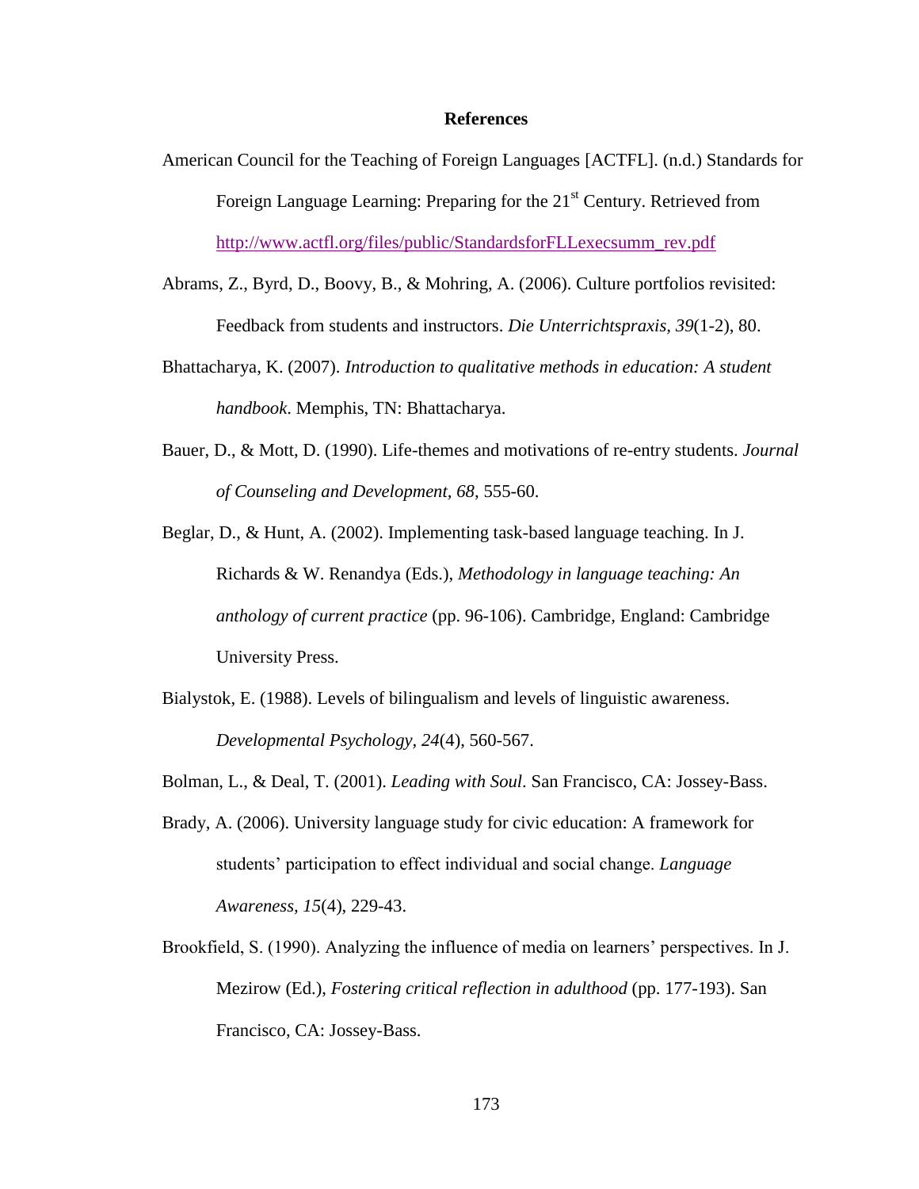# References

American Council for the Teaching of Foreign Languages [ACTFL]. (n.d.) Standards for Foreign Language Learning: Preparing for the 21st Century. Retrieved from http://www.actfl.org/files/public/StandardsforFLLexecsumm_rev.pdf

Abrams, Z., Byrd, D., Boovy, B., & Mohring, A. (2006). Culture portfolios revisited: Feedback from students and instructors. *Die Unterrichtspraxis, 39*(1-2), 80.

Bhattacharya, K. (2007). *Introduction to qualitative methods in education: A student handbook*. Memphis, TN: Bhattacharya.

Bauer, D., & Mott, D. (1990). Life-themes and motivations of re-entry students. *Journal of Counseling and Development, 68*, 555-60.

Beglar, D., & Hunt, A. (2002). Implementing task-based language teaching. In J. Richards & W. Renandya (Eds.), *Methodology in language teaching: An anthology of current practice* (pp. 96-106). Cambridge, England: Cambridge University Press.

Bialystok, E. (1988). Levels of bilingualism and levels of linguistic awareness. *Developmental Psychology, 24*(4), 560-567.

Bolman, L., & Deal, T. (2001). *Leading with Soul.* San Francisco, CA: Jossey-Bass.

Brady, A. (2006). University language study for civic education: A framework for students' participation to effect individual and social change. *Language Awareness, 15*(4), 229-43.

Brookfield, S. (1990). Analyzing the influence of media on learners' perspectives. In J. Mezirow (Ed.), *Fostering critical reflection in adulthood* (pp. 177-193). San Francisco, CA: Jossey-Bass.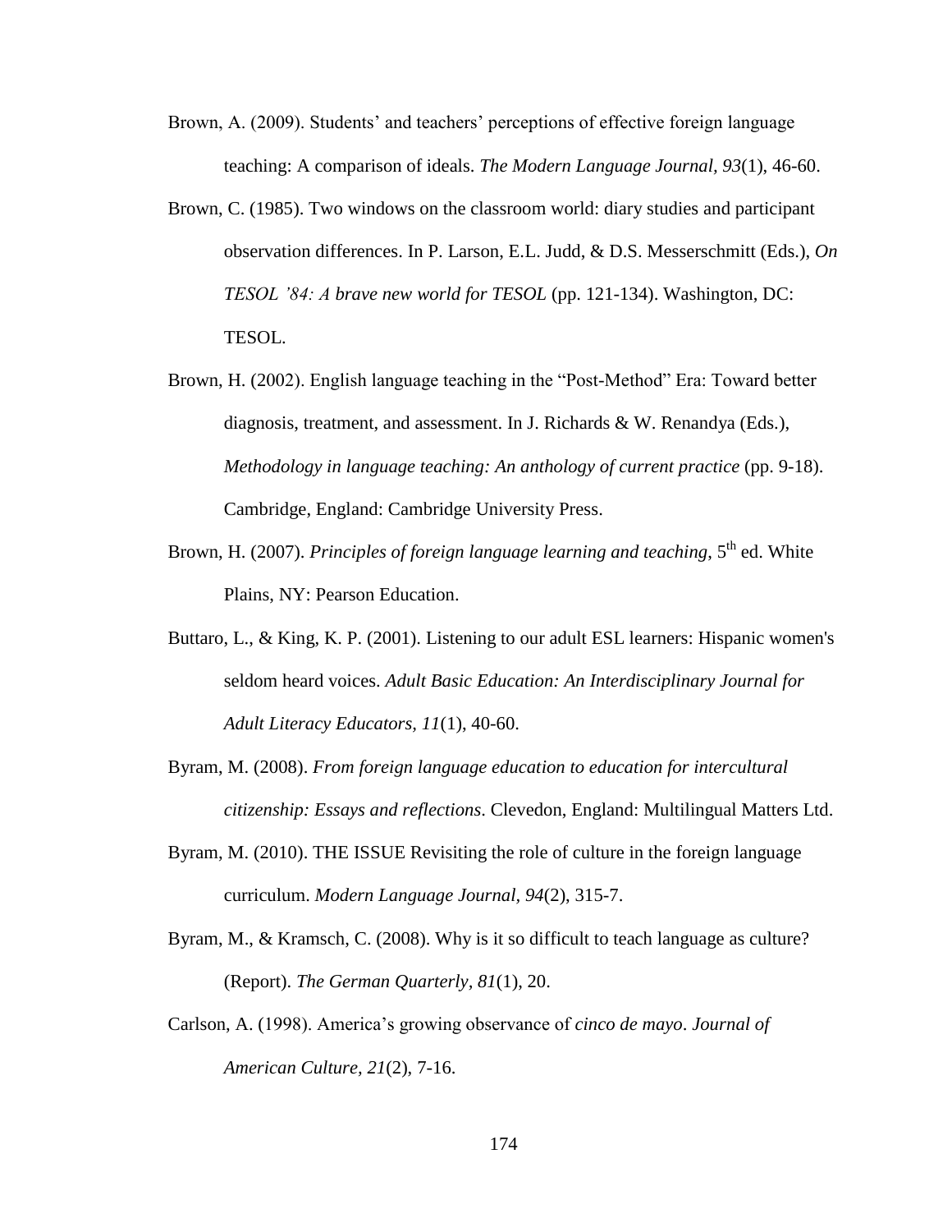Brown, A. (2009). Students' and teachers' perceptions of effective foreign language teaching: A comparison of ideals. *The Modern Language Journal, 93*(1), 46-60.

Brown, C. (1985). Two windows on the classroom world: diary studies and participant observation differences. In P. Larson, E.L. Judd, & D.S. Messerschmitt (Eds.), *On TESOL '84: A brave new world for TESOL* (pp. 121-134). Washington, DC: TESOL.

Brown, H. (2002). English language teaching in the "Post-Method" Era: Toward better diagnosis, treatment, and assessment. In J. Richards & W. Renandya (Eds.), *Methodology in language teaching: An anthology of current practice* (pp. 9-18). Cambridge, England: Cambridge University Press.

Brown, H. (2007). *Principles of foreign language learning and teaching*, 5th ed. White Plains, NY: Pearson Education.

Buttaro, L., & King, K. P. (2001). Listening to our adult ESL learners: Hispanic women's seldom heard voices. *Adult Basic Education: An Interdisciplinary Journal for Adult Literacy Educators, 11*(1), 40-60.

Byram, M. (2008). *From foreign language education to education for intercultural citizenship: Essays and reflections*. Clevedon, England: Multilingual Matters Ltd.

Byram, M. (2010). THE ISSUE Revisiting the role of culture in the foreign language curriculum. *Modern Language Journal, 94*(2), 315-7.

Byram, M., & Kramsch, C. (2008). Why is it so difficult to teach language as culture? (Report). *The German Quarterly, 81*(1), 20.

Carlson, A. (1998). America's growing observance of *cinco de mayo*. *Journal of American Culture, 21*(2), 7-16.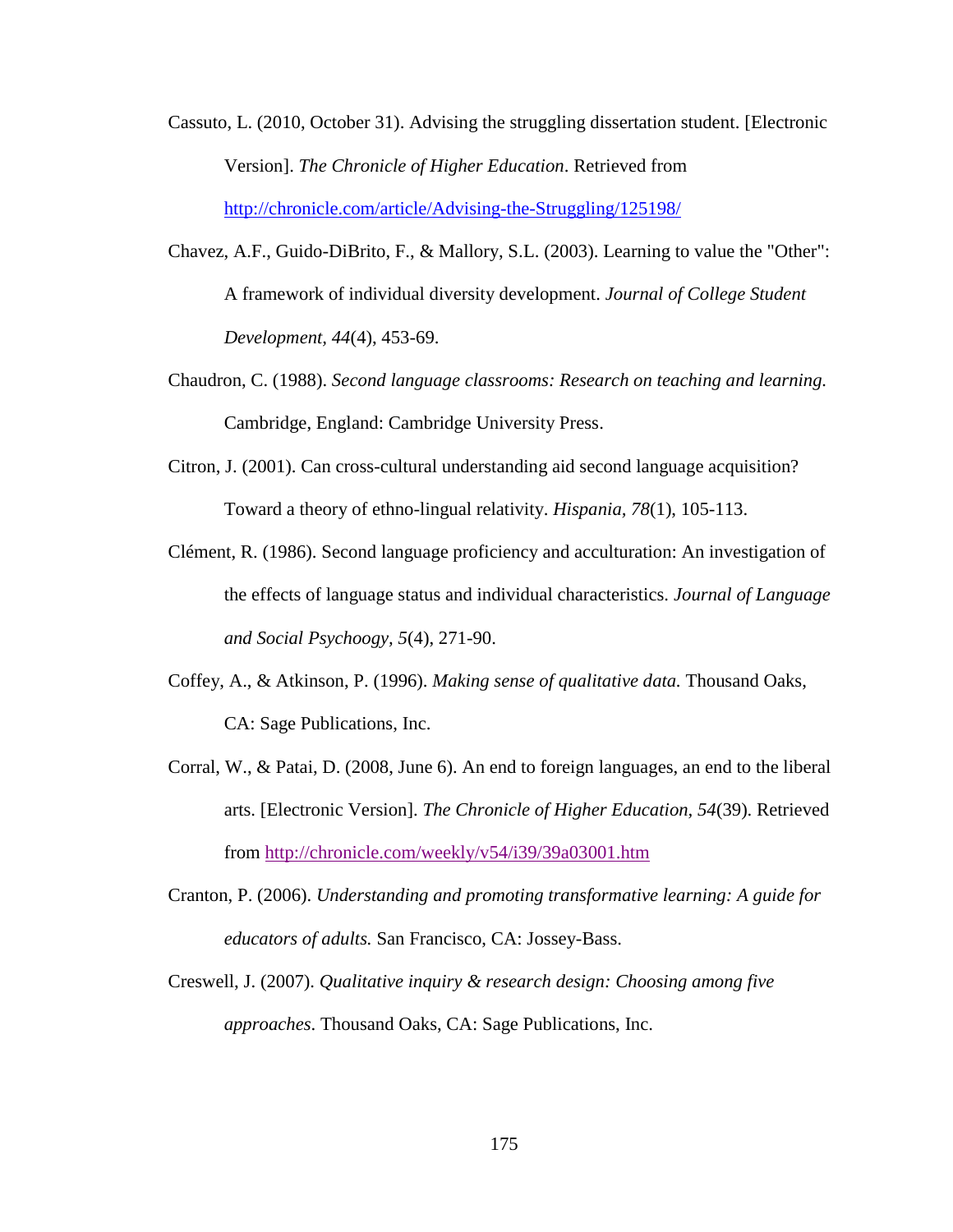Cassuto, L. (2010, October 31). Advising the struggling dissertation student. [Electronic Version]. *The Chronicle of Higher Education*. Retrieved from http://chronicle.com/article/Advising-the-Struggling/125198/

Chavez, A.F., Guido-DiBrito, F., & Mallory, S.L. (2003). Learning to value the "Other": A framework of individual diversity development. *Journal of College Student Development*, *44*(4), 453-69.

Chaudron, C. (1988). *Second language classrooms: Research on teaching and learning.* Cambridge, England: Cambridge University Press.

Citron, J. (2001). Can cross-cultural understanding aid second language acquisition? Toward a theory of ethno-lingual relativity. *Hispania*, *78*(1), 105-113.

Clément, R. (1986). Second language proficiency and acculturation: An investigation of the effects of language status and individual characteristics. *Journal of Language and Social Psychoogy*, *5*(4), 271-90.

Coffey, A., & Atkinson, P. (1996). *Making sense of qualitative data.* Thousand Oaks, CA: Sage Publications, Inc.

Corral, W., & Patai, D. (2008, June 6). An end to foreign languages, an end to the liberal arts. [Electronic Version]. *The Chronicle of Higher Education*, *54*(39). Retrieved from http://chronicle.com/weekly/v54/i39/39a03001.htm

Cranton, P. (2006). *Understanding and promoting transformative learning: A guide for educators of adults.* San Francisco, CA: Jossey-Bass.

Creswell, J. (2007). *Qualitative inquiry & research design: Choosing among five approaches*. Thousand Oaks, CA: Sage Publications, Inc.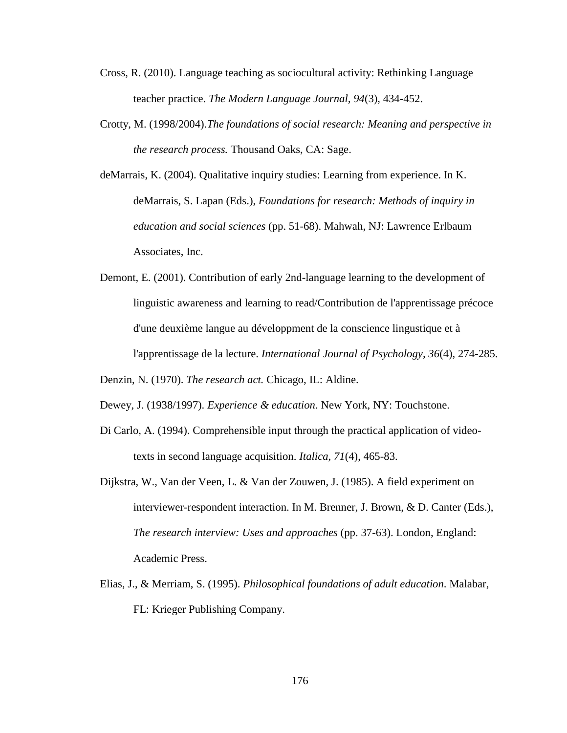Cross, R. (2010). Language teaching as sociocultural activity: Rethinking Language teacher practice. *The Modern Language Journal, 94*(3), 434-452.

Crotty, M. (1998/2004).*The foundations of social research: Meaning and perspective in the research process.* Thousand Oaks, CA: Sage.

deMarrais, K. (2004). Qualitative inquiry studies: Learning from experience. In K. deMarrais, S. Lapan (Eds.), *Foundations for research: Methods of inquiry in education and social sciences* (pp. 51-68). Mahwah, NJ: Lawrence Erlbaum Associates, Inc.

Demont, E. (2001). Contribution of early 2nd-language learning to the development of linguistic awareness and learning to read/Contribution de l'apprentissage précoce d'une deuxième langue au développment de la conscience lingustique et à l'apprentissage de la lecture. *International Journal of Psychology, 36*(4), 274-285.

Denzin, N. (1970). *The research act.* Chicago, IL: Aldine.

Dewey, J. (1938/1997). *Experience & education*. New York, NY: Touchstone.

Di Carlo, A. (1994). Comprehensible input through the practical application of video-texts in second language acquisition. *Italica, 71*(4), 465-83.

Dijkstra, W., Van der Veen, L. & Van der Zouwen, J. (1985). A field experiment on interviewer-respondent interaction. In M. Brenner, J. Brown, & D. Canter (Eds.), *The research interview: Uses and approaches* (pp. 37-63). London, England: Academic Press.

Elias, J., & Merriam, S. (1995). *Philosophical foundations of adult education*. Malabar, FL: Krieger Publishing Company.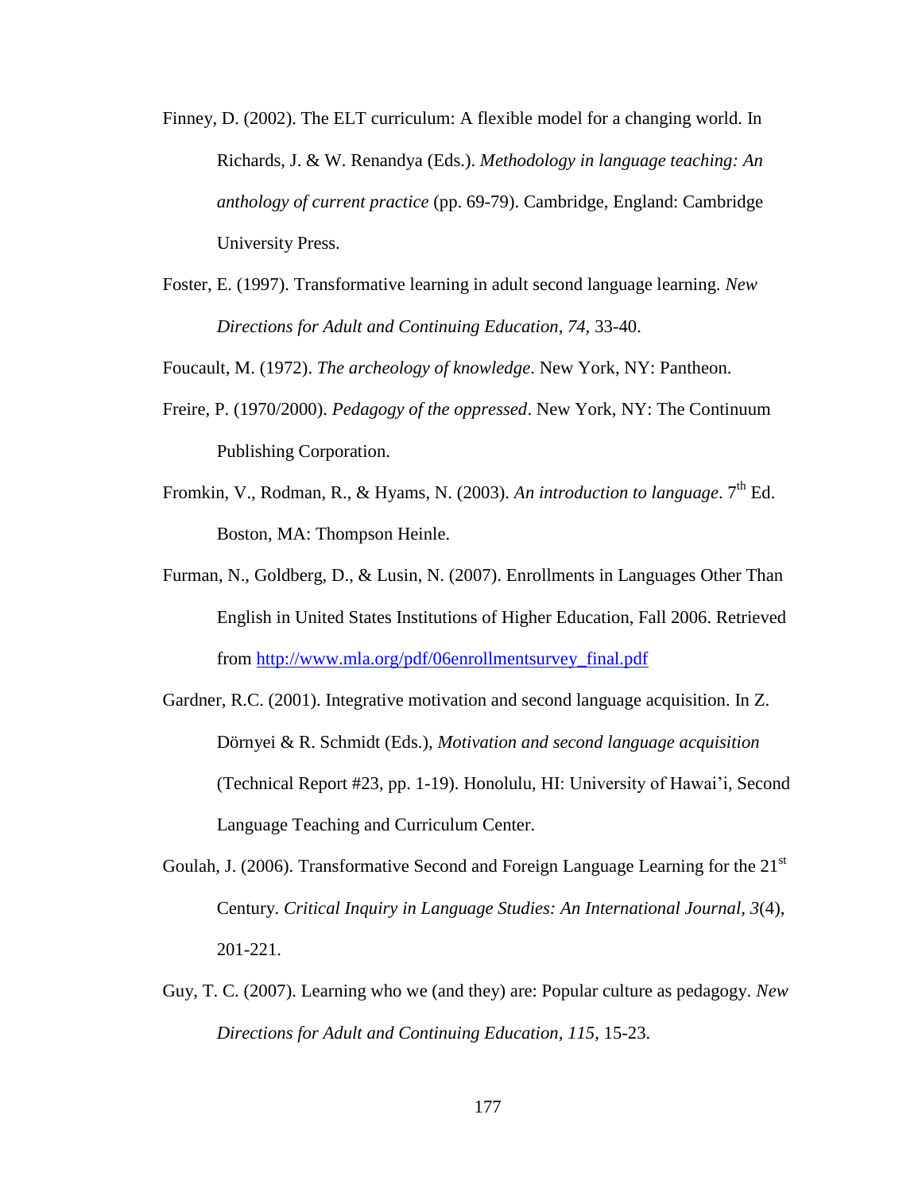Finney, D. (2002). The ELT curriculum: A flexible model for a changing world. In Richards, J. & W. Renandya (Eds.). *Methodology in language teaching: An anthology of current practice* (pp. 69-79). Cambridge, England: Cambridge University Press.

Foster, E. (1997). Transformative learning in adult second language learning. *New Directions for Adult and Continuing Education, 74*, 33-40.

Foucault, M. (1972). *The archeology of knowledge*. New York, NY: Pantheon.

Freire, P. (1970/2000). *Pedagogy of the oppressed*. New York, NY: The Continuum Publishing Corporation.

Fromkin, V., Rodman, R., & Hyams, N. (2003). *An introduction to language*. 7th Ed. Boston, MA: Thompson Heinle.

Furman, N., Goldberg, D., & Lusin, N. (2007). Enrollments in Languages Other Than English in United States Institutions of Higher Education, Fall 2006. Retrieved from http://www.mla.org/pdf/06enrollmentsurvey_final.pdf

Gardner, R.C. (2001). Integrative motivation and second language acquisition. In Z. Dörnyei & R. Schmidt (Eds.), *Motivation and second language acquisition* (Technical Report #23, pp. 1-19). Honolulu, HI: University of Hawai'i, Second Language Teaching and Curriculum Center.

Goulah, J. (2006). Transformative Second and Foreign Language Learning for the 21st Century. *Critical Inquiry in Language Studies: An International Journal*, *3*(4), 201-221.

Guy, T. C. (2007). Learning who we (and they) are: Popular culture as pedagogy. *New Directions for Adult and Continuing Education, 115*, 15-23.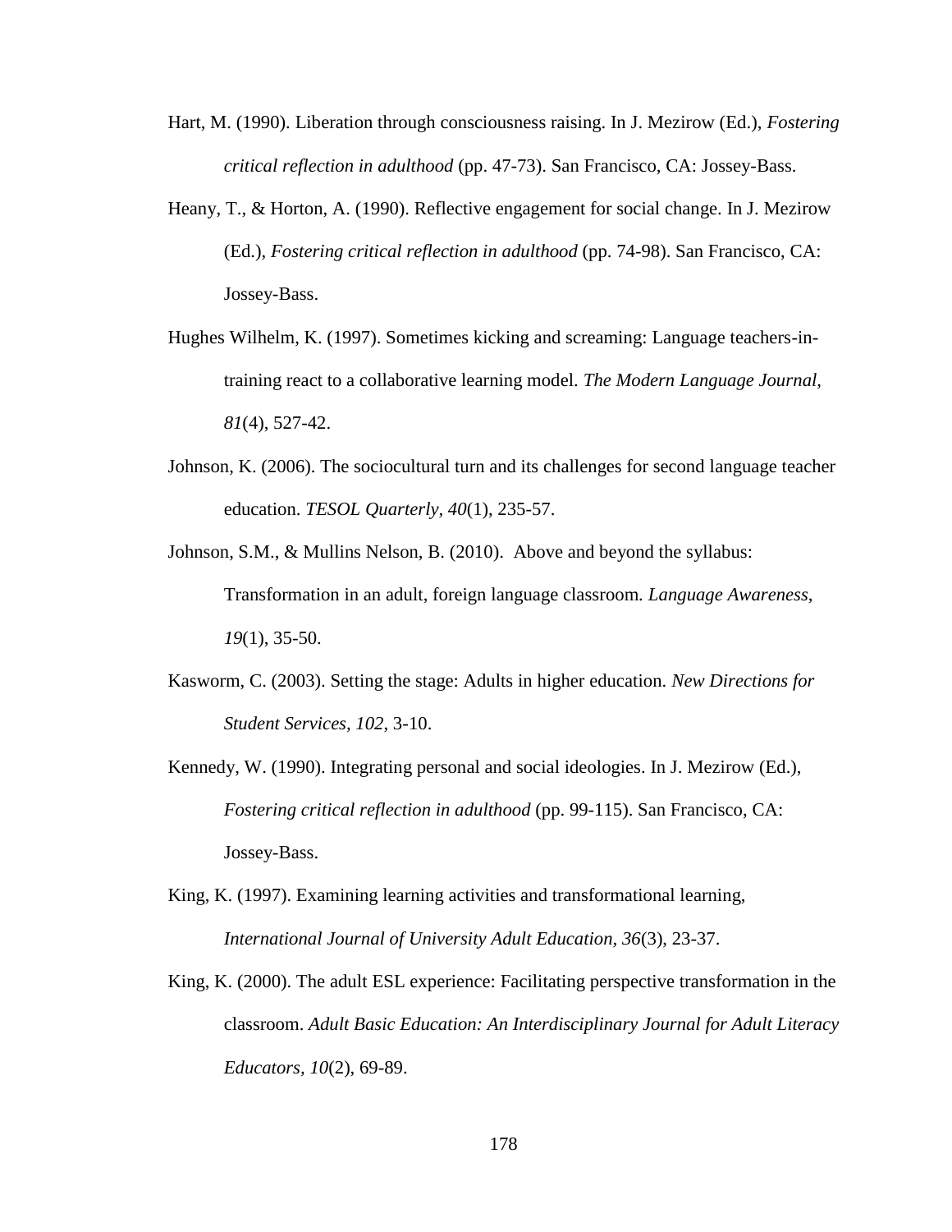Hart, M. (1990). Liberation through consciousness raising. In J. Mezirow (Ed.), *Fostering critical reflection in adulthood* (pp. 47-73). San Francisco, CA: Jossey-Bass.

Heany, T., & Horton, A. (1990). Reflective engagement for social change. In J. Mezirow (Ed.), *Fostering critical reflection in adulthood* (pp. 74-98). San Francisco, CA: Jossey-Bass.

Hughes Wilhelm, K. (1997). Sometimes kicking and screaming: Language teachers-in-training react to a collaborative learning model. *The Modern Language Journal, 81*(4), 527-42.

Johnson, K. (2006). The sociocultural turn and its challenges for second language teacher education. *TESOL Quarterly*, *40*(1), 235-57.

Johnson, S.M., & Mullins Nelson, B. (2010). Above and beyond the syllabus: Transformation in an adult, foreign language classroom. *Language Awareness, 19*(1), 35-50.

Kasworm, C. (2003). Setting the stage: Adults in higher education. *New Directions for Student Services, 102*, 3-10.

Kennedy, W. (1990). Integrating personal and social ideologies. In J. Mezirow (Ed.), *Fostering critical reflection in adulthood* (pp. 99-115). San Francisco, CA: Jossey-Bass.

King, K. (1997). Examining learning activities and transformational learning, *International Journal of University Adult Education, 36*(3), 23-37.

King, K. (2000). The adult ESL experience: Facilitating perspective transformation in the classroom. *Adult Basic Education: An Interdisciplinary Journal for Adult Literacy Educators, 10*(2), 69-89.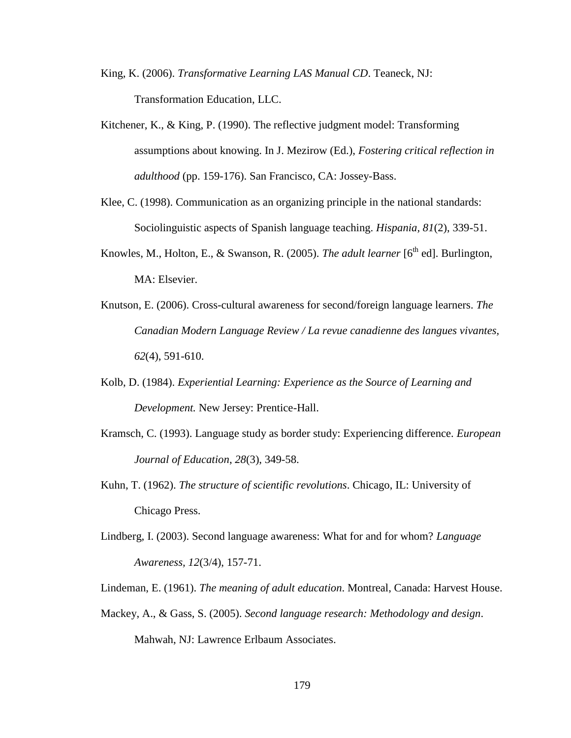King, K. (2006). *Transformative Learning LAS Manual CD*. Teaneck, NJ: Transformation Education, LLC.

Kitchener, K., & King, P. (1990). The reflective judgment model: Transforming assumptions about knowing. In J. Mezirow (Ed.), *Fostering critical reflection in adulthood* (pp. 159-176). San Francisco, CA: Jossey-Bass.

Klee, C. (1998). Communication as an organizing principle in the national standards: Sociolinguistic aspects of Spanish language teaching. *Hispania*, *81*(2), 339-51.

Knowles, M., Holton, E., & Swanson, R. (2005). *The adult learner* [6th ed]. Burlington, MA: Elsevier.

Knutson, E. (2006). Cross-cultural awareness for second/foreign language learners. *The Canadian Modern Language Review / La revue canadienne des langues vivantes*, *62*(4), 591-610.

Kolb, D. (1984). *Experiential Learning: Experience as the Source of Learning and Development.* New Jersey: Prentice-Hall.

Kramsch, C. (1993). Language study as border study: Experiencing difference. *European Journal of Education*, *28*(3), 349-58.

Kuhn, T. (1962). *The structure of scientific revolutions*. Chicago, IL: University of Chicago Press.

Lindberg, I. (2003). Second language awareness: What for and for whom? *Language Awareness*, *12*(3/4), 157-71.

Lindeman, E. (1961). *The meaning of adult education*. Montreal, Canada: Harvest House.

Mackey, A., & Gass, S. (2005). *Second language research: Methodology and design*. Mahwah, NJ: Lawrence Erlbaum Associates.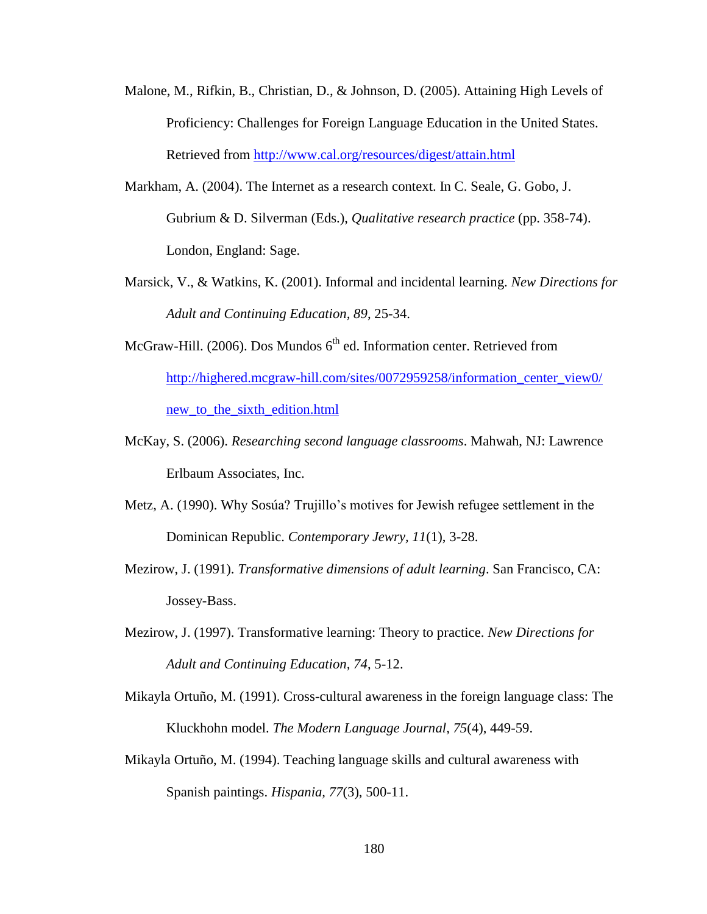Malone, M., Rifkin, B., Christian, D., & Johnson, D. (2005). Attaining High Levels of Proficiency: Challenges for Foreign Language Education in the United States. Retrieved from http://www.cal.org/resources/digest/attain.html

Markham, A. (2004). The Internet as a research context. In C. Seale, G. Gobo, J. Gubrium & D. Silverman (Eds.), *Qualitative research practice* (pp. 358-74). London, England: Sage.

Marsick, V., & Watkins, K. (2001). Informal and incidental learning. *New Directions for Adult and Continuing Education*, *89*, 25-34.

McGraw-Hill. (2006). Dos Mundos 6th ed. Information center. Retrieved from http://highered.mcgraw-hill.com/sites/0072959258/information_center_view0/new_to_the_sixth_edition.html

McKay, S. (2006). *Researching second language classrooms*. Mahwah, NJ: Lawrence Erlbaum Associates, Inc.

Metz, A. (1990). Why Sosúa? Trujillo's motives for Jewish refugee settlement in the Dominican Republic. *Contemporary Jewry, 11*(1), 3-28.

Mezirow, J. (1991). *Transformative dimensions of adult learning*. San Francisco, CA: Jossey-Bass.

Mezirow, J. (1997). Transformative learning: Theory to practice. *New Directions for Adult and Continuing Education*, *74*, 5-12.

Mikayla Ortuño, M. (1991). Cross-cultural awareness in the foreign language class: The Kluckhohn model. *The Modern Language Journal*, *75*(4), 449-59.

Mikayla Ortuño, M. (1994). Teaching language skills and cultural awareness with Spanish paintings. *Hispania*, *77*(3), 500-11.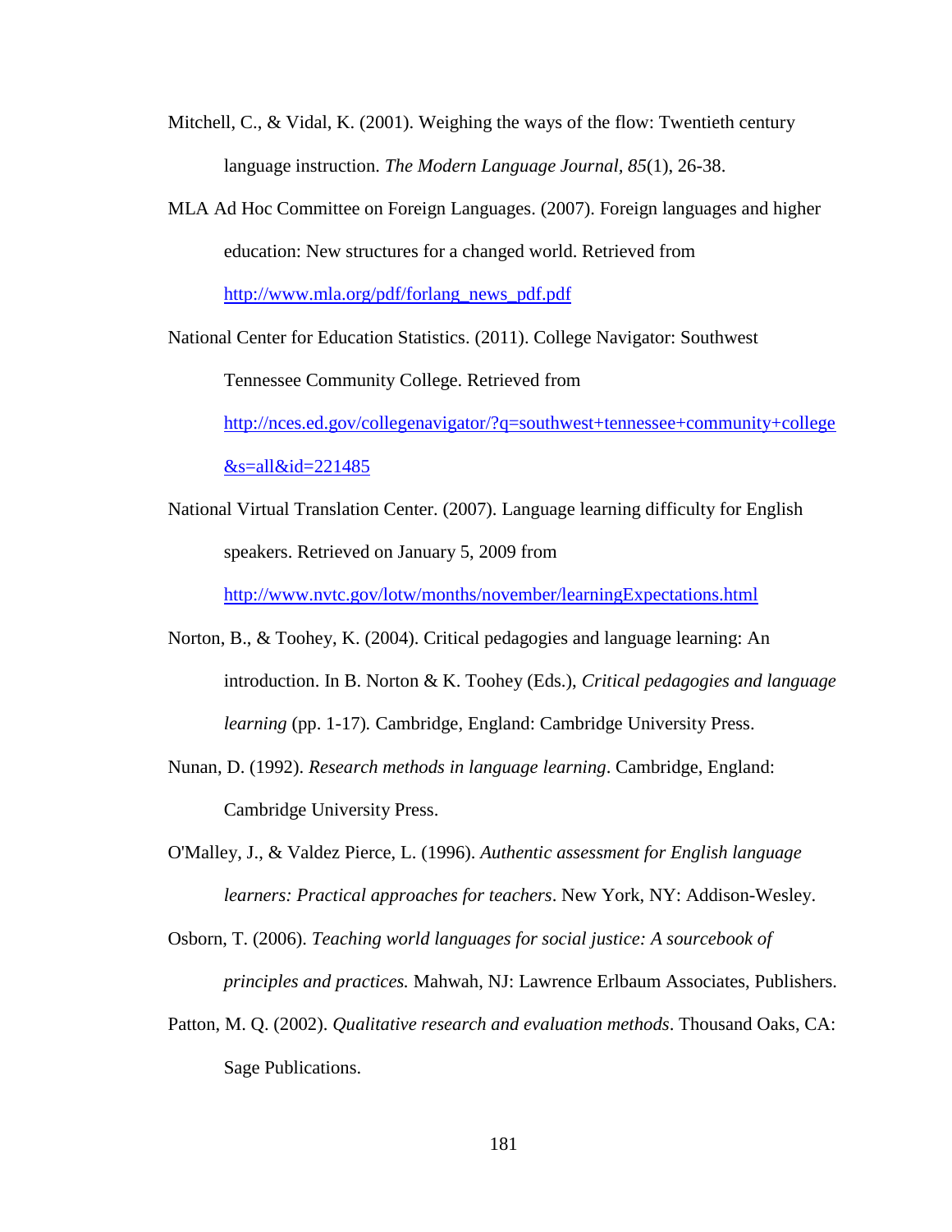Mitchell, C., & Vidal, K. (2001). Weighing the ways of the flow: Twentieth century language instruction. *The Modern Language Journal, 85*(1), 26-38.

MLA Ad Hoc Committee on Foreign Languages. (2007). Foreign languages and higher education: New structures for a changed world. Retrieved from http://www.mla.org/pdf/forlang_news_pdf.pdf

National Center for Education Statistics. (2011). College Navigator: Southwest Tennessee Community College. Retrieved from http://nces.ed.gov/collegenavigator/?q=southwest+tennessee+community+college&s=all&id=221485

National Virtual Translation Center. (2007). Language learning difficulty for English speakers. Retrieved on January 5, 2009 from http://www.nvtc.gov/lotw/months/november/learningExpectations.html

Norton, B., & Toohey, K. (2004). Critical pedagogies and language learning: An introduction. In B. Norton & K. Toohey (Eds.), *Critical pedagogies and language learning* (pp. 1-17). Cambridge, England: Cambridge University Press.

Nunan, D. (1992). *Research methods in language learning*. Cambridge, England: Cambridge University Press.

O'Malley, J., & Valdez Pierce, L. (1996). *Authentic assessment for English language learners: Practical approaches for teachers*. New York, NY: Addison-Wesley.

Osborn, T. (2006). *Teaching world languages for social justice: A sourcebook of principles and practices.* Mahwah, NJ: Lawrence Erlbaum Associates, Publishers.

Patton, M. Q. (2002). *Qualitative research and evaluation methods*. Thousand Oaks, CA: Sage Publications.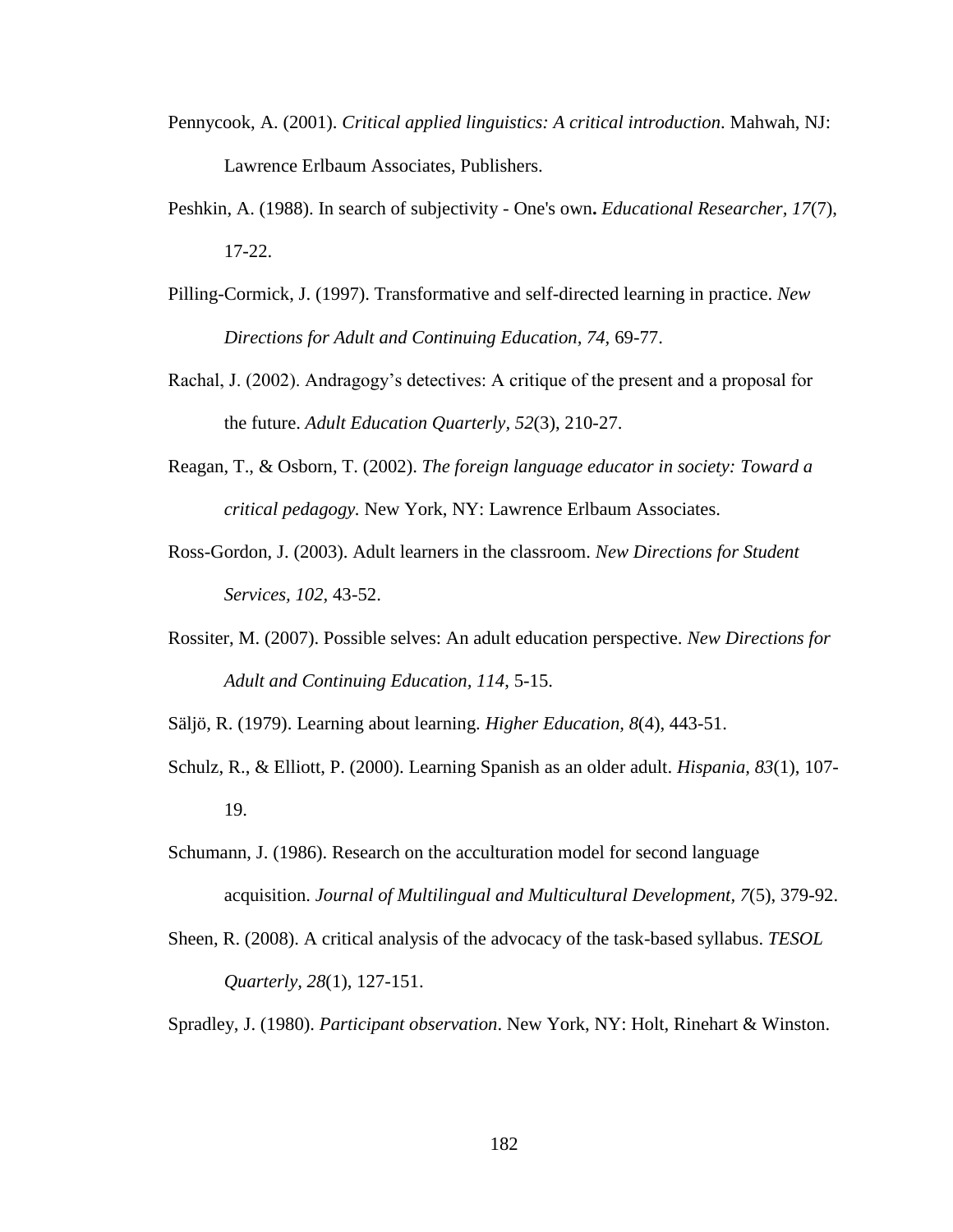Pennycook, A. (2001). *Critical applied linguistics: A critical introduction*. Mahwah, NJ: Lawrence Erlbaum Associates, Publishers.

Peshkin, A. (1988). In search of subjectivity - One's own**.** *Educational Researcher, 17*(7), 17-22.

Pilling-Cormick, J. (1997). Transformative and self-directed learning in practice. *New Directions for Adult and Continuing Education, 74,* 69-77.

Rachal, J. (2002). Andragogy's detectives: A critique of the present and a proposal for the future. *Adult Education Quarterly, 52*(3), 210-27.

Reagan, T., & Osborn, T. (2002). *The foreign language educator in society: Toward a critical pedagogy.* New York, NY: Lawrence Erlbaum Associates.

Ross-Gordon, J. (2003). Adult learners in the classroom. *New Directions for Student Services, 102,* 43-52.

Rossiter, M. (2007). Possible selves: An adult education perspective. *New Directions for Adult and Continuing Education, 114,* 5-15.

Säljö, R. (1979). Learning about learning. *Higher Education, 8*(4), 443-51.

Schulz, R., & Elliott, P. (2000). Learning Spanish as an older adult. *Hispania, 83*(1), 107-19.

Schumann, J. (1986). Research on the acculturation model for second language acquisition. *Journal of Multilingual and Multicultural Development, 7*(5), 379-92.

Sheen, R. (2008). A critical analysis of the advocacy of the task-based syllabus. *TESOL Quarterly, 28*(1), 127-151.

Spradley, J. (1980). *Participant observation*. New York, NY: Holt, Rinehart & Winston.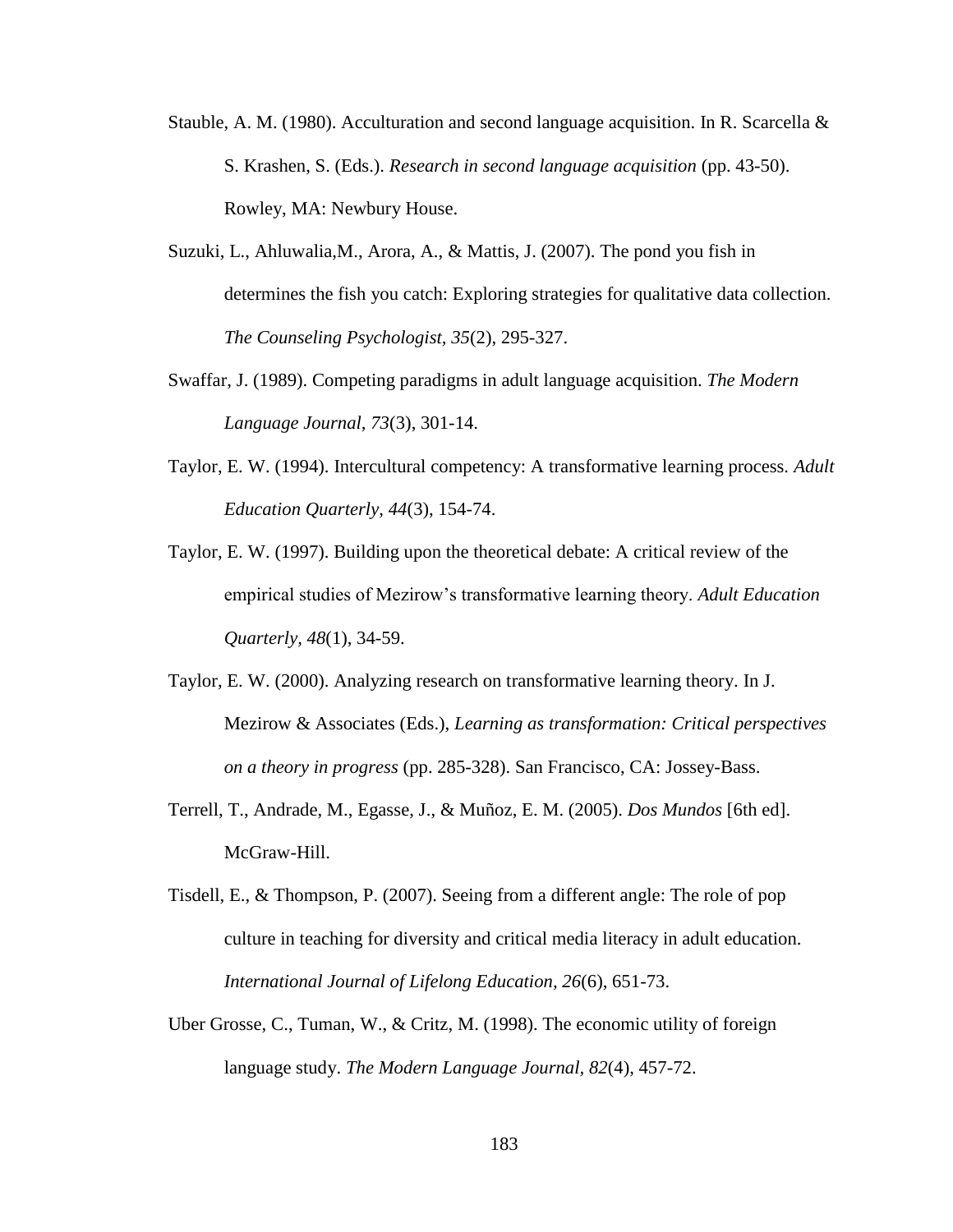Stauble, A. M. (1980). Acculturation and second language acquisition. In R. Scarcella & S. Krashen, S. (Eds.). *Research in second language acquisition* (pp. 43-50). Rowley, MA: Newbury House.

Suzuki, L., Ahluwalia,M., Arora, A., & Mattis, J. (2007). The pond you fish in determines the fish you catch: Exploring strategies for qualitative data collection. *The Counseling Psychologist, 35*(2), 295-327.

Swaffar, J. (1989). Competing paradigms in adult language acquisition. *The Modern Language Journal, 73*(3), 301-14.

Taylor, E. W. (1994). Intercultural competency: A transformative learning process. *Adult Education Quarterly, 44*(3), 154-74.

Taylor, E. W. (1997). Building upon the theoretical debate: A critical review of the empirical studies of Mezirow's transformative learning theory. *Adult Education Quarterly, 48*(1), 34-59.

Taylor, E. W. (2000). Analyzing research on transformative learning theory. In J. Mezirow & Associates (Eds.), *Learning as transformation: Critical perspectives on a theory in progress* (pp. 285-328). San Francisco, CA: Jossey-Bass.

Terrell, T., Andrade, M., Egasse, J., & Muñoz, E. M. (2005). *Dos Mundos* [6th ed]. McGraw-Hill.

Tisdell, E., & Thompson, P. (2007). Seeing from a different angle: The role of pop culture in teaching for diversity and critical media literacy in adult education. *International Journal of Lifelong Education, 26*(6), 651-73.

Uber Grosse, C., Tuman, W., & Critz, M. (1998). The economic utility of foreign language study. *The Modern Language Journal, 82*(4), 457-72.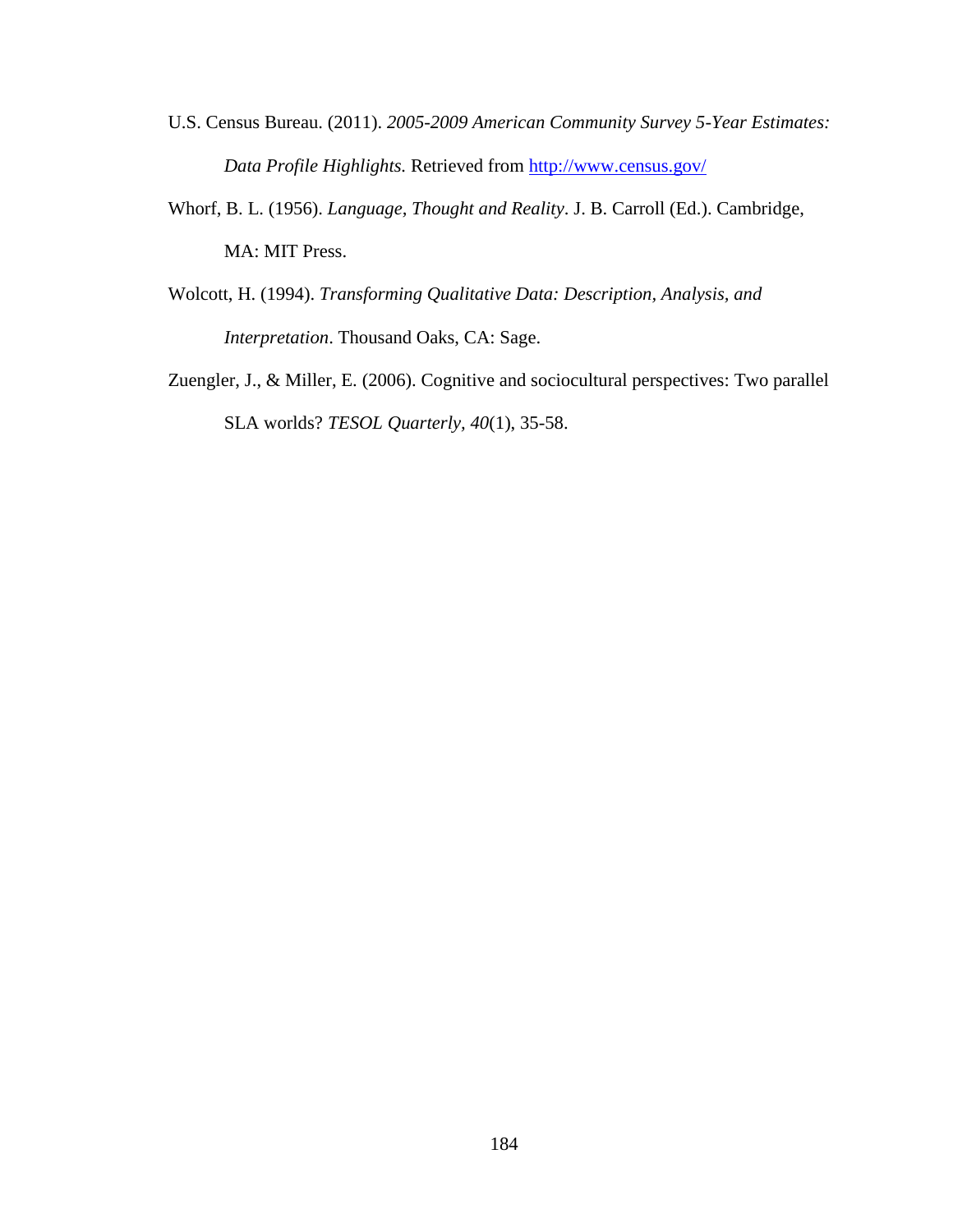U.S. Census Bureau. (2011). *2005-2009 American Community Survey 5-Year Estimates: Data Profile Highlights.* Retrieved from http://www.census.gov/

Whorf, B. L. (1956). *Language, Thought and Reality*. J. B. Carroll (Ed.). Cambridge, MA: MIT Press.

Wolcott, H. (1994). *Transforming Qualitative Data: Description, Analysis, and Interpretation*. Thousand Oaks, CA: Sage.

Zuengler, J., & Miller, E. (2006). Cognitive and sociocultural perspectives: Two parallel SLA worlds? *TESOL Quarterly, 40*(1), 35-58.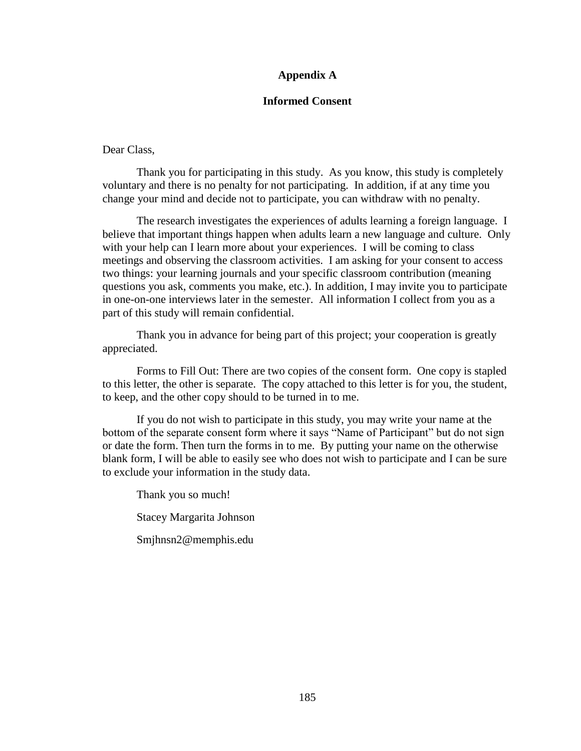## Appendix A

### Informed Consent

Dear Class,

Thank you for participating in this study. As you know, this study is completely voluntary and there is no penalty for not participating. In addition, if at any time you change your mind and decide not to participate, you can withdraw with no penalty.

The research investigates the experiences of adults learning a foreign language. I believe that important things happen when adults learn a new language and culture. Only with your help can I learn more about your experiences. I will be coming to class meetings and observing the classroom activities. I am asking for your consent to access two things: your learning journals and your specific classroom contribution (meaning questions you ask, comments you make, etc.). In addition, I may invite you to participate in one-on-one interviews later in the semester. All information I collect from you as a part of this study will remain confidential.

Thank you in advance for being part of this project; your cooperation is greatly appreciated.

Forms to Fill Out: There are two copies of the consent form. One copy is stapled to this letter, the other is separate. The copy attached to this letter is for you, the student, to keep, and the other copy should to be turned in to me.

If you do not wish to participate in this study, you may write your name at the bottom of the separate consent form where it says "Name of Participant" but do not sign or date the form. Then turn the forms in to me. By putting your name on the otherwise blank form, I will be able to easily see who does not wish to participate and I can be sure to exclude your information in the study data.

Thank you so much!

Stacey Margarita Johnson

Smjhnsn2@memphis.edu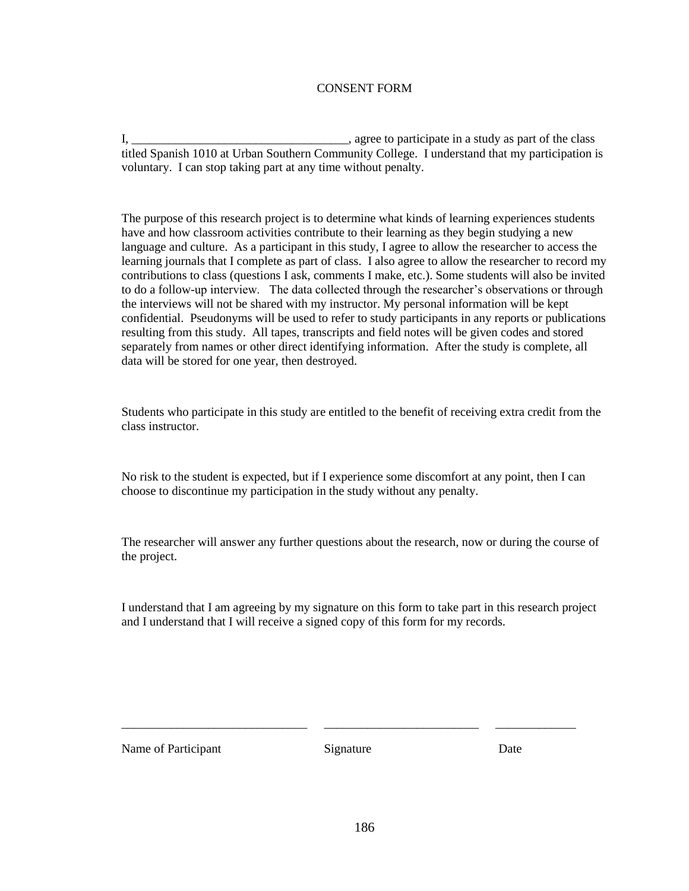# CONSENT FORM

I, ___________________________________, agree to participate in a study as part of the class titled Spanish 1010 at Urban Southern Community College. I understand that my participation is voluntary. I can stop taking part at any time without penalty.

The purpose of this research project is to determine what kinds of learning experiences students have and how classroom activities contribute to their learning as they begin studying a new language and culture. As a participant in this study, I agree to allow the researcher to access the learning journals that I complete as part of class. I also agree to allow the researcher to record my contributions to class (questions I ask, comments I make, etc.). Some students will also be invited to do a follow-up interview. The data collected through the researcher's observations or through the interviews will not be shared with my instructor. My personal information will be kept confidential. Pseudonyms will be used to refer to study participants in any reports or publications resulting from this study. All tapes, transcripts and field notes will be given codes and stored separately from names or other direct identifying information. After the study is complete, all data will be stored for one year, then destroyed.

Students who participate in this study are entitled to the benefit of receiving extra credit from the class instructor.

No risk to the student is expected, but if I experience some discomfort at any point, then I can choose to discontinue my participation in the study without any penalty.

The researcher will answer any further questions about the research, now or during the course of the project.

I understand that I am agreeing by my signature on this form to take part in this research project and I understand that I will receive a signed copy of this form for my records.

______________________________ _________________________ _____________

Name of Participant Signature Date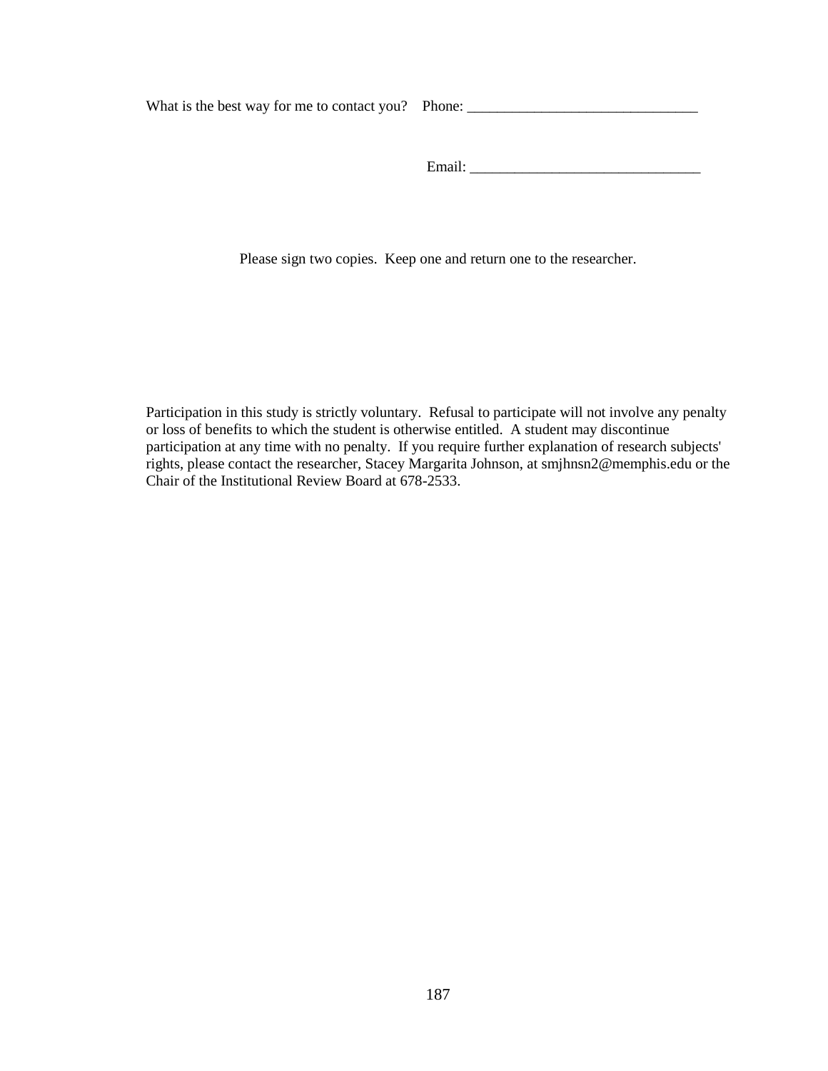What is the best way for me to contact you? Phone: _______________________________

Email: _______________________________

Please sign two copies. Keep one and return one to the researcher.

Participation in this study is strictly voluntary. Refusal to participate will not involve any penalty or loss of benefits to which the student is otherwise entitled. A student may discontinue participation at any time with no penalty. If you require further explanation of research subjects' rights, please contact the researcher, Stacey Margarita Johnson, at smjhnsn2@memphis.edu or the Chair of the Institutional Review Board at 678-2533.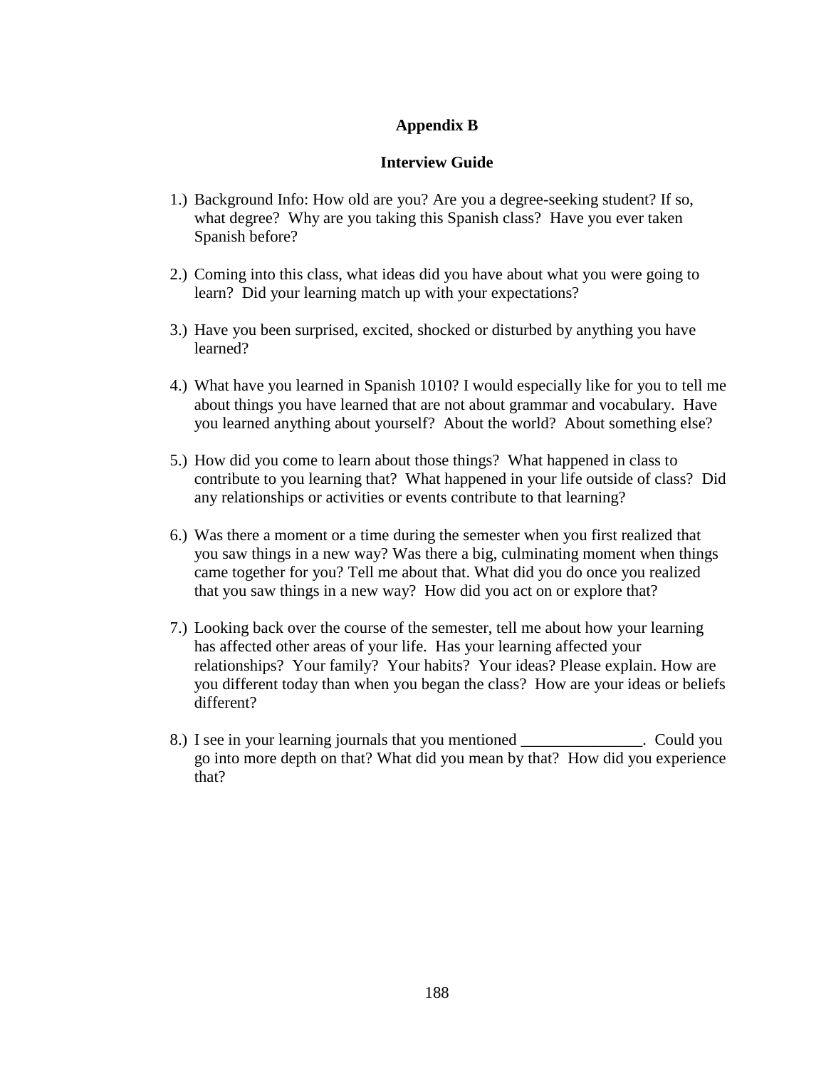# Appendix B

## Interview Guide

1.) Background Info: How old are you? Are you a degree-seeking student? If so, what degree? Why are you taking this Spanish class? Have you ever taken Spanish before?

2.) Coming into this class, what ideas did you have about what you were going to learn? Did your learning match up with your expectations?

3.) Have you been surprised, excited, shocked or disturbed by anything you have learned?

4.) What have you learned in Spanish 1010? I would especially like for you to tell me about things you have learned that are not about grammar and vocabulary. Have you learned anything about yourself? About the world? About something else?

5.) How did you come to learn about those things? What happened in class to contribute to you learning that? What happened in your life outside of class? Did any relationships or activities or events contribute to that learning?

6.) Was there a moment or a time during the semester when you first realized that you saw things in a new way? Was there a big, culminating moment when things came together for you? Tell me about that. What did you do once you realized that you saw things in a new way? How did you act on or explore that?

7.) Looking back over the course of the semester, tell me about how your learning has affected other areas of your life. Has your learning affected your relationships? Your family? Your habits? Your ideas? Please explain. How are you different today than when you began the class? How are your ideas or beliefs different?

8.) I see in your learning journals that you mentioned _______________. Could you go into more depth on that? What did you mean by that? How did you experience that?